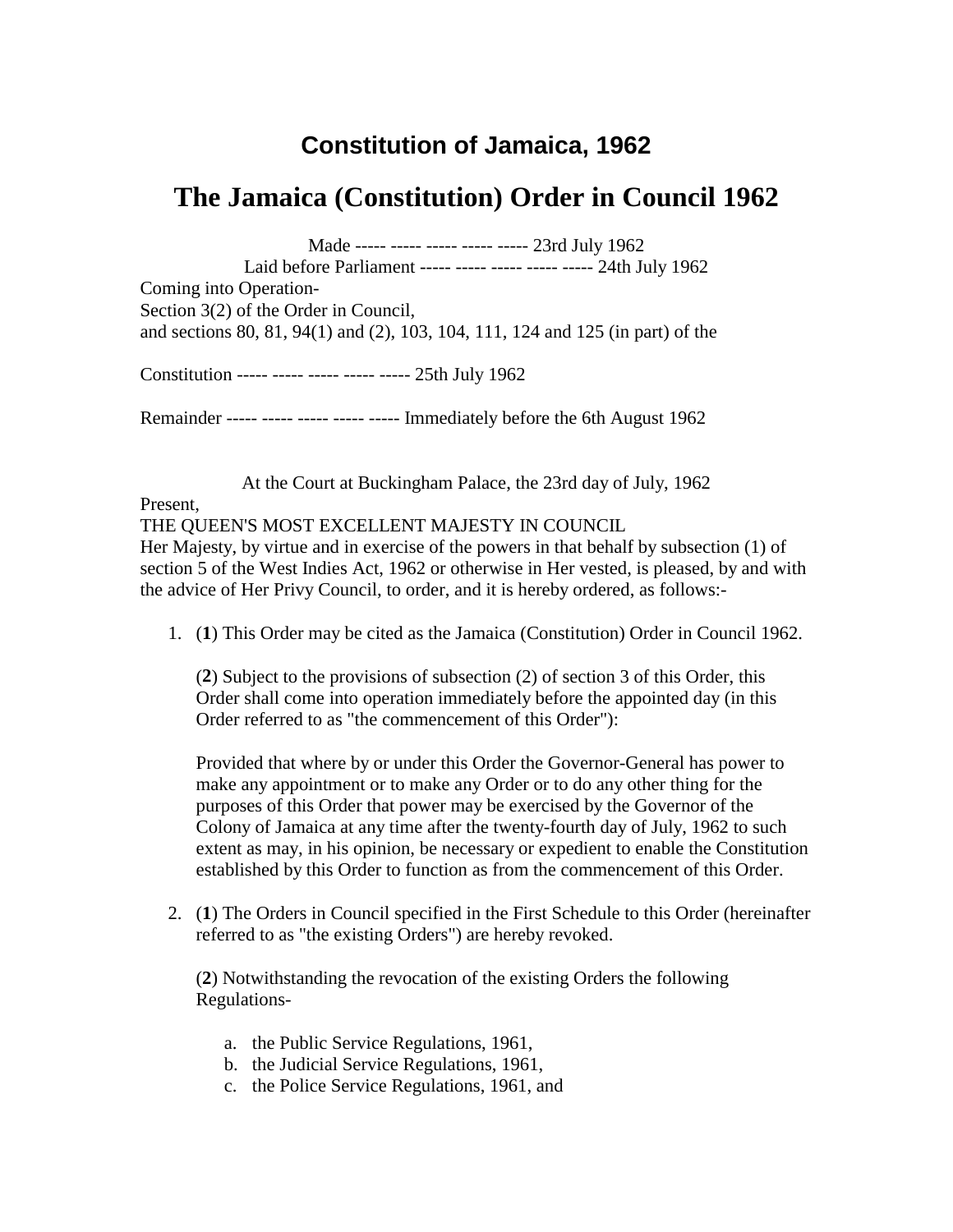## Constitution of Jamaica, 1962

# The Jamaica (Constitution) Order in Council 1962

Made ----- ----- ----- ----- ----- 23rd July 1962
Laid before Parliament ----- ----- ----- ----- ----- 24th July 1962
Coming into Operation-
Section 3(2) of the Order in Council,
and sections 80, 81, 94(1) and (2), 103, 104, 111, 124 and 125 (in part) of the

Constitution ----- ----- ----- ----- ----- 25th July 1962

Remainder ----- ----- ----- ----- ----- Immediately before the 6th August 1962

At the Court at Buckingham Palace, the 23rd day of July, 1962

Present,
THE QUEEN'S MOST EXCELLENT MAJESTY IN COUNCIL
Her Majesty, by virtue and in exercise of the powers in that behalf by subsection (1) of section 5 of the West Indies Act, 1962 or otherwise in Her vested, is pleased, by and with the advice of Her Privy Council, to order, and it is hereby ordered, as follows:-

1. (**1**) This Order may be cited as the Jamaica (Constitution) Order in Council 1962.

   (**2**) Subject to the provisions of subsection (2) of section 3 of this Order, this Order shall come into operation immediately before the appointed day (in this Order referred to as "the commencement of this Order"):

   Provided that where by or under this Order the Governor-General has power to make any appointment or to make any Order or to do any other thing for the purposes of this Order that power may be exercised by the Governor of the Colony of Jamaica at any time after the twenty-fourth day of July, 1962 to such extent as may, in his opinion, be necessary or expedient to enable the Constitution established by this Order to function as from the commencement of this Order.

2. (**1**) The Orders in Council specified in the First Schedule to this Order (hereinafter referred to as "the existing Orders") are hereby revoked.

   (**2**) Notwithstanding the revocation of the existing Orders the following Regulations-

   a. the Public Service Regulations, 1961,
   b. the Judicial Service Regulations, 1961,
   c. the Police Service Regulations, 1961, and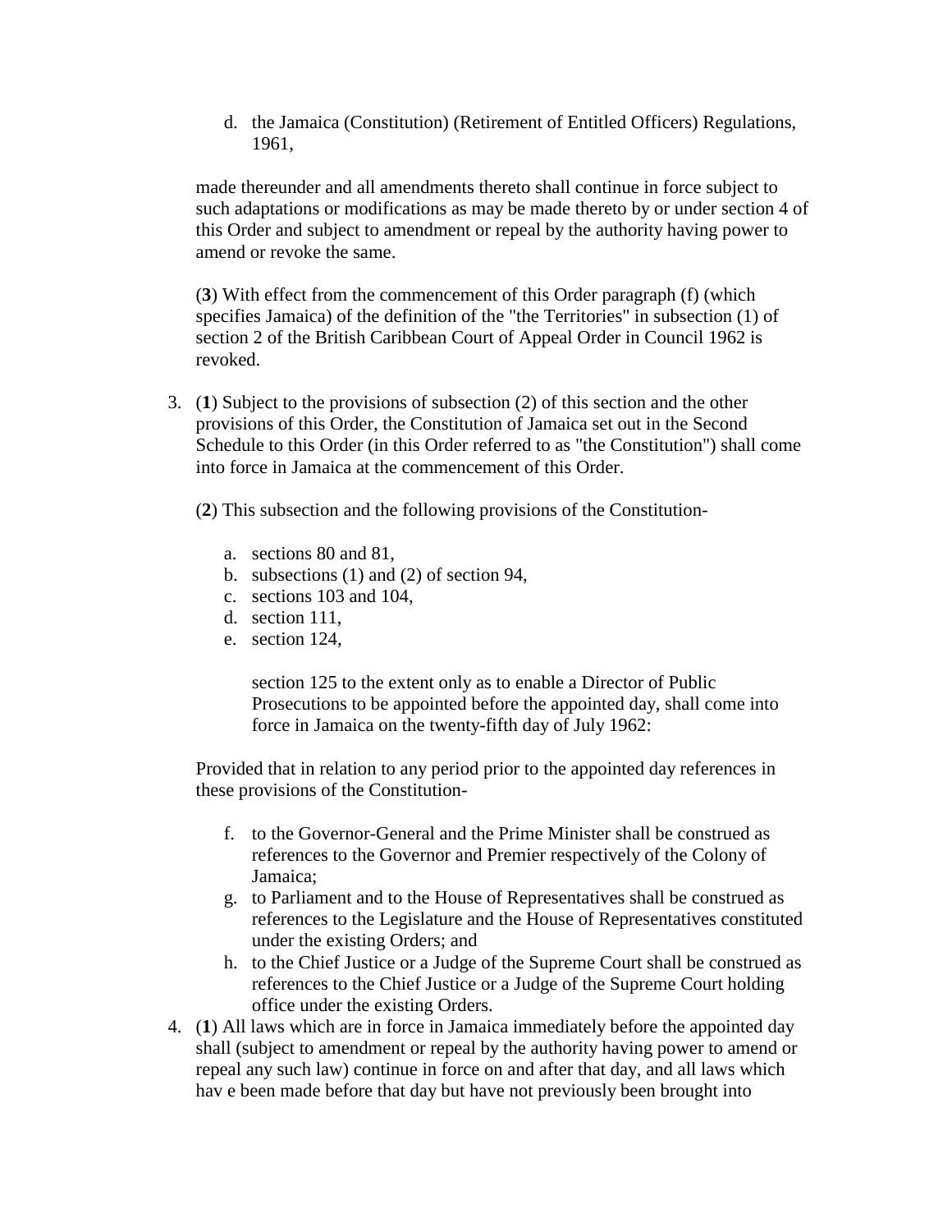d. the Jamaica (Constitution) (Retirement of Entitled Officers) Regulations, 1961,

made thereunder and all amendments thereto shall continue in force subject to such adaptations or modifications as may be made thereto by or under section 4 of this Order and subject to amendment or repeal by the authority having power to amend or revoke the same.

(**3**) With effect from the commencement of this Order paragraph (f) (which specifies Jamaica) of the definition of the "the Territories" in subsection (1) of section 2 of the British Caribbean Court of Appeal Order in Council 1962 is revoked.

3. (**1**) Subject to the provisions of subsection (2) of this section and the other provisions of this Order, the Constitution of Jamaica set out in the Second Schedule to this Order (in this Order referred to as "the Constitution") shall come into force in Jamaica at the commencement of this Order.

   (**2**) This subsection and the following provisions of the Constitution-

   a. sections 80 and 81,
   b. subsections (1) and (2) of section 94,
   c. sections 103 and 104,
   d. section 111,
   e. section 124,

      section 125 to the extent only as to enable a Director of Public Prosecutions to be appointed before the appointed day, shall come into force in Jamaica on the twenty-fifth day of July 1962:

   Provided that in relation to any period prior to the appointed day references in these provisions of the Constitution-

   f. to the Governor-General and the Prime Minister shall be construed as references to the Governor and Premier respectively of the Colony of Jamaica;
   g. to Parliament and to the House of Representatives shall be construed as references to the Legislature and the House of Representatives constituted under the existing Orders; and
   h. to the Chief Justice or a Judge of the Supreme Court shall be construed as references to the Chief Justice or a Judge of the Supreme Court holding office under the existing Orders.

4. (**1**) All laws which are in force in Jamaica immediately before the appointed day shall (subject to amendment or repeal by the authority having power to amend or repeal any such law) continue in force on and after that day, and all laws which hav e been made before that day but have not previously been brought into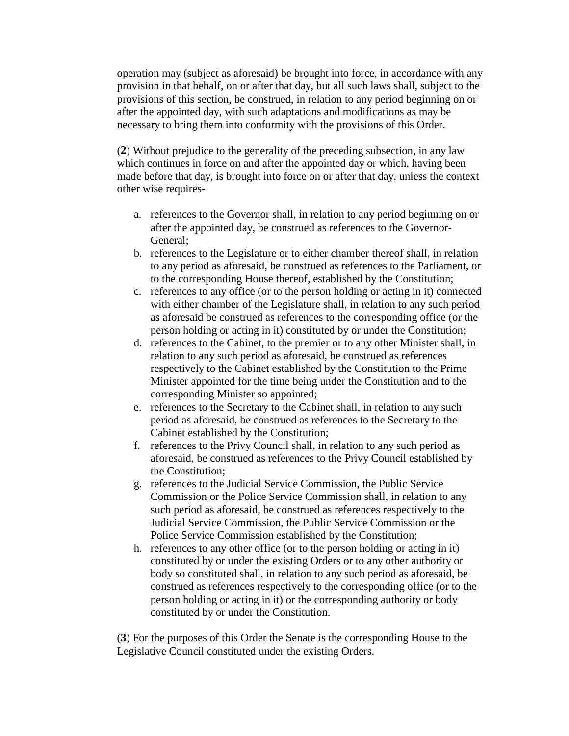operation may (subject as aforesaid) be brought into force, in accordance with any provision in that behalf, on or after that day, but all such laws shall, subject to the provisions of this section, be construed, in relation to any period beginning on or after the appointed day, with such adaptations and modifications as may be necessary to bring them into conformity with the provisions of this Order.

(**2**) Without prejudice to the generality of the preceding subsection, in any law which continues in force on and after the appointed day or which, having been made before that day, is brought into force on or after that day, unless the context other wise requires-

a. references to the Governor shall, in relation to any period beginning on or after the appointed day, be construed as references to the Governor-General;
b. references to the Legislature or to either chamber thereof shall, in relation to any period as aforesaid, be construed as references to the Parliament, or to the corresponding House thereof, established by the Constitution;
c. references to any office (or to the person holding or acting in it) connected with either chamber of the Legislature shall, in relation to any such period as aforesaid be construed as references to the corresponding office (or the person holding or acting in it) constituted by or under the Constitution;
d. references to the Cabinet, to the premier or to any other Minister shall, in relation to any such period as aforesaid, be construed as references respectively to the Cabinet established by the Constitution to the Prime Minister appointed for the time being under the Constitution and to the corresponding Minister so appointed;
e. references to the Secretary to the Cabinet shall, in relation to any such period as aforesaid, be construed as references to the Secretary to the Cabinet established by the Constitution;
f. references to the Privy Council shall, in relation to any such period as aforesaid, be construed as references to the Privy Council established by the Constitution;
g. references to the Judicial Service Commission, the Public Service Commission or the Police Service Commission shall, in relation to any such period as aforesaid, be construed as references respectively to the Judicial Service Commission, the Public Service Commission or the Police Service Commission established by the Constitution;
h. references to any other office (or to the person holding or acting in it) constituted by or under the existing Orders or to any other authority or body so constituted shall, in relation to any such period as aforesaid, be construed as references respectively to the corresponding office (or to the person holding or acting in it) or the corresponding authority or body constituted by or under the Constitution.

(**3**) For the purposes of this Order the Senate is the corresponding House to the Legislative Council constituted under the existing Orders.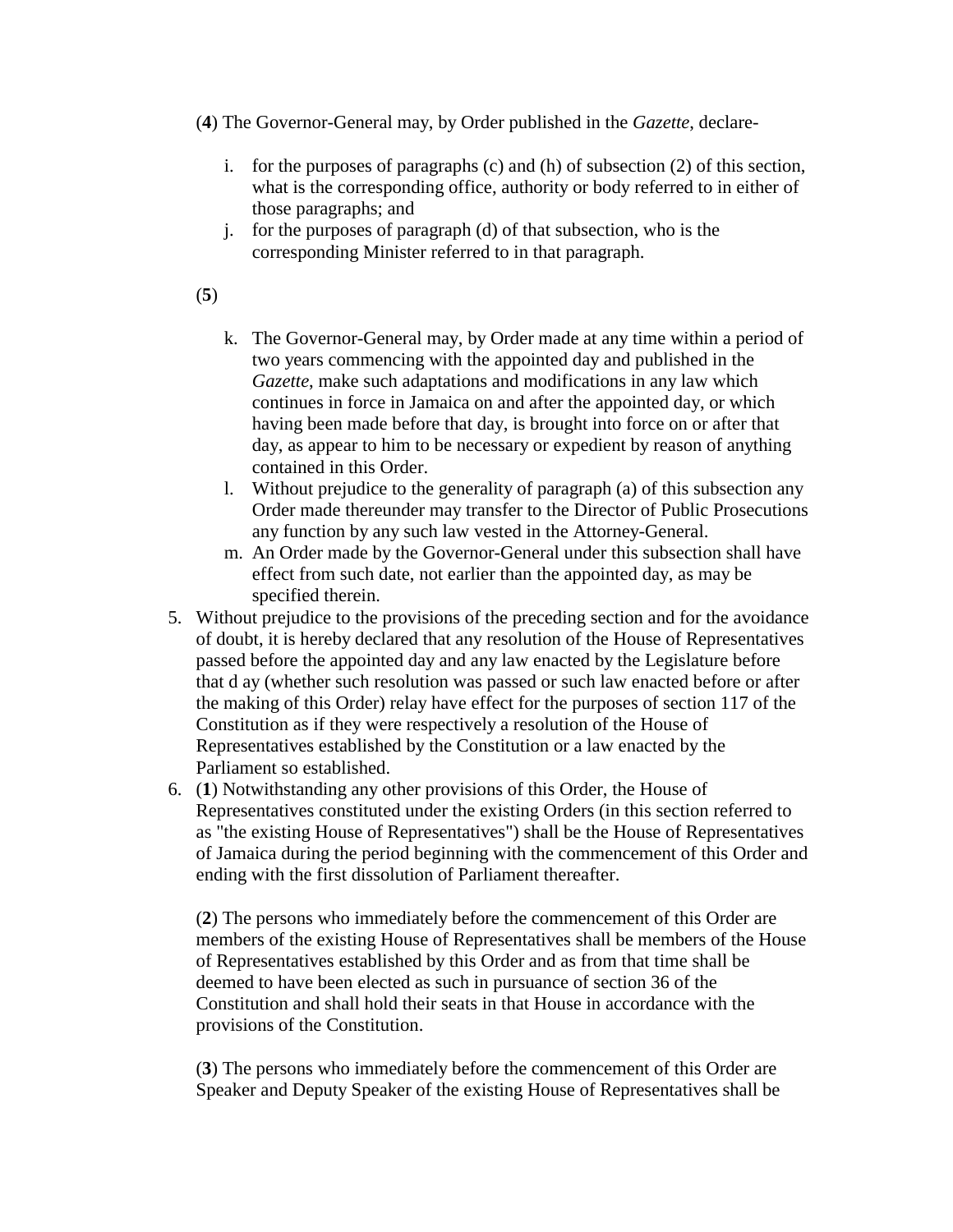(**4**) The Governor-General may, by Order published in the *Gazette*, declare-

i. for the purposes of paragraphs (c) and (h) of subsection (2) of this section, what is the corresponding office, authority or body referred to in either of those paragraphs; and
j. for the purposes of paragraph (d) of that subsection, who is the corresponding Minister referred to in that paragraph.

(**5**)

k. The Governor-General may, by Order made at any time within a period of two years commencing with the appointed day and published in the *Gazette*, make such adaptations and modifications in any law which continues in force in Jamaica on and after the appointed day, or which having been made before that day, is brought into force on or after that day, as appear to him to be necessary or expedient by reason of anything contained in this Order.
l. Without prejudice to the generality of paragraph (a) of this subsection any Order made thereunder may transfer to the Director of Public Prosecutions any function by any such law vested in the Attorney-General.
m. An Order made by the Governor-General under this subsection shall have effect from such date, not earlier than the appointed day, as may be specified therein.

5. Without prejudice to the provisions of the preceding section and for the avoidance of doubt, it is hereby declared that any resolution of the House of Representatives passed before the appointed day and any law enacted by the Legislature before that d ay (whether such resolution was passed or such law enacted before or after the making of this Order) relay have effect for the purposes of section 117 of the Constitution as if they were respectively a resolution of the House of Representatives established by the Constitution or a law enacted by the Parliament so established.
6. (**1**) Notwithstanding any other provisions of this Order, the House of Representatives constituted under the existing Orders (in this section referred to as "the existing House of Representatives") shall be the House of Representatives of Jamaica during the period beginning with the commencement of this Order and ending with the first dissolution of Parliament thereafter.

   (**2**) The persons who immediately before the commencement of this Order are members of the existing House of Representatives shall be members of the House of Representatives established by this Order and as from that time shall be deemed to have been elected as such in pursuance of section 36 of the Constitution and shall hold their seats in that House in accordance with the provisions of the Constitution.

   (**3**) The persons who immediately before the commencement of this Order are Speaker and Deputy Speaker of the existing House of Representatives shall be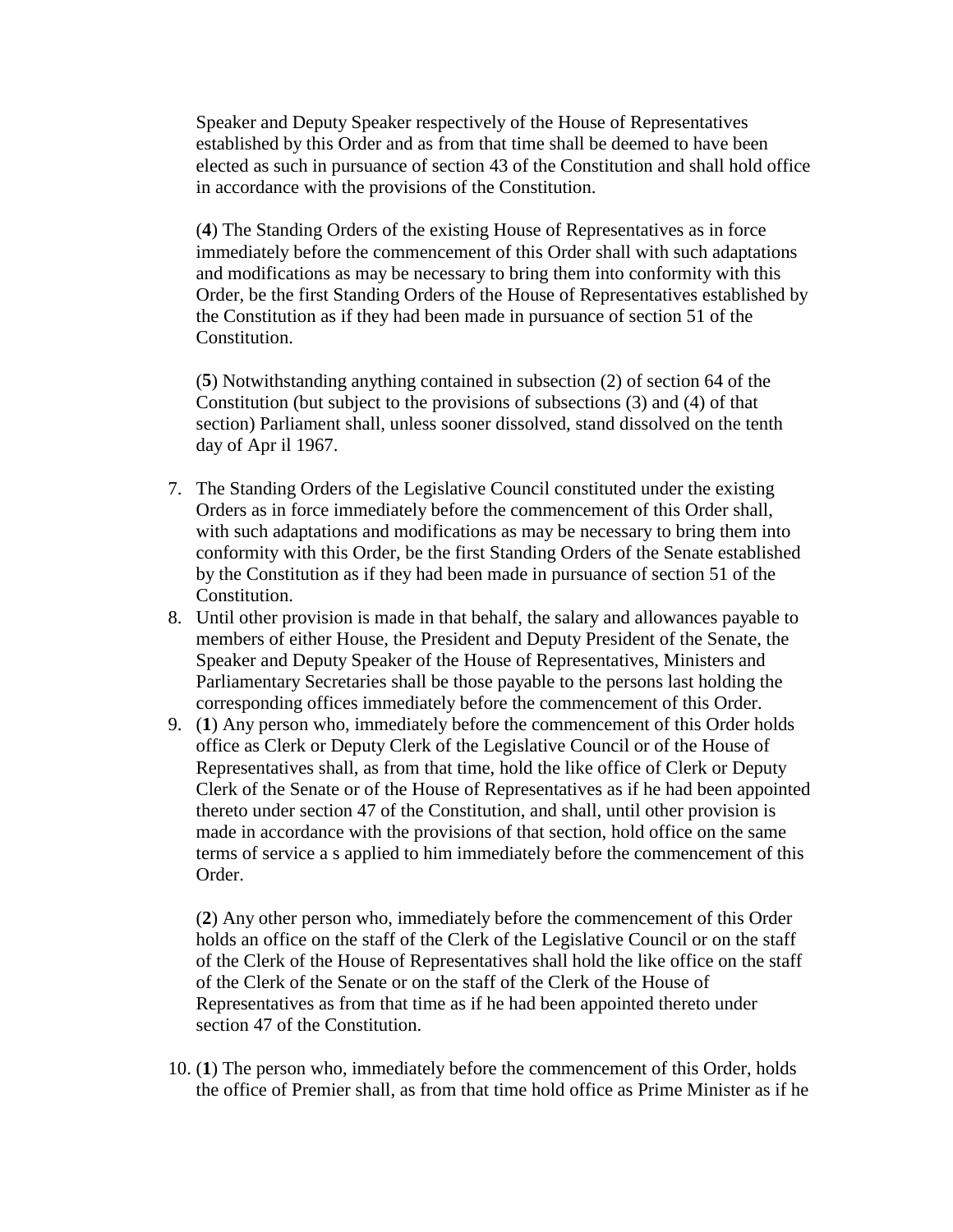Speaker and Deputy Speaker respectively of the House of Representatives established by this Order and as from that time shall be deemed to have been elected as such in pursuance of section 43 of the Constitution and shall hold office in accordance with the provisions of the Constitution.

(**4**) The Standing Orders of the existing House of Representatives as in force immediately before the commencement of this Order shall with such adaptations and modifications as may be necessary to bring them into conformity with this Order, be the first Standing Orders of the House of Representatives established by the Constitution as if they had been made in pursuance of section 51 of the Constitution.

(**5**) Notwithstanding anything contained in subsection (2) of section 64 of the Constitution (but subject to the provisions of subsections (3) and (4) of that section) Parliament shall, unless sooner dissolved, stand dissolved on the tenth day of Apr il 1967.

7. The Standing Orders of the Legislative Council constituted under the existing Orders as in force immediately before the commencement of this Order shall, with such adaptations and modifications as may be necessary to bring them into conformity with this Order, be the first Standing Orders of the Senate established by the Constitution as if they had been made in pursuance of section 51 of the Constitution.
8. Until other provision is made in that behalf, the salary and allowances payable to members of either House, the President and Deputy President of the Senate, the Speaker and Deputy Speaker of the House of Representatives, Ministers and Parliamentary Secretaries shall be those payable to the persons last holding the corresponding offices immediately before the commencement of this Order.
9. (**1**) Any person who, immediately before the commencement of this Order holds office as Clerk or Deputy Clerk of the Legislative Council or of the House of Representatives shall, as from that time, hold the like office of Clerk or Deputy Clerk of the Senate or of the House of Representatives as if he had been appointed thereto under section 47 of the Constitution, and shall, until other provision is made in accordance with the provisions of that section, hold office on the same terms of service a s applied to him immediately before the commencement of this Order.

   (**2**) Any other person who, immediately before the commencement of this Order holds an office on the staff of the Clerk of the Legislative Council or on the staff of the Clerk of the House of Representatives shall hold the like office on the staff of the Clerk of the Senate or on the staff of the Clerk of the House of Representatives as from that time as if he had been appointed thereto under section 47 of the Constitution.

10. (**1**) The person who, immediately before the commencement of this Order, holds the office of Premier shall, as from that time hold office as Prime Minister as if he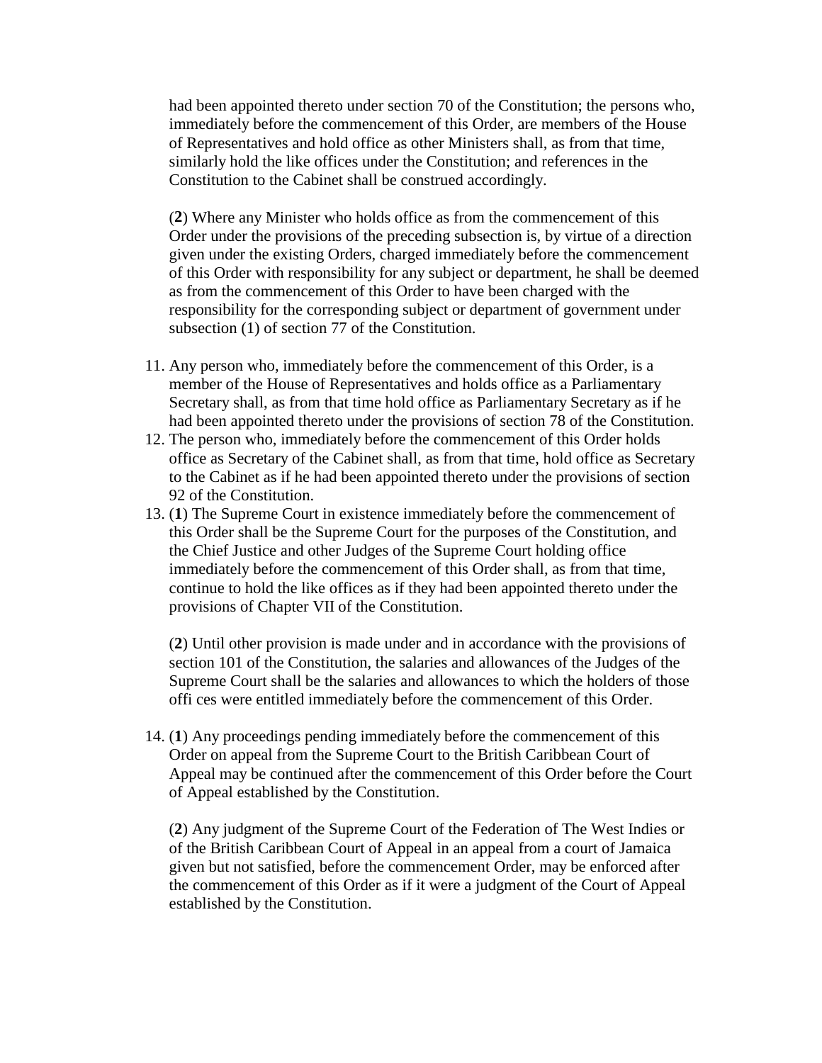had been appointed thereto under section 70 of the Constitution; the persons who, immediately before the commencement of this Order, are members of the House of Representatives and hold office as other Ministers shall, as from that time, similarly hold the like offices under the Constitution; and references in the Constitution to the Cabinet shall be construed accordingly.

(**2**) Where any Minister who holds office as from the commencement of this Order under the provisions of the preceding subsection is, by virtue of a direction given under the existing Orders, charged immediately before the commencement of this Order with responsibility for any subject or department, he shall be deemed as from the commencement of this Order to have been charged with the responsibility for the corresponding subject or department of government under subsection (1) of section 77 of the Constitution.

11. Any person who, immediately before the commencement of this Order, is a member of the House of Representatives and holds office as a Parliamentary Secretary shall, as from that time hold office as Parliamentary Secretary as if he had been appointed thereto under the provisions of section 78 of the Constitution.
12. The person who, immediately before the commencement of this Order holds office as Secretary of the Cabinet shall, as from that time, hold office as Secretary to the Cabinet as if he had been appointed thereto under the provisions of section 92 of the Constitution.
13. (**1**) The Supreme Court in existence immediately before the commencement of this Order shall be the Supreme Court for the purposes of the Constitution, and the Chief Justice and other Judges of the Supreme Court holding office immediately before the commencement of this Order shall, as from that time, continue to hold the like offices as if they had been appointed thereto under the provisions of Chapter VII of the Constitution.

    (**2**) Until other provision is made under and in accordance with the provisions of section 101 of the Constitution, the salaries and allowances of the Judges of the Supreme Court shall be the salaries and allowances to which the holders of those offi ces were entitled immediately before the commencement of this Order.

14. (**1**) Any proceedings pending immediately before the commencement of this Order on appeal from the Supreme Court to the British Caribbean Court of Appeal may be continued after the commencement of this Order before the Court of Appeal established by the Constitution.

    (**2**) Any judgment of the Supreme Court of the Federation of The West Indies or of the British Caribbean Court of Appeal in an appeal from a court of Jamaica given but not satisfied, before the commencement Order, may be enforced after the commencement of this Order as if it were a judgment of the Court of Appeal established by the Constitution.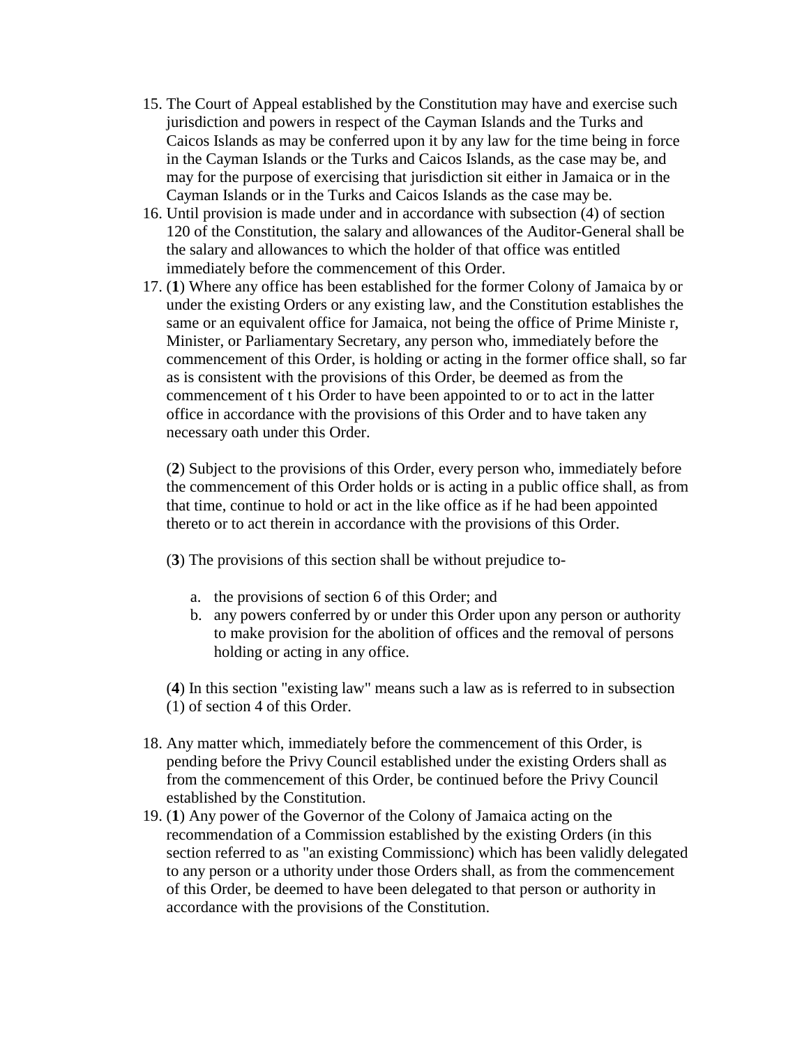15. The Court of Appeal established by the Constitution may have and exercise such jurisdiction and powers in respect of the Cayman Islands and the Turks and Caicos Islands as may be conferred upon it by any law for the time being in force in the Cayman Islands or the Turks and Caicos Islands, as the case may be, and may for the purpose of exercising that jurisdiction sit either in Jamaica or in the Cayman Islands or in the Turks and Caicos Islands as the case may be.
16. Until provision is made under and in accordance with subsection (4) of section 120 of the Constitution, the salary and allowances of the Auditor-General shall be the salary and allowances to which the holder of that office was entitled immediately before the commencement of this Order.
17. (**1**) Where any office has been established for the former Colony of Jamaica by or under the existing Orders or any existing law, and the Constitution establishes the same or an equivalent office for Jamaica, not being the office of Prime Ministe r, Minister, or Parliamentary Secretary, any person who, immediately before the commencement of this Order, is holding or acting in the former office shall, so far as is consistent with the provisions of this Order, be deemed as from the commencement of t his Order to have been appointed to or to act in the latter office in accordance with the provisions of this Order and to have taken any necessary oath under this Order.

    (**2**) Subject to the provisions of this Order, every person who, immediately before the commencement of this Order holds or is acting in a public office shall, as from that time, continue to hold or act in the like office as if he had been appointed thereto or to act therein in accordance with the provisions of this Order.

    (**3**) The provisions of this section shall be without prejudice to-

    a. the provisions of section 6 of this Order; and
    b. any powers conferred by or under this Order upon any person or authority to make provision for the abolition of offices and the removal of persons holding or acting in any office.

    (**4**) In this section "existing law" means such a law as is referred to in subsection (1) of section 4 of this Order.

18. Any matter which, immediately before the commencement of this Order, is pending before the Privy Council established under the existing Orders shall as from the commencement of this Order, be continued before the Privy Council established by the Constitution.
19. (**1**) Any power of the Governor of the Colony of Jamaica acting on the recommendation of a Commission established by the existing Orders (in this section referred to as "an existing Commissionc) which has been validly delegated to any person or a uthority under those Orders shall, as from the commencement of this Order, be deemed to have been delegated to that person or authority in accordance with the provisions of the Constitution.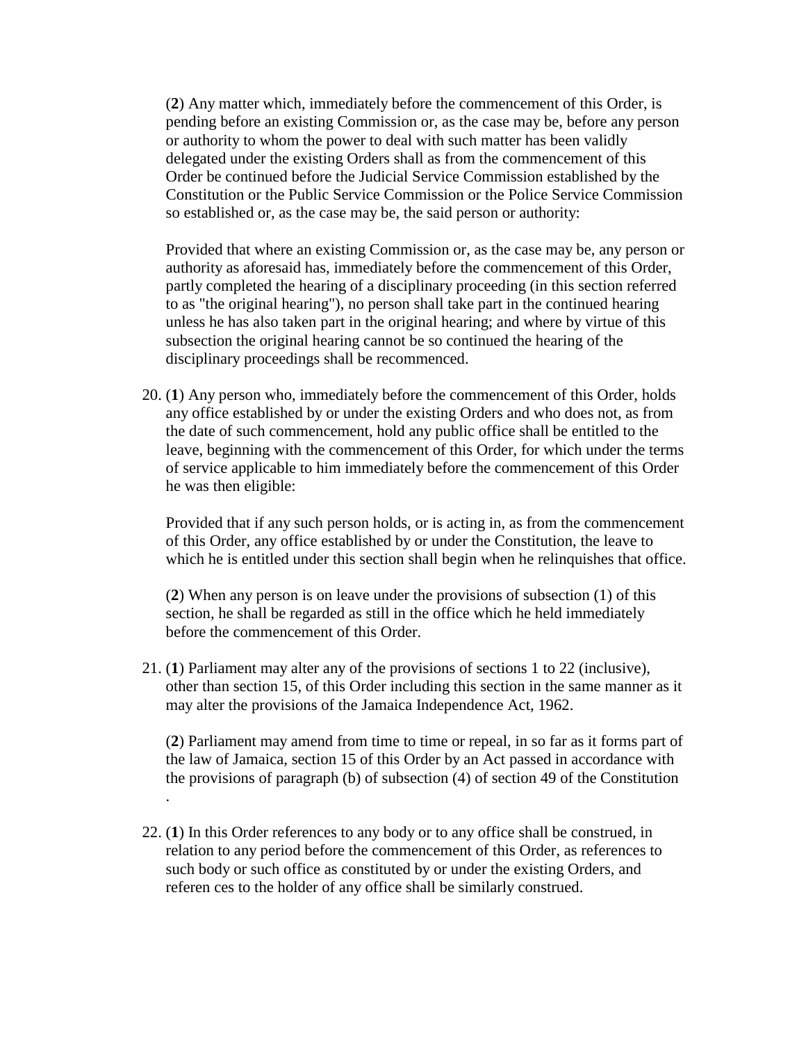(**2**) Any matter which, immediately before the commencement of this Order, is pending before an existing Commission or, as the case may be, before any person or authority to whom the power to deal with such matter has been validly delegated under the existing Orders shall as from the commencement of this Order be continued before the Judicial Service Commission established by the Constitution or the Public Service Commission or the Police Service Commission so established or, as the case may be, the said person or authority:

Provided that where an existing Commission or, as the case may be, any person or authority as aforesaid has, immediately before the commencement of this Order, partly completed the hearing of a disciplinary proceeding (in this section referred to as "the original hearing"), no person shall take part in the continued hearing unless he has also taken part in the original hearing; and where by virtue of this subsection the original hearing cannot be so continued the hearing of the disciplinary proceedings shall be recommenced.

20. (**1**) Any person who, immediately before the commencement of this Order, holds any office established by or under the existing Orders and who does not, as from the date of such commencement, hold any public office shall be entitled to the leave, beginning with the commencement of this Order, for which under the terms of service applicable to him immediately before the commencement of this Order he was then eligible:

    Provided that if any such person holds, or is acting in, as from the commencement of this Order, any office established by or under the Constitution, the leave to which he is entitled under this section shall begin when he relinquishes that office.

    (**2**) When any person is on leave under the provisions of subsection (1) of this section, he shall be regarded as still in the office which he held immediately before the commencement of this Order.

21. (**1**) Parliament may alter any of the provisions of sections 1 to 22 (inclusive), other than section 15, of this Order including this section in the same manner as it may alter the provisions of the Jamaica Independence Act, 1962.

    (**2**) Parliament may amend from time to time or repeal, in so far as it forms part of the law of Jamaica, section 15 of this Order by an Act passed in accordance with the provisions of paragraph (b) of subsection (4) of section 49 of the Constitution .

22. (**1**) In this Order references to any body or to any office shall be construed, in relation to any period before the commencement of this Order, as references to such body or such office as constituted by or under the existing Orders, and referen ces to the holder of any office shall be similarly construed.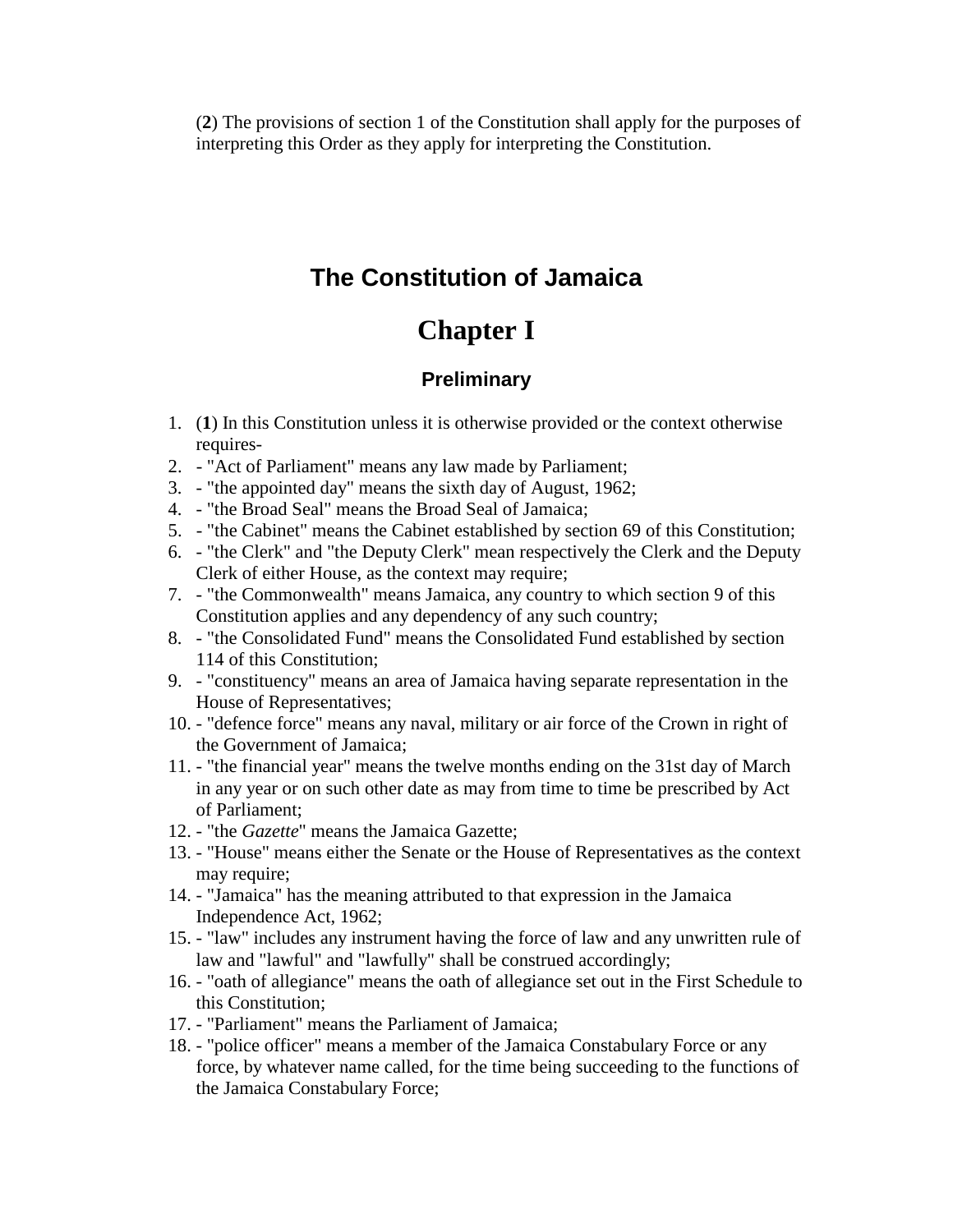(**2**) The provisions of section 1 of the Constitution shall apply for the purposes of interpreting this Order as they apply for interpreting the Constitution.

## The Constitution of Jamaica

# Chapter I

### Preliminary

1. (**1**) In this Constitution unless it is otherwise provided or the context otherwise requires-
2. - "Act of Parliament" means any law made by Parliament;
3. - "the appointed day" means the sixth day of August, 1962;
4. - "the Broad Seal" means the Broad Seal of Jamaica;
5. - "the Cabinet" means the Cabinet established by section 69 of this Constitution;
6. - "the Clerk" and "the Deputy Clerk" mean respectively the Clerk and the Deputy Clerk of either House, as the context may require;
7. - "the Commonwealth" means Jamaica, any country to which section 9 of this Constitution applies and any dependency of any such country;
8. - "the Consolidated Fund" means the Consolidated Fund established by section 114 of this Constitution;
9. - "constituency" means an area of Jamaica having separate representation in the House of Representatives;
10. - "defence force" means any naval, military or air force of the Crown in right of the Government of Jamaica;
11. - "the financial year" means the twelve months ending on the 31st day of March in any year or on such other date as may from time to time be prescribed by Act of Parliament;
12. - "the *Gazette*" means the Jamaica Gazette;
13. - "House" means either the Senate or the House of Representatives as the context may require;
14. - "Jamaica" has the meaning attributed to that expression in the Jamaica Independence Act, 1962;
15. - "law" includes any instrument having the force of law and any unwritten rule of law and "lawful" and "lawfully" shall be construed accordingly;
16. - "oath of allegiance" means the oath of allegiance set out in the First Schedule to this Constitution;
17. - "Parliament" means the Parliament of Jamaica;
18. - "police officer" means a member of the Jamaica Constabulary Force or any force, by whatever name called, for the time being succeeding to the functions of the Jamaica Constabulary Force;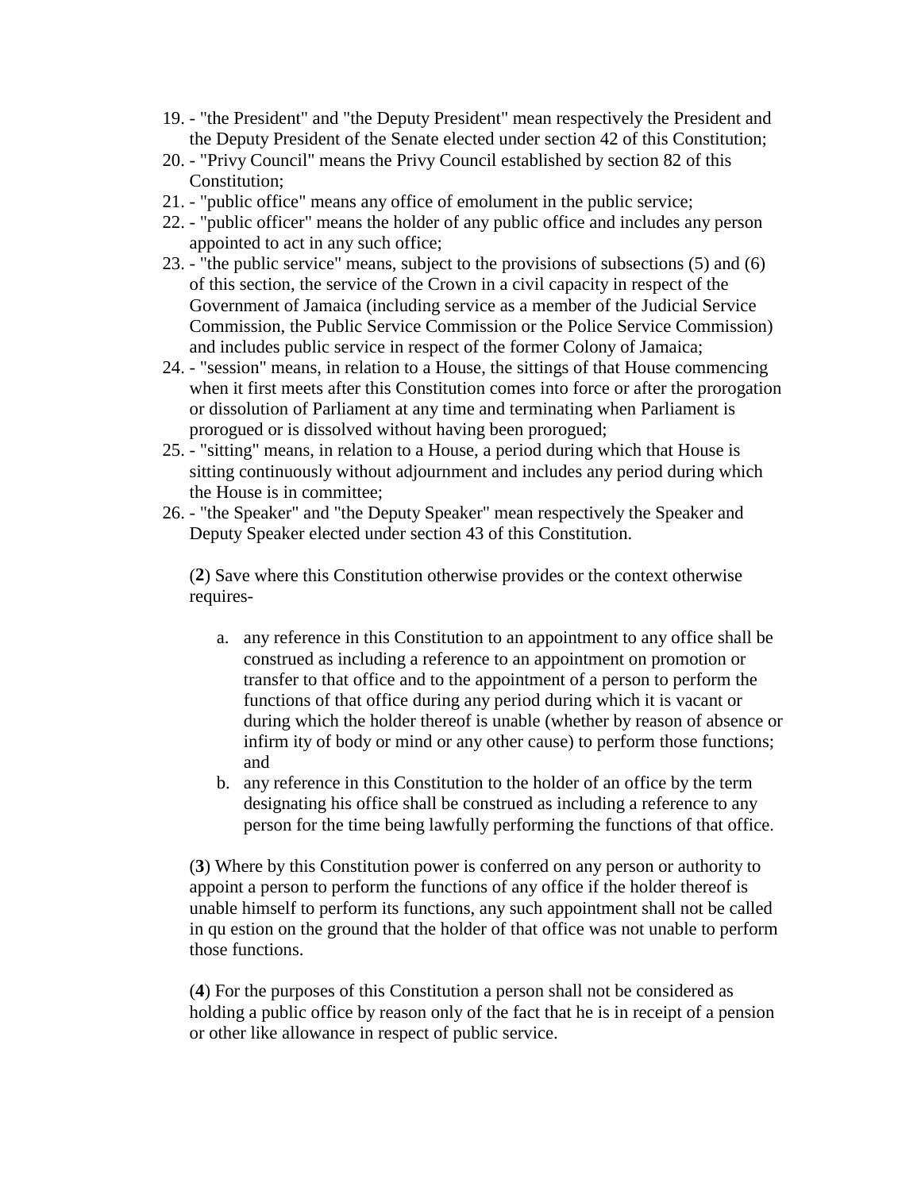19. - "the President" and "the Deputy President" mean respectively the President and the Deputy President of the Senate elected under section 42 of this Constitution;
20. - "Privy Council" means the Privy Council established by section 82 of this Constitution;
21. - "public office" means any office of emolument in the public service;
22. - "public officer" means the holder of any public office and includes any person appointed to act in any such office;
23. - "the public service" means, subject to the provisions of subsections (5) and (6) of this section, the service of the Crown in a civil capacity in respect of the Government of Jamaica (including service as a member of the Judicial Service Commission, the Public Service Commission or the Police Service Commission) and includes public service in respect of the former Colony of Jamaica;
24. - "session" means, in relation to a House, the sittings of that House commencing when it first meets after this Constitution comes into force or after the prorogation or dissolution of Parliament at any time and terminating when Parliament is prorogued or is dissolved without having been prorogued;
25. - "sitting" means, in relation to a House, a period during which that House is sitting continuously without adjournment and includes any period during which the House is in committee;
26. - "the Speaker" and "the Deputy Speaker" mean respectively the Speaker and Deputy Speaker elected under section 43 of this Constitution.

(**2**) Save where this Constitution otherwise provides or the context otherwise requires-

a. any reference in this Constitution to an appointment to any office shall be construed as including a reference to an appointment on promotion or transfer to that office and to the appointment of a person to perform the functions of that office during any period during which it is vacant or during which the holder thereof is unable (whether by reason of absence or infirm ity of body or mind or any other cause) to perform those functions; and
b. any reference in this Constitution to the holder of an office by the term designating his office shall be construed as including a reference to any person for the time being lawfully performing the functions of that office.

(**3**) Where by this Constitution power is conferred on any person or authority to appoint a person to perform the functions of any office if the holder thereof is unable himself to perform its functions, any such appointment shall not be called in qu estion on the ground that the holder of that office was not unable to perform those functions.

(**4**) For the purposes of this Constitution a person shall not be considered as holding a public office by reason only of the fact that he is in receipt of a pension or other like allowance in respect of public service.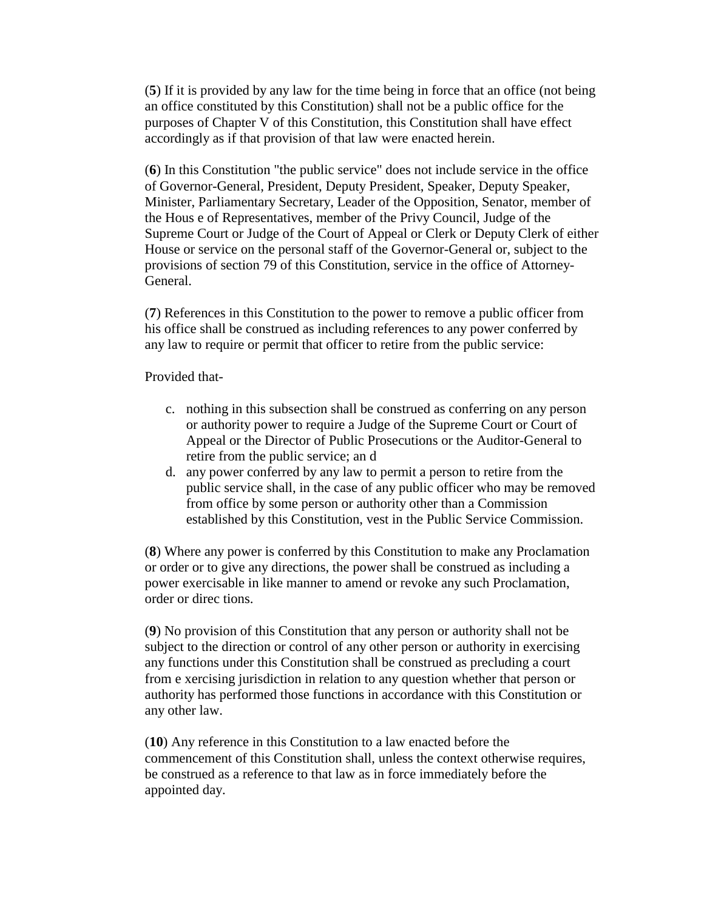(**5**) If it is provided by any law for the time being in force that an office (not being an office constituted by this Constitution) shall not be a public office for the purposes of Chapter V of this Constitution, this Constitution shall have effect accordingly as if that provision of that law were enacted herein.

(**6**) In this Constitution "the public service" does not include service in the office of Governor-General, President, Deputy President, Speaker, Deputy Speaker, Minister, Parliamentary Secretary, Leader of the Opposition, Senator, member of the Hous e of Representatives, member of the Privy Council, Judge of the Supreme Court or Judge of the Court of Appeal or Clerk or Deputy Clerk of either House or service on the personal staff of the Governor-General or, subject to the provisions of section 79 of this Constitution, service in the office of Attorney-General.

(**7**) References in this Constitution to the power to remove a public officer from his office shall be construed as including references to any power conferred by any law to require or permit that officer to retire from the public service:

Provided that-

c. nothing in this subsection shall be construed as conferring on any person or authority power to require a Judge of the Supreme Court or Court of Appeal or the Director of Public Prosecutions or the Auditor-General to retire from the public service; an d
d. any power conferred by any law to permit a person to retire from the public service shall, in the case of any public officer who may be removed from office by some person or authority other than a Commission established by this Constitution, vest in the Public Service Commission.

(**8**) Where any power is conferred by this Constitution to make any Proclamation or order or to give any directions, the power shall be construed as including a power exercisable in like manner to amend or revoke any such Proclamation, order or direc tions.

(**9**) No provision of this Constitution that any person or authority shall not be subject to the direction or control of any other person or authority in exercising any functions under this Constitution shall be construed as precluding a court from e xercising jurisdiction in relation to any question whether that person or authority has performed those functions in accordance with this Constitution or any other law.

(**10**) Any reference in this Constitution to a law enacted before the commencement of this Constitution shall, unless the context otherwise requires, be construed as a reference to that law as in force immediately before the appointed day.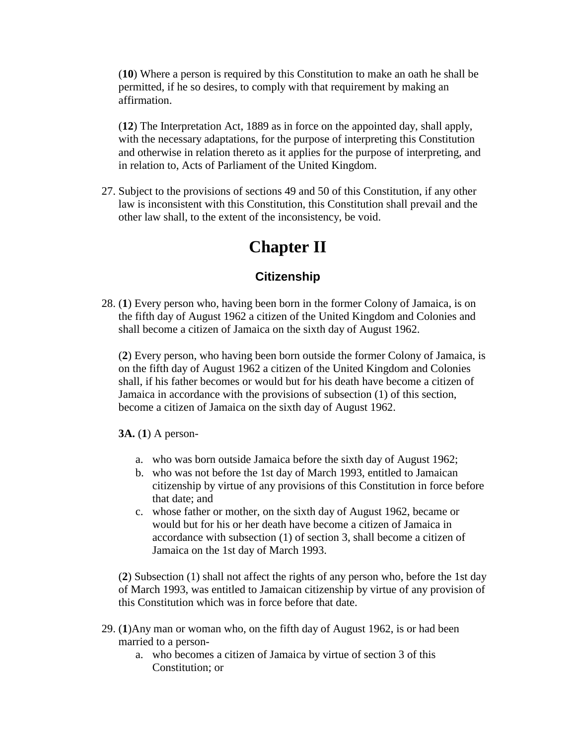(**10**) Where a person is required by this Constitution to make an oath he shall be permitted, if he so desires, to comply with that requirement by making an affirmation.

(**12**) The Interpretation Act, 1889 as in force on the appointed day, shall apply, with the necessary adaptations, for the purpose of interpreting this Constitution and otherwise in relation thereto as it applies for the purpose of interpreting, and in relation to, Acts of Parliament of the United Kingdom.

27. Subject to the provisions of sections 49 and 50 of this Constitution, if any other law is inconsistent with this Constitution, this Constitution shall prevail and the other law shall, to the extent of the inconsistency, be void.

# Chapter II

## Citizenship

28. (**1**) Every person who, having been born in the former Colony of Jamaica, is on the fifth day of August 1962 a citizen of the United Kingdom and Colonies and shall become a citizen of Jamaica on the sixth day of August 1962.

    (**2**) Every person, who having been born outside the former Colony of Jamaica, is on the fifth day of August 1962 a citizen of the United Kingdom and Colonies shall, if his father becomes or would but for his death have become a citizen of Jamaica in accordance with the provisions of subsection (1) of this section, become a citizen of Jamaica on the sixth day of August 1962.

    **3A.** (**1**) A person-

    a. who was born outside Jamaica before the sixth day of August 1962;
    b. who was not before the 1st day of March 1993, entitled to Jamaican citizenship by virtue of any provisions of this Constitution in force before that date; and
    c. whose father or mother, on the sixth day of August 1962, became or would but for his or her death have become a citizen of Jamaica in accordance with subsection (1) of section 3, shall become a citizen of Jamaica on the 1st day of March 1993.

    (**2**) Subsection (1) shall not affect the rights of any person who, before the 1st day of March 1993, was entitled to Jamaican citizenship by virtue of any provision of this Constitution which was in force before that date.

29. (**1**)Any man or woman who, on the fifth day of August 1962, is or had been married to a person-
    a. who becomes a citizen of Jamaica by virtue of section 3 of this Constitution; or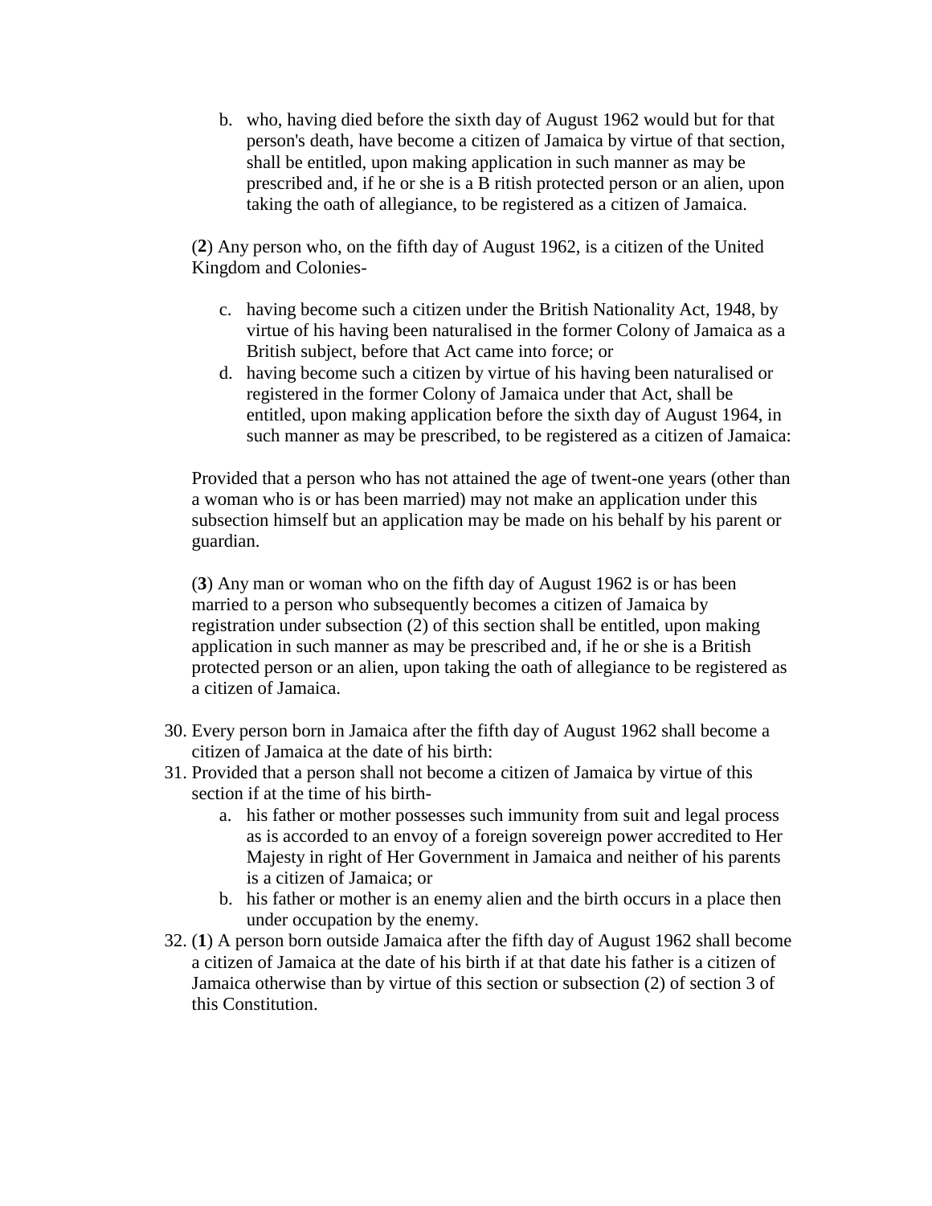b. who, having died before the sixth day of August 1962 would but for that person's death, have become a citizen of Jamaica by virtue of that section, shall be entitled, upon making application in such manner as may be prescribed and, if he or she is a B ritish protected person or an alien, upon taking the oath of allegiance, to be registered as a citizen of Jamaica.

(**2**) Any person who, on the fifth day of August 1962, is a citizen of the United Kingdom and Colonies-

c. having become such a citizen under the British Nationality Act, 1948, by virtue of his having been naturalised in the former Colony of Jamaica as a British subject, before that Act came into force; or
d. having become such a citizen by virtue of his having been naturalised or registered in the former Colony of Jamaica under that Act, shall be entitled, upon making application before the sixth day of August 1964, in such manner as may be prescribed, to be registered as a citizen of Jamaica:

Provided that a person who has not attained the age of twenty-one years (other than a woman who is or has been married) may not make an application under this subsection himself but an application may be made on his behalf by his parent or guardian.

(**3**) Any man or woman who on the fifth day of August 1962 is or has been married to a person who subsequently becomes a citizen of Jamaica by registration under subsection (2) of this section shall be entitled, upon making application in such manner as may be prescribed and, if he or she is a British protected person or an alien, upon taking the oath of allegiance to be registered as a citizen of Jamaica.

30. Every person born in Jamaica after the fifth day of August 1962 shall become a citizen of Jamaica at the date of his birth:
31. Provided that a person shall not become a citizen of Jamaica by virtue of this section if at the time of his birth-
    a. his father or mother possesses such immunity from suit and legal process as is accorded to an envoy of a foreign sovereign power accredited to Her Majesty in right of Her Government in Jamaica and neither of his parents is a citizen of Jamaica; or
    b. his father or mother is an enemy alien and the birth occurs in a place then under occupation by the enemy.
32. (**1**) A person born outside Jamaica after the fifth day of August 1962 shall become a citizen of Jamaica at the date of his birth if at that date his father is a citizen of Jamaica otherwise than by virtue of this section or subsection (2) of section 3 of this Constitution.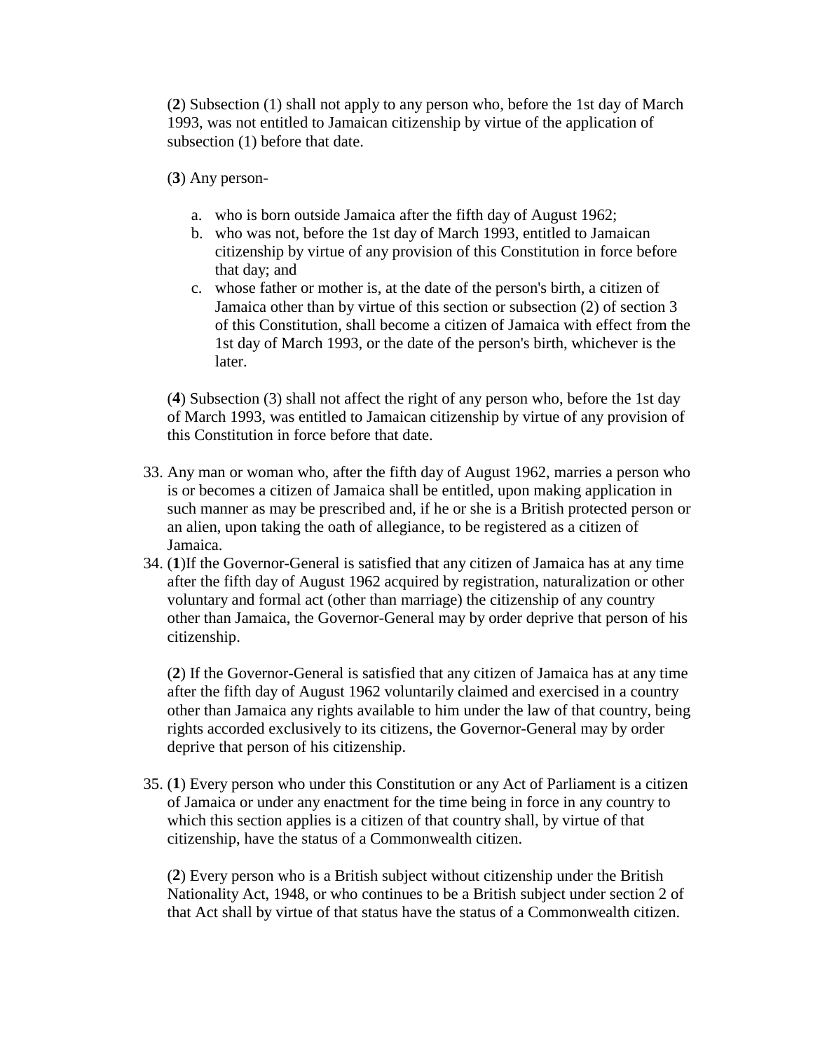(**2**) Subsection (1) shall not apply to any person who, before the 1st day of March 1993, was not entitled to Jamaican citizenship by virtue of the application of subsection (1) before that date.

(**3**) Any person-

a. who is born outside Jamaica after the fifth day of August 1962;
b. who was not, before the 1st day of March 1993, entitled to Jamaican citizenship by virtue of any provision of this Constitution in force before that day; and
c. whose father or mother is, at the date of the person's birth, a citizen of Jamaica other than by virtue of this section or subsection (2) of section 3 of this Constitution, shall become a citizen of Jamaica with effect from the 1st day of March 1993, or the date of the person's birth, whichever is the later.

(**4**) Subsection (3) shall not affect the right of any person who, before the 1st day of March 1993, was entitled to Jamaican citizenship by virtue of any provision of this Constitution in force before that date.

33. Any man or woman who, after the fifth day of August 1962, marries a person who is or becomes a citizen of Jamaica shall be entitled, upon making application in such manner as may be prescribed and, if he or she is a British protected person or an alien, upon taking the oath of allegiance, to be registered as a citizen of Jamaica.
34. (**1**)If the Governor-General is satisfied that any citizen of Jamaica has at any time after the fifth day of August 1962 acquired by registration, naturalization or other voluntary and formal act (other than marriage) the citizenship of any country other than Jamaica, the Governor-General may by order deprive that person of his citizenship.

    (**2**) If the Governor-General is satisfied that any citizen of Jamaica has at any time after the fifth day of August 1962 voluntarily claimed and exercised in a country other than Jamaica any rights available to him under the law of that country, being rights accorded exclusively to its citizens, the Governor-General may by order deprive that person of his citizenship.

35. (**1**) Every person who under this Constitution or any Act of Parliament is a citizen of Jamaica or under any enactment for the time being in force in any country to which this section applies is a citizen of that country shall, by virtue of that citizenship, have the status of a Commonwealth citizen.

    (**2**) Every person who is a British subject without citizenship under the British Nationality Act, 1948, or who continues to be a British subject under section 2 of that Act shall by virtue of that status have the status of a Commonwealth citizen.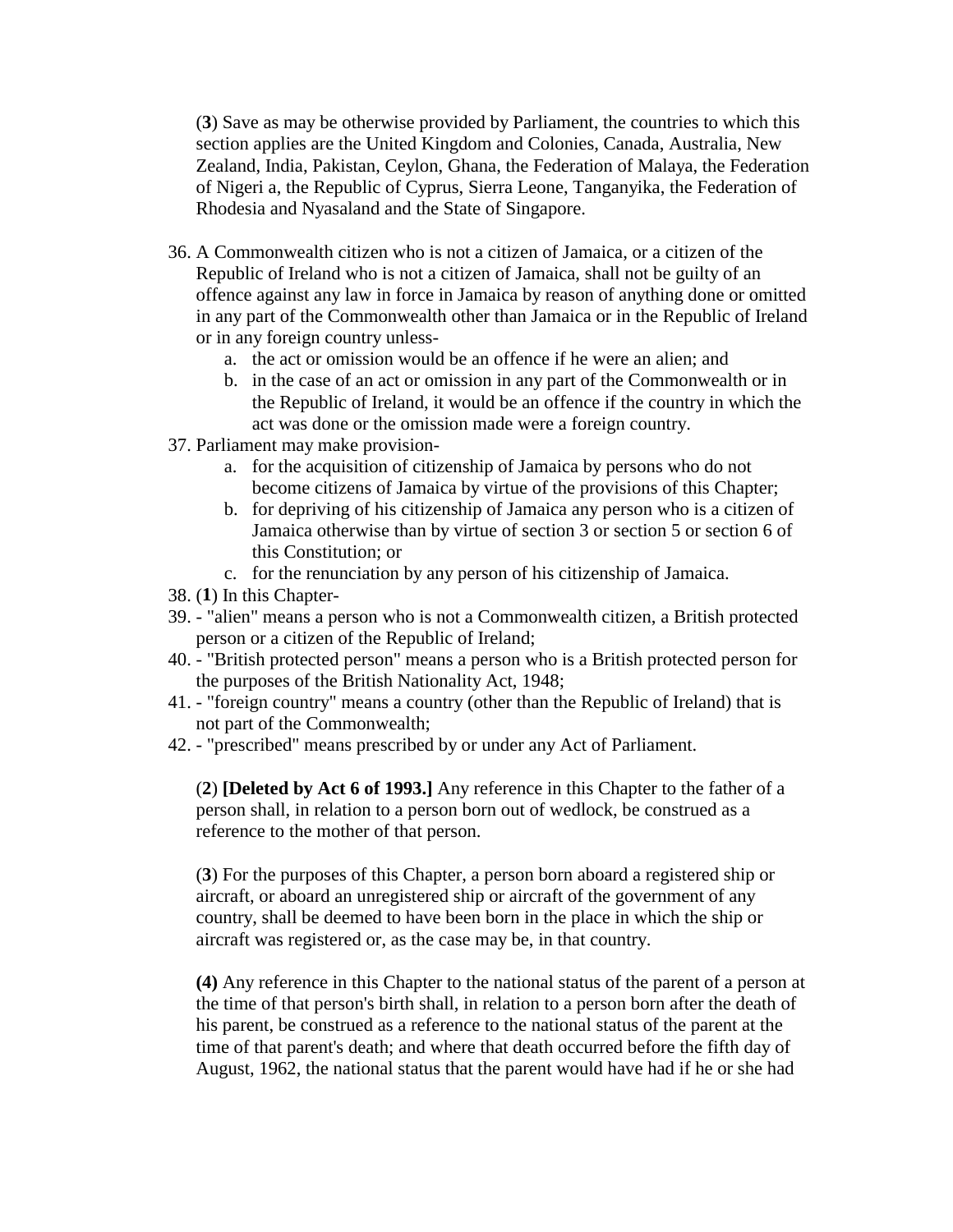(**3**) Save as may be otherwise provided by Parliament, the countries to which this section applies are the United Kingdom and Colonies, Canada, Australia, New Zealand, India, Pakistan, Ceylon, Ghana, the Federation of Malaya, the Federation of Nigeri a, the Republic of Cyprus, Sierra Leone, Tanganyika, the Federation of Rhodesia and Nyasaland and the State of Singapore.

36. A Commonwealth citizen who is not a citizen of Jamaica, or a citizen of the Republic of Ireland who is not a citizen of Jamaica, shall not be guilty of an offence against any law in force in Jamaica by reason of anything done or omitted in any part of the Commonwealth other than Jamaica or in the Republic of Ireland or in any foreign country unless-
    a. the act or omission would be an offence if he were an alien; and
    b. in the case of an act or omission in any part of the Commonwealth or in the Republic of Ireland, it would be an offence if the country in which the act was done or the omission made were a foreign country.
37. Parliament may make provision-
    a. for the acquisition of citizenship of Jamaica by persons who do not become citizens of Jamaica by virtue of the provisions of this Chapter;
    b. for depriving of his citizenship of Jamaica any person who is a citizen of Jamaica otherwise than by virtue of section 3 or section 5 or section 6 of this Constitution; or
    c. for the renunciation by any person of his citizenship of Jamaica.
38. (**1**) In this Chapter-
39. - "alien" means a person who is not a Commonwealth citizen, a British protected person or a citizen of the Republic of Ireland;
40. - "British protected person" means a person who is a British protected person for the purposes of the British Nationality Act, 1948;
41. - "foreign country" means a country (other than the Republic of Ireland) that is not part of the Commonwealth;
42. - "prescribed" means prescribed by or under any Act of Parliament.

(**2**) **[Deleted by Act 6 of 1993.]** Any reference in this Chapter to the father of a person shall, in relation to a person born out of wedlock, be construed as a reference to the mother of that person.

(**3**) For the purposes of this Chapter, a person born aboard a registered ship or aircraft, or aboard an unregistered ship or aircraft of the government of any country, shall be deemed to have been born in the place in which the ship or aircraft was registered or, as the case may be, in that country.

**(4)** Any reference in this Chapter to the national status of the parent of a person at the time of that person's birth shall, in relation to a person born after the death of his parent, be construed as a reference to the national status of the parent at the time of that parent's death; and where that death occurred before the fifth day of August, 1962, the national status that the parent would have had if he or she had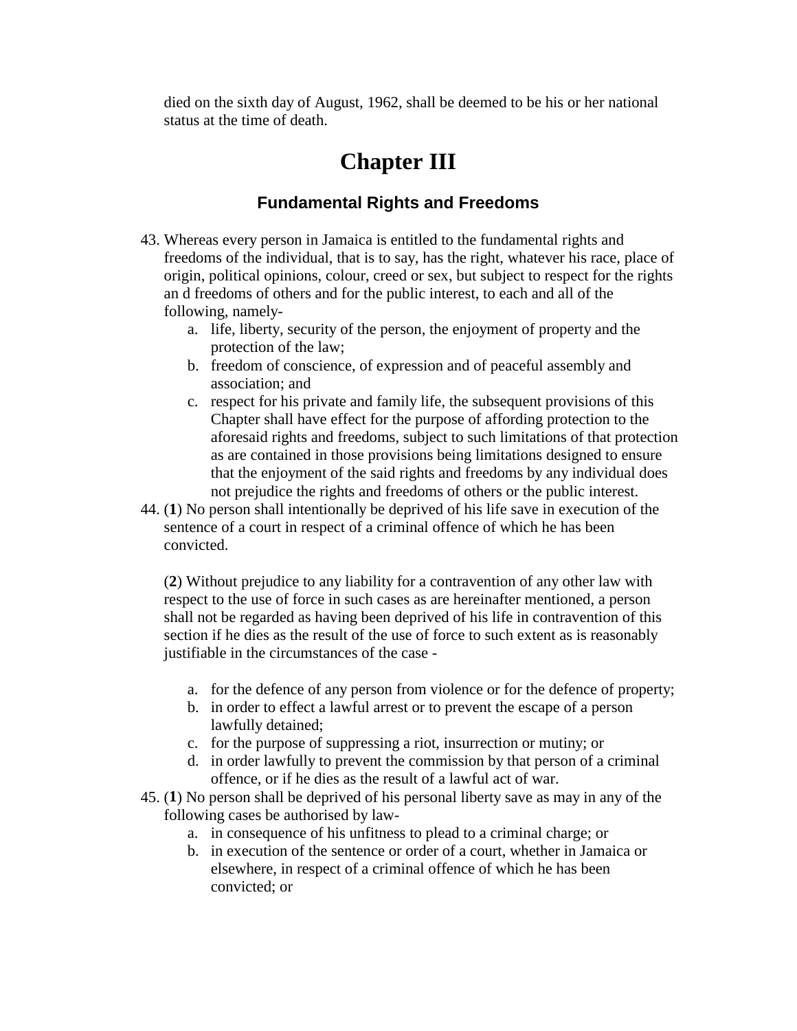died on the sixth day of August, 1962, shall be deemed to be his or her national status at the time of death.

# Chapter III

## Fundamental Rights and Freedoms

43. Whereas every person in Jamaica is entitled to the fundamental rights and freedoms of the individual, that is to say, has the right, whatever his race, place of origin, political opinions, colour, creed or sex, but subject to respect for the rights an d freedoms of others and for the public interest, to each and all of the following, namely-
    a. life, liberty, security of the person, the enjoyment of property and the protection of the law;
    b. freedom of conscience, of expression and of peaceful assembly and association; and
    c. respect for his private and family life, the subsequent provisions of this Chapter shall have effect for the purpose of affording protection to the aforesaid rights and freedoms, subject to such limitations of that protection as are contained in those provisions being limitations designed to ensure that the enjoyment of the said rights and freedoms by any individual does not prejudice the rights and freedoms of others or the public interest.
44. (**1**) No person shall intentionally be deprived of his life save in execution of the sentence of a court in respect of a criminal offence of which he has been convicted.

    (**2**) Without prejudice to any liability for a contravention of any other law with respect to the use of force in such cases as are hereinafter mentioned, a person shall not be regarded as having been deprived of his life in contravention of this section if he dies as the result of the use of force to such extent as is reasonably justifiable in the circumstances of the case -

    a. for the defence of any person from violence or for the defence of property;
    b. in order to effect a lawful arrest or to prevent the escape of a person lawfully detained;
    c. for the purpose of suppressing a riot, insurrection or mutiny; or
    d. in order lawfully to prevent the commission by that person of a criminal offence, or if he dies as the result of a lawful act of war.
45. (**1**) No person shall be deprived of his personal liberty save as may in any of the following cases be authorised by law-
    a. in consequence of his unfitness to plead to a criminal charge; or
    b. in execution of the sentence or order of a court, whether in Jamaica or elsewhere, in respect of a criminal offence of which he has been convicted; or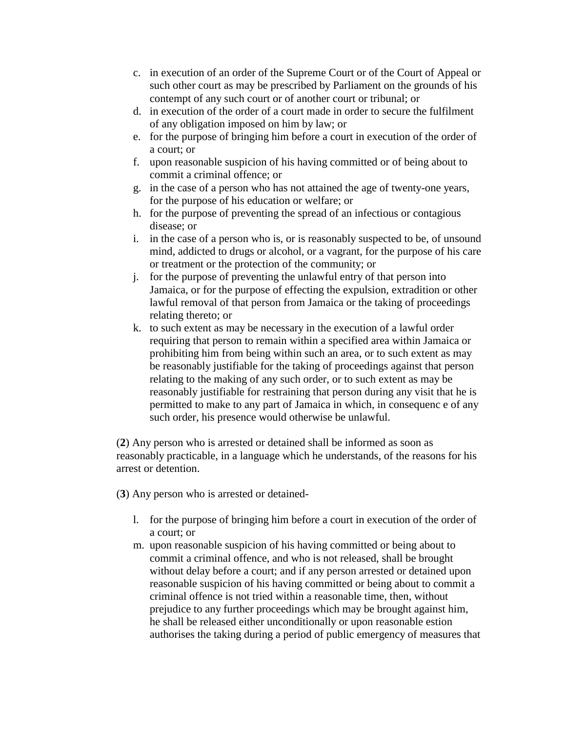c. in execution of an order of the Supreme Court or of the Court of Appeal or such other court as may be prescribed by Parliament on the grounds of his contempt of any such court or of another court or tribunal; or
d. in execution of the order of a court made in order to secure the fulfilment of any obligation imposed on him by law; or
e. for the purpose of bringing him before a court in execution of the order of a court; or
f. upon reasonable suspicion of his having committed or of being about to commit a criminal offence; or
g. in the case of a person who has not attained the age of twenty-one years, for the purpose of his education or welfare; or
h. for the purpose of preventing the spread of an infectious or contagious disease; or
i. in the case of a person who is, or is reasonably suspected to be, of unsound mind, addicted to drugs or alcohol, or a vagrant, for the purpose of his care or treatment or the protection of the community; or
j. for the purpose of preventing the unlawful entry of that person into Jamaica, or for the purpose of effecting the expulsion, extradition or other lawful removal of that person from Jamaica or the taking of proceedings relating thereto; or
k. to such extent as may be necessary in the execution of a lawful order requiring that person to remain within a specified area within Jamaica or prohibiting him from being within such an area, or to such extent as may be reasonably justifiable for the taking of proceedings against that person relating to the making of any such order, or to such extent as may be reasonably justifiable for restraining that person during any visit that he is permitted to make to any part of Jamaica in which, in consequenc e of any such order, his presence would otherwise be unlawful.

(**2**) Any person who is arrested or detained shall be informed as soon as reasonably practicable, in a language which he understands, of the reasons for his arrest or detention.

(**3**) Any person who is arrested or detained-

l. for the purpose of bringing him before a court in execution of the order of a court; or
m. upon reasonable suspicion of his having committed or being about to commit a criminal offence, and who is not released, shall be brought without delay before a court; and if any person arrested or detained upon reasonable suspicion of his having committed or being about to commit a criminal offence is not tried within a reasonable time, then, without prejudice to any further proceedings which may be brought against him, he shall be released either unconditionally or upon reasonable estion authorises the taking during a period of public emergency of measures that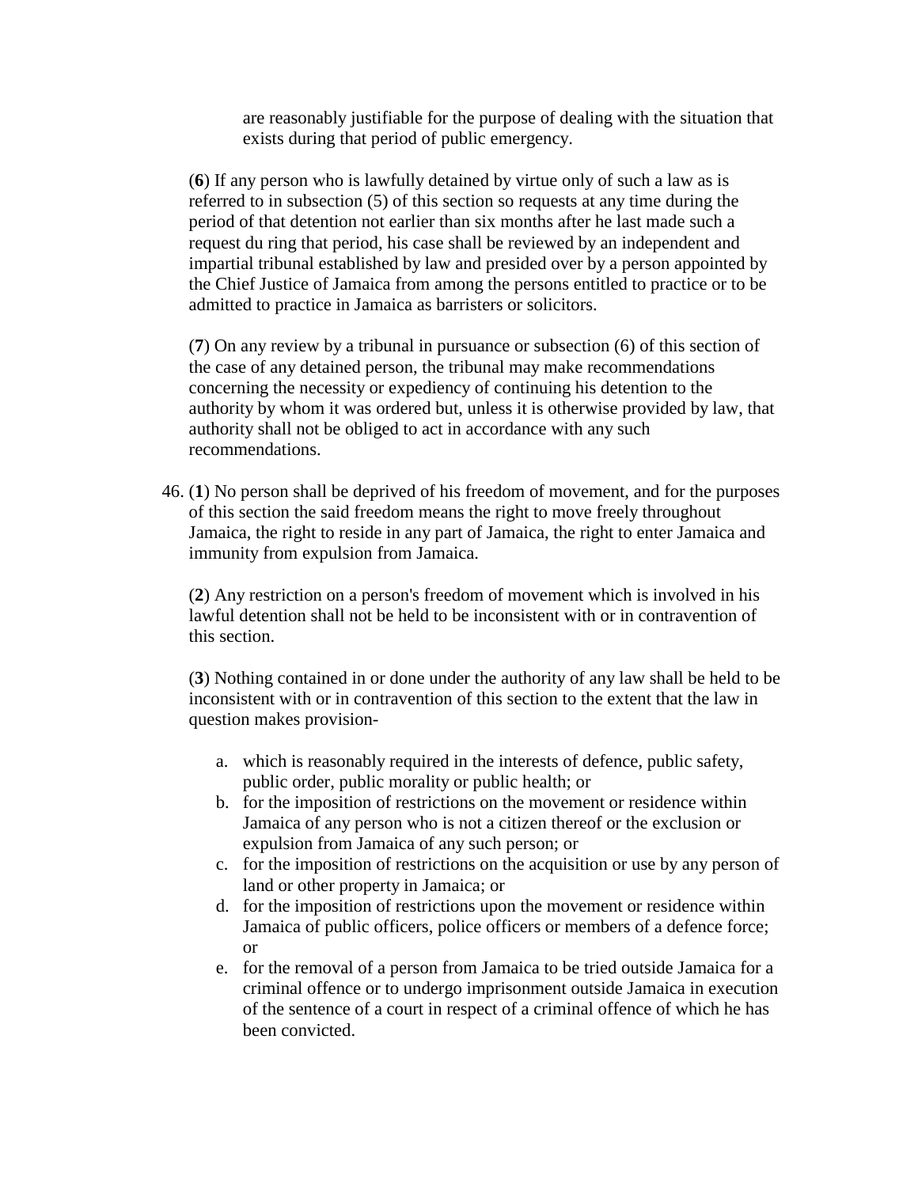are reasonably justifiable for the purpose of dealing with the situation that exists during that period of public emergency.

(**6**) If any person who is lawfully detained by virtue only of such a law as is referred to in subsection (5) of this section so requests at any time during the period of that detention not earlier than six months after he last made such a request du ring that period, his case shall be reviewed by an independent and impartial tribunal established by law and presided over by a person appointed by the Chief Justice of Jamaica from among the persons entitled to practice or to be admitted to practice in Jamaica as barristers or solicitors.

(**7**) On any review by a tribunal in pursuance or subsection (6) of this section of the case of any detained person, the tribunal may make recommendations concerning the necessity or expediency of continuing his detention to the authority by whom it was ordered but, unless it is otherwise provided by law, that authority shall not be obliged to act in accordance with any such recommendations.

46. (**1**) No person shall be deprived of his freedom of movement, and for the purposes of this section the said freedom means the right to move freely throughout Jamaica, the right to reside in any part of Jamaica, the right to enter Jamaica and immunity from expulsion from Jamaica.

    (**2**) Any restriction on a person's freedom of movement which is involved in his lawful detention shall not be held to be inconsistent with or in contravention of this section.

    (**3**) Nothing contained in or done under the authority of any law shall be held to be inconsistent with or in contravention of this section to the extent that the law in question makes provision-

    a. which is reasonably required in the interests of defence, public safety, public order, public morality or public health; or
    b. for the imposition of restrictions on the movement or residence within Jamaica of any person who is not a citizen thereof or the exclusion or expulsion from Jamaica of any such person; or
    c. for the imposition of restrictions on the acquisition or use by any person of land or other property in Jamaica; or
    d. for the imposition of restrictions upon the movement or residence within Jamaica of public officers, police officers or members of a defence force; or
    e. for the removal of a person from Jamaica to be tried outside Jamaica for a criminal offence or to undergo imprisonment outside Jamaica in execution of the sentence of a court in respect of a criminal offence of which he has been convicted.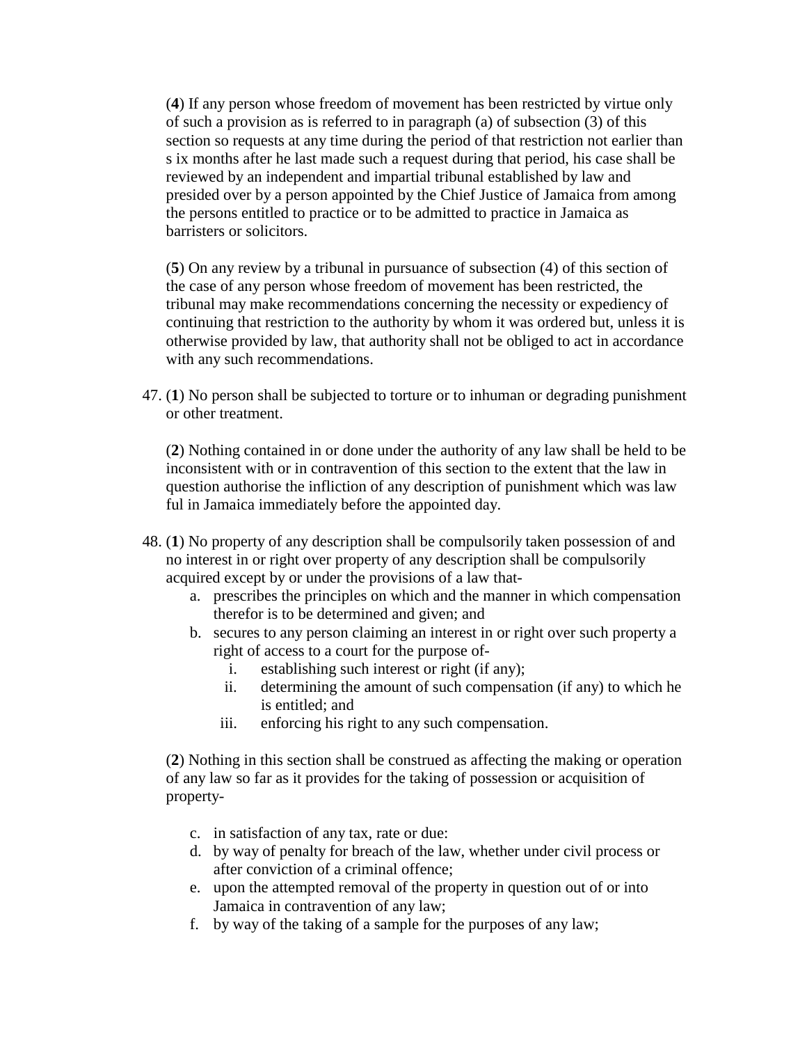(**4**) If any person whose freedom of movement has been restricted by virtue only of such a provision as is referred to in paragraph (a) of subsection (3) of this section so requests at any time during the period of that restriction not earlier than s ix months after he last made such a request during that period, his case shall be reviewed by an independent and impartial tribunal established by law and presided over by a person appointed by the Chief Justice of Jamaica from among the persons entitled to practice or to be admitted to practice in Jamaica as barristers or solicitors.

(**5**) On any review by a tribunal in pursuance of subsection (4) of this section of the case of any person whose freedom of movement has been restricted, the tribunal may make recommendations concerning the necessity or expediency of continuing that restriction to the authority by whom it was ordered but, unless it is otherwise provided by law, that authority shall not be obliged to act in accordance with any such recommendations.

47. (**1**) No person shall be subjected to torture or to inhuman or degrading punishment or other treatment.

    (**2**) Nothing contained in or done under the authority of any law shall be held to be inconsistent with or in contravention of this section to the extent that the law in question authorise the infliction of any description of punishment which was law ful in Jamaica immediately before the appointed day.

48. (**1**) No property of any description shall be compulsorily taken possession of and no interest in or right over property of any description shall be compulsorily acquired except by or under the provisions of a law that-
    a. prescribes the principles on which and the manner in which compensation therefor is to be determined and given; and
    b. secures to any person claiming an interest in or right over such property a right of access to a court for the purpose of-
        i. establishing such interest or right (if any);
        ii. determining the amount of such compensation (if any) to which he is entitled; and
        iii. enforcing his right to any such compensation.

    (**2**) Nothing in this section shall be construed as affecting the making or operation of any law so far as it provides for the taking of possession or acquisition of property-

    c. in satisfaction of any tax, rate or due:
    d. by way of penalty for breach of the law, whether under civil process or after conviction of a criminal offence;
    e. upon the attempted removal of the property in question out of or into Jamaica in contravention of any law;
    f. by way of the taking of a sample for the purposes of any law;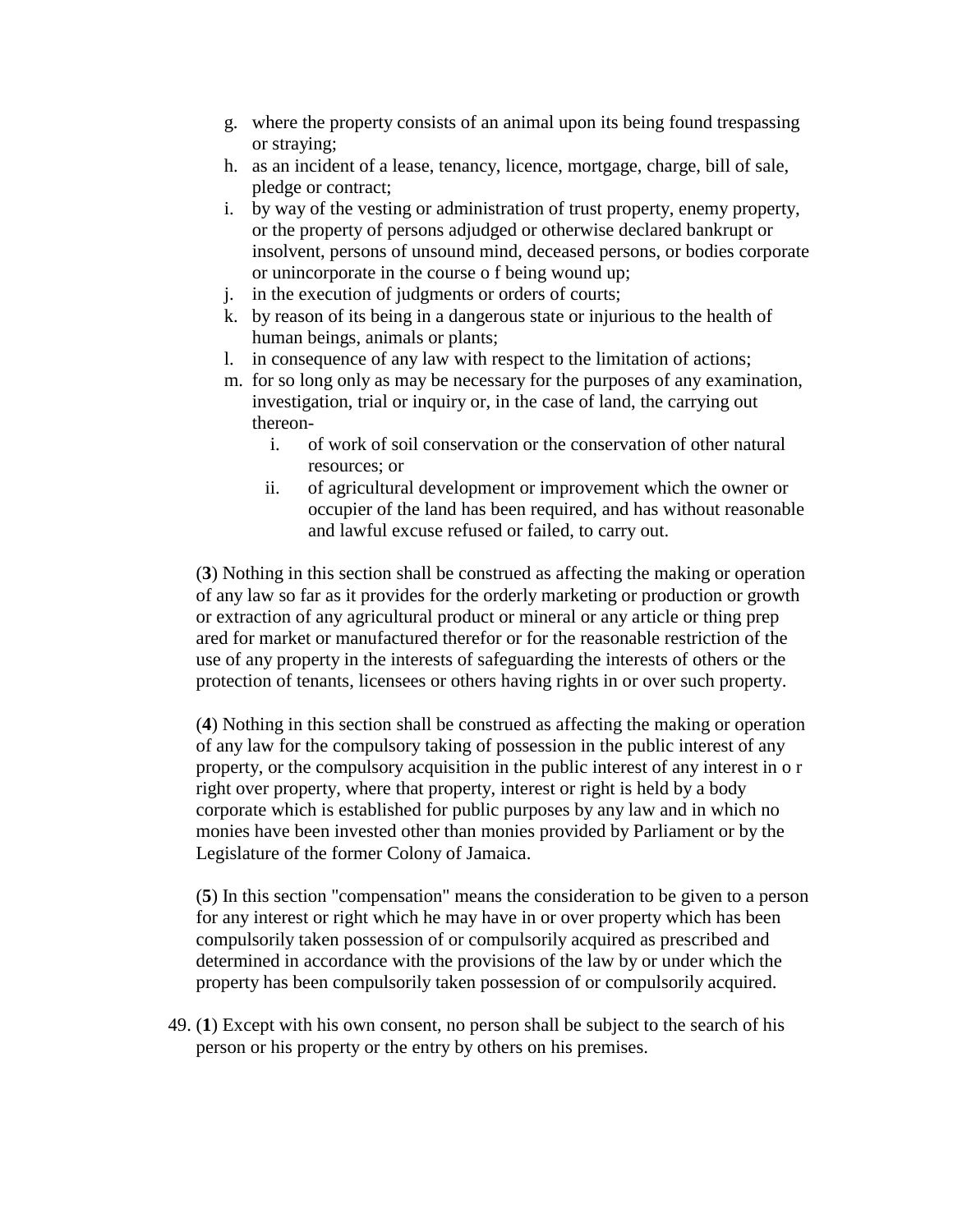g. where the property consists of an animal upon its being found trespassing or straying;
h. as an incident of a lease, tenancy, licence, mortgage, charge, bill of sale, pledge or contract;
i. by way of the vesting or administration of trust property, enemy property, or the property of persons adjudged or otherwise declared bankrupt or insolvent, persons of unsound mind, deceased persons, or bodies corporate or unincorporate in the course o f being wound up;
j. in the execution of judgments or orders of courts;
k. by reason of its being in a dangerous state or injurious to the health of human beings, animals or plants;
l. in consequence of any law with respect to the limitation of actions;
m. for so long only as may be necessary for the purposes of any examination, investigation, trial or inquiry or, in the case of land, the carrying out thereon-
    i. of work of soil conservation or the conservation of other natural resources; or
    ii. of agricultural development or improvement which the owner or occupier of the land has been required, and has without reasonable and lawful excuse refused or failed, to carry out.

(**3**) Nothing in this section shall be construed as affecting the making or operation of any law so far as it provides for the orderly marketing or production or growth or extraction of any agricultural product or mineral or any article or thing prep ared for market or manufactured therefor or for the reasonable restriction of the use of any property in the interests of safeguarding the interests of others or the protection of tenants, licensees or others having rights in or over such property.

(**4**) Nothing in this section shall be construed as affecting the making or operation of any law for the compulsory taking of possession in the public interest of any property, or the compulsory acquisition in the public interest of any interest in o r right over property, where that property, interest or right is held by a body corporate which is established for public purposes by any law and in which no monies have been invested other than monies provided by Parliament or by the Legislature of the former Colony of Jamaica.

(**5**) In this section "compensation" means the consideration to be given to a person for any interest or right which he may have in or over property which has been compulsorily taken possession of or compulsorily acquired as prescribed and determined in accordance with the provisions of the law by or under which the property has been compulsorily taken possession of or compulsorily acquired.

49. (**1**) Except with his own consent, no person shall be subject to the search of his person or his property or the entry by others on his premises.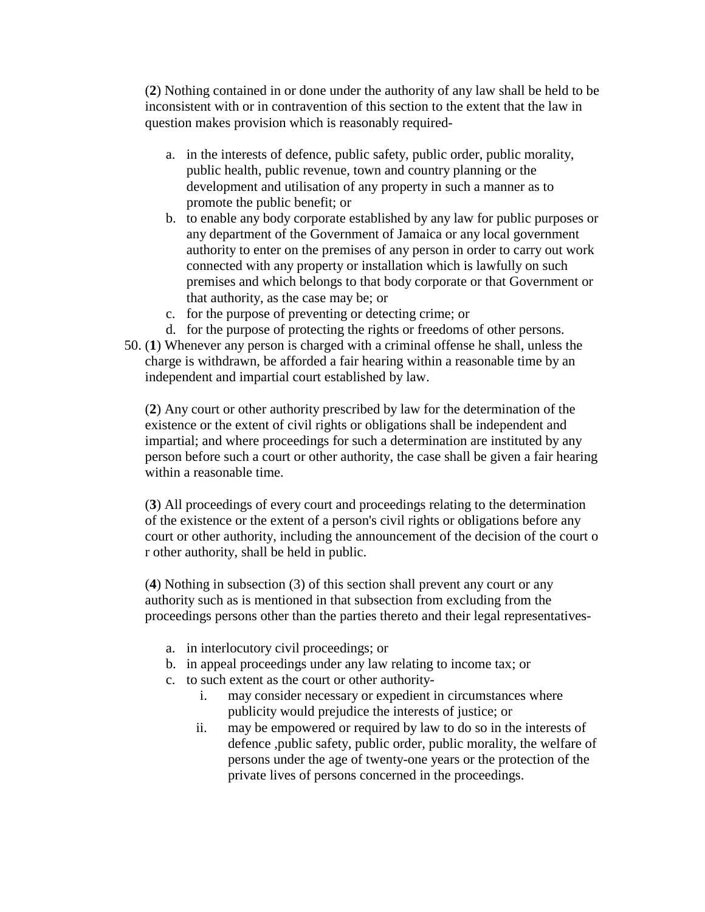(**2**) Nothing contained in or done under the authority of any law shall be held to be inconsistent with or in contravention of this section to the extent that the law in question makes provision which is reasonably required-

a. in the interests of defence, public safety, public order, public morality, public health, public revenue, town and country planning or the development and utilisation of any property in such a manner as to promote the public benefit; or
b. to enable any body corporate established by any law for public purposes or any department of the Government of Jamaica or any local government authority to enter on the premises of any person in order to carry out work connected with any property or installation which is lawfully on such premises and which belongs to that body corporate or that Government or that authority, as the case may be; or
c. for the purpose of preventing or detecting crime; or
d. for the purpose of protecting the rights or freedoms of other persons.

50. (**1**) Whenever any person is charged with a criminal offense he shall, unless the charge is withdrawn, be afforded a fair hearing within a reasonable time by an independent and impartial court established by law.

(**2**) Any court or other authority prescribed by law for the determination of the existence or the extent of civil rights or obligations shall be independent and impartial; and where proceedings for such a determination are instituted by any person before such a court or other authority, the case shall be given a fair hearing within a reasonable time.

(**3**) All proceedings of every court and proceedings relating to the determination of the existence or the extent of a person's civil rights or obligations before any court or other authority, including the announcement of the decision of the court o r other authority, shall be held in public.

(**4**) Nothing in subsection (3) of this section shall prevent any court or any authority such as is mentioned in that subsection from excluding from the proceedings persons other than the parties thereto and their legal representatives-

a. in interlocutory civil proceedings; or
b. in appeal proceedings under any law relating to income tax; or
c. to such extent as the court or other authority-
    i. may consider necessary or expedient in circumstances where publicity would prejudice the interests of justice; or
    ii. may be empowered or required by law to do so in the interests of defence ,public safety, public order, public morality, the welfare of persons under the age of twenty-one years or the protection of the private lives of persons concerned in the proceedings.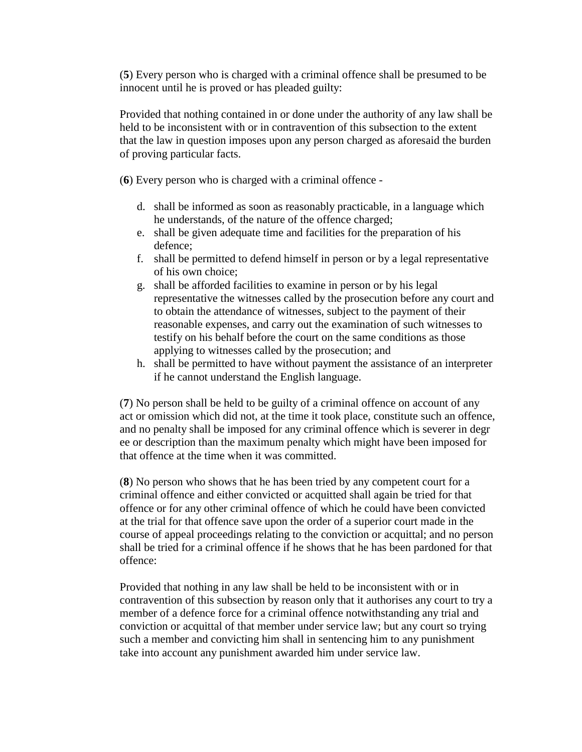(**5**) Every person who is charged with a criminal offence shall be presumed to be innocent until he is proved or has pleaded guilty:

Provided that nothing contained in or done under the authority of any law shall be held to be inconsistent with or in contravention of this subsection to the extent that the law in question imposes upon any person charged as aforesaid the burden of proving particular facts.

(**6**) Every person who is charged with a criminal offence -

d. shall be informed as soon as reasonably practicable, in a language which he understands, of the nature of the offence charged;
e. shall be given adequate time and facilities for the preparation of his defence;
f. shall be permitted to defend himself in person or by a legal representative of his own choice;
g. shall be afforded facilities to examine in person or by his legal representative the witnesses called by the prosecution before any court and to obtain the attendance of witnesses, subject to the payment of their reasonable expenses, and carry out the examination of such witnesses to testify on his behalf before the court on the same conditions as those applying to witnesses called by the prosecution; and
h. shall be permitted to have without payment the assistance of an interpreter if he cannot understand the English language.

(**7**) No person shall be held to be guilty of a criminal offence on account of any act or omission which did not, at the time it took place, constitute such an offence, and no penalty shall be imposed for any criminal offence which is severer in degr ee or description than the maximum penalty which might have been imposed for that offence at the time when it was committed.

(**8**) No person who shows that he has been tried by any competent court for a criminal offence and either convicted or acquitted shall again be tried for that offence or for any other criminal offence of which he could have been convicted at the trial for that offence save upon the order of a superior court made in the course of appeal proceedings relating to the conviction or acquittal; and no person shall be tried for a criminal offence if he shows that he has been pardoned for that offence:

Provided that nothing in any law shall be held to be inconsistent with or in contravention of this subsection by reason only that it authorises any court to try a member of a defence force for a criminal offence notwithstanding any trial and conviction or acquittal of that member under service law; but any court so trying such a member and convicting him shall in sentencing him to any punishment take into account any punishment awarded him under service law.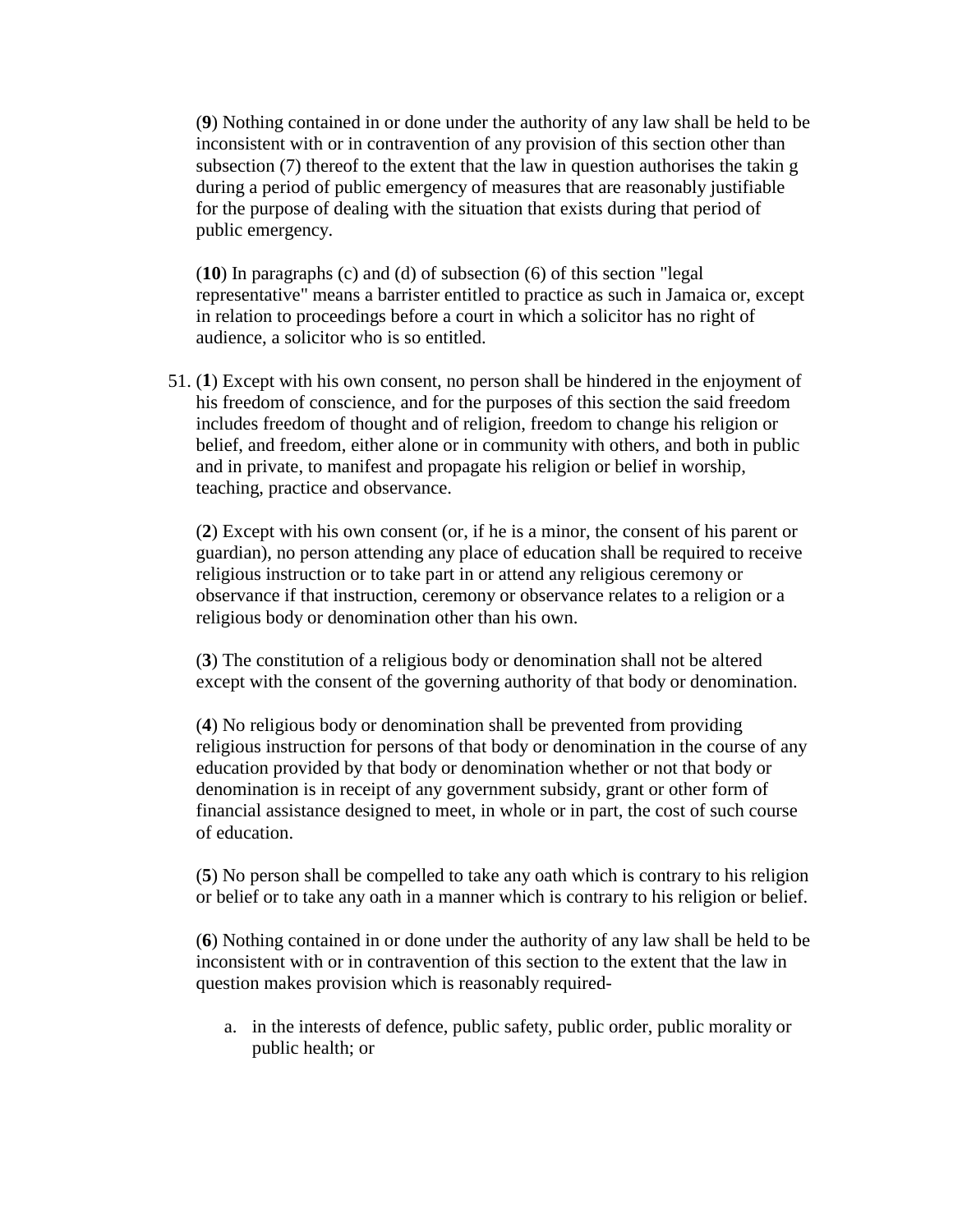(**9**) Nothing contained in or done under the authority of any law shall be held to be inconsistent with or in contravention of any provision of this section other than subsection (7) thereof to the extent that the law in question authorises the takin g during a period of public emergency of measures that are reasonably justifiable for the purpose of dealing with the situation that exists during that period of public emergency.

(**10**) In paragraphs (c) and (d) of subsection (6) of this section "legal representative" means a barrister entitled to practice as such in Jamaica or, except in relation to proceedings before a court in which a solicitor has no right of audience, a solicitor who is so entitled.

51. (**1**) Except with his own consent, no person shall be hindered in the enjoyment of his freedom of conscience, and for the purposes of this section the said freedom includes freedom of thought and of religion, freedom to change his religion or belief, and freedom, either alone or in community with others, and both in public and in private, to manifest and propagate his religion or belief in worship, teaching, practice and observance.

    (**2**) Except with his own consent (or, if he is a minor, the consent of his parent or guardian), no person attending any place of education shall be required to receive religious instruction or to take part in or attend any religious ceremony or observance if that instruction, ceremony or observance relates to a religion or a religious body or denomination other than his own.

    (**3**) The constitution of a religious body or denomination shall not be altered except with the consent of the governing authority of that body or denomination.

    (**4**) No religious body or denomination shall be prevented from providing religious instruction for persons of that body or denomination in the course of any education provided by that body or denomination whether or not that body or denomination is in receipt of any government subsidy, grant or other form of financial assistance designed to meet, in whole or in part, the cost of such course of education.

    (**5**) No person shall be compelled to take any oath which is contrary to his religion or belief or to take any oath in a manner which is contrary to his religion or belief.

    (**6**) Nothing contained in or done under the authority of any law shall be held to be inconsistent with or in contravention of this section to the extent that the law in question makes provision which is reasonably required-

    a. in the interests of defence, public safety, public order, public morality or public health; or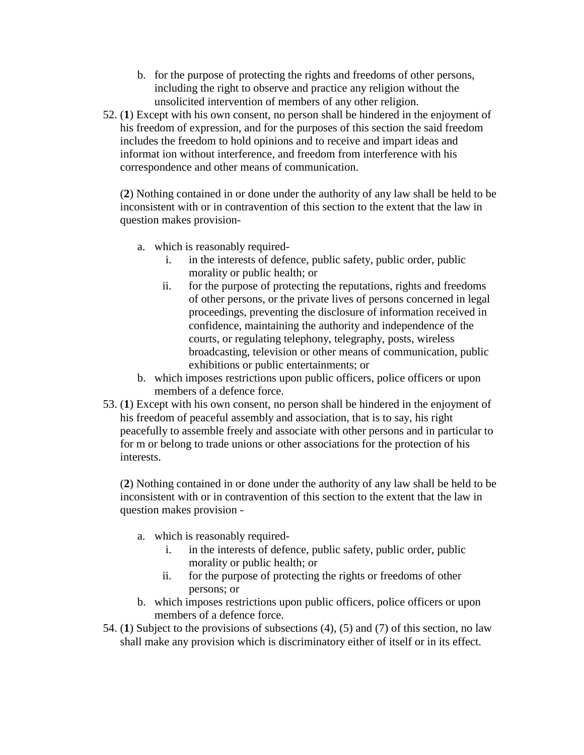b. for the purpose of protecting the rights and freedoms of other persons, including the right to observe and practice any religion without the unsolicited intervention of members of any other religion.

52. (**1**) Except with his own consent, no person shall be hindered in the enjoyment of his freedom of expression, and for the purposes of this section the said freedom includes the freedom to hold opinions and to receive and impart ideas and informat ion without interference, and freedom from interference with his correspondence and other means of communication.

    (**2**) Nothing contained in or done under the authority of any law shall be held to be inconsistent with or in contravention of this section to the extent that the law in question makes provision-

    a. which is reasonably required-
        i. in the interests of defence, public safety, public order, public morality or public health; or
        ii. for the purpose of protecting the reputations, rights and freedoms of other persons, or the private lives of persons concerned in legal proceedings, preventing the disclosure of information received in confidence, maintaining the authority and independence of the courts, or regulating telephony, telegraphy, posts, wireless broadcasting, television or other means of communication, public exhibitions or public entertainments; or
    b. which imposes restrictions upon public officers, police officers or upon members of a defence force.

53. (**1**) Except with his own consent, no person shall be hindered in the enjoyment of his freedom of peaceful assembly and association, that is to say, his right peacefully to assemble freely and associate with other persons and in particular to for m or belong to trade unions or other associations for the protection of his interests.

    (**2**) Nothing contained in or done under the authority of any law shall be held to be inconsistent with or in contravention of this section to the extent that the law in question makes provision -

    a. which is reasonably required-
        i. in the interests of defence, public safety, public order, public morality or public health; or
        ii. for the purpose of protecting the rights or freedoms of other persons; or
    b. which imposes restrictions upon public officers, police officers or upon members of a defence force.

54. (**1**) Subject to the provisions of subsections (4), (5) and (7) of this section, no law shall make any provision which is discriminatory either of itself or in its effect.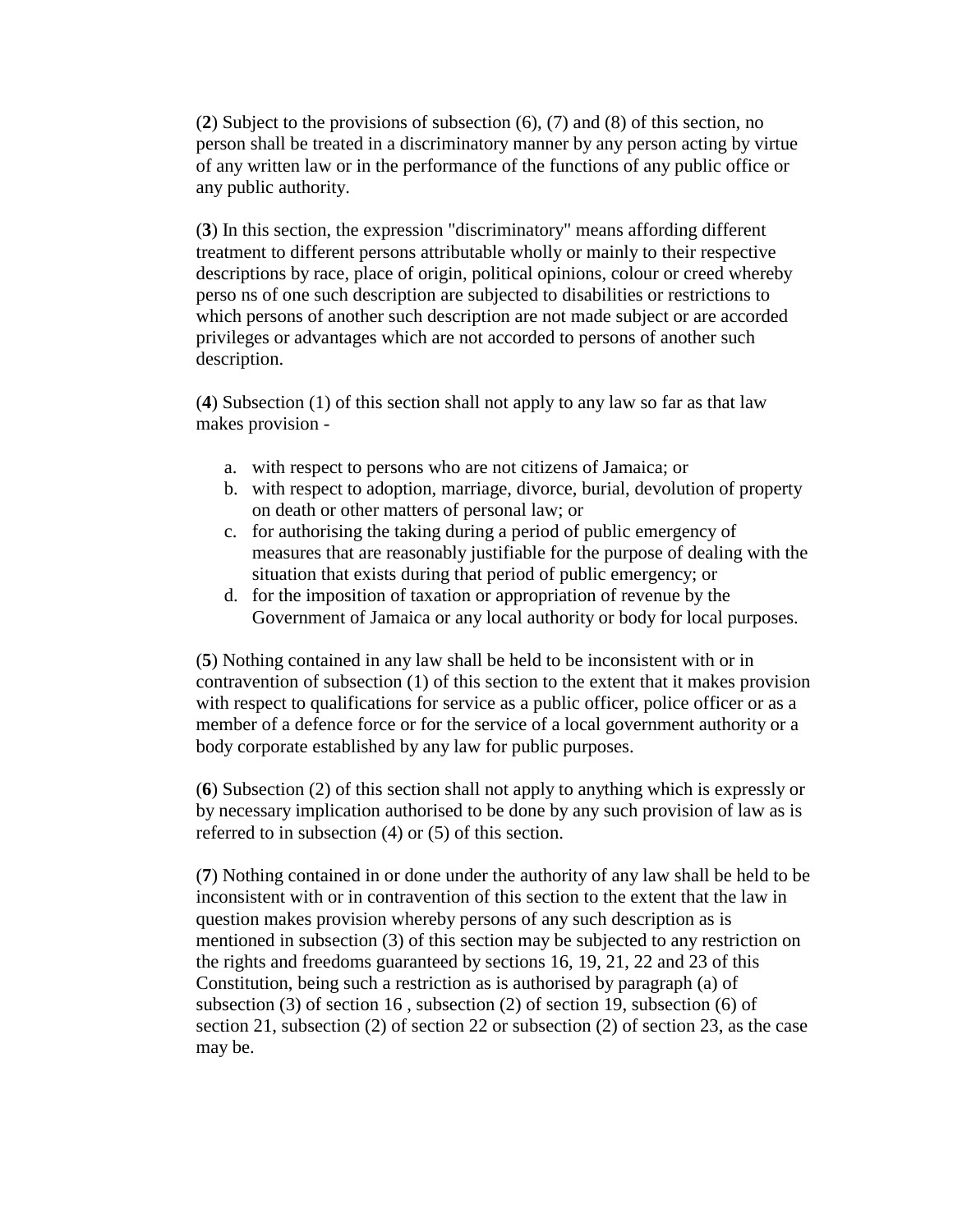(**2**) Subject to the provisions of subsection (6), (7) and (8) of this section, no person shall be treated in a discriminatory manner by any person acting by virtue of any written law or in the performance of the functions of any public office or any public authority.

(**3**) In this section, the expression "discriminatory" means affording different treatment to different persons attributable wholly or mainly to their respective descriptions by race, place of origin, political opinions, colour or creed whereby perso ns of one such description are subjected to disabilities or restrictions to which persons of another such description are not made subject or are accorded privileges or advantages which are not accorded to persons of another such description.

(**4**) Subsection (1) of this section shall not apply to any law so far as that law makes provision -

a. with respect to persons who are not citizens of Jamaica; or
b. with respect to adoption, marriage, divorce, burial, devolution of property on death or other matters of personal law; or
c. for authorising the taking during a period of public emergency of measures that are reasonably justifiable for the purpose of dealing with the situation that exists during that period of public emergency; or
d. for the imposition of taxation or appropriation of revenue by the Government of Jamaica or any local authority or body for local purposes.

(**5**) Nothing contained in any law shall be held to be inconsistent with or in contravention of subsection (1) of this section to the extent that it makes provision with respect to qualifications for service as a public officer, police officer or as a member of a defence force or for the service of a local government authority or a body corporate established by any law for public purposes.

(**6**) Subsection (2) of this section shall not apply to anything which is expressly or by necessary implication authorised to be done by any such provision of law as is referred to in subsection (4) or (5) of this section.

(**7**) Nothing contained in or done under the authority of any law shall be held to be inconsistent with or in contravention of this section to the extent that the law in question makes provision whereby persons of any such description as is mentioned in subsection (3) of this section may be subjected to any restriction on the rights and freedoms guaranteed by sections 16, 19, 21, 22 and 23 of this Constitution, being such a restriction as is authorised by paragraph (a) of subsection (3) of section 16 , subsection (2) of section 19, subsection (6) of section 21, subsection (2) of section 22 or subsection (2) of section 23, as the case may be.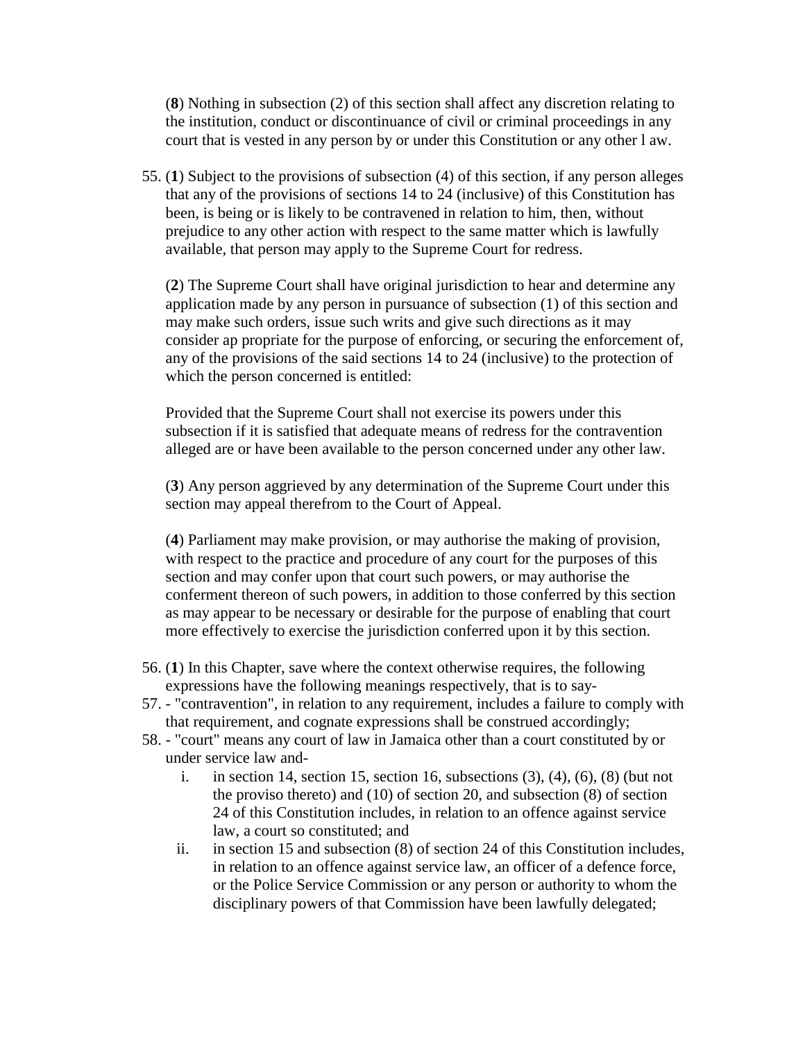(**8**) Nothing in subsection (2) of this section shall affect any discretion relating to the institution, conduct or discontinuance of civil or criminal proceedings in any court that is vested in any person by or under this Constitution or any other l aw.

55. (**1**) Subject to the provisions of subsection (4) of this section, if any person alleges that any of the provisions of sections 14 to 24 (inclusive) of this Constitution has been, is being or is likely to be contravened in relation to him, then, without prejudice to any other action with respect to the same matter which is lawfully available, that person may apply to the Supreme Court for redress.

    (**2**) The Supreme Court shall have original jurisdiction to hear and determine any application made by any person in pursuance of subsection (1) of this section and may make such orders, issue such writs and give such directions as it may consider ap propriate for the purpose of enforcing, or securing the enforcement of, any of the provisions of the said sections 14 to 24 (inclusive) to the protection of which the person concerned is entitled:

    Provided that the Supreme Court shall not exercise its powers under this subsection if it is satisfied that adequate means of redress for the contravention alleged are or have been available to the person concerned under any other law.

    (**3**) Any person aggrieved by any determination of the Supreme Court under this section may appeal therefrom to the Court of Appeal.

    (**4**) Parliament may make provision, or may authorise the making of provision, with respect to the practice and procedure of any court for the purposes of this section and may confer upon that court such powers, or may authorise the conferment thereon of such powers, in addition to those conferred by this section as may appear to be necessary or desirable for the purpose of enabling that court more effectively to exercise the jurisdiction conferred upon it by this section.

56. (**1**) In this Chapter, save where the context otherwise requires, the following expressions have the following meanings respectively, that is to say-
57. - "contravention", in relation to any requirement, includes a failure to comply with that requirement, and cognate expressions shall be construed accordingly;
58. - "court" means any court of law in Jamaica other than a court constituted by or under service law and-
    i. in section 14, section 15, section 16, subsections (3), (4), (6), (8) (but not the proviso thereto) and (10) of section 20, and subsection (8) of section 24 of this Constitution includes, in relation to an offence against service law, a court so constituted; and
    ii. in section 15 and subsection (8) of section 24 of this Constitution includes, in relation to an offence against service law, an officer of a defence force, or the Police Service Commission or any person or authority to whom the disciplinary powers of that Commission have been lawfully delegated;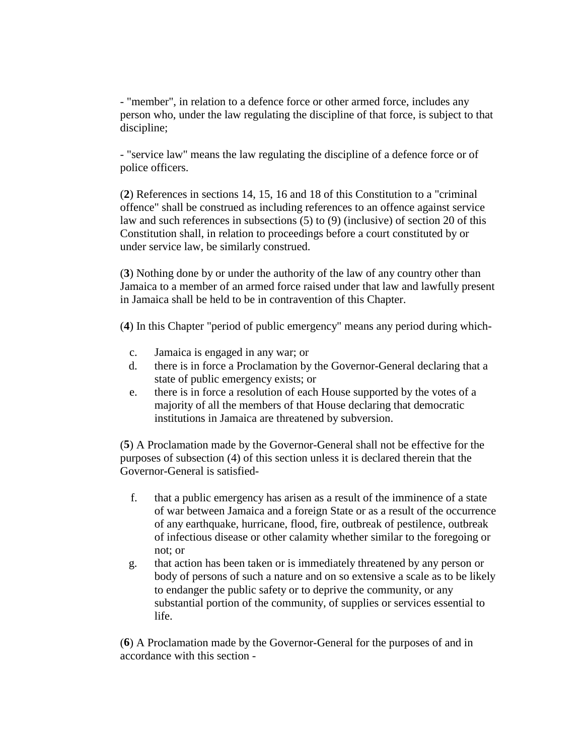- "member", in relation to a defence force or other armed force, includes any person who, under the law regulating the discipline of that force, is subject to that discipline;

- "service law" means the law regulating the discipline of a defence force or of police officers.

(**2**) References in sections 14, 15, 16 and 18 of this Constitution to a "criminal offence" shall be construed as including references to an offence against service law and such references in subsections (5) to (9) (inclusive) of section 20 of this Constitution shall, in relation to proceedings before a court constituted by or under service law, be similarly construed.

(**3**) Nothing done by or under the authority of the law of any country other than Jamaica to a member of an armed force raised under that law and lawfully present in Jamaica shall be held to be in contravention of this Chapter.

(**4**) In this Chapter "period of public emergency" means any period during which-

c. Jamaica is engaged in any war; or
d. there is in force a Proclamation by the Governor-General declaring that a state of public emergency exists; or
e. there is in force a resolution of each House supported by the votes of a majority of all the members of that House declaring that democratic institutions in Jamaica are threatened by subversion.

(**5**) A Proclamation made by the Governor-General shall not be effective for the purposes of subsection (4) of this section unless it is declared therein that the Governor-General is satisfied-

f. that a public emergency has arisen as a result of the imminence of a state of war between Jamaica and a foreign State or as a result of the occurrence of any earthquake, hurricane, flood, fire, outbreak of pestilence, outbreak of infectious disease or other calamity whether similar to the foregoing or not; or
g. that action has been taken or is immediately threatened by any person or body of persons of such a nature and on so extensive a scale as to be likely to endanger the public safety or to deprive the community, or any substantial portion of the community, of supplies or services essential to life.

(**6**) A Proclamation made by the Governor-General for the purposes of and in accordance with this section -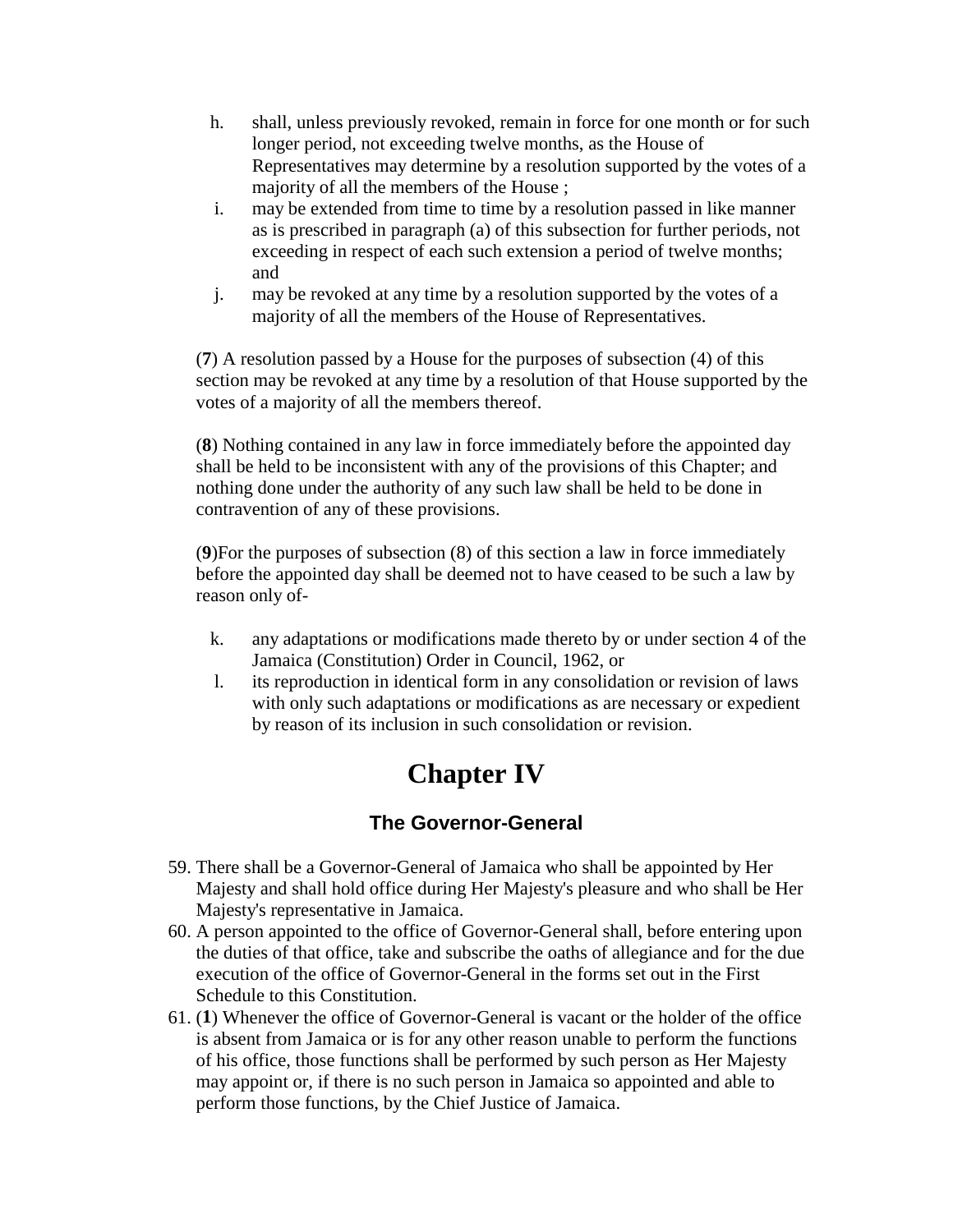h. shall, unless previously revoked, remain in force for one month or for such longer period, not exceeding twelve months, as the House of Representatives may determine by a resolution supported by the votes of a majority of all the members of the House ;
i. may be extended from time to time by a resolution passed in like manner as is prescribed in paragraph (a) of this subsection for further periods, not exceeding in respect of each such extension a period of twelve months; and
j. may be revoked at any time by a resolution supported by the votes of a majority of all the members of the House of Representatives.

(**7**) A resolution passed by a House for the purposes of subsection (4) of this section may be revoked at any time by a resolution of that House supported by the votes of a majority of all the members thereof.

(**8**) Nothing contained in any law in force immediately before the appointed day shall be held to be inconsistent with any of the provisions of this Chapter; and nothing done under the authority of any such law shall be held to be done in contravention of any of these provisions.

(**9**)For the purposes of subsection (8) of this section a law in force immediately before the appointed day shall be deemed not to have ceased to be such a law by reason only of-

k. any adaptations or modifications made thereto by or under section 4 of the Jamaica (Constitution) Order in Council, 1962, or
l. its reproduction in identical form in any consolidation or revision of laws with only such adaptations or modifications as are necessary or expedient by reason of its inclusion in such consolidation or revision.

# Chapter IV

## The Governor-General

59. There shall be a Governor-General of Jamaica who shall be appointed by Her Majesty and shall hold office during Her Majesty's pleasure and who shall be Her Majesty's representative in Jamaica.
60. A person appointed to the office of Governor-General shall, before entering upon the duties of that office, take and subscribe the oaths of allegiance and for the due execution of the office of Governor-General in the forms set out in the First Schedule to this Constitution.
61. (**1**) Whenever the office of Governor-General is vacant or the holder of the office is absent from Jamaica or is for any other reason unable to perform the functions of his office, those functions shall be performed by such person as Her Majesty may appoint or, if there is no such person in Jamaica so appointed and able to perform those functions, by the Chief Justice of Jamaica.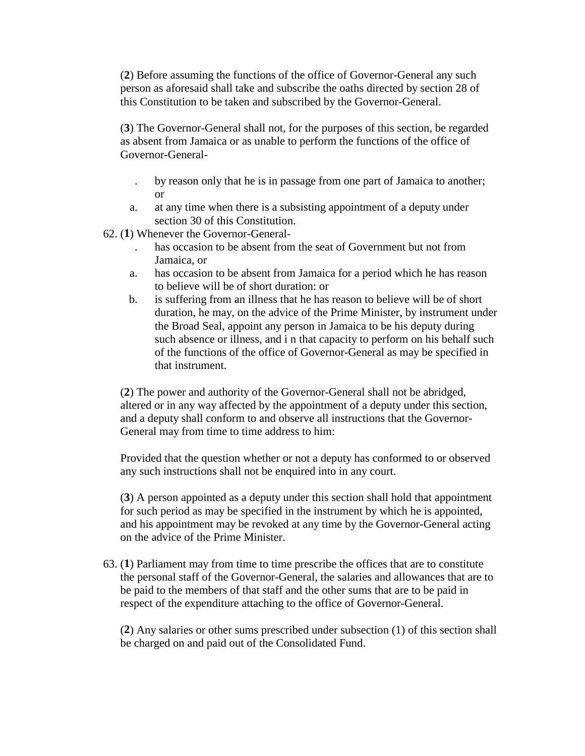(**2**) Before assuming the functions of the office of Governor-General any such person as aforesaid shall take and subscribe the oaths directed by section 28 of this Constitution to be taken and subscribed by the Governor-General.

(**3**) The Governor-General shall not, for the purposes of this section, be regarded as absent from Jamaica or as unable to perform the functions of the office of Governor-General-

. by reason only that he is in passage from one part of Jamaica to another; or

a. at any time when there is a subsisting appointment of a deputy under section 30 of this Constitution.

62. (**1**) Whenever the Governor-General-

. has occasion to be absent from the seat of Government but not from Jamaica, or

a. has occasion to be absent from Jamaica for a period which he has reason to believe will be of short duration: or

b. is suffering from an illness that he has reason to believe will be of short duration, he may, on the advice of the Prime Minister, by instrument under the Broad Seal, appoint any person in Jamaica to be his deputy during such absence or illness, and i n that capacity to perform on his behalf such of the functions of the office of Governor-General as may be specified in that instrument.

(**2**) The power and authority of the Governor-General shall not be abridged, altered or in any way affected by the appointment of a deputy under this section, and a deputy shall conform to and observe all instructions that the Governor-General may from time to time address to him:

Provided that the question whether or not a deputy has conformed to or observed any such instructions shall not be enquired into in any court.

(**3**) A person appointed as a deputy under this section shall hold that appointment for such period as may be specified in the instrument by which he is appointed, and his appointment may be revoked at any time by the Governor-General acting on the advice of the Prime Minister.

63. (**1**) Parliament may from time to time prescribe the offices that are to constitute the personal staff of the Governor-General, the salaries and allowances that are to be paid to the members of that staff and the other sums that are to be paid in respect of the expenditure attaching to the office of Governor-General.

(**2**) Any salaries or other sums prescribed under subsection (1) of this section shall be charged on and paid out of the Consolidated Fund.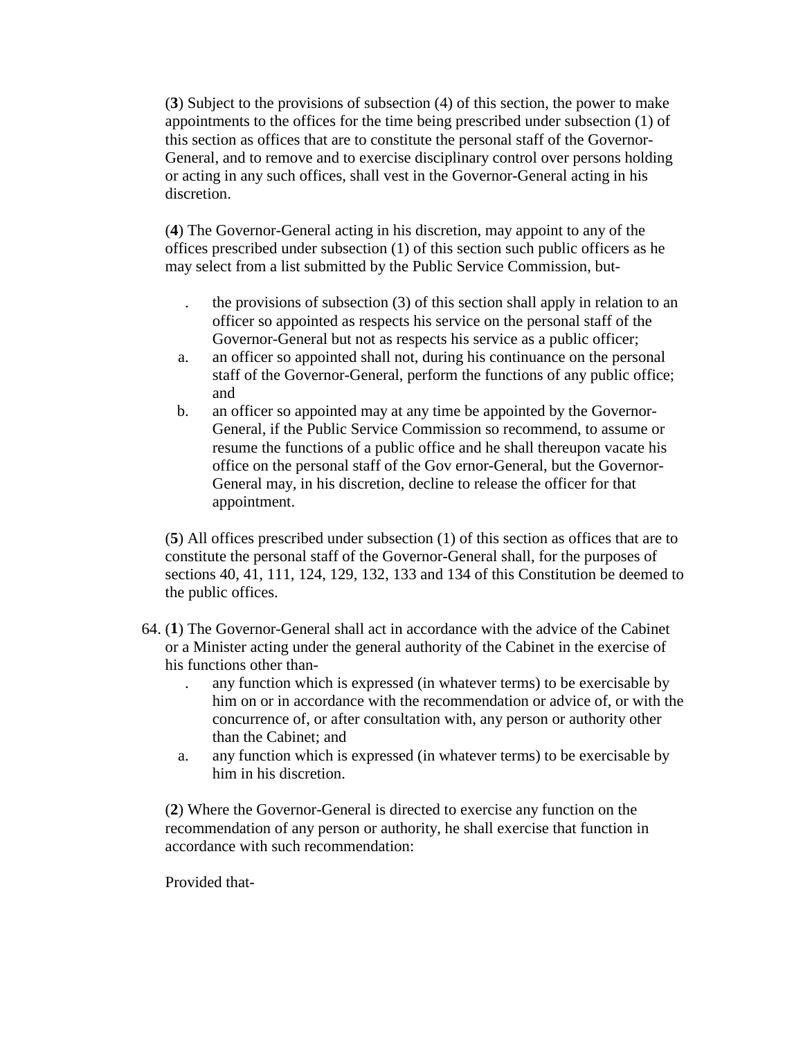(**3**) Subject to the provisions of subsection (4) of this section, the power to make appointments to the offices for the time being prescribed under subsection (1) of this section as offices that are to constitute the personal staff of the Governor-General, and to remove and to exercise disciplinary control over persons holding or acting in any such offices, shall vest in the Governor-General acting in his discretion.

(**4**) The Governor-General acting in his discretion, may appoint to any of the offices prescribed under subsection (1) of this section such public officers as he may select from a list submitted by the Public Service Commission, but-

. the provisions of subsection (3) of this section shall apply in relation to an officer so appointed as respects his service on the personal staff of the Governor-General but not as respects his service as a public officer;

a. an officer so appointed shall not, during his continuance on the personal staff of the Governor-General, perform the functions of any public office; and

b. an officer so appointed may at any time be appointed by the Governor-General, if the Public Service Commission so recommend, to assume or resume the functions of a public office and he shall thereupon vacate his office on the personal staff of the Gov ernor-General, but the Governor-General may, in his discretion, decline to release the officer for that appointment.

(**5**) All offices prescribed under subsection (1) of this section as offices that are to constitute the personal staff of the Governor-General shall, for the purposes of sections 40, 41, 111, 124, 129, 132, 133 and 134 of this Constitution be deemed to the public offices.

64. (**1**) The Governor-General shall act in accordance with the advice of the Cabinet or a Minister acting under the general authority of the Cabinet in the exercise of his functions other than-

. any function which is expressed (in whatever terms) to be exercisable by him on or in accordance with the recommendation or advice of, or with the concurrence of, or after consultation with, any person or authority other than the Cabinet; and

a. any function which is expressed (in whatever terms) to be exercisable by him in his discretion.

(**2**) Where the Governor-General is directed to exercise any function on the recommendation of any person or authority, he shall exercise that function in accordance with such recommendation:

Provided that-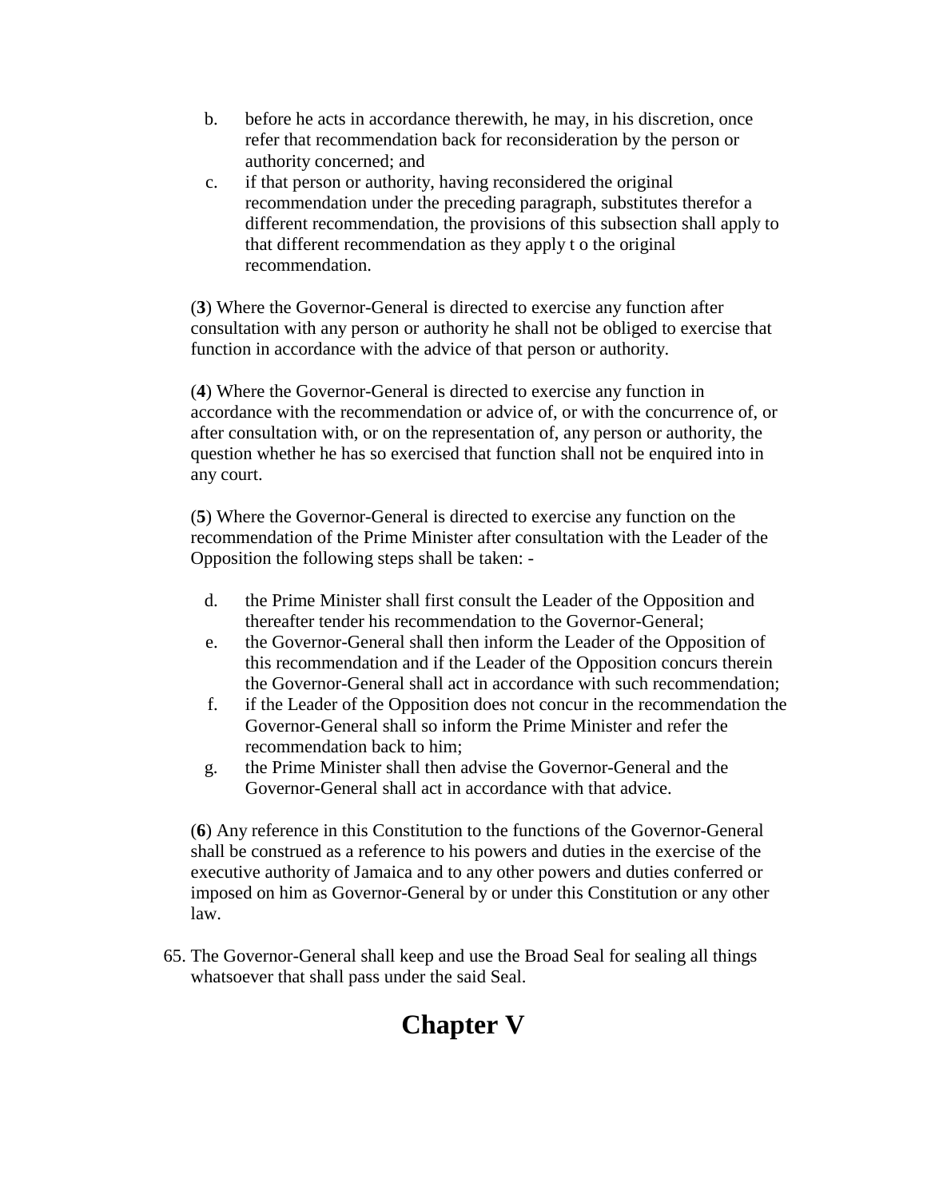b. before he acts in accordance therewith, he may, in his discretion, once refer that recommendation back for reconsideration by the person or authority concerned; and
c. if that person or authority, having reconsidered the original recommendation under the preceding paragraph, substitutes therefor a different recommendation, the provisions of this subsection shall apply to that different recommendation as they apply t o the original recommendation.

(**3**) Where the Governor-General is directed to exercise any function after consultation with any person or authority he shall not be obliged to exercise that function in accordance with the advice of that person or authority.

(**4**) Where the Governor-General is directed to exercise any function in accordance with the recommendation or advice of, or with the concurrence of, or after consultation with, or on the representation of, any person or authority, the question whether he has so exercised that function shall not be enquired into in any court.

(**5**) Where the Governor-General is directed to exercise any function on the recommendation of the Prime Minister after consultation with the Leader of the Opposition the following steps shall be taken: -

d. the Prime Minister shall first consult the Leader of the Opposition and thereafter tender his recommendation to the Governor-General;
e. the Governor-General shall then inform the Leader of the Opposition of this recommendation and if the Leader of the Opposition concurs therein the Governor-General shall act in accordance with such recommendation;
f. if the Leader of the Opposition does not concur in the recommendation the Governor-General shall so inform the Prime Minister and refer the recommendation back to him;
g. the Prime Minister shall then advise the Governor-General and the Governor-General shall act in accordance with that advice.

(**6**) Any reference in this Constitution to the functions of the Governor-General shall be construed as a reference to his powers and duties in the exercise of the executive authority of Jamaica and to any other powers and duties conferred or imposed on him as Governor-General by or under this Constitution or any other law.

65. The Governor-General shall keep and use the Broad Seal for sealing all things whatsoever that shall pass under the said Seal.

# Chapter V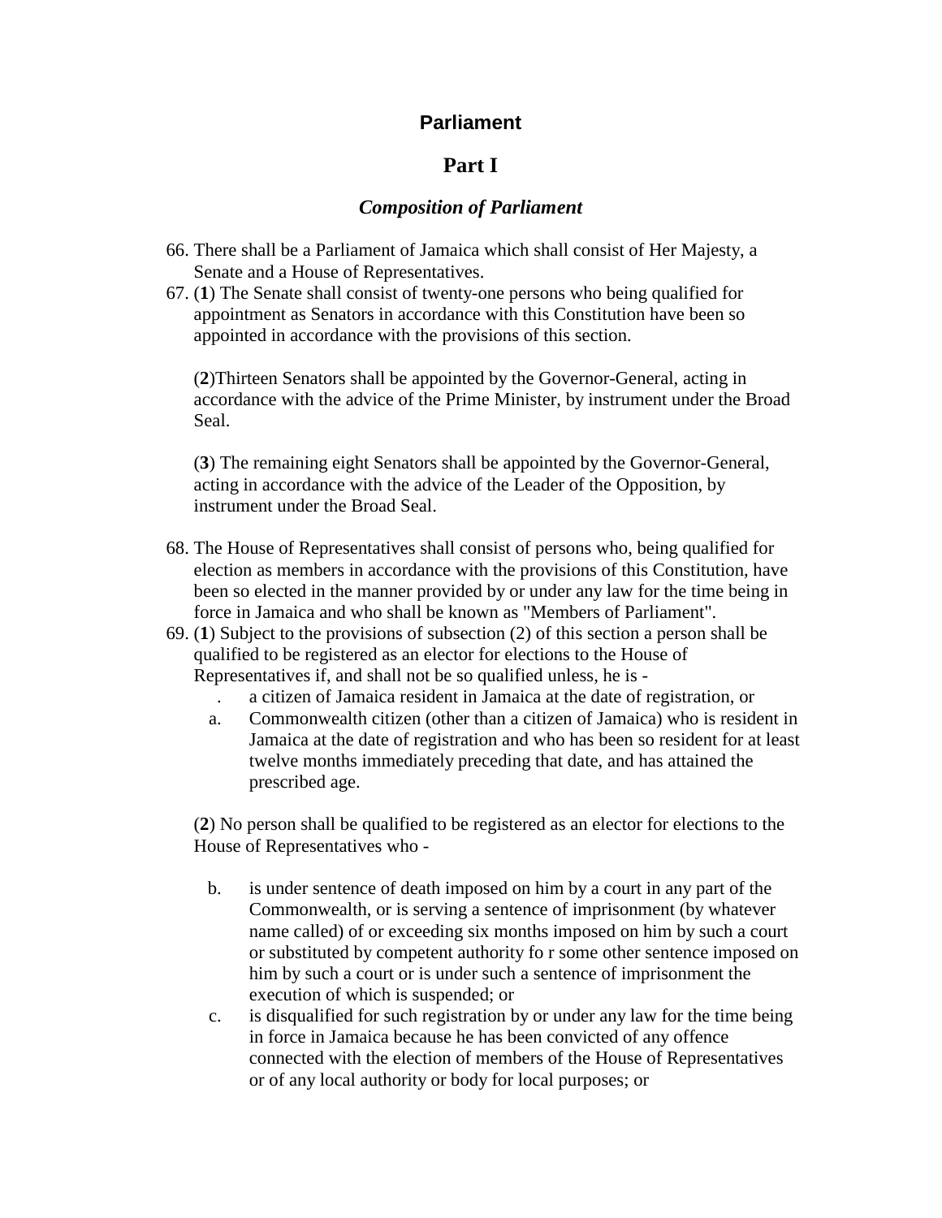## Parliament

# Part I

### *Composition of Parliament*

66. There shall be a Parliament of Jamaica which shall consist of Her Majesty, a Senate and a House of Representatives.
67. (**1**) The Senate shall consist of twenty-one persons who being qualified for appointment as Senators in accordance with this Constitution have been so appointed in accordance with the provisions of this section.

    (**2**)Thirteen Senators shall be appointed by the Governor-General, acting in accordance with the advice of the Prime Minister, by instrument under the Broad Seal.

    (**3**) The remaining eight Senators shall be appointed by the Governor-General, acting in accordance with the advice of the Leader of the Opposition, by instrument under the Broad Seal.

68. The House of Representatives shall consist of persons who, being qualified for election as members in accordance with the provisions of this Constitution, have been so elected in the manner provided by or under any law for the time being in force in Jamaica and who shall be known as "Members of Parliament".
69. (**1**) Subject to the provisions of subsection (2) of this section a person shall be qualified to be registered as an elector for elections to the House of Representatives if, and shall not be so qualified unless, he is -

    . a citizen of Jamaica resident in Jamaica at the date of registration, or

    a. Commonwealth citizen (other than a citizen of Jamaica) who is resident in Jamaica at the date of registration and who has been so resident for at least twelve months immediately preceding that date, and has attained the prescribed age.

    (**2**) No person shall be qualified to be registered as an elector for elections to the House of Representatives who -

    b. is under sentence of death imposed on him by a court in any part of the Commonwealth, or is serving a sentence of imprisonment (by whatever name called) of or exceeding six months imposed on him by such a court or substituted by competent authority fo r some other sentence imposed on him by such a court or is under such a sentence of imprisonment the execution of which is suspended; or

    c. is disqualified for such registration by or under any law for the time being in force in Jamaica because he has been convicted of any offence connected with the election of members of the House of Representatives or of any local authority or body for local purposes; or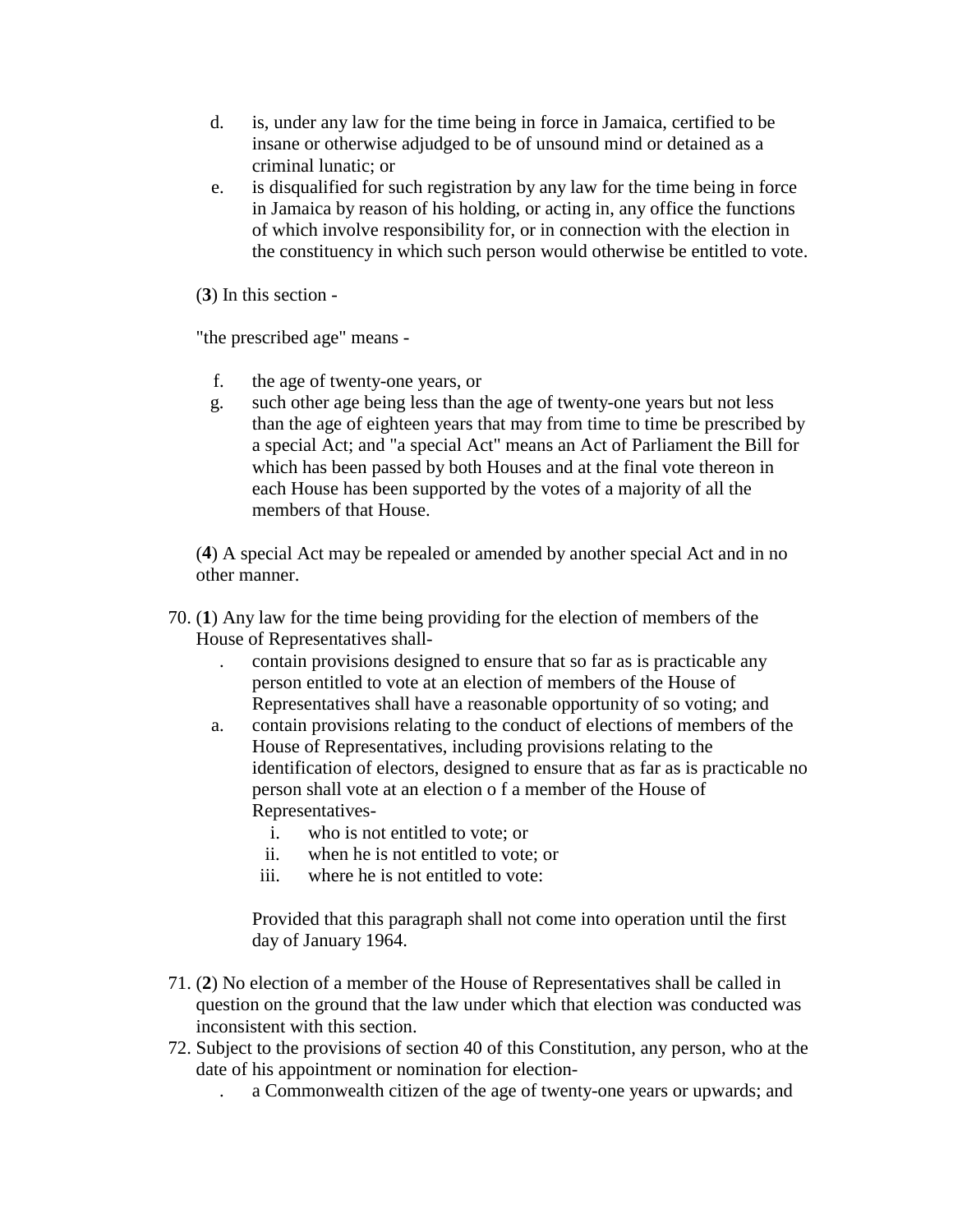d. is, under any law for the time being in force in Jamaica, certified to be insane or otherwise adjudged to be of unsound mind or detained as a criminal lunatic; or
e. is disqualified for such registration by any law for the time being in force in Jamaica by reason of his holding, or acting in, any office the functions of which involve responsibility for, or in connection with the election in the constituency in which such person would otherwise be entitled to vote.

(**3**) In this section -

"the prescribed age" means -

f. the age of twenty-one years, or
g. such other age being less than the age of twenty-one years but not less than the age of eighteen years that may from time to time be prescribed by a special Act; and "a special Act" means an Act of Parliament the Bill for which has been passed by both Houses and at the final vote thereon in each House has been supported by the votes of a majority of all the members of that House.

(**4**) A special Act may be repealed or amended by another special Act and in no other manner.

70. (**1**) Any law for the time being providing for the election of members of the House of Representatives shall-
   . contain provisions designed to ensure that so far as is practicable any person entitled to vote at an election of members of the House of Representatives shall have a reasonable opportunity of so voting; and
   a. contain provisions relating to the conduct of elections of members of the House of Representatives, including provisions relating to the identification of electors, designed to ensure that as far as is practicable no person shall vote at an election o f a member of the House of Representatives-
      i. who is not entitled to vote; or
      ii. when he is not entitled to vote; or
      iii. where he is not entitled to vote:

      Provided that this paragraph shall not come into operation until the first day of January 1964.

71. (**2**) No election of a member of the House of Representatives shall be called in question on the ground that the law under which that election was conducted was inconsistent with this section.
72. Subject to the provisions of section 40 of this Constitution, any person, who at the date of his appointment or nomination for election-
   . a Commonwealth citizen of the age of twenty-one years or upwards; and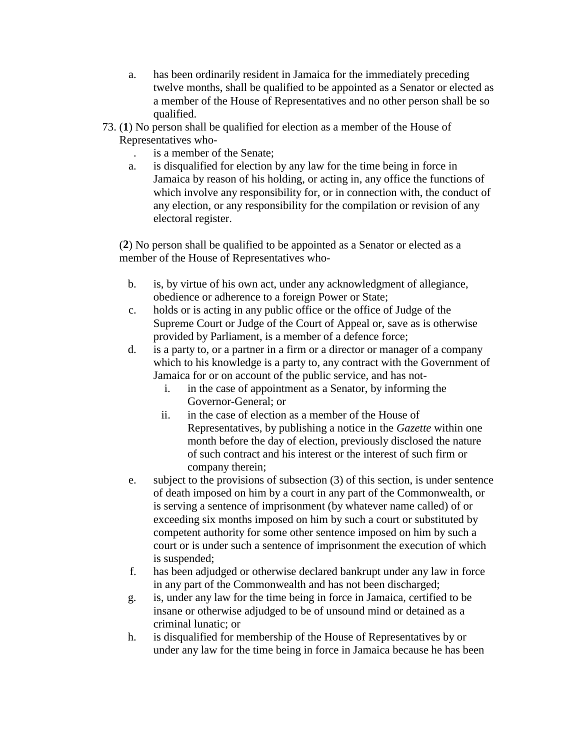a. has been ordinarily resident in Jamaica for the immediately preceding twelve months, shall be qualified to be appointed as a Senator or elected as a member of the House of Representatives and no other person shall be so qualified.

73. (**1**) No person shall be qualified for election as a member of the House of Representatives who-

   . is a member of the Senate;

   a. is disqualified for election by any law for the time being in force in Jamaica by reason of his holding, or acting in, any office the functions of which involve any responsibility for, or in connection with, the conduct of any election, or any responsibility for the compilation or revision of any electoral register.

   (**2**) No person shall be qualified to be appointed as a Senator or elected as a member of the House of Representatives who-

   b. is, by virtue of his own act, under any acknowledgment of allegiance, obedience or adherence to a foreign Power or State;
   c. holds or is acting in any public office or the office of Judge of the Supreme Court or Judge of the Court of Appeal or, save as is otherwise provided by Parliament, is a member of a defence force;
   d. is a party to, or a partner in a firm or a director or manager of a company which to his knowledge is a party to, any contract with the Government of Jamaica for or on account of the public service, and has not-
      i. in the case of appointment as a Senator, by informing the Governor-General; or
      ii. in the case of election as a member of the House of Representatives, by publishing a notice in the *Gazette* within one month before the day of election, previously disclosed the nature of such contract and his interest or the interest of such firm or company therein;
   e. subject to the provisions of subsection (3) of this section, is under sentence of death imposed on him by a court in any part of the Commonwealth, or is serving a sentence of imprisonment (by whatever name called) of or exceeding six months imposed on him by such a court or substituted by competent authority for some other sentence imposed on him by such a court or is under such a sentence of imprisonment the execution of which is suspended;
   f. has been adjudged or otherwise declared bankrupt under any law in force in any part of the Commonwealth and has not been discharged;
   g. is, under any law for the time being in force in Jamaica, certified to be insane or otherwise adjudged to be of unsound mind or detained as a criminal lunatic; or
   h. is disqualified for membership of the House of Representatives by or under any law for the time being in force in Jamaica because he has been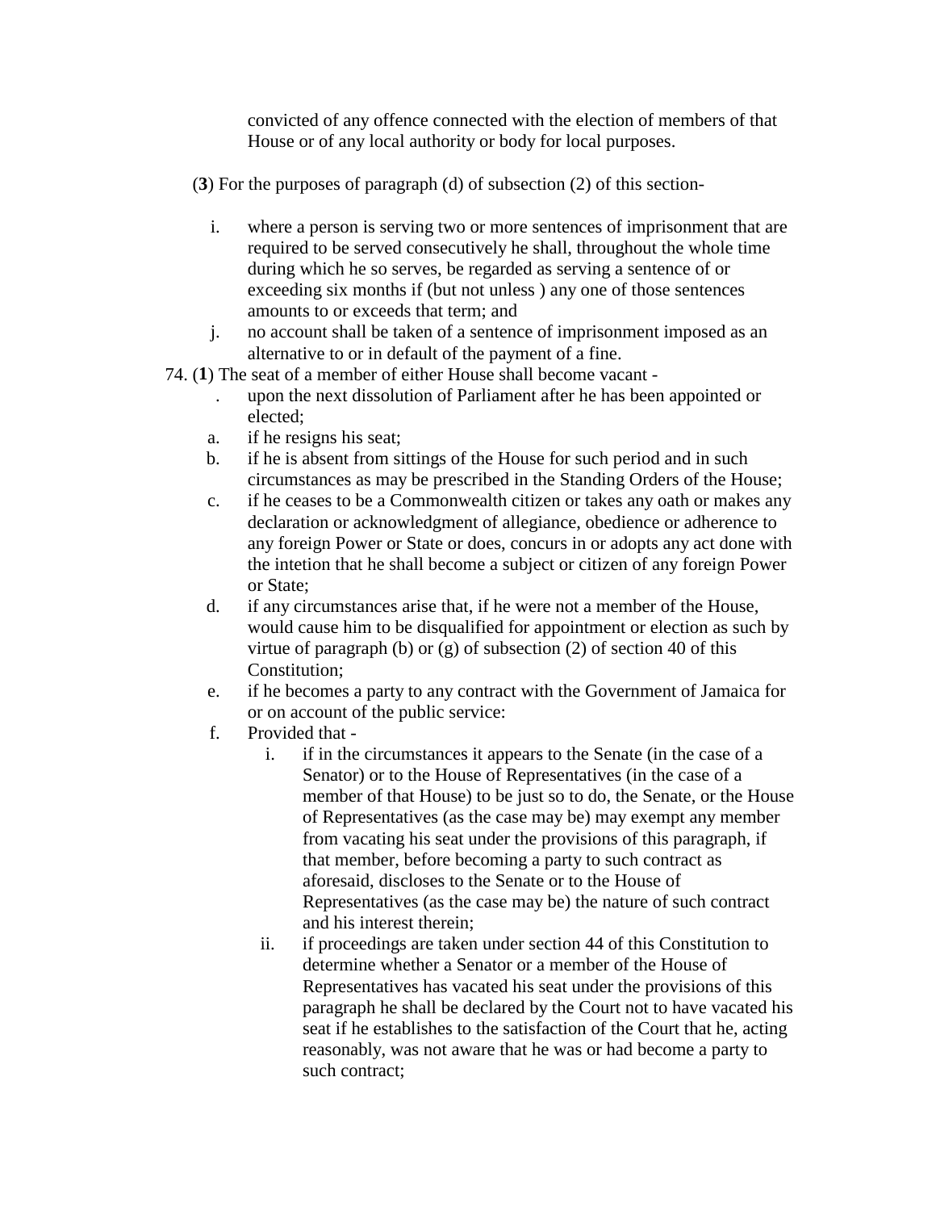convicted of any offence connected with the election of members of that House or of any local authority or body for local purposes.

(**3**) For the purposes of paragraph (d) of subsection (2) of this section-

i. where a person is serving two or more sentences of imprisonment that are required to be served consecutively he shall, throughout the whole time during which he so serves, be regarded as serving a sentence of or exceeding six months if (but not unless ) any one of those sentences amounts to or exceeds that term; and
j. no account shall be taken of a sentence of imprisonment imposed as an alternative to or in default of the payment of a fine.

74. (**1**) The seat of a member of either House shall become vacant -

. upon the next dissolution of Parliament after he has been appointed or elected;
a. if he resigns his seat;
b. if he is absent from sittings of the House for such period and in such circumstances as may be prescribed in the Standing Orders of the House;
c. if he ceases to be a Commonwealth citizen or takes any oath or makes any declaration or acknowledgment of allegiance, obedience or adherence to any foreign Power or State or does, concurs in or adopts any act done with the intetion that he shall become a subject or citizen of any foreign Power or State;
d. if any circumstances arise that, if he were not a member of the House, would cause him to be disqualified for appointment or election as such by virtue of paragraph (b) or (g) of subsection (2) of section 40 of this Constitution;
e. if he becomes a party to any contract with the Government of Jamaica for or on account of the public service:
f. Provided that -
    i. if in the circumstances it appears to the Senate (in the case of a Senator) or to the House of Representatives (in the case of a member of that House) to be just so to do, the Senate, or the House of Representatives (as the case may be) may exempt any member from vacating his seat under the provisions of this paragraph, if that member, before becoming a party to such contract as aforesaid, discloses to the Senate or to the House of Representatives (as the case may be) the nature of such contract and his interest therein;
    ii. if proceedings are taken under section 44 of this Constitution to determine whether a Senator or a member of the House of Representatives has vacated his seat under the provisions of this paragraph he shall be declared by the Court not to have vacated his seat if he establishes to the satisfaction of the Court that he, acting reasonably, was not aware that he was or had become a party to such contract;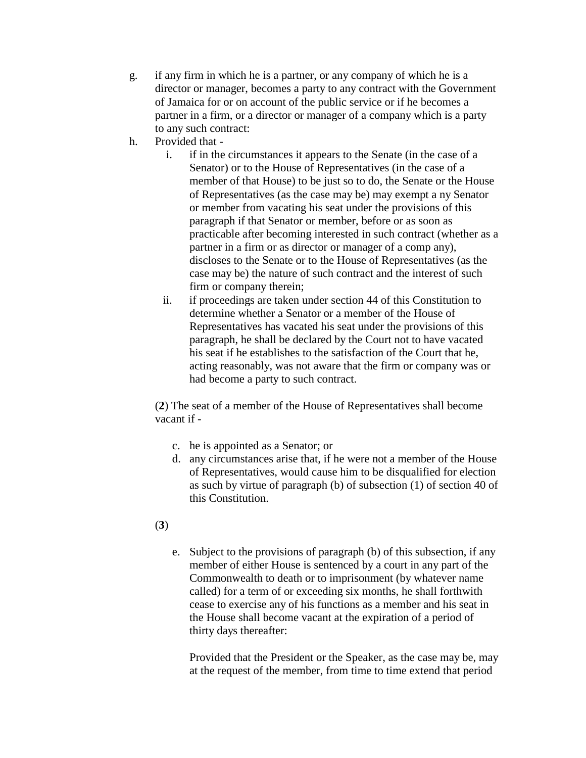g. if any firm in which he is a partner, or any company of which he is a director or manager, becomes a party to any contract with the Government of Jamaica for or on account of the public service or if he becomes a partner in a firm, or a director or manager of a company which is a party to any such contract:

h. Provided that -
   i. if in the circumstances it appears to the Senate (in the case of a Senator) or to the House of Representatives (in the case of a member of that House) to be just so to do, the Senate or the House of Representatives (as the case may be) may exempt a ny Senator or member from vacating his seat under the provisions of this paragraph if that Senator or member, before or as soon as practicable after becoming interested in such contract (whether as a partner in a firm or as director or manager of a comp any), discloses to the Senate or to the House of Representatives (as the case may be) the nature of such contract and the interest of such firm or company therein;
   ii. if proceedings are taken under section 44 of this Constitution to determine whether a Senator or a member of the House of Representatives has vacated his seat under the provisions of this paragraph, he shall be declared by the Court not to have vacated his seat if he establishes to the satisfaction of the Court that he, acting reasonably, was not aware that the firm or company was or had become a party to such contract.

(**2**) The seat of a member of the House of Representatives shall become vacant if -

c. he is appointed as a Senator; or
d. any circumstances arise that, if he were not a member of the House of Representatives, would cause him to be disqualified for election as such by virtue of paragraph (b) of subsection (1) of section 40 of this Constitution.

(**3**)

e. Subject to the provisions of paragraph (b) of this subsection, if any member of either House is sentenced by a court in any part of the Commonwealth to death or to imprisonment (by whatever name called) for a term of or exceeding six months, he shall forthwith cease to exercise any of his functions as a member and his seat in the House shall become vacant at the expiration of a period of thirty days thereafter:

   Provided that the President or the Speaker, as the case may be, may at the request of the member, from time to time extend that period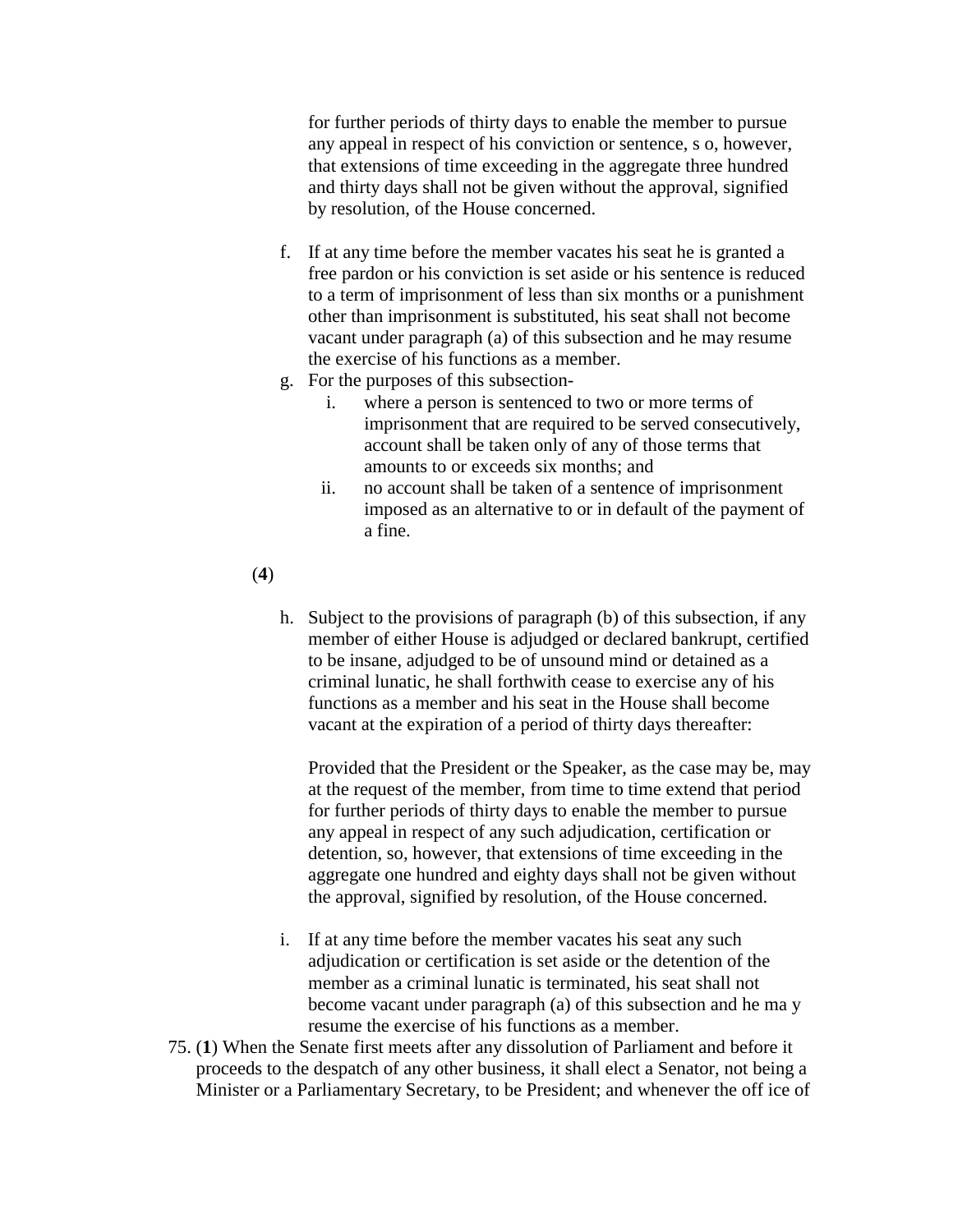for further periods of thirty days to enable the member to pursue any appeal in respect of his conviction or sentence, s o, however, that extensions of time exceeding in the aggregate three hundred and thirty days shall not be given without the approval, signified by resolution, of the House concerned.

f. If at any time before the member vacates his seat he is granted a free pardon or his conviction is set aside or his sentence is reduced to a term of imprisonment of less than six months or a punishment other than imprisonment is substituted, his seat shall not become vacant under paragraph (a) of this subsection and he may resume the exercise of his functions as a member.

g. For the purposes of this subsection-
   i. where a person is sentenced to two or more terms of imprisonment that are required to be served consecutively, account shall be taken only of any of those terms that amounts to or exceeds six months; and
   ii. no account shall be taken of a sentence of imprisonment imposed as an alternative to or in default of the payment of a fine.

(**4**)

h. Subject to the provisions of paragraph (b) of this subsection, if any member of either House is adjudged or declared bankrupt, certified to be insane, adjudged to be of unsound mind or detained as a criminal lunatic, he shall forthwith cease to exercise any of his functions as a member and his seat in the House shall become vacant at the expiration of a period of thirty days thereafter:

   Provided that the President or the Speaker, as the case may be, may at the request of the member, from time to time extend that period for further periods of thirty days to enable the member to pursue any appeal in respect of any such adjudication, certification or detention, so, however, that extensions of time exceeding in the aggregate one hundred and eighty days shall not be given without the approval, signified by resolution, of the House concerned.

i. If at any time before the member vacates his seat any such adjudication or certification is set aside or the detention of the member as a criminal lunatic is terminated, his seat shall not become vacant under paragraph (a) of this subsection and he ma y resume the exercise of his functions as a member.

75. (**1**) When the Senate first meets after any dissolution of Parliament and before it proceeds to the despatch of any other business, it shall elect a Senator, not being a Minister or a Parliamentary Secretary, to be President; and whenever the off ice of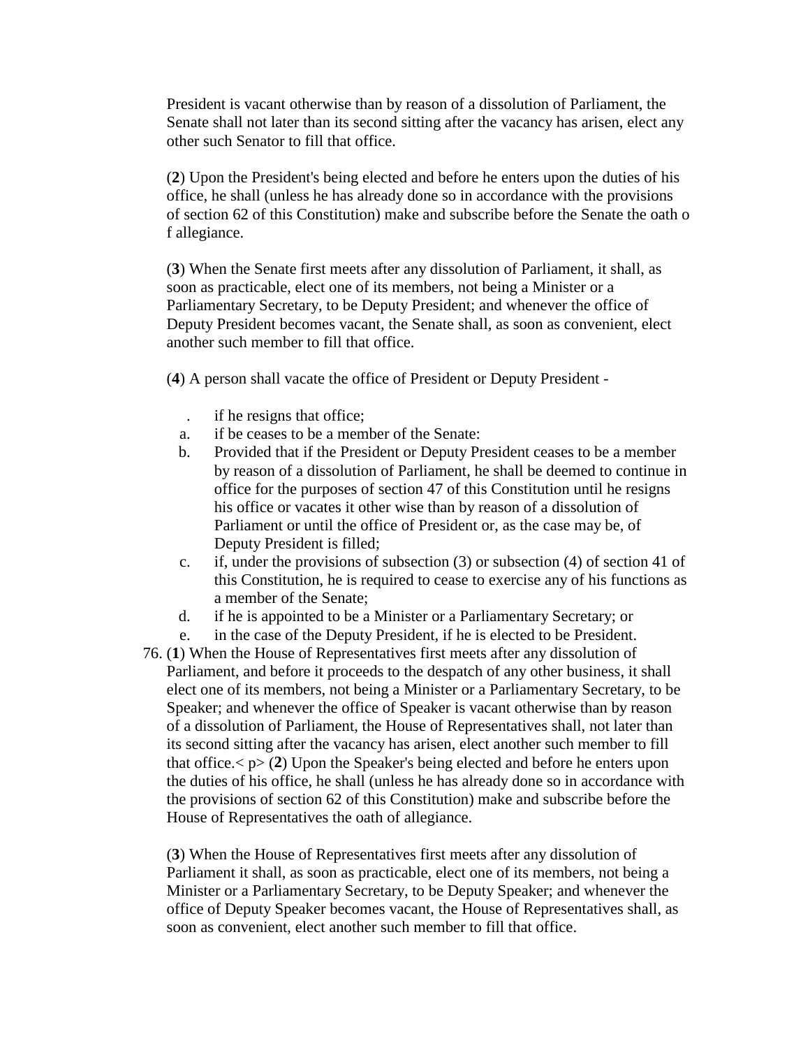President is vacant otherwise than by reason of a dissolution of Parliament, the Senate shall not later than its second sitting after the vacancy has arisen, elect any other such Senator to fill that office.

(**2**) Upon the President's being elected and before he enters upon the duties of his office, he shall (unless he has already done so in accordance with the provisions of section 62 of this Constitution) make and subscribe before the Senate the oath o f allegiance.

(**3**) When the Senate first meets after any dissolution of Parliament, it shall, as soon as practicable, elect one of its members, not being a Minister or a Parliamentary Secretary, to be Deputy President; and whenever the office of Deputy President becomes vacant, the Senate shall, as soon as convenient, elect another such member to fill that office.

(**4**) A person shall vacate the office of President or Deputy President -

. if he resigns that office;

a. if be ceases to be a member of the Senate:
b. Provided that if the President or Deputy President ceases to be a member by reason of a dissolution of Parliament, he shall be deemed to continue in office for the purposes of section 47 of this Constitution until he resigns his office or vacates it other wise than by reason of a dissolution of Parliament or until the office of President or, as the case may be, of Deputy President is filled;
c. if, under the provisions of subsection (3) or subsection (4) of section 41 of this Constitution, he is required to cease to exercise any of his functions as a member of the Senate;
d. if he is appointed to be a Minister or a Parliamentary Secretary; or
e. in the case of the Deputy President, if he is elected to be President.

76. (**1**) When the House of Representatives first meets after any dissolution of Parliament, and before it proceeds to the despatch of any other business, it shall elect one of its members, not being a Minister or a Parliamentary Secretary, to be Speaker; and whenever the office of Speaker is vacant otherwise than by reason of a dissolution of Parliament, the House of Representatives shall, not later than its second sitting after the vacancy has arisen, elect another such member to fill that office.< p> (**2**) Upon the Speaker's being elected and before he enters upon the duties of his office, he shall (unless he has already done so in accordance with the provisions of section 62 of this Constitution) make and subscribe before the House of Representatives the oath of allegiance.

(**3**) When the House of Representatives first meets after any dissolution of Parliament it shall, as soon as practicable, elect one of its members, not being a Minister or a Parliamentary Secretary, to be Deputy Speaker; and whenever the office of Deputy Speaker becomes vacant, the House of Representatives shall, as soon as convenient, elect another such member to fill that office.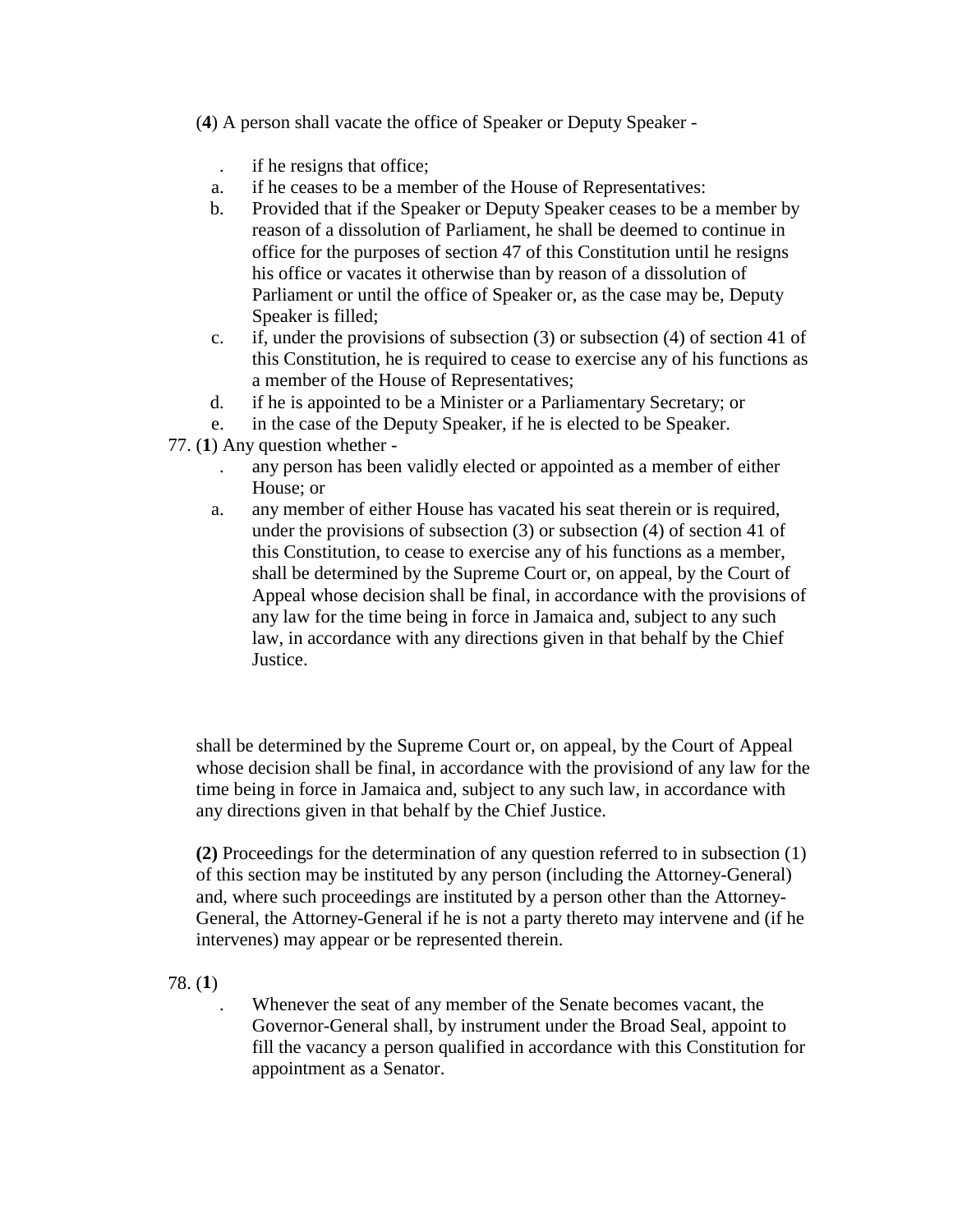(**4**) A person shall vacate the office of Speaker or Deputy Speaker -

. if he resigns that office;

a. if he ceases to be a member of the House of Representatives:

b. Provided that if the Speaker or Deputy Speaker ceases to be a member by reason of a dissolution of Parliament, he shall be deemed to continue in office for the purposes of section 47 of this Constitution until he resigns his office or vacates it otherwise than by reason of a dissolution of Parliament or until the office of Speaker or, as the case may be, Deputy Speaker is filled;

c. if, under the provisions of subsection (3) or subsection (4) of section 41 of this Constitution, he is required to cease to exercise any of his functions as a member of the House of Representatives;

d. if he is appointed to be a Minister or a Parliamentary Secretary; or

e. in the case of the Deputy Speaker, if he is elected to be Speaker.

77. (**1**) Any question whether -

. any person has been validly elected or appointed as a member of either House; or

a. any member of either House has vacated his seat therein or is required, under the provisions of subsection (3) or subsection (4) of section 41 of this Constitution, to cease to exercise any of his functions as a member, shall be determined by the Supreme Court or, on appeal, by the Court of Appeal whose decision shall be final, in accordance with the provisions of any law for the time being in force in Jamaica and, subject to any such law, in accordance with any directions given in that behalf by the Chief Justice.

shall be determined by the Supreme Court or, on appeal, by the Court of Appeal whose decision shall be final, in accordance with the provisiond of any law for the time being in force in Jamaica and, subject to any such law, in accordance with any directions given in that behalf by the Chief Justice.

**(2)** Proceedings for the determination of any question referred to in subsection (1) of this section may be instituted by any person (including the Attorney-General) and, where such proceedings are instituted by a person other than the Attorney-General, the Attorney-General if he is not a party thereto may intervene and (if he intervenes) may appear or be represented therein.

78. (**1**)

. Whenever the seat of any member of the Senate becomes vacant, the Governor-General shall, by instrument under the Broad Seal, appoint to fill the vacancy a person qualified in accordance with this Constitution for appointment as a Senator.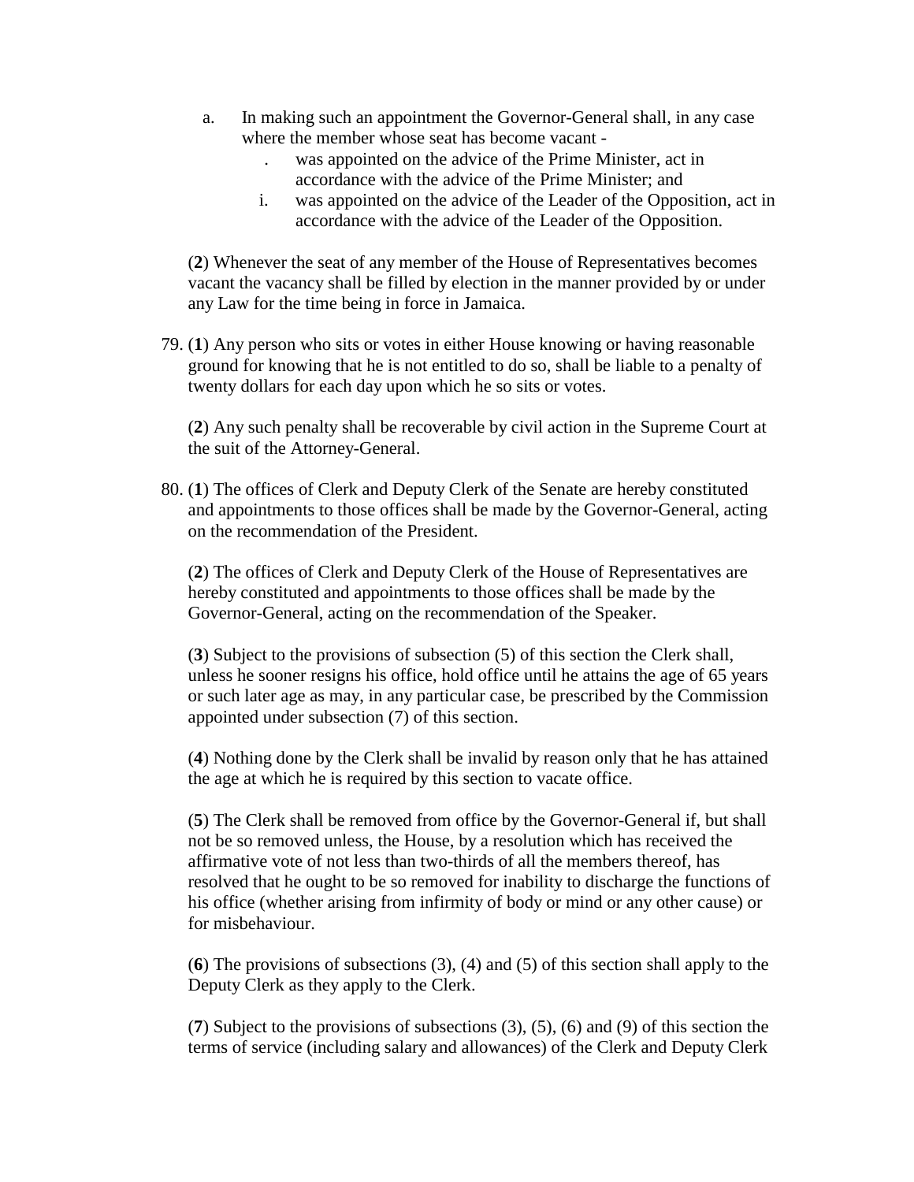a. In making such an appointment the Governor-General shall, in any case where the member whose seat has become vacant -
    . was appointed on the advice of the Prime Minister, act in accordance with the advice of the Prime Minister; and
    i. was appointed on the advice of the Leader of the Opposition, act in accordance with the advice of the Leader of the Opposition.

(**2**) Whenever the seat of any member of the House of Representatives becomes vacant the vacancy shall be filled by election in the manner provided by or under any Law for the time being in force in Jamaica.

79. (**1**) Any person who sits or votes in either House knowing or having reasonable ground for knowing that he is not entitled to do so, shall be liable to a penalty of twenty dollars for each day upon which he so sits or votes.

    (**2**) Any such penalty shall be recoverable by civil action in the Supreme Court at the suit of the Attorney-General.

80. (**1**) The offices of Clerk and Deputy Clerk of the Senate are hereby constituted and appointments to those offices shall be made by the Governor-General, acting on the recommendation of the President.

    (**2**) The offices of Clerk and Deputy Clerk of the House of Representatives are hereby constituted and appointments to those offices shall be made by the Governor-General, acting on the recommendation of the Speaker.

    (**3**) Subject to the provisions of subsection (5) of this section the Clerk shall, unless he sooner resigns his office, hold office until he attains the age of 65 years or such later age as may, in any particular case, be prescribed by the Commission appointed under subsection (7) of this section.

    (**4**) Nothing done by the Clerk shall be invalid by reason only that he has attained the age at which he is required by this section to vacate office.

    (**5**) The Clerk shall be removed from office by the Governor-General if, but shall not be so removed unless, the House, by a resolution which has received the affirmative vote of not less than two-thirds of all the members thereof, has resolved that he ought to be so removed for inability to discharge the functions of his office (whether arising from infirmity of body or mind or any other cause) or for misbehaviour.

    (**6**) The provisions of subsections (3), (4) and (5) of this section shall apply to the Deputy Clerk as they apply to the Clerk.

    (**7**) Subject to the provisions of subsections (3), (5), (6) and (9) of this section the terms of service (including salary and allowances) of the Clerk and Deputy Clerk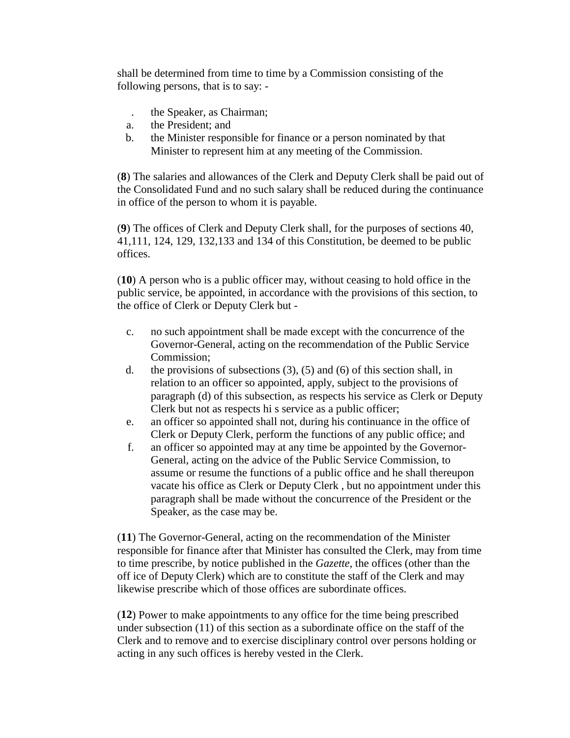shall be determined from time to time by a Commission consisting of the following persons, that is to say: -

. the Speaker, as Chairman;
a. the President; and
b. the Minister responsible for finance or a person nominated by that Minister to represent him at any meeting of the Commission.

(**8**) The salaries and allowances of the Clerk and Deputy Clerk shall be paid out of the Consolidated Fund and no such salary shall be reduced during the continuance in office of the person to whom it is payable.

(**9**) The offices of Clerk and Deputy Clerk shall, for the purposes of sections 40, 41,111, 124, 129, 132,133 and 134 of this Constitution, be deemed to be public offices.

(**10**) A person who is a public officer may, without ceasing to hold office in the public service, be appointed, in accordance with the provisions of this section, to the office of Clerk or Deputy Clerk but -

c. no such appointment shall be made except with the concurrence of the Governor-General, acting on the recommendation of the Public Service Commission;
d. the provisions of subsections (3), (5) and (6) of this section shall, in relation to an officer so appointed, apply, subject to the provisions of paragraph (d) of this subsection, as respects his service as Clerk or Deputy Clerk but not as respects hi s service as a public officer;
e. an officer so appointed shall not, during his continuance in the office of Clerk or Deputy Clerk, perform the functions of any public office; and
f. an officer so appointed may at any time be appointed by the Governor-General, acting on the advice of the Public Service Commission, to assume or resume the functions of a public office and he shall thereupon vacate his office as Clerk or Deputy Clerk , but no appointment under this paragraph shall be made without the concurrence of the President or the Speaker, as the case may be.

(**11**) The Governor-General, acting on the recommendation of the Minister responsible for finance after that Minister has consulted the Clerk, may from time to time prescribe, by notice published in the *Gazette*, the offices (other than the off ice of Deputy Clerk) which are to constitute the staff of the Clerk and may likewise prescribe which of those offices are subordinate offices.

(**12**) Power to make appointments to any office for the time being prescribed under subsection (11) of this section as a subordinate office on the staff of the Clerk and to remove and to exercise disciplinary control over persons holding or acting in any such offices is hereby vested in the Clerk.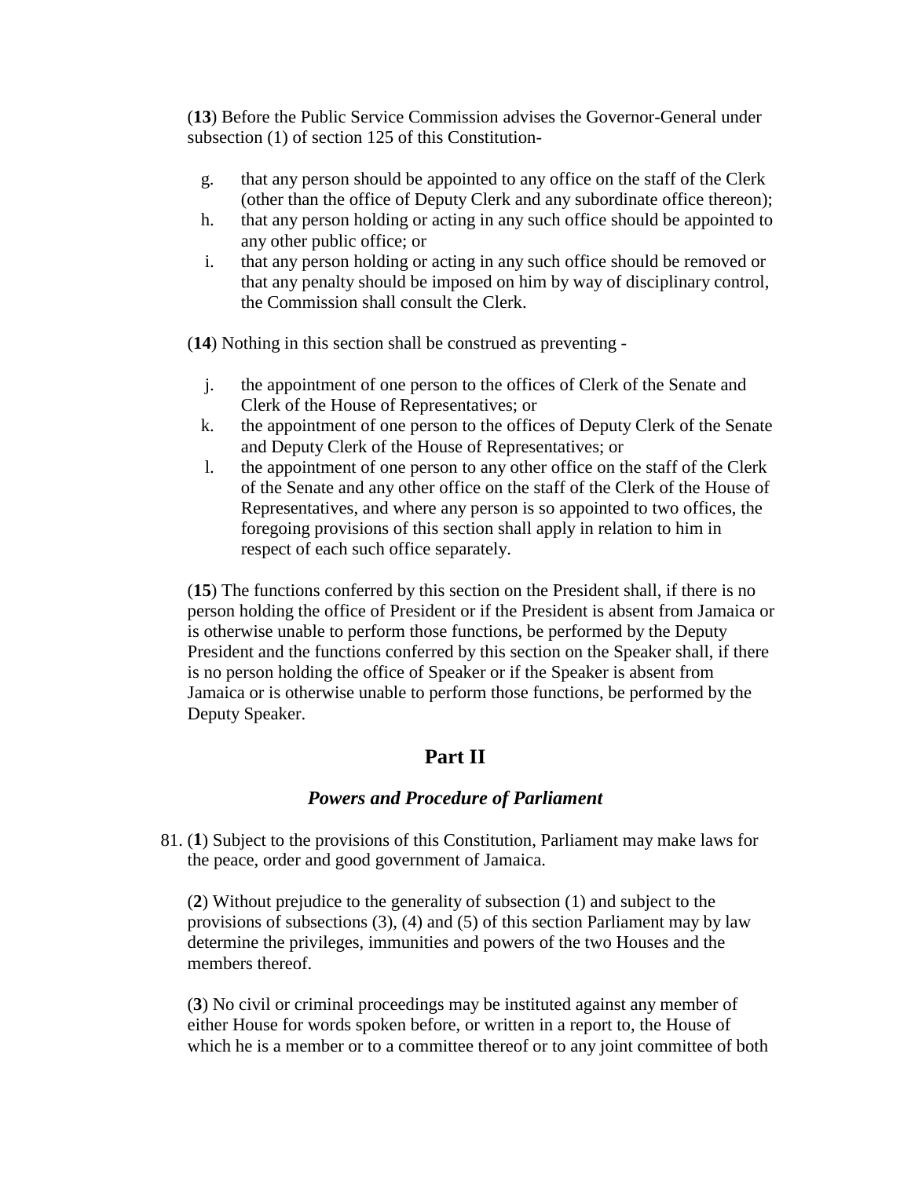(**13**) Before the Public Service Commission advises the Governor-General under subsection (1) of section 125 of this Constitution-

g. that any person should be appointed to any office on the staff of the Clerk (other than the office of Deputy Clerk and any subordinate office thereon);
h. that any person holding or acting in any such office should be appointed to any other public office; or
i. that any person holding or acting in any such office should be removed or that any penalty should be imposed on him by way of disciplinary control, the Commission shall consult the Clerk.

(**14**) Nothing in this section shall be construed as preventing -

j. the appointment of one person to the offices of Clerk of the Senate and Clerk of the House of Representatives; or
k. the appointment of one person to the offices of Deputy Clerk of the Senate and Deputy Clerk of the House of Representatives; or
l. the appointment of one person to any other office on the staff of the Clerk of the Senate and any other office on the staff of the Clerk of the House of Representatives, and where any person is so appointed to two offices, the foregoing provisions of this section shall apply in relation to him in respect of each such office separately.

(**15**) The functions conferred by this section on the President shall, if there is no person holding the office of President or if the President is absent from Jamaica or is otherwise unable to perform those functions, be performed by the Deputy President and the functions conferred by this section on the Speaker shall, if there is no person holding the office of Speaker or if the Speaker is absent from Jamaica or is otherwise unable to perform those functions, be performed by the Deputy Speaker.

## Part II

### *Powers and Procedure of Parliament*

81. (**1**) Subject to the provisions of this Constitution, Parliament may make laws for the peace, order and good government of Jamaica.

(**2**) Without prejudice to the generality of subsection (1) and subject to the provisions of subsections (3), (4) and (5) of this section Parliament may by law determine the privileges, immunities and powers of the two Houses and the members thereof.

(**3**) No civil or criminal proceedings may be instituted against any member of either House for words spoken before, or written in a report to, the House of which he is a member or to a committee thereof or to any joint committee of both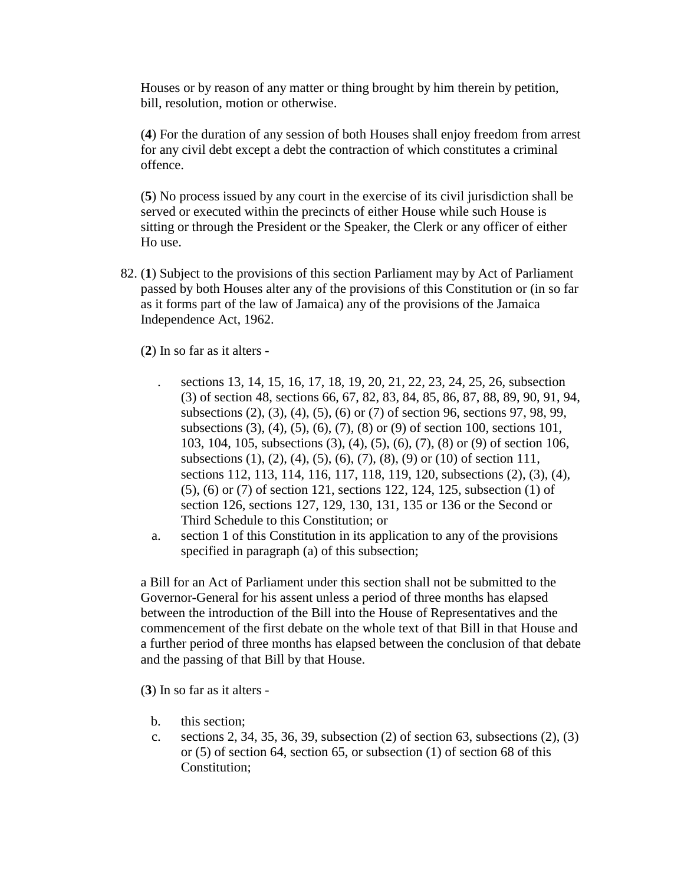Houses or by reason of any matter or thing brought by him therein by petition, bill, resolution, motion or otherwise.

(**4**) For the duration of any session of both Houses shall enjoy freedom from arrest for any civil debt except a debt the contraction of which constitutes a criminal offence.

(**5**) No process issued by any court in the exercise of its civil jurisdiction shall be served or executed within the precincts of either House while such House is sitting or through the President or the Speaker, the Clerk or any officer of either Ho use.

82. (**1**) Subject to the provisions of this section Parliament may by Act of Parliament passed by both Houses alter any of the provisions of this Constitution or (in so far as it forms part of the law of Jamaica) any of the provisions of the Jamaica Independence Act, 1962.

(**2**) In so far as it alters -

. sections 13, 14, 15, 16, 17, 18, 19, 20, 21, 22, 23, 24, 25, 26, subsection (3) of section 48, sections 66, 67, 82, 83, 84, 85, 86, 87, 88, 89, 90, 91, 94, subsections (2), (3), (4), (5), (6) or (7) of section 96, sections 97, 98, 99, subsections (3), (4), (5), (6), (7), (8) or (9) of section 100, sections 101, 103, 104, 105, subsections (3), (4), (5), (6), (7), (8) or (9) of section 106, subsections (1), (2), (4), (5), (6), (7), (8), (9) or (10) of section 111, sections 112, 113, 114, 116, 117, 118, 119, 120, subsections (2), (3), (4), (5), (6) or (7) of section 121, sections 122, 124, 125, subsection (1) of section 126, sections 127, 129, 130, 131, 135 or 136 or the Second or Third Schedule to this Constitution; or

a. section 1 of this Constitution in its application to any of the provisions specified in paragraph (a) of this subsection;

a Bill for an Act of Parliament under this section shall not be submitted to the Governor-General for his assent unless a period of three months has elapsed between the introduction of the Bill into the House of Representatives and the commencement of the first debate on the whole text of that Bill in that House and a further period of three months has elapsed between the conclusion of that debate and the passing of that Bill by that House.

(**3**) In so far as it alters -

b. this section;
c. sections 2, 34, 35, 36, 39, subsection (2) of section 63, subsections (2), (3) or (5) of section 64, section 65, or subsection (1) of section 68 of this Constitution;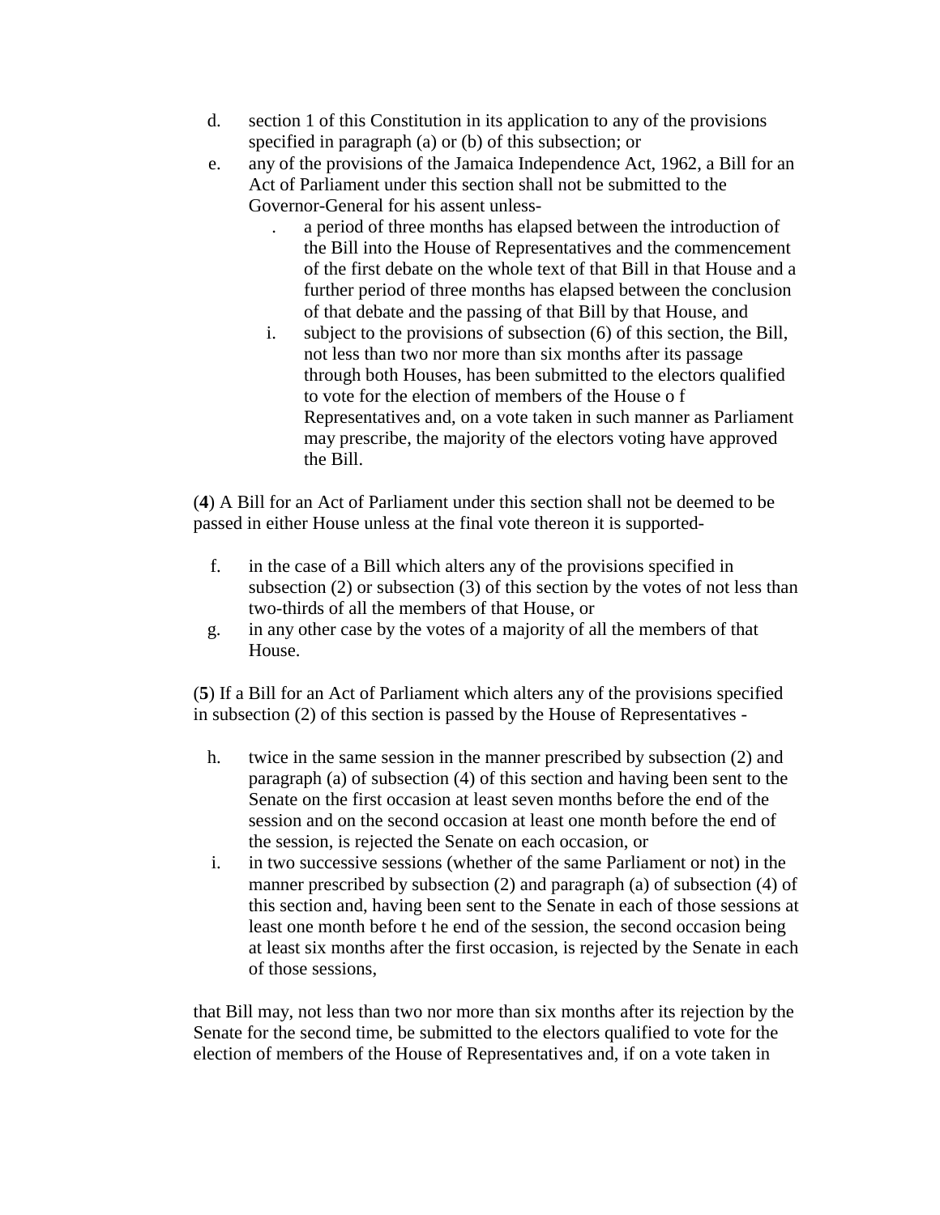d. section 1 of this Constitution in its application to any of the provisions specified in paragraph (a) or (b) of this subsection; or
e. any of the provisions of the Jamaica Independence Act, 1962, a Bill for an Act of Parliament under this section shall not be submitted to the Governor-General for his assent unless-
    . a period of three months has elapsed between the introduction of the Bill into the House of Representatives and the commencement of the first debate on the whole text of that Bill in that House and a further period of three months has elapsed between the conclusion of that debate and the passing of that Bill by that House, and
    i. subject to the provisions of subsection (6) of this section, the Bill, not less than two nor more than six months after its passage through both Houses, has been submitted to the electors qualified to vote for the election of members of the House o f Representatives and, on a vote taken in such manner as Parliament may prescribe, the majority of the electors voting have approved the Bill.

(**4**) A Bill for an Act of Parliament under this section shall not be deemed to be passed in either House unless at the final vote thereon it is supported-

f. in the case of a Bill which alters any of the provisions specified in subsection (2) or subsection (3) of this section by the votes of not less than two-thirds of all the members of that House, or
g. in any other case by the votes of a majority of all the members of that House.

(**5**) If a Bill for an Act of Parliament which alters any of the provisions specified in subsection (2) of this section is passed by the House of Representatives -

h. twice in the same session in the manner prescribed by subsection (2) and paragraph (a) of subsection (4) of this section and having been sent to the Senate on the first occasion at least seven months before the end of the session and on the second occasion at least one month before the end of the session, is rejected the Senate on each occasion, or
i. in two successive sessions (whether of the same Parliament or not) in the manner prescribed by subsection (2) and paragraph (a) of subsection (4) of this section and, having been sent to the Senate in each of those sessions at least one month before t he end of the session, the second occasion being at least six months after the first occasion, is rejected by the Senate in each of those sessions,

that Bill may, not less than two nor more than six months after its rejection by the Senate for the second time, be submitted to the electors qualified to vote for the election of members of the House of Representatives and, if on a vote taken in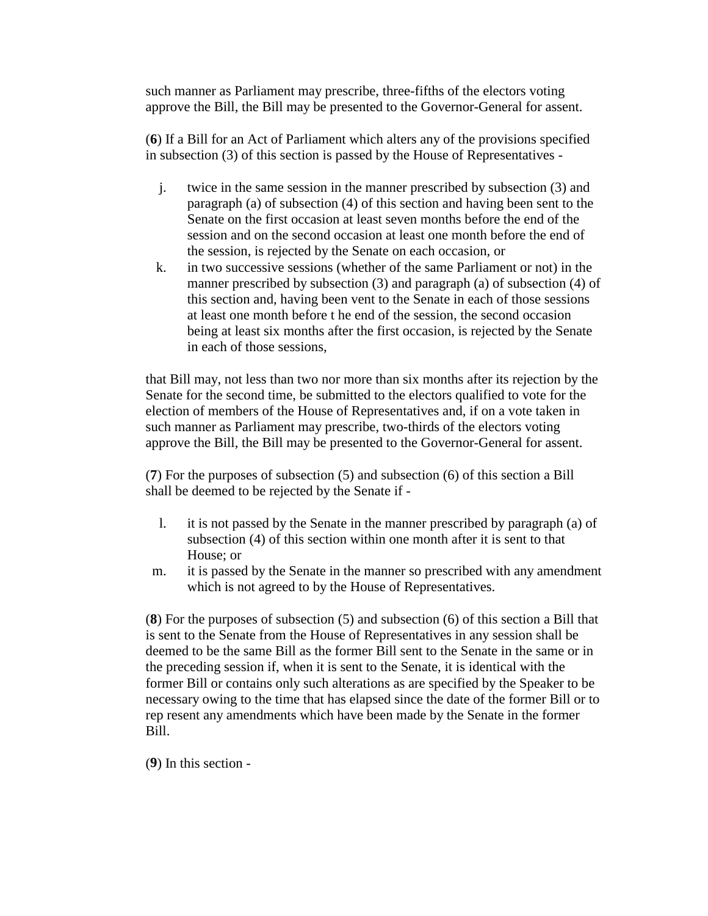such manner as Parliament may prescribe, three-fifths of the electors voting approve the Bill, the Bill may be presented to the Governor-General for assent.

(**6**) If a Bill for an Act of Parliament which alters any of the provisions specified in subsection (3) of this section is passed by the House of Representatives -

j. twice in the same session in the manner prescribed by subsection (3) and paragraph (a) of subsection (4) of this section and having been sent to the Senate on the first occasion at least seven months before the end of the session and on the second occasion at least one month before the end of the session, is rejected by the Senate on each occasion, or
k. in two successive sessions (whether of the same Parliament or not) in the manner prescribed by subsection (3) and paragraph (a) of subsection (4) of this section and, having been vent to the Senate in each of those sessions at least one month before t he end of the session, the second occasion being at least six months after the first occasion, is rejected by the Senate in each of those sessions,

that Bill may, not less than two nor more than six months after its rejection by the Senate for the second time, be submitted to the electors qualified to vote for the election of members of the House of Representatives and, if on a vote taken in such manner as Parliament may prescribe, two-thirds of the electors voting approve the Bill, the Bill may be presented to the Governor-General for assent.

(**7**) For the purposes of subsection (5) and subsection (6) of this section a Bill shall be deemed to be rejected by the Senate if -

l. it is not passed by the Senate in the manner prescribed by paragraph (a) of subsection (4) of this section within one month after it is sent to that House; or
m. it is passed by the Senate in the manner so prescribed with any amendment which is not agreed to by the House of Representatives.

(**8**) For the purposes of subsection (5) and subsection (6) of this section a Bill that is sent to the Senate from the House of Representatives in any session shall be deemed to be the same Bill as the former Bill sent to the Senate in the same or in the preceding session if, when it is sent to the Senate, it is identical with the former Bill or contains only such alterations as are specified by the Speaker to be necessary owing to the time that has elapsed since the date of the former Bill or to rep resent any amendments which have been made by the Senate in the former Bill.

(**9**) In this section -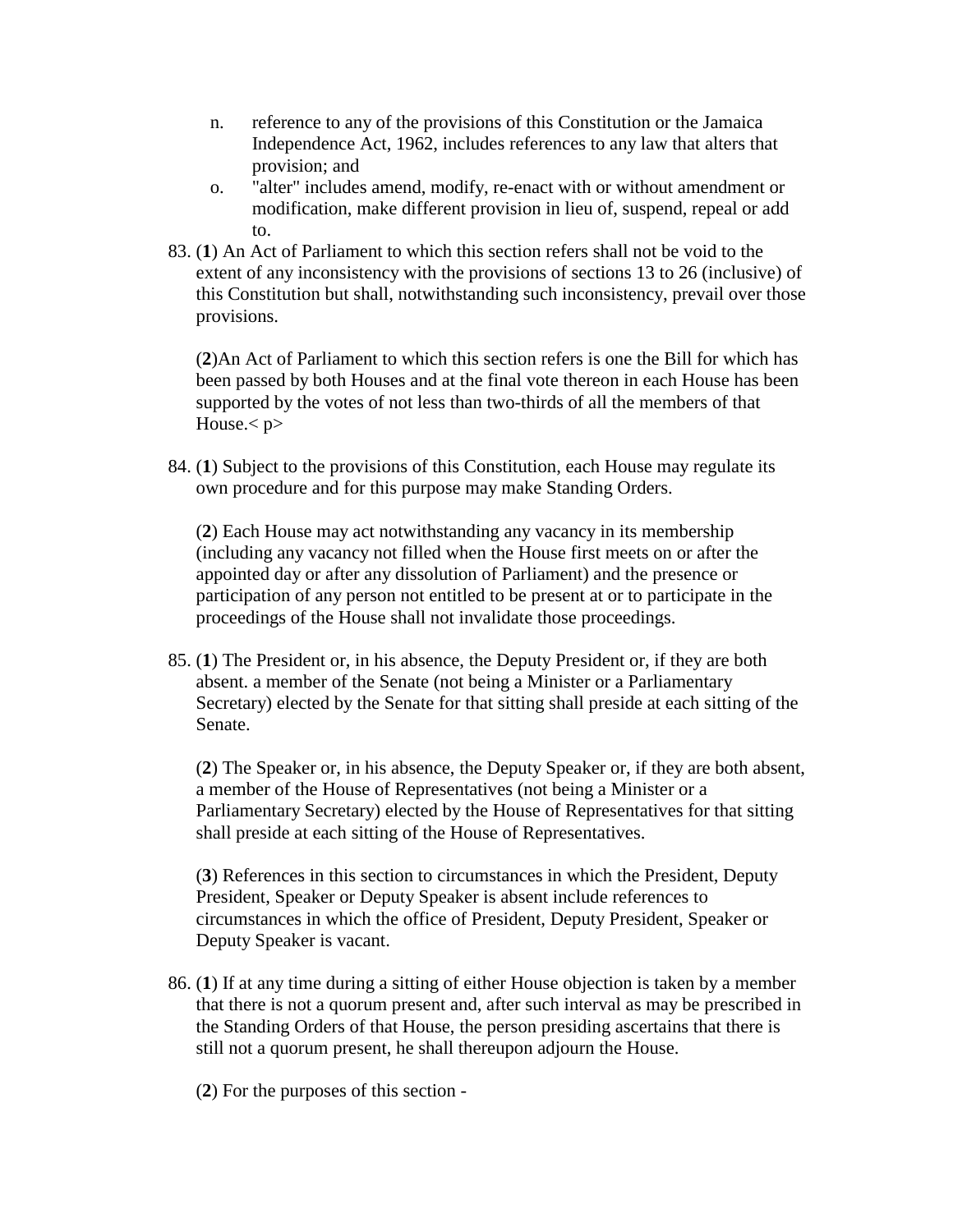n. reference to any of the provisions of this Constitution or the Jamaica Independence Act, 1962, includes references to any law that alters that provision; and
o. "alter" includes amend, modify, re-enact with or without amendment or modification, make different provision in lieu of, suspend, repeal or add to.

83. (**1**) An Act of Parliament to which this section refers shall not be void to the extent of any inconsistency with the provisions of sections 13 to 26 (inclusive) of this Constitution but shall, notwithstanding such inconsistency, prevail over those provisions.

    (**2**)An Act of Parliament to which this section refers is one the Bill for which has been passed by both Houses and at the final vote thereon in each House has been supported by the votes of not less than two-thirds of all the members of that House.< p>

84. (**1**) Subject to the provisions of this Constitution, each House may regulate its own procedure and for this purpose may make Standing Orders.

    (**2**) Each House may act notwithstanding any vacancy in its membership (including any vacancy not filled when the House first meets on or after the appointed day or after any dissolution of Parliament) and the presence or participation of any person not entitled to be present at or to participate in the proceedings of the House shall not invalidate those proceedings.

85. (**1**) The President or, in his absence, the Deputy President or, if they are both absent. a member of the Senate (not being a Minister or a Parliamentary Secretary) elected by the Senate for that sitting shall preside at each sitting of the Senate.

    (**2**) The Speaker or, in his absence, the Deputy Speaker or, if they are both absent, a member of the House of Representatives (not being a Minister or a Parliamentary Secretary) elected by the House of Representatives for that sitting shall preside at each sitting of the House of Representatives.

    (**3**) References in this section to circumstances in which the President, Deputy President, Speaker or Deputy Speaker is absent include references to circumstances in which the office of President, Deputy President, Speaker or Deputy Speaker is vacant.

86. (**1**) If at any time during a sitting of either House objection is taken by a member that there is not a quorum present and, after such interval as may be prescribed in the Standing Orders of that House, the person presiding ascertains that there is still not a quorum present, he shall thereupon adjourn the House.

    (**2**) For the purposes of this section -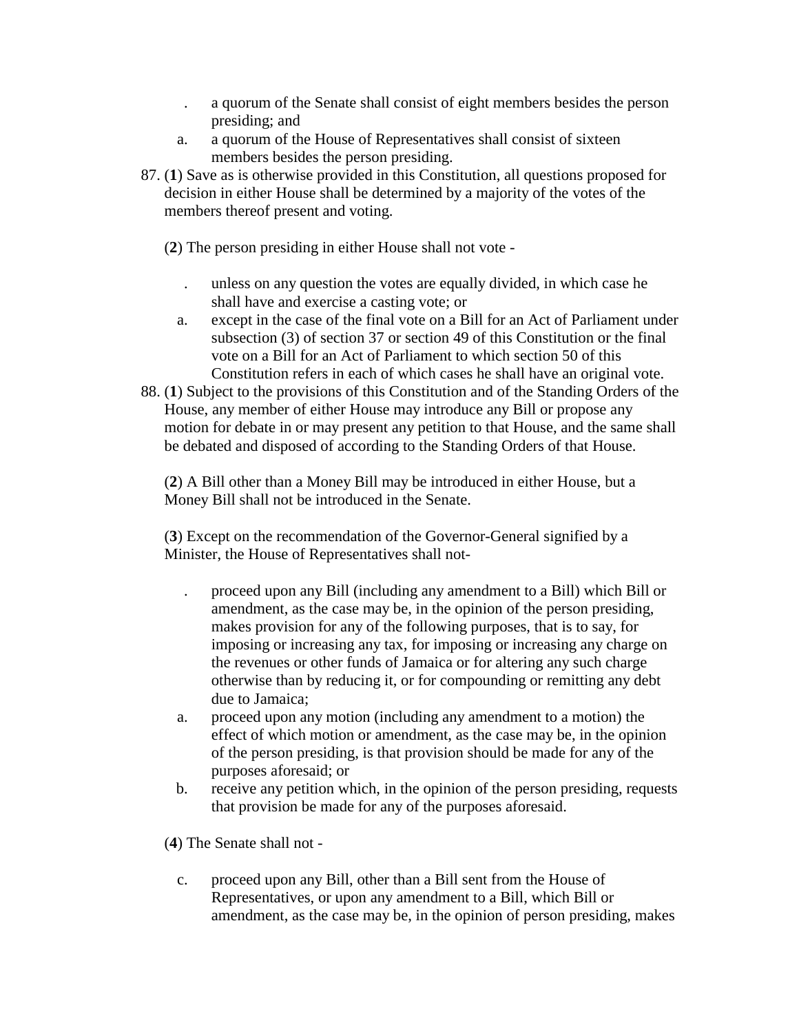. a quorum of the Senate shall consist of eight members besides the person presiding; and
a. a quorum of the House of Representatives shall consist of sixteen members besides the person presiding.

87. (**1**) Save as is otherwise provided in this Constitution, all questions proposed for decision in either House shall be determined by a majority of the votes of the members thereof present and voting.

(**2**) The person presiding in either House shall not vote -

. unless on any question the votes are equally divided, in which case he shall have and exercise a casting vote; or
a. except in the case of the final vote on a Bill for an Act of Parliament under subsection (3) of section 37 or section 49 of this Constitution or the final vote on a Bill for an Act of Parliament to which section 50 of this Constitution refers in each of which cases he shall have an original vote.

88. (**1**) Subject to the provisions of this Constitution and of the Standing Orders of the House, any member of either House may introduce any Bill or propose any motion for debate in or may present any petition to that House, and the same shall be debated and disposed of according to the Standing Orders of that House.

(**2**) A Bill other than a Money Bill may be introduced in either House, but a Money Bill shall not be introduced in the Senate.

(**3**) Except on the recommendation of the Governor-General signified by a Minister, the House of Representatives shall not-

. proceed upon any Bill (including any amendment to a Bill) which Bill or amendment, as the case may be, in the opinion of the person presiding, makes provision for any of the following purposes, that is to say, for imposing or increasing any tax, for imposing or increasing any charge on the revenues or other funds of Jamaica or for altering any such charge otherwise than by reducing it, or for compounding or remitting any debt due to Jamaica;
a. proceed upon any motion (including any amendment to a motion) the effect of which motion or amendment, as the case may be, in the opinion of the person presiding, is that provision should be made for any of the purposes aforesaid; or
b. receive any petition which, in the opinion of the person presiding, requests that provision be made for any of the purposes aforesaid.

(**4**) The Senate shall not -

c. proceed upon any Bill, other than a Bill sent from the House of Representatives, or upon any amendment to a Bill, which Bill or amendment, as the case may be, in the opinion of person presiding, makes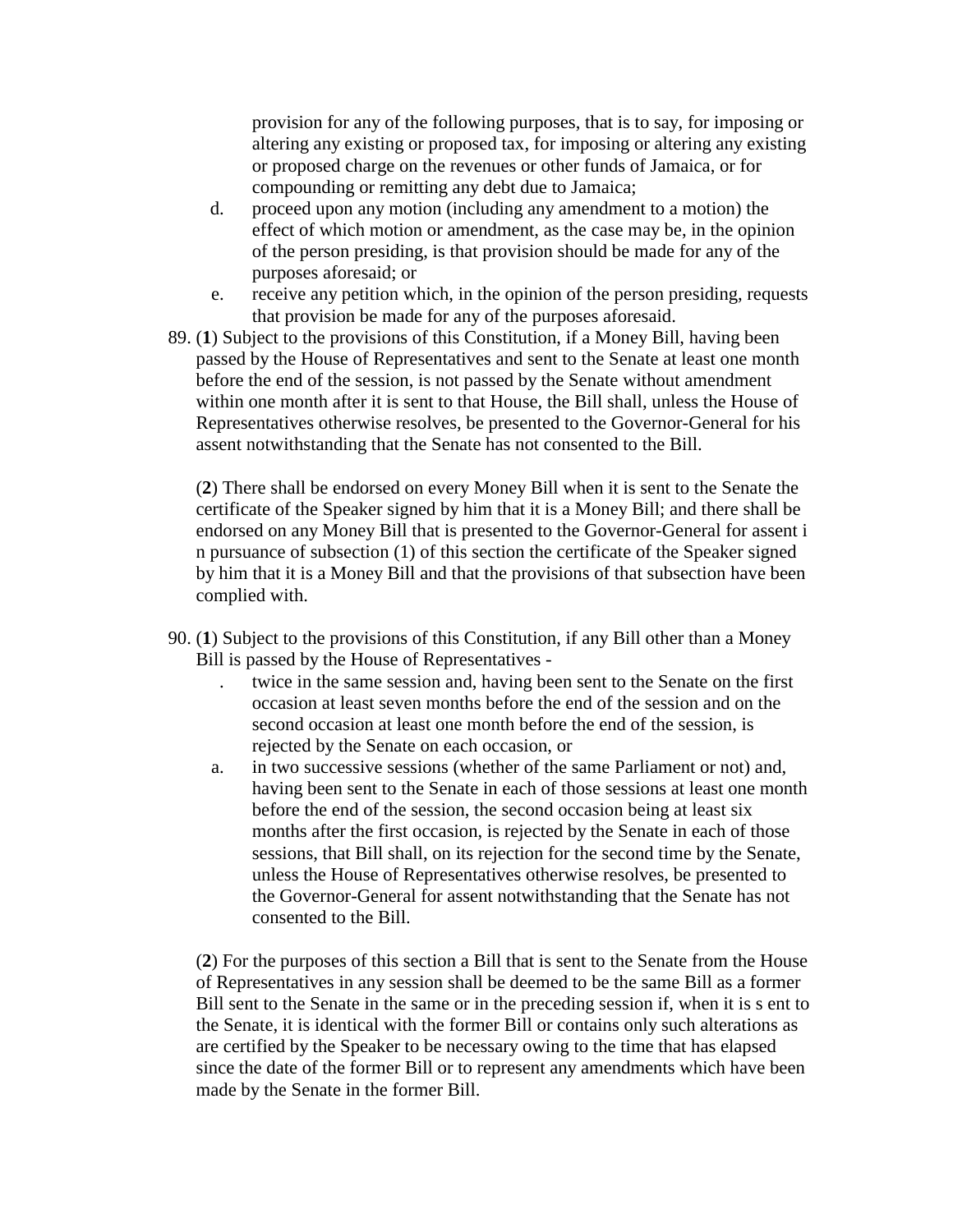provision for any of the following purposes, that is to say, for imposing or altering any existing or proposed tax, for imposing or altering any existing or proposed charge on the revenues or other funds of Jamaica, or for compounding or remitting any debt due to Jamaica;

d. proceed upon any motion (including any amendment to a motion) the effect of which motion or amendment, as the case may be, in the opinion of the person presiding, is that provision should be made for any of the purposes aforesaid; or
e. receive any petition which, in the opinion of the person presiding, requests that provision be made for any of the purposes aforesaid.

89. (**1**) Subject to the provisions of this Constitution, if a Money Bill, having been passed by the House of Representatives and sent to the Senate at least one month before the end of the session, is not passed by the Senate without amendment within one month after it is sent to that House, the Bill shall, unless the House of Representatives otherwise resolves, be presented to the Governor-General for his assent notwithstanding that the Senate has not consented to the Bill.

    (**2**) There shall be endorsed on every Money Bill when it is sent to the Senate the certificate of the Speaker signed by him that it is a Money Bill; and there shall be endorsed on any Money Bill that is presented to the Governor-General for assent i n pursuance of subsection (1) of this section the certificate of the Speaker signed by him that it is a Money Bill and that the provisions of that subsection have been complied with.

90. (**1**) Subject to the provisions of this Constitution, if any Bill other than a Money Bill is passed by the House of Representatives -

    . twice in the same session and, having been sent to the Senate on the first occasion at least seven months before the end of the session and on the second occasion at least one month before the end of the session, is rejected by the Senate on each occasion, or
    a. in two successive sessions (whether of the same Parliament or not) and, having been sent to the Senate in each of those sessions at least one month before the end of the session, the second occasion being at least six months after the first occasion, is rejected by the Senate in each of those sessions, that Bill shall, on its rejection for the second time by the Senate, unless the House of Representatives otherwise resolves, be presented to the Governor-General for assent notwithstanding that the Senate has not consented to the Bill.

    (**2**) For the purposes of this section a Bill that is sent to the Senate from the House of Representatives in any session shall be deemed to be the same Bill as a former Bill sent to the Senate in the same or in the preceding session if, when it is s ent to the Senate, it is identical with the former Bill or contains only such alterations as are certified by the Speaker to be necessary owing to the time that has elapsed since the date of the former Bill or to represent any amendments which have been made by the Senate in the former Bill.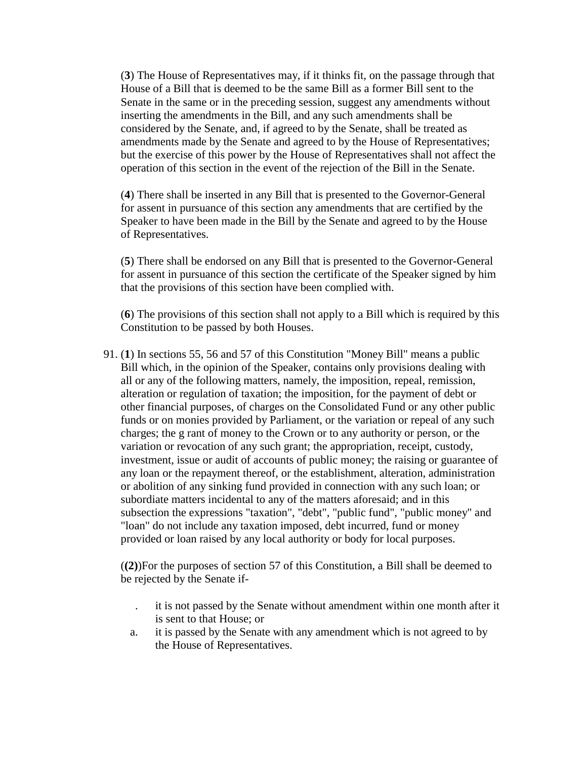(**3**) The House of Representatives may, if it thinks fit, on the passage through that House of a Bill that is deemed to be the same Bill as a former Bill sent to the Senate in the same or in the preceding session, suggest any amendments without inserting the amendments in the Bill, and any such amendments shall be considered by the Senate, and, if agreed to by the Senate, shall be treated as amendments made by the Senate and agreed to by the House of Representatives; but the exercise of this power by the House of Representatives shall not affect the operation of this section in the event of the rejection of the Bill in the Senate.

(**4**) There shall be inserted in any Bill that is presented to the Governor-General for assent in pursuance of this section any amendments that are certified by the Speaker to have been made in the Bill by the Senate and agreed to by the House of Representatives.

(**5**) There shall be endorsed on any Bill that is presented to the Governor-General for assent in pursuance of this section the certificate of the Speaker signed by him that the provisions of this section have been complied with.

(**6**) The provisions of this section shall not apply to a Bill which is required by this Constitution to be passed by both Houses.

91. (**1**) In sections 55, 56 and 57 of this Constitution "Money Bill" means a public Bill which, in the opinion of the Speaker, contains only provisions dealing with all or any of the following matters, namely, the imposition, repeal, remission, alteration or regulation of taxation; the imposition, for the payment of debt or other financial purposes, of charges on the Consolidated Fund or any other public funds or on monies provided by Parliament, or the variation or repeal of any such charges; the g rant of money to the Crown or to any authority or person, or the variation or revocation of any such grant; the appropriation, receipt, custody, investment, issue or audit of accounts of public money; the raising or guarantee of any loan or the repayment thereof, or the establishment, alteration, administration or abolition of any sinking fund provided in connection with any such loan; or subordiate matters incidental to any of the matters aforesaid; and in this subsection the expressions "taxation", "debt", "public fund", "public money" and "loan" do not include any taxation imposed, debt incurred, fund or money provided or loan raised by any local authority or body for local purposes.

    (**(2)**)For the purposes of section 57 of this Constitution, a Bill shall be deemed to be rejected by the Senate if-

    . it is not passed by the Senate without amendment within one month after it is sent to that House; or

    a. it is passed by the Senate with any amendment which is not agreed to by the House of Representatives.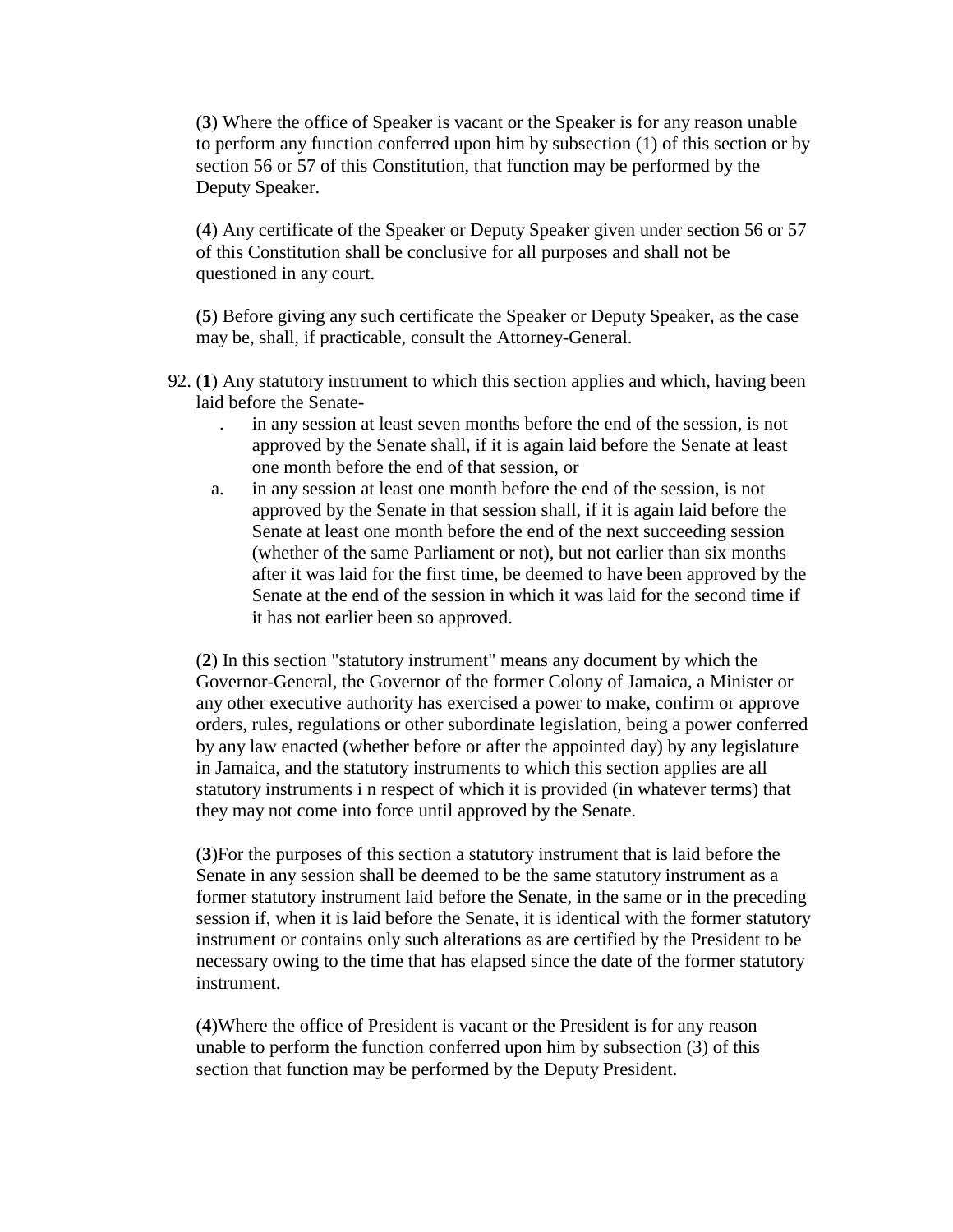(**3**) Where the office of Speaker is vacant or the Speaker is for any reason unable to perform any function conferred upon him by subsection (1) of this section or by section 56 or 57 of this Constitution, that function may be performed by the Deputy Speaker.

(**4**) Any certificate of the Speaker or Deputy Speaker given under section 56 or 57 of this Constitution shall be conclusive for all purposes and shall not be questioned in any court.

(**5**) Before giving any such certificate the Speaker or Deputy Speaker, as the case may be, shall, if practicable, consult the Attorney-General.

92. (**1**) Any statutory instrument to which this section applies and which, having been laid before the Senate-

    . in any session at least seven months before the end of the session, is not approved by the Senate shall, if it is again laid before the Senate at least one month before the end of that session, or

    a. in any session at least one month before the end of the session, is not approved by the Senate in that session shall, if it is again laid before the Senate at least one month before the end of the next succeeding session (whether of the same Parliament or not), but not earlier than six months after it was laid for the first time, be deemed to have been approved by the Senate at the end of the session in which it was laid for the second time if it has not earlier been so approved.

    (**2**) In this section "statutory instrument" means any document by which the Governor-General, the Governor of the former Colony of Jamaica, a Minister or any other executive authority has exercised a power to make, confirm or approve orders, rules, regulations or other subordinate legislation, being a power conferred by any law enacted (whether before or after the appointed day) by any legislature in Jamaica, and the statutory instruments to which this section applies are all statutory instruments i n respect of which it is provided (in whatever terms) that they may not come into force until approved by the Senate.

    (**3**)For the purposes of this section a statutory instrument that is laid before the Senate in any session shall be deemed to be the same statutory instrument as a former statutory instrument laid before the Senate, in the same or in the preceding session if, when it is laid before the Senate, it is identical with the former statutory instrument or contains only such alterations as are certified by the President to be necessary owing to the time that has elapsed since the date of the former statutory instrument.

    (**4**)Where the office of President is vacant or the President is for any reason unable to perform the function conferred upon him by subsection (3) of this section that function may be performed by the Deputy President.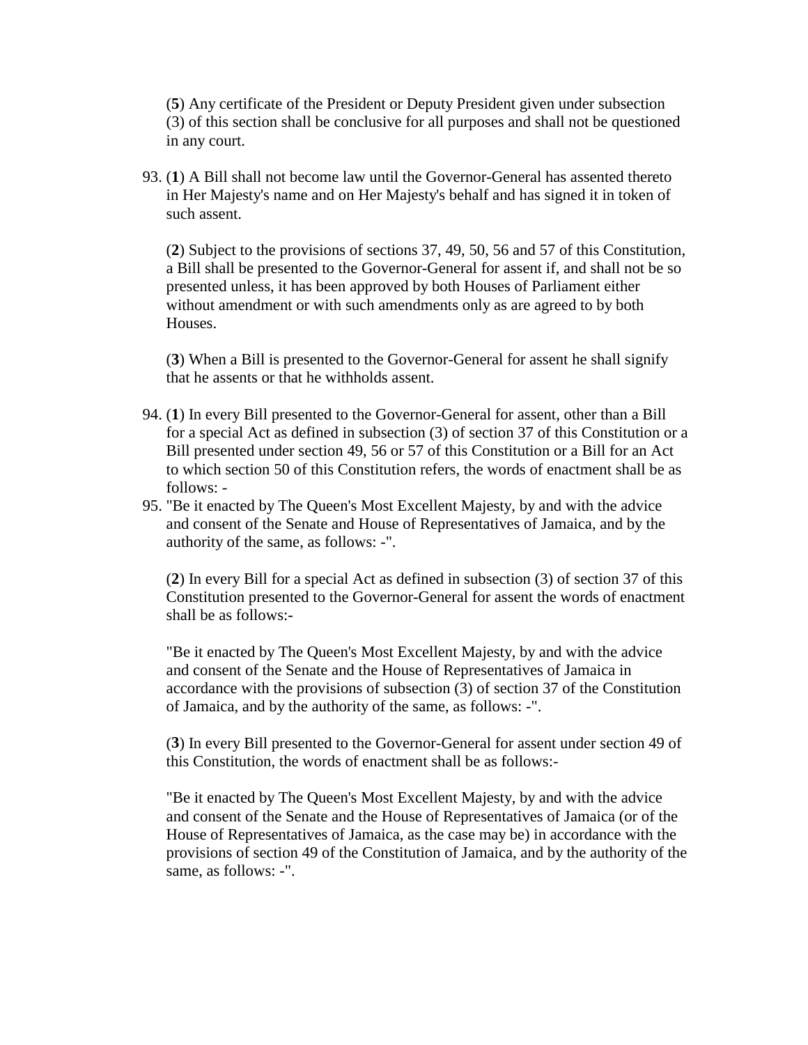(**5**) Any certificate of the President or Deputy President given under subsection (3) of this section shall be conclusive for all purposes and shall not be questioned in any court.

93. (**1**) A Bill shall not become law until the Governor-General has assented thereto in Her Majesty's name and on Her Majesty's behalf and has signed it in token of such assent.

    (**2**) Subject to the provisions of sections 37, 49, 50, 56 and 57 of this Constitution, a Bill shall be presented to the Governor-General for assent if, and shall not be so presented unless, it has been approved by both Houses of Parliament either without amendment or with such amendments only as are agreed to by both Houses.

    (**3**) When a Bill is presented to the Governor-General for assent he shall signify that he assents or that he withholds assent.

94. (**1**) In every Bill presented to the Governor-General for assent, other than a Bill for a special Act as defined in subsection (3) of section 37 of this Constitution or a Bill presented under section 49, 56 or 57 of this Constitution or a Bill for an Act to which section 50 of this Constitution refers, the words of enactment shall be as follows: -
95. "Be it enacted by The Queen's Most Excellent Majesty, by and with the advice and consent of the Senate and House of Representatives of Jamaica, and by the authority of the same, as follows: -".

    (**2**) In every Bill for a special Act as defined in subsection (3) of section 37 of this Constitution presented to the Governor-General for assent the words of enactment shall be as follows:-

    "Be it enacted by The Queen's Most Excellent Majesty, by and with the advice and consent of the Senate and the House of Representatives of Jamaica in accordance with the provisions of subsection (3) of section 37 of the Constitution of Jamaica, and by the authority of the same, as follows: -".

    (**3**) In every Bill presented to the Governor-General for assent under section 49 of this Constitution, the words of enactment shall be as follows:-

    "Be it enacted by The Queen's Most Excellent Majesty, by and with the advice and consent of the Senate and the House of Representatives of Jamaica (or of the House of Representatives of Jamaica, as the case may be) in accordance with the provisions of section 49 of the Constitution of Jamaica, and by the authority of the same, as follows: -".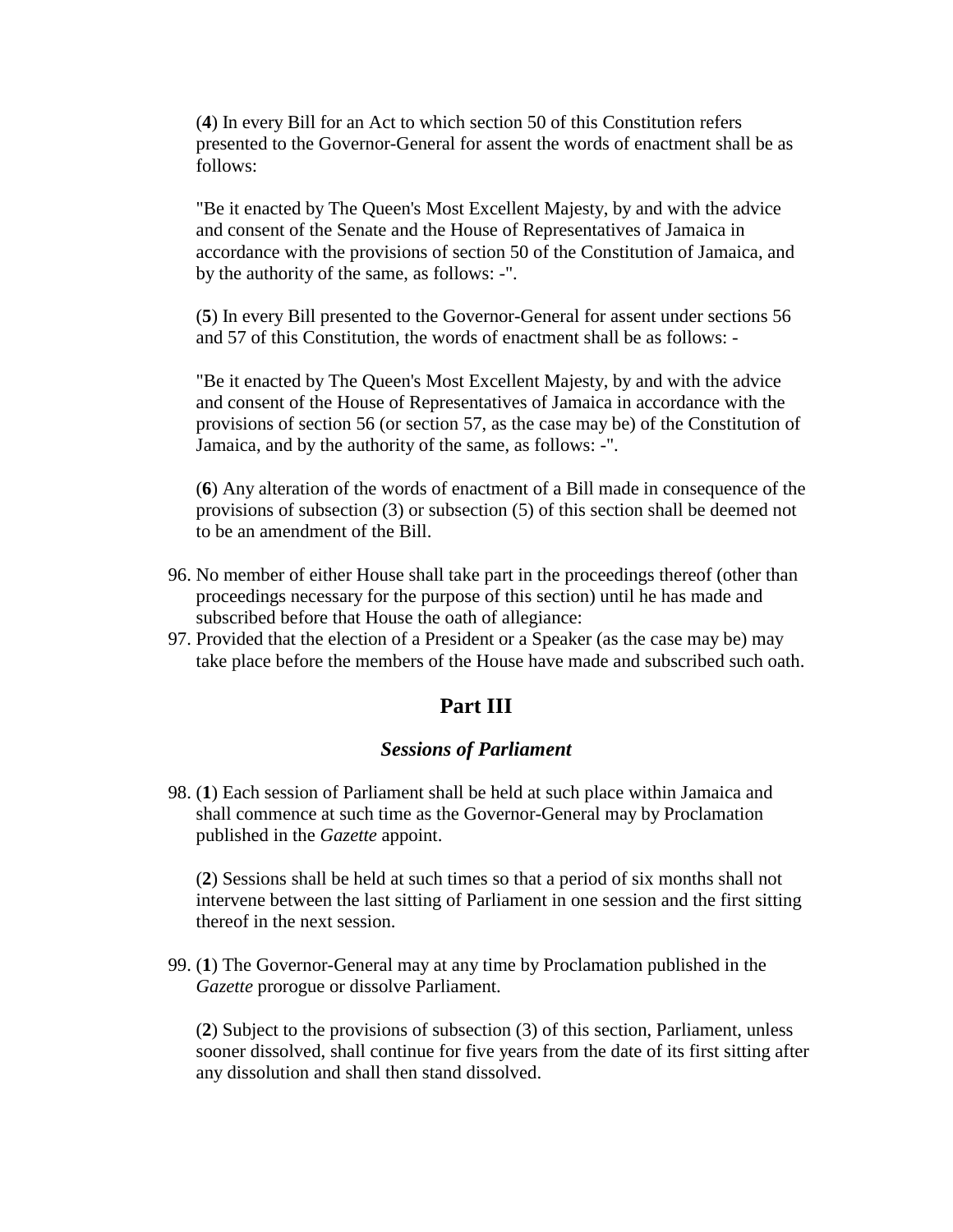(**4**) In every Bill for an Act to which section 50 of this Constitution refers presented to the Governor-General for assent the words of enactment shall be as follows:

"Be it enacted by The Queen's Most Excellent Majesty, by and with the advice and consent of the Senate and the House of Representatives of Jamaica in accordance with the provisions of section 50 of the Constitution of Jamaica, and by the authority of the same, as follows: -".

(**5**) In every Bill presented to the Governor-General for assent under sections 56 and 57 of this Constitution, the words of enactment shall be as follows: -

"Be it enacted by The Queen's Most Excellent Majesty, by and with the advice and consent of the House of Representatives of Jamaica in accordance with the provisions of section 56 (or section 57, as the case may be) of the Constitution of Jamaica, and by the authority of the same, as follows: -".

(**6**) Any alteration of the words of enactment of a Bill made in consequence of the provisions of subsection (3) or subsection (5) of this section shall be deemed not to be an amendment of the Bill.

96. No member of either House shall take part in the proceedings thereof (other than proceedings necessary for the purpose of this section) until he has made and subscribed before that House the oath of allegiance:
97. Provided that the election of a President or a Speaker (as the case may be) may take place before the members of the House have made and subscribed such oath.

## Part III

### *Sessions of Parliament*

98. (**1**) Each session of Parliament shall be held at such place within Jamaica and shall commence at such time as the Governor-General may by Proclamation published in the *Gazette* appoint.

    (**2**) Sessions shall be held at such times so that a period of six months shall not intervene between the last sitting of Parliament in one session and the first sitting thereof in the next session.

99. (**1**) The Governor-General may at any time by Proclamation published in the *Gazette* prorogue or dissolve Parliament.

    (**2**) Subject to the provisions of subsection (3) of this section, Parliament, unless sooner dissolved, shall continue for five years from the date of its first sitting after any dissolution and shall then stand dissolved.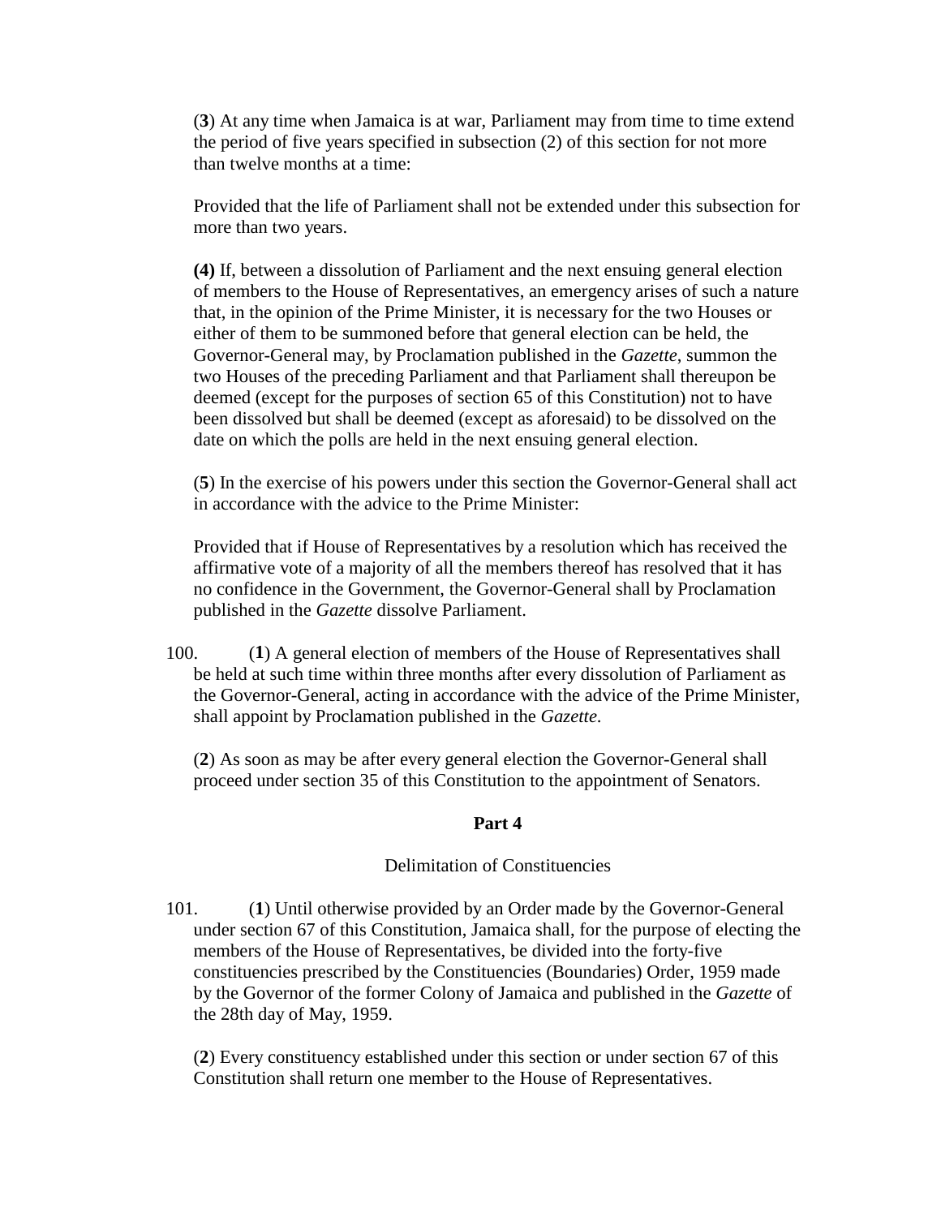(**3**) At any time when Jamaica is at war, Parliament may from time to time extend the period of five years specified in subsection (2) of this section for not more than twelve months at a time:

Provided that the life of Parliament shall not be extended under this subsection for more than two years.

**(4)** If, between a dissolution of Parliament and the next ensuing general election of members to the House of Representatives, an emergency arises of such a nature that, in the opinion of the Prime Minister, it is necessary for the two Houses or either of them to be summoned before that general election can be held, the Governor-General may, by Proclamation published in the *Gazette*, summon the two Houses of the preceding Parliament and that Parliament shall thereupon be deemed (except for the purposes of section 65 of this Constitution) not to have been dissolved but shall be deemed (except as aforesaid) to be dissolved on the date on which the polls are held in the next ensuing general election.

(**5**) In the exercise of his powers under this section the Governor-General shall act in accordance with the advice to the Prime Minister:

Provided that if House of Representatives by a resolution which has received the affirmative vote of a majority of all the members thereof has resolved that it has no confidence in the Government, the Governor-General shall by Proclamation published in the *Gazette* dissolve Parliament.

100. (**1**) A general election of members of the House of Representatives shall be held at such time within three months after every dissolution of Parliament as the Governor-General, acting in accordance with the advice of the Prime Minister, shall appoint by Proclamation published in the *Gazette*.

(**2**) As soon as may be after every general election the Governor-General shall proceed under section 35 of this Constitution to the appointment of Senators.

**Part 4**

Delimitation of Constituencies

101. (**1**) Until otherwise provided by an Order made by the Governor-General under section 67 of this Constitution, Jamaica shall, for the purpose of electing the members of the House of Representatives, be divided into the forty-five constituencies prescribed by the Constituencies (Boundaries) Order, 1959 made by the Governor of the former Colony of Jamaica and published in the *Gazette* of the 28th day of May, 1959.

(**2**) Every constituency established under this section or under section 67 of this Constitution shall return one member to the House of Representatives.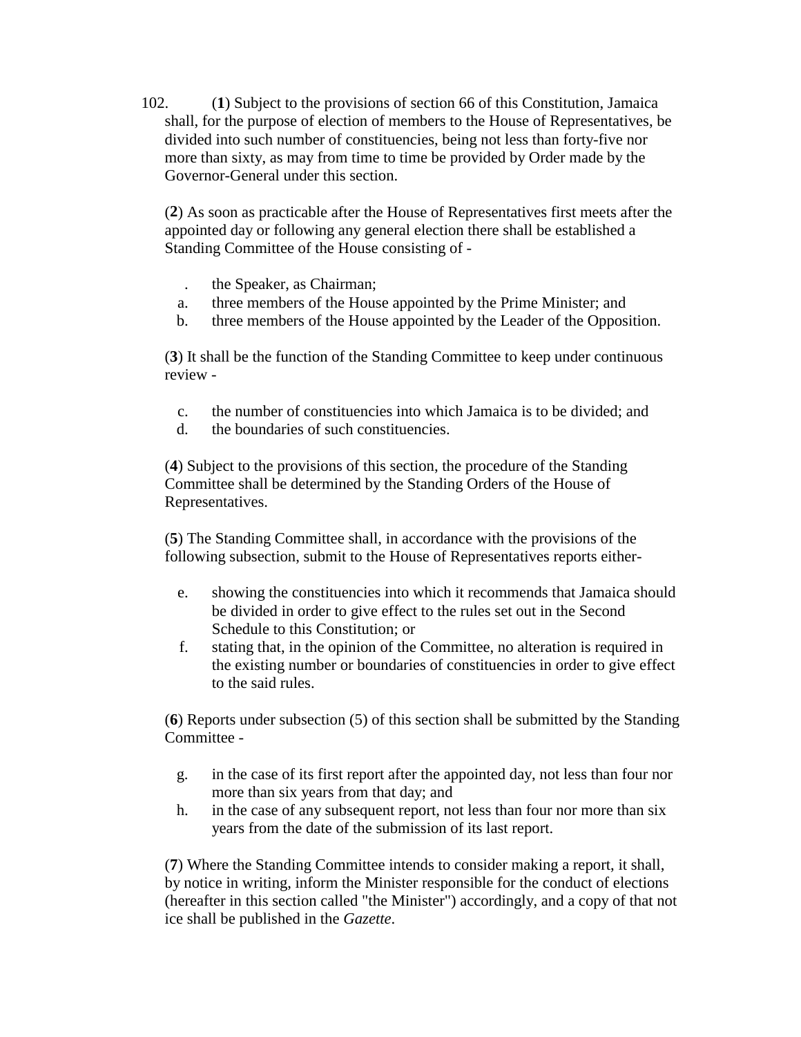102. (**1**) Subject to the provisions of section 66 of this Constitution, Jamaica shall, for the purpose of election of members to the House of Representatives, be divided into such number of constituencies, being not less than forty-five nor more than sixty, as may from time to time be provided by Order made by the Governor-General under this section.

(**2**) As soon as practicable after the House of Representatives first meets after the appointed day or following any general election there shall be established a Standing Committee of the House consisting of -

. the Speaker, as Chairman;
a. three members of the House appointed by the Prime Minister; and
b. three members of the House appointed by the Leader of the Opposition.

(**3**) It shall be the function of the Standing Committee to keep under continuous review -

c. the number of constituencies into which Jamaica is to be divided; and
d. the boundaries of such constituencies.

(**4**) Subject to the provisions of this section, the procedure of the Standing Committee shall be determined by the Standing Orders of the House of Representatives.

(**5**) The Standing Committee shall, in accordance with the provisions of the following subsection, submit to the House of Representatives reports either-

e. showing the constituencies into which it recommends that Jamaica should be divided in order to give effect to the rules set out in the Second Schedule to this Constitution; or
f. stating that, in the opinion of the Committee, no alteration is required in the existing number or boundaries of constituencies in order to give effect to the said rules.

(**6**) Reports under subsection (5) of this section shall be submitted by the Standing Committee -

g. in the case of its first report after the appointed day, not less than four nor more than six years from that day; and
h. in the case of any subsequent report, not less than four nor more than six years from the date of the submission of its last report.

(**7**) Where the Standing Committee intends to consider making a report, it shall, by notice in writing, inform the Minister responsible for the conduct of elections (hereafter in this section called "the Minister") accordingly, and a copy of that not ice shall be published in the *Gazette*.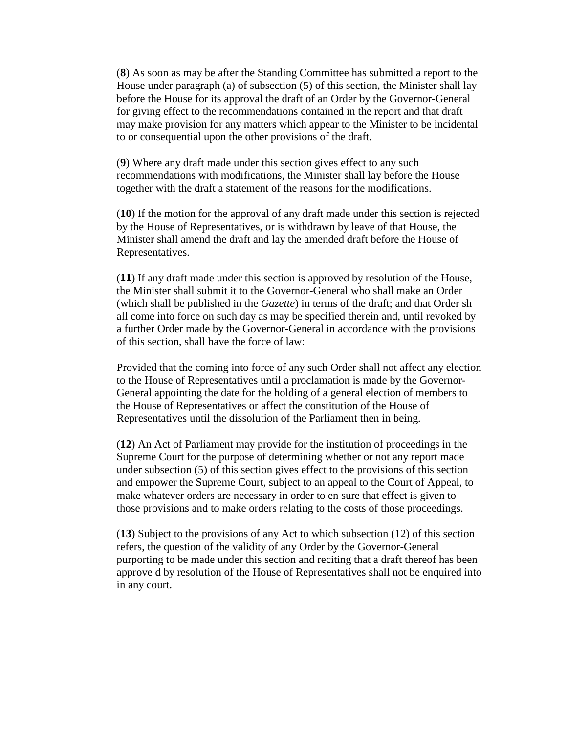(**8**) As soon as may be after the Standing Committee has submitted a report to the House under paragraph (a) of subsection (5) of this section, the Minister shall lay before the House for its approval the draft of an Order by the Governor-General for giving effect to the recommendations contained in the report and that draft may make provision for any matters which appear to the Minister to be incidental to or consequential upon the other provisions of the draft.

(**9**) Where any draft made under this section gives effect to any such recommendations with modifications, the Minister shall lay before the House together with the draft a statement of the reasons for the modifications.

(**10**) If the motion for the approval of any draft made under this section is rejected by the House of Representatives, or is withdrawn by leave of that House, the Minister shall amend the draft and lay the amended draft before the House of Representatives.

(**11**) If any draft made under this section is approved by resolution of the House, the Minister shall submit it to the Governor-General who shall make an Order (which shall be published in the *Gazette*) in terms of the draft; and that Order sh all come into force on such day as may be specified therein and, until revoked by a further Order made by the Governor-General in accordance with the provisions of this section, shall have the force of law:

Provided that the coming into force of any such Order shall not affect any election to the House of Representatives until a proclamation is made by the Governor-General appointing the date for the holding of a general election of members to the House of Representatives or affect the constitution of the House of Representatives until the dissolution of the Parliament then in being.

(**12**) An Act of Parliament may provide for the institution of proceedings in the Supreme Court for the purpose of determining whether or not any report made under subsection (5) of this section gives effect to the provisions of this section and empower the Supreme Court, subject to an appeal to the Court of Appeal, to make whatever orders are necessary in order to en sure that effect is given to those provisions and to make orders relating to the costs of those proceedings.

(**13**) Subject to the provisions of any Act to which subsection (12) of this section refers, the question of the validity of any Order by the Governor-General purporting to be made under this section and reciting that a draft thereof has been approve d by resolution of the House of Representatives shall not be enquired into in any court.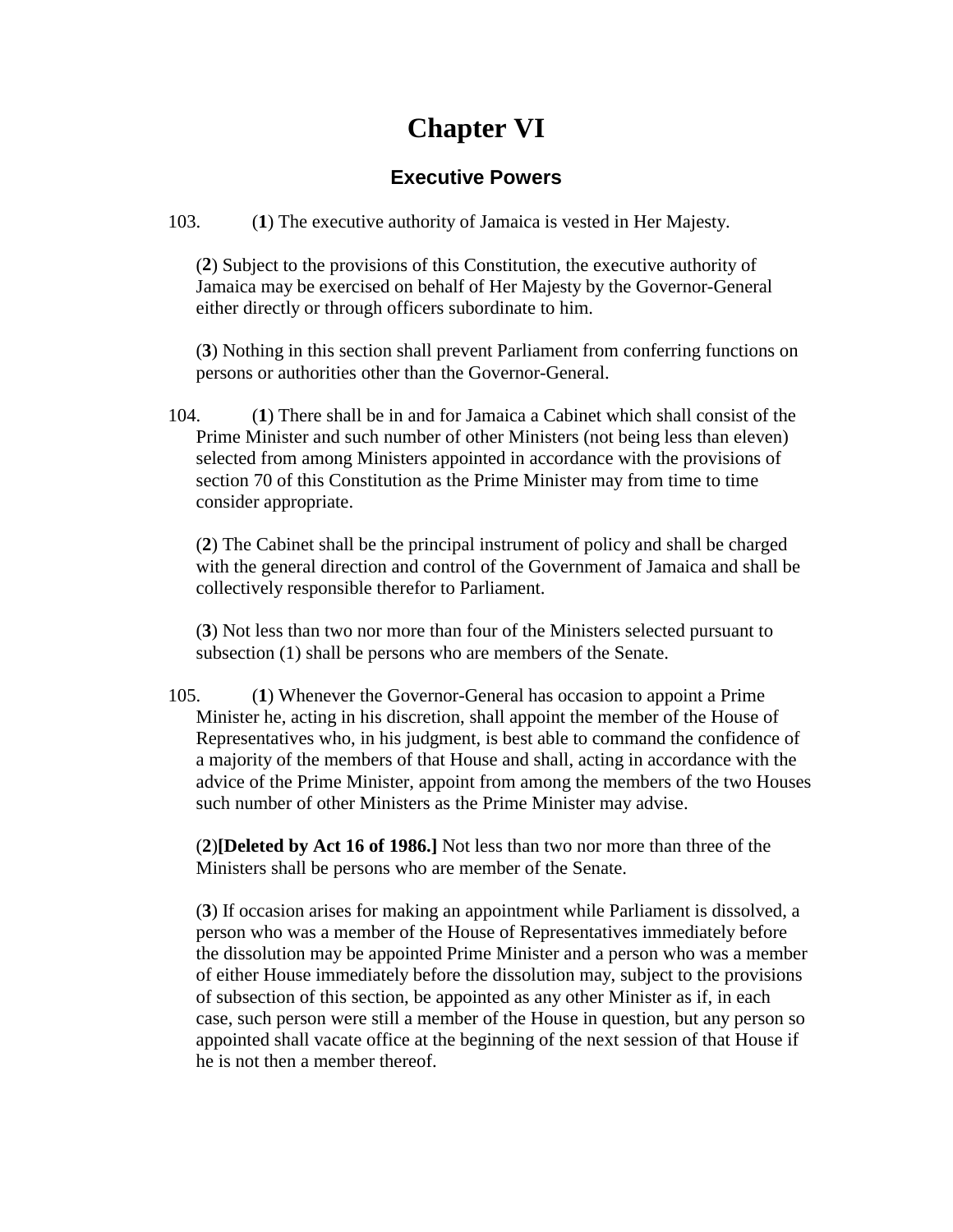# Chapter VI

## Executive Powers

103. (**1**) The executive authority of Jamaica is vested in Her Majesty.

(**2**) Subject to the provisions of this Constitution, the executive authority of Jamaica may be exercised on behalf of Her Majesty by the Governor-General either directly or through officers subordinate to him.

(**3**) Nothing in this section shall prevent Parliament from conferring functions on persons or authorities other than the Governor-General.

104. (**1**) There shall be in and for Jamaica a Cabinet which shall consist of the Prime Minister and such number of other Ministers (not being less than eleven) selected from among Ministers appointed in accordance with the provisions of section 70 of this Constitution as the Prime Minister may from time to time consider appropriate.

(**2**) The Cabinet shall be the principal instrument of policy and shall be charged with the general direction and control of the Government of Jamaica and shall be collectively responsible therefor to Parliament.

(**3**) Not less than two nor more than four of the Ministers selected pursuant to subsection (1) shall be persons who are members of the Senate.

105. (**1**) Whenever the Governor-General has occasion to appoint a Prime Minister he, acting in his discretion, shall appoint the member of the House of Representatives who, in his judgment, is best able to command the confidence of a majority of the members of that House and shall, acting in accordance with the advice of the Prime Minister, appoint from among the members of the two Houses such number of other Ministers as the Prime Minister may advise.

(**2**)**[Deleted by Act 16 of 1986.]** Not less than two nor more than three of the Ministers shall be persons who are member of the Senate.

(**3**) If occasion arises for making an appointment while Parliament is dissolved, a person who was a member of the House of Representatives immediately before the dissolution may be appointed Prime Minister and a person who was a member of either House immediately before the dissolution may, subject to the provisions of subsection of this section, be appointed as any other Minister as if, in each case, such person were still a member of the House in question, but any person so appointed shall vacate office at the beginning of the next session of that House if he is not then a member thereof.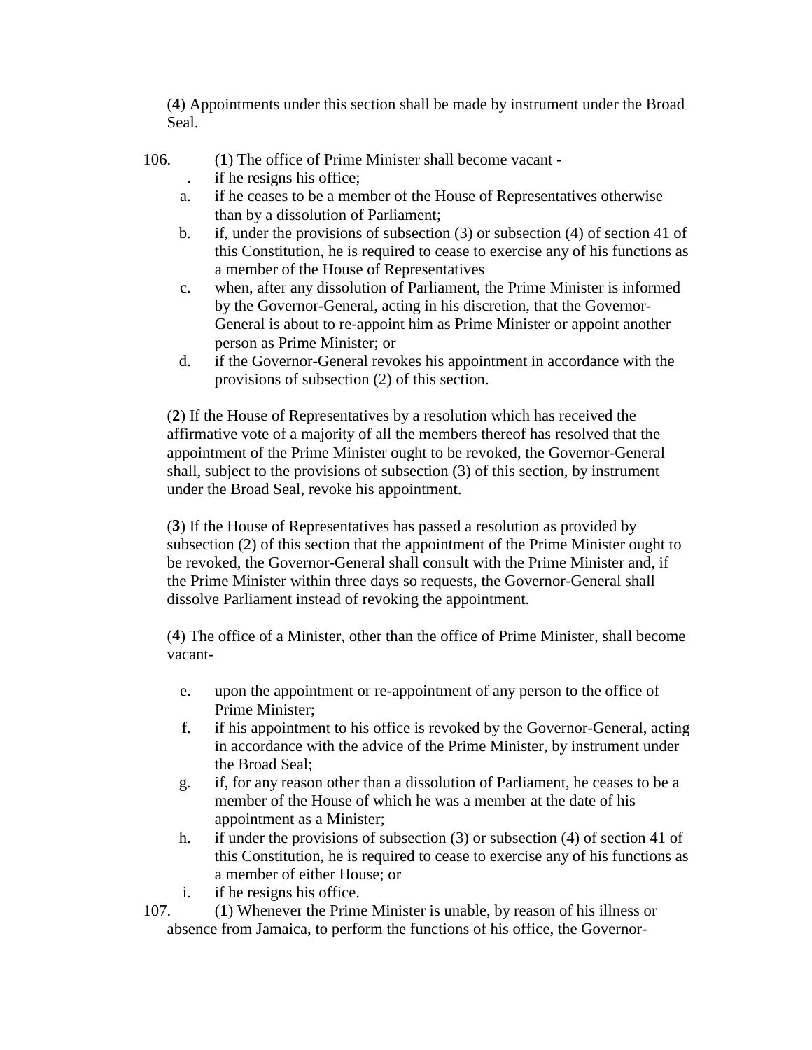(**4**) Appointments under this section shall be made by instrument under the Broad Seal.

106. (**1**) The office of Prime Minister shall become vacant -

. if he resigns his office;

a. if he ceases to be a member of the House of Representatives otherwise than by a dissolution of Parliament;
b. if, under the provisions of subsection (3) or subsection (4) of section 41 of this Constitution, he is required to cease to exercise any of his functions as a member of the House of Representatives
c. when, after any dissolution of Parliament, the Prime Minister is informed by the Governor-General, acting in his discretion, that the Governor-General is about to re-appoint him as Prime Minister or appoint another person as Prime Minister; or
d. if the Governor-General revokes his appointment in accordance with the provisions of subsection (2) of this section.

(**2**) If the House of Representatives by a resolution which has received the affirmative vote of a majority of all the members thereof has resolved that the appointment of the Prime Minister ought to be revoked, the Governor-General shall, subject to the provisions of subsection (3) of this section, by instrument under the Broad Seal, revoke his appointment.

(**3**) If the House of Representatives has passed a resolution as provided by subsection (2) of this section that the appointment of the Prime Minister ought to be revoked, the Governor-General shall consult with the Prime Minister and, if the Prime Minister within three days so requests, the Governor-General shall dissolve Parliament instead of revoking the appointment.

(**4**) The office of a Minister, other than the office of Prime Minister, shall become vacant-

e. upon the appointment or re-appointment of any person to the office of Prime Minister;
f. if his appointment to his office is revoked by the Governor-General, acting in accordance with the advice of the Prime Minister, by instrument under the Broad Seal;
g. if, for any reason other than a dissolution of Parliament, he ceases to be a member of the House of which he was a member at the date of his appointment as a Minister;
h. if under the provisions of subsection (3) or subsection (4) of section 41 of this Constitution, he is required to cease to exercise any of his functions as a member of either House; or
i. if he resigns his office.

107. (**1**) Whenever the Prime Minister is unable, by reason of his illness or absence from Jamaica, to perform the functions of his office, the Governor-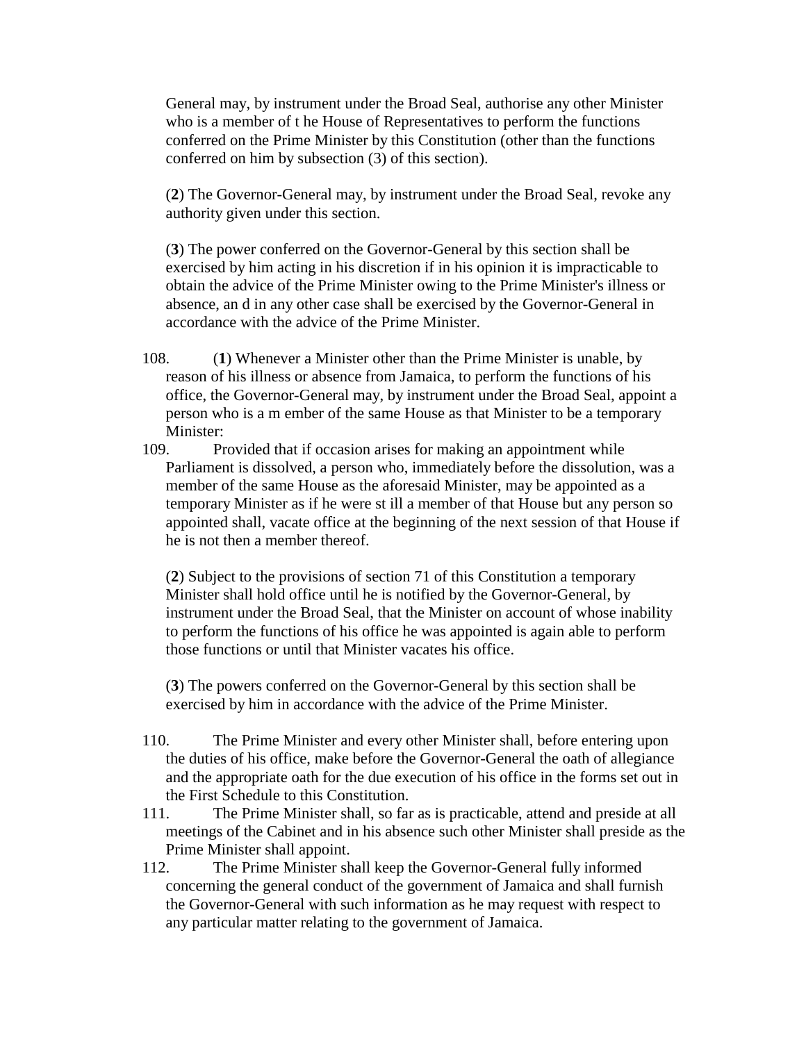General may, by instrument under the Broad Seal, authorise any other Minister who is a member of t he House of Representatives to perform the functions conferred on the Prime Minister by this Constitution (other than the functions conferred on him by subsection (3) of this section).

(**2**) The Governor-General may, by instrument under the Broad Seal, revoke any authority given under this section.

(**3**) The power conferred on the Governor-General by this section shall be exercised by him acting in his discretion if in his opinion it is impracticable to obtain the advice of the Prime Minister owing to the Prime Minister's illness or absence, an d in any other case shall be exercised by the Governor-General in accordance with the advice of the Prime Minister.

108. (**1**) Whenever a Minister other than the Prime Minister is unable, by reason of his illness or absence from Jamaica, to perform the functions of his office, the Governor-General may, by instrument under the Broad Seal, appoint a person who is a m ember of the same House as that Minister to be a temporary Minister:

109. Provided that if occasion arises for making an appointment while Parliament is dissolved, a person who, immediately before the dissolution, was a member of the same House as the aforesaid Minister, may be appointed as a temporary Minister as if he were st ill a member of that House but any person so appointed shall, vacate office at the beginning of the next session of that House if he is not then a member thereof.

(**2**) Subject to the provisions of section 71 of this Constitution a temporary Minister shall hold office until he is notified by the Governor-General, by instrument under the Broad Seal, that the Minister on account of whose inability to perform the functions of his office he was appointed is again able to perform those functions or until that Minister vacates his office.

(**3**) The powers conferred on the Governor-General by this section shall be exercised by him in accordance with the advice of the Prime Minister.

110. The Prime Minister and every other Minister shall, before entering upon the duties of his office, make before the Governor-General the oath of allegiance and the appropriate oath for the due execution of his office in the forms set out in the First Schedule to this Constitution.

111. The Prime Minister shall, so far as is practicable, attend and preside at all meetings of the Cabinet and in his absence such other Minister shall preside as the Prime Minister shall appoint.

112. The Prime Minister shall keep the Governor-General fully informed concerning the general conduct of the government of Jamaica and shall furnish the Governor-General with such information as he may request with respect to any particular matter relating to the government of Jamaica.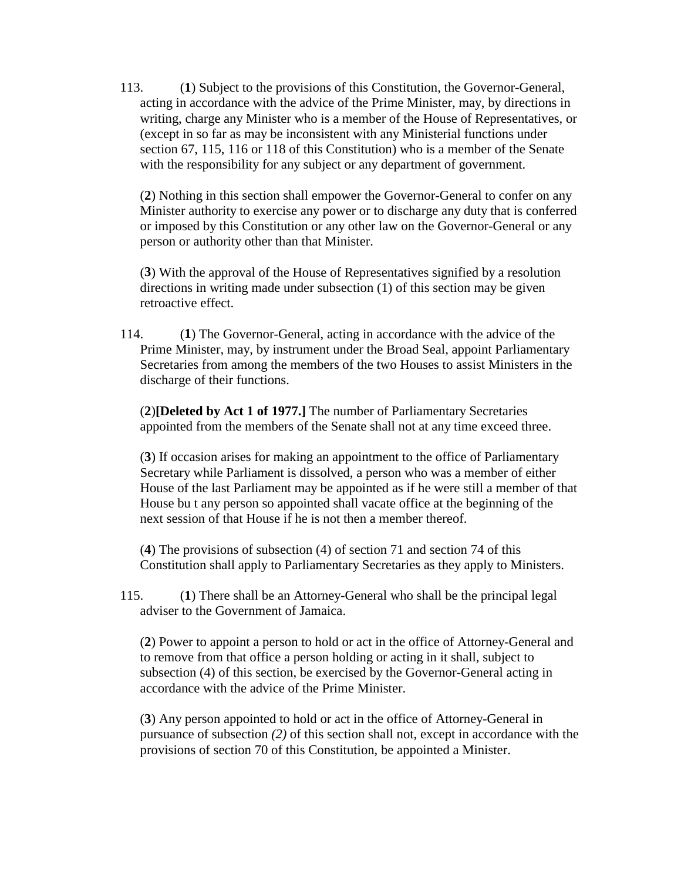113. (**1**) Subject to the provisions of this Constitution, the Governor-General, acting in accordance with the advice of the Prime Minister, may, by directions in writing, charge any Minister who is a member of the House of Representatives, or (except in so far as may be inconsistent with any Ministerial functions under section 67, 115, 116 or 118 of this Constitution) who is a member of the Senate with the responsibility for any subject or any department of government.

(**2**) Nothing in this section shall empower the Governor-General to confer on any Minister authority to exercise any power or to discharge any duty that is conferred or imposed by this Constitution or any other law on the Governor-General or any person or authority other than that Minister.

(**3**) With the approval of the House of Representatives signified by a resolution directions in writing made under subsection (1) of this section may be given retroactive effect.

114. (**1**) The Governor-General, acting in accordance with the advice of the Prime Minister, may, by instrument under the Broad Seal, appoint Parliamentary Secretaries from among the members of the two Houses to assist Ministers in the discharge of their functions.

(**2**)**[Deleted by Act 1 of 1977.]** The number of Parliamentary Secretaries appointed from the members of the Senate shall not at any time exceed three.

(**3**) If occasion arises for making an appointment to the office of Parliamentary Secretary while Parliament is dissolved, a person who was a member of either House of the last Parliament may be appointed as if he were still a member of that House bu t any person so appointed shall vacate office at the beginning of the next session of that House if he is not then a member thereof.

(**4**) The provisions of subsection (4) of section 71 and section 74 of this Constitution shall apply to Parliamentary Secretaries as they apply to Ministers.

115. (**1**) There shall be an Attorney-General who shall be the principal legal adviser to the Government of Jamaica.

(**2**) Power to appoint a person to hold or act in the office of Attorney-General and to remove from that office a person holding or acting in it shall, subject to subsection (4) of this section, be exercised by the Governor-General acting in accordance with the advice of the Prime Minister.

(**3**) Any person appointed to hold or act in the office of Attorney-General in pursuance of subsection *(2)* of this section shall not, except in accordance with the provisions of section 70 of this Constitution, be appointed a Minister.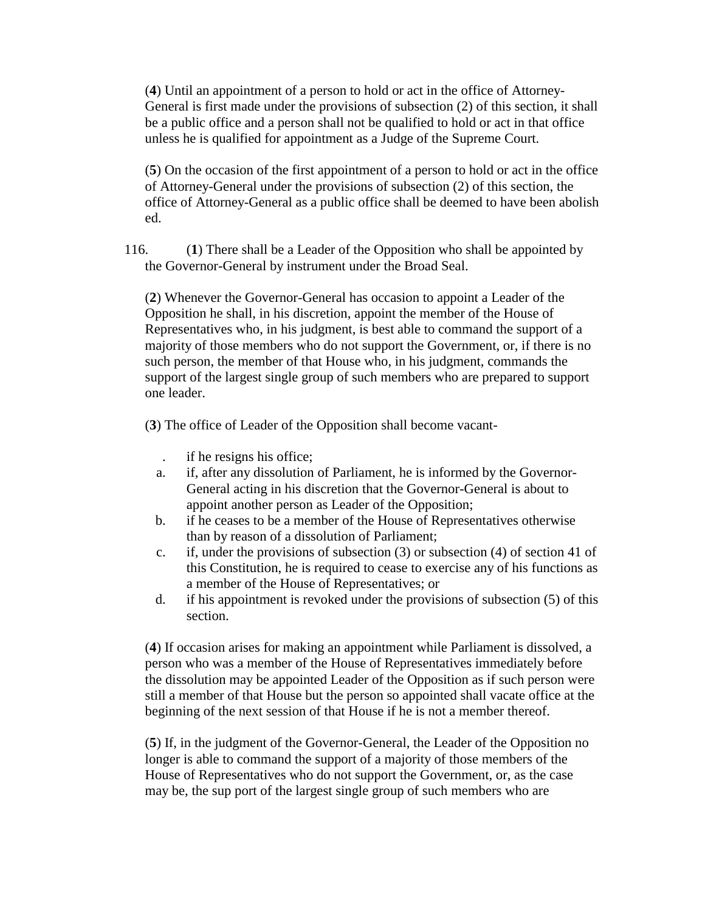(**4**) Until an appointment of a person to hold or act in the office of Attorney-General is first made under the provisions of subsection (2) of this section, it shall be a public office and a person shall not be qualified to hold or act in that office unless he is qualified for appointment as a Judge of the Supreme Court.

(**5**) On the occasion of the first appointment of a person to hold or act in the office of Attorney-General under the provisions of subsection (2) of this section, the office of Attorney-General as a public office shall be deemed to have been abolish ed.

116. (**1**) There shall be a Leader of the Opposition who shall be appointed by the Governor-General by instrument under the Broad Seal.

(**2**) Whenever the Governor-General has occasion to appoint a Leader of the Opposition he shall, in his discretion, appoint the member of the House of Representatives who, in his judgment, is best able to command the support of a majority of those members who do not support the Government, or, if there is no such person, the member of that House who, in his judgment, commands the support of the largest single group of such members who are prepared to support one leader.

(**3**) The office of Leader of the Opposition shall become vacant-

. if he resigns his office;
a. if, after any dissolution of Parliament, he is informed by the Governor-General acting in his discretion that the Governor-General is about to appoint another person as Leader of the Opposition;
b. if he ceases to be a member of the House of Representatives otherwise than by reason of a dissolution of Parliament;
c. if, under the provisions of subsection (3) or subsection (4) of section 41 of this Constitution, he is required to cease to exercise any of his functions as a member of the House of Representatives; or
d. if his appointment is revoked under the provisions of subsection (5) of this section.

(**4**) If occasion arises for making an appointment while Parliament is dissolved, a person who was a member of the House of Representatives immediately before the dissolution may be appointed Leader of the Opposition as if such person were still a member of that House but the person so appointed shall vacate office at the beginning of the next session of that House if he is not a member thereof.

(**5**) If, in the judgment of the Governor-General, the Leader of the Opposition no longer is able to command the support of a majority of those members of the House of Representatives who do not support the Government, or, as the case may be, the sup port of the largest single group of such members who are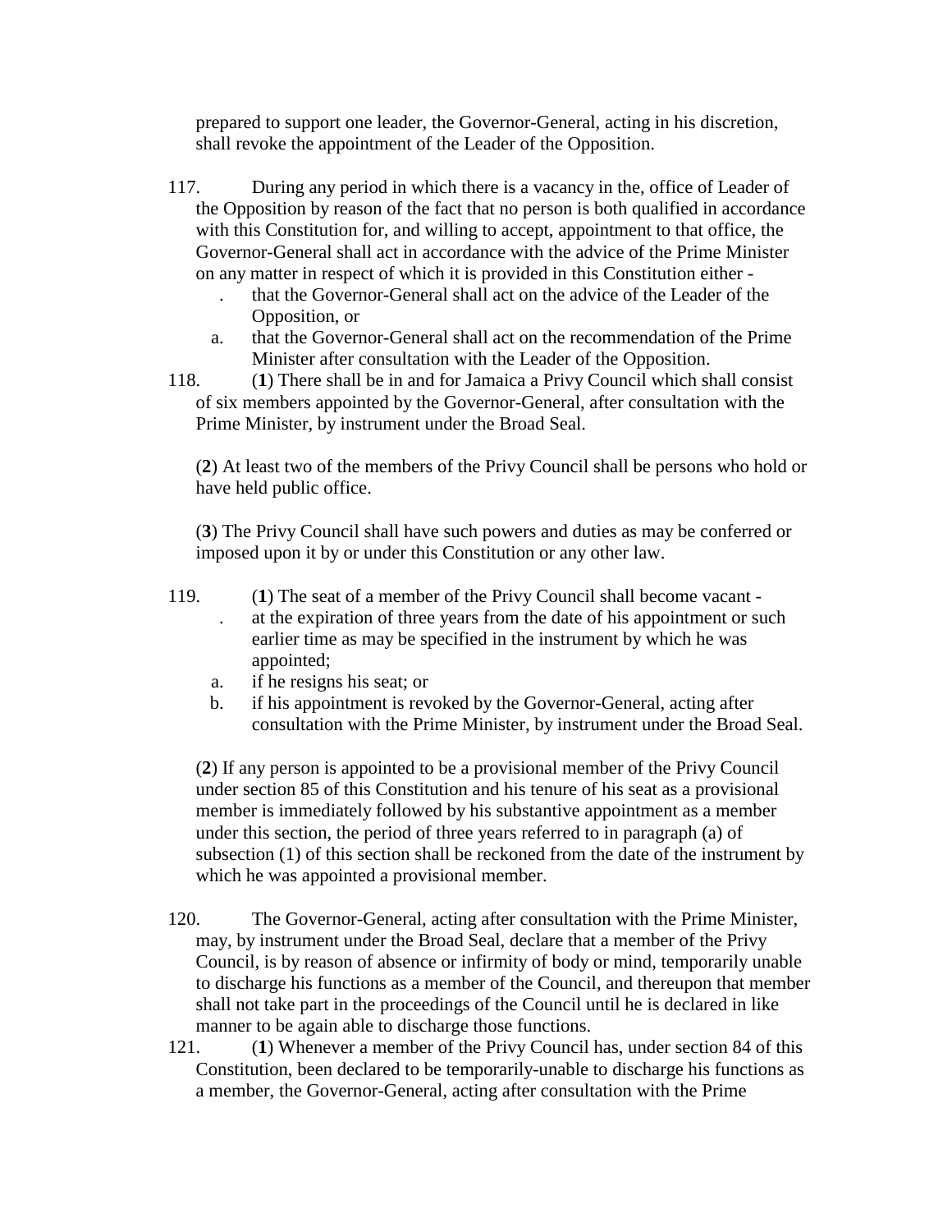prepared to support one leader, the Governor-General, acting in his discretion, shall revoke the appointment of the Leader of the Opposition.

117. During any period in which there is a vacancy in the, office of Leader of the Opposition by reason of the fact that no person is both qualified in accordance with this Constitution for, and willing to accept, appointment to that office, the Governor-General shall act in accordance with the advice of the Prime Minister on any matter in respect of which it is provided in this Constitution either -

. that the Governor-General shall act on the advice of the Leader of the Opposition, or

a. that the Governor-General shall act on the recommendation of the Prime Minister after consultation with the Leader of the Opposition.

118. (**1**) There shall be in and for Jamaica a Privy Council which shall consist of six members appointed by the Governor-General, after consultation with the Prime Minister, by instrument under the Broad Seal.

(**2**) At least two of the members of the Privy Council shall be persons who hold or have held public office.

(**3**) The Privy Council shall have such powers and duties as may be conferred or imposed upon it by or under this Constitution or any other law.

119. (**1**) The seat of a member of the Privy Council shall become vacant -

. at the expiration of three years from the date of his appointment or such earlier time as may be specified in the instrument by which he was appointed;

a. if he resigns his seat; or

b. if his appointment is revoked by the Governor-General, acting after consultation with the Prime Minister, by instrument under the Broad Seal.

(**2**) If any person is appointed to be a provisional member of the Privy Council under section 85 of this Constitution and his tenure of his seat as a provisional member is immediately followed by his substantive appointment as a member under this section, the period of three years referred to in paragraph (a) of subsection (1) of this section shall be reckoned from the date of the instrument by which he was appointed a provisional member.

120. The Governor-General, acting after consultation with the Prime Minister, may, by instrument under the Broad Seal, declare that a member of the Privy Council, is by reason of absence or infirmity of body or mind, temporarily unable to discharge his functions as a member of the Council, and thereupon that member shall not take part in the proceedings of the Council until he is declared in like manner to be again able to discharge those functions.

121. (**1**) Whenever a member of the Privy Council has, under section 84 of this Constitution, been declared to be temporarily-unable to discharge his functions as a member, the Governor-General, acting after consultation with the Prime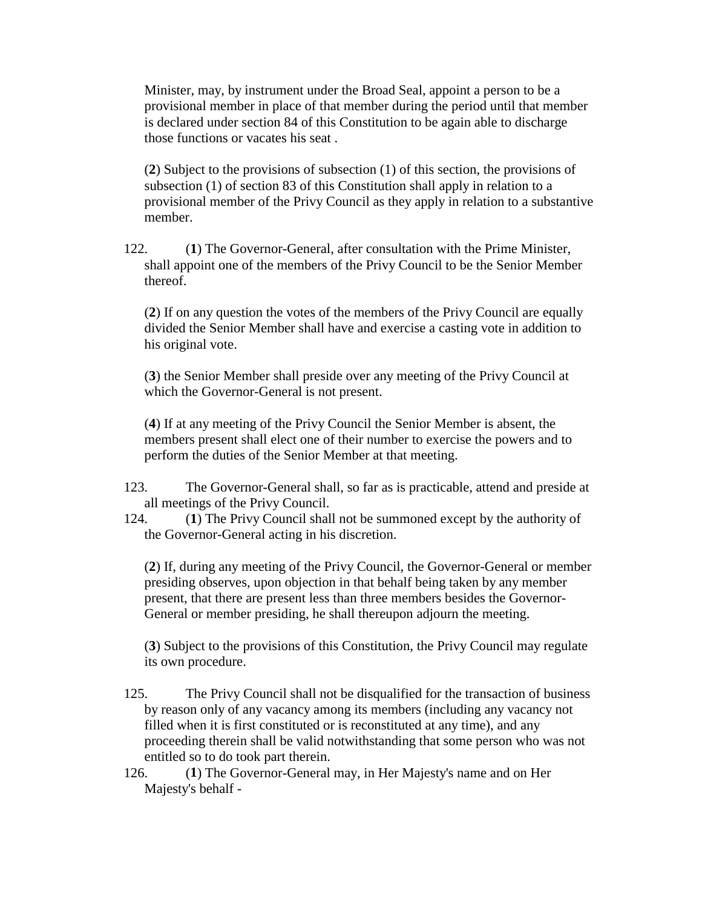Minister, may, by instrument under the Broad Seal, appoint a person to be a provisional member in place of that member during the period until that member is declared under section 84 of this Constitution to be again able to discharge those functions or vacates his seat .

(**2**) Subject to the provisions of subsection (1) of this section, the provisions of subsection (1) of section 83 of this Constitution shall apply in relation to a provisional member of the Privy Council as they apply in relation to a substantive member.

122. (**1**) The Governor-General, after consultation with the Prime Minister, shall appoint one of the members of the Privy Council to be the Senior Member thereof.

(**2**) If on any question the votes of the members of the Privy Council are equally divided the Senior Member shall have and exercise a casting vote in addition to his original vote.

(**3**) the Senior Member shall preside over any meeting of the Privy Council at which the Governor-General is not present.

(**4**) If at any meeting of the Privy Council the Senior Member is absent, the members present shall elect one of their number to exercise the powers and to perform the duties of the Senior Member at that meeting.

123. The Governor-General shall, so far as is practicable, attend and preside at all meetings of the Privy Council.

124. (**1**) The Privy Council shall not be summoned except by the authority of the Governor-General acting in his discretion.

(**2**) If, during any meeting of the Privy Council, the Governor-General or member presiding observes, upon objection in that behalf being taken by any member present, that there are present less than three members besides the Governor-General or member presiding, he shall thereupon adjourn the meeting.

(**3**) Subject to the provisions of this Constitution, the Privy Council may regulate its own procedure.

125. The Privy Council shall not be disqualified for the transaction of business by reason only of any vacancy among its members (including any vacancy not filled when it is first constituted or is reconstituted at any time), and any proceeding therein shall be valid notwithstanding that some person who was not entitled so to do took part therein.

126. (**1**) The Governor-General may, in Her Majesty's name and on Her Majesty's behalf -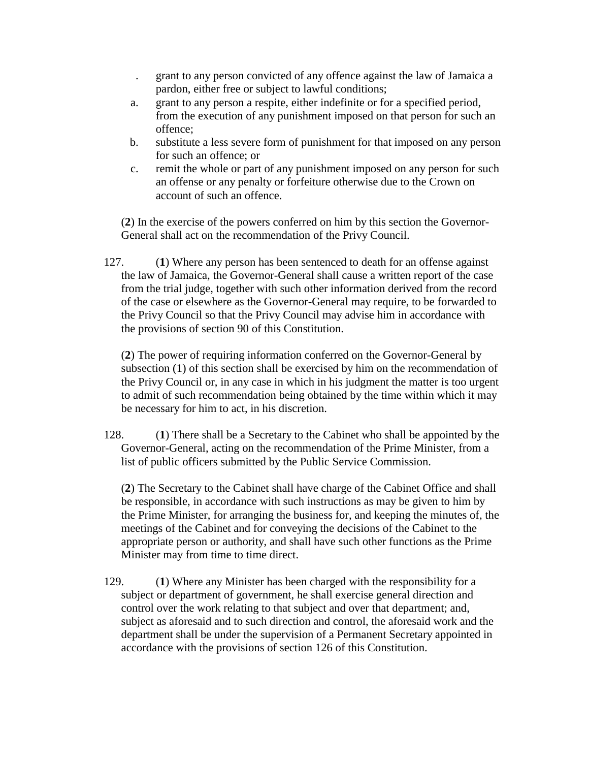. grant to any person convicted of any offence against the law of Jamaica a pardon, either free or subject to lawful conditions;

a. grant to any person a respite, either indefinite or for a specified period, from the execution of any punishment imposed on that person for such an offence;

b. substitute a less severe form of punishment for that imposed on any person for such an offence; or

c. remit the whole or part of any punishment imposed on any person for such an offense or any penalty or forfeiture otherwise due to the Crown on account of such an offence.

(**2**) In the exercise of the powers conferred on him by this section the Governor-General shall act on the recommendation of the Privy Council.

127. (**1**) Where any person has been sentenced to death for an offense against the law of Jamaica, the Governor-General shall cause a written report of the case from the trial judge, together with such other information derived from the record of the case or elsewhere as the Governor-General may require, to be forwarded to the Privy Council so that the Privy Council may advise him in accordance with the provisions of section 90 of this Constitution.

(**2**) The power of requiring information conferred on the Governor-General by subsection (1) of this section shall be exercised by him on the recommendation of the Privy Council or, in any case in which in his judgment the matter is too urgent to admit of such recommendation being obtained by the time within which it may be necessary for him to act, in his discretion.

128. (**1**) There shall be a Secretary to the Cabinet who shall be appointed by the Governor-General, acting on the recommendation of the Prime Minister, from a list of public officers submitted by the Public Service Commission.

(**2**) The Secretary to the Cabinet shall have charge of the Cabinet Office and shall be responsible, in accordance with such instructions as may be given to him by the Prime Minister, for arranging the business for, and keeping the minutes of, the meetings of the Cabinet and for conveying the decisions of the Cabinet to the appropriate person or authority, and shall have such other functions as the Prime Minister may from time to time direct.

129. (**1**) Where any Minister has been charged with the responsibility for a subject or department of government, he shall exercise general direction and control over the work relating to that subject and over that department; and, subject as aforesaid and to such direction and control, the aforesaid work and the department shall be under the supervision of a Permanent Secretary appointed in accordance with the provisions of section 126 of this Constitution.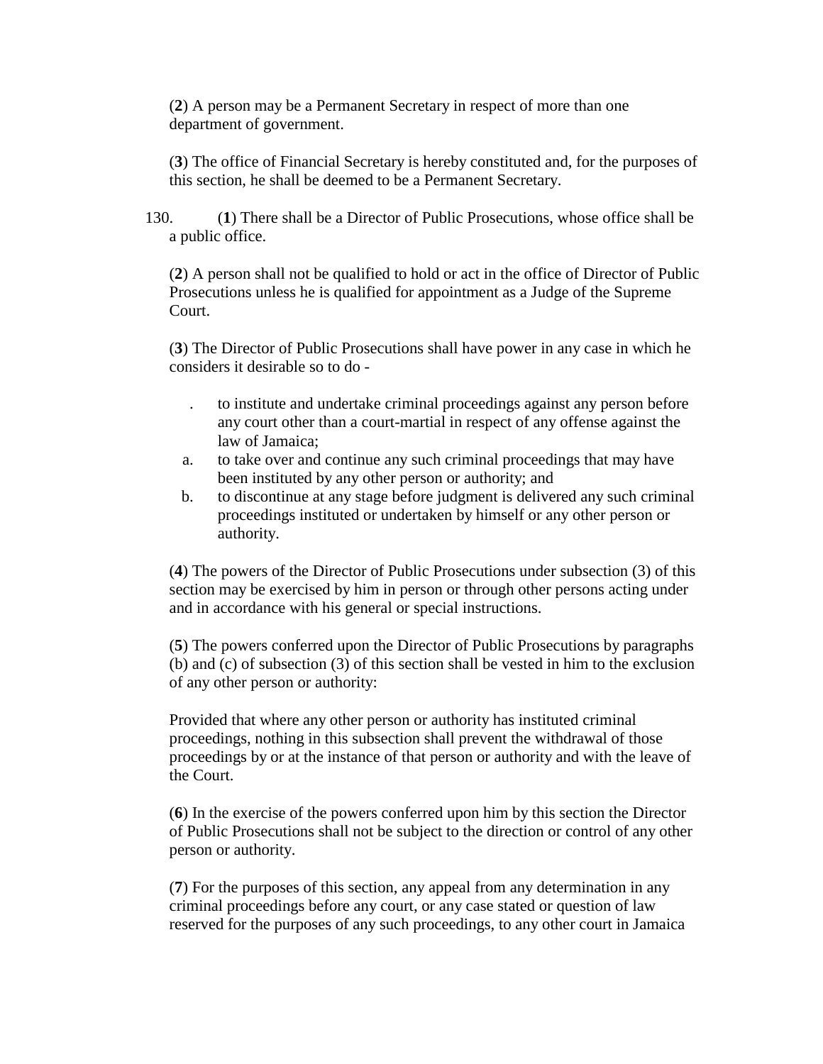(**2**) A person may be a Permanent Secretary in respect of more than one department of government.

(**3**) The office of Financial Secretary is hereby constituted and, for the purposes of this section, he shall be deemed to be a Permanent Secretary.

130. (**1**) There shall be a Director of Public Prosecutions, whose office shall be a public office.

(**2**) A person shall not be qualified to hold or act in the office of Director of Public Prosecutions unless he is qualified for appointment as a Judge of the Supreme Court.

(**3**) The Director of Public Prosecutions shall have power in any case in which he considers it desirable so to do -

. to institute and undertake criminal proceedings against any person before any court other than a court-martial in respect of any offense against the law of Jamaica;

a. to take over and continue any such criminal proceedings that may have been instituted by any other person or authority; and

b. to discontinue at any stage before judgment is delivered any such criminal proceedings instituted or undertaken by himself or any other person or authority.

(**4**) The powers of the Director of Public Prosecutions under subsection (3) of this section may be exercised by him in person or through other persons acting under and in accordance with his general or special instructions.

(**5**) The powers conferred upon the Director of Public Prosecutions by paragraphs (b) and (c) of subsection (3) of this section shall be vested in him to the exclusion of any other person or authority:

Provided that where any other person or authority has instituted criminal proceedings, nothing in this subsection shall prevent the withdrawal of those proceedings by or at the instance of that person or authority and with the leave of the Court.

(**6**) In the exercise of the powers conferred upon him by this section the Director of Public Prosecutions shall not be subject to the direction or control of any other person or authority.

(**7**) For the purposes of this section, any appeal from any determination in any criminal proceedings before any court, or any case stated or question of law reserved for the purposes of any such proceedings, to any other court in Jamaica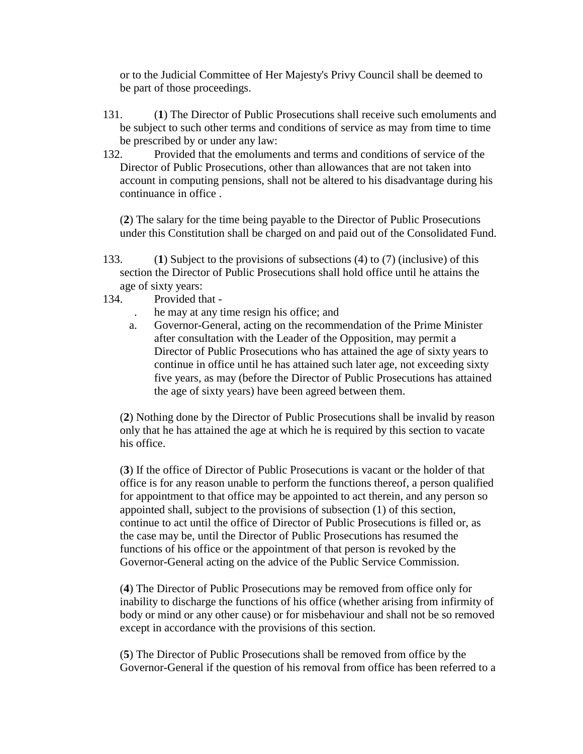or to the Judicial Committee of Her Majesty's Privy Council shall be deemed to be part of those proceedings.

131. (**1**) The Director of Public Prosecutions shall receive such emoluments and be subject to such other terms and conditions of service as may from time to time be prescribed by or under any law:

132. Provided that the emoluments and terms and conditions of service of the Director of Public Prosecutions, other than allowances that are not taken into account in computing pensions, shall not be altered to his disadvantage during his continuance in office .

(**2**) The salary for the time being payable to the Director of Public Prosecutions under this Constitution shall be charged on and paid out of the Consolidated Fund.

133. (**1**) Subject to the provisions of subsections (4) to (7) (inclusive) of this section the Director of Public Prosecutions shall hold office until he attains the age of sixty years:

134. Provided that -

. he may at any time resign his office; and

a. Governor-General, acting on the recommendation of the Prime Minister after consultation with the Leader of the Opposition, may permit a Director of Public Prosecutions who has attained the age of sixty years to continue in office until he has attained such later age, not exceeding sixty five years, as may (before the Director of Public Prosecutions has attained the age of sixty years) have been agreed between them.

(**2**) Nothing done by the Director of Public Prosecutions shall be invalid by reason only that he has attained the age at which he is required by this section to vacate his office.

(**3**) If the office of Director of Public Prosecutions is vacant or the holder of that office is for any reason unable to perform the functions thereof, a person qualified for appointment to that office may be appointed to act therein, and any person so appointed shall, subject to the provisions of subsection (1) of this section, continue to act until the office of Director of Public Prosecutions is filled or, as the case may be, until the Director of Public Prosecutions has resumed the functions of his office or the appointment of that person is revoked by the Governor-General acting on the advice of the Public Service Commission.

(**4**) The Director of Public Prosecutions may be removed from office only for inability to discharge the functions of his office (whether arising from infirmity of body or mind or any other cause) or for misbehaviour and shall not be so removed except in accordance with the provisions of this section.

(**5**) The Director of Public Prosecutions shall be removed from office by the Governor-General if the question of his removal from office has been referred to a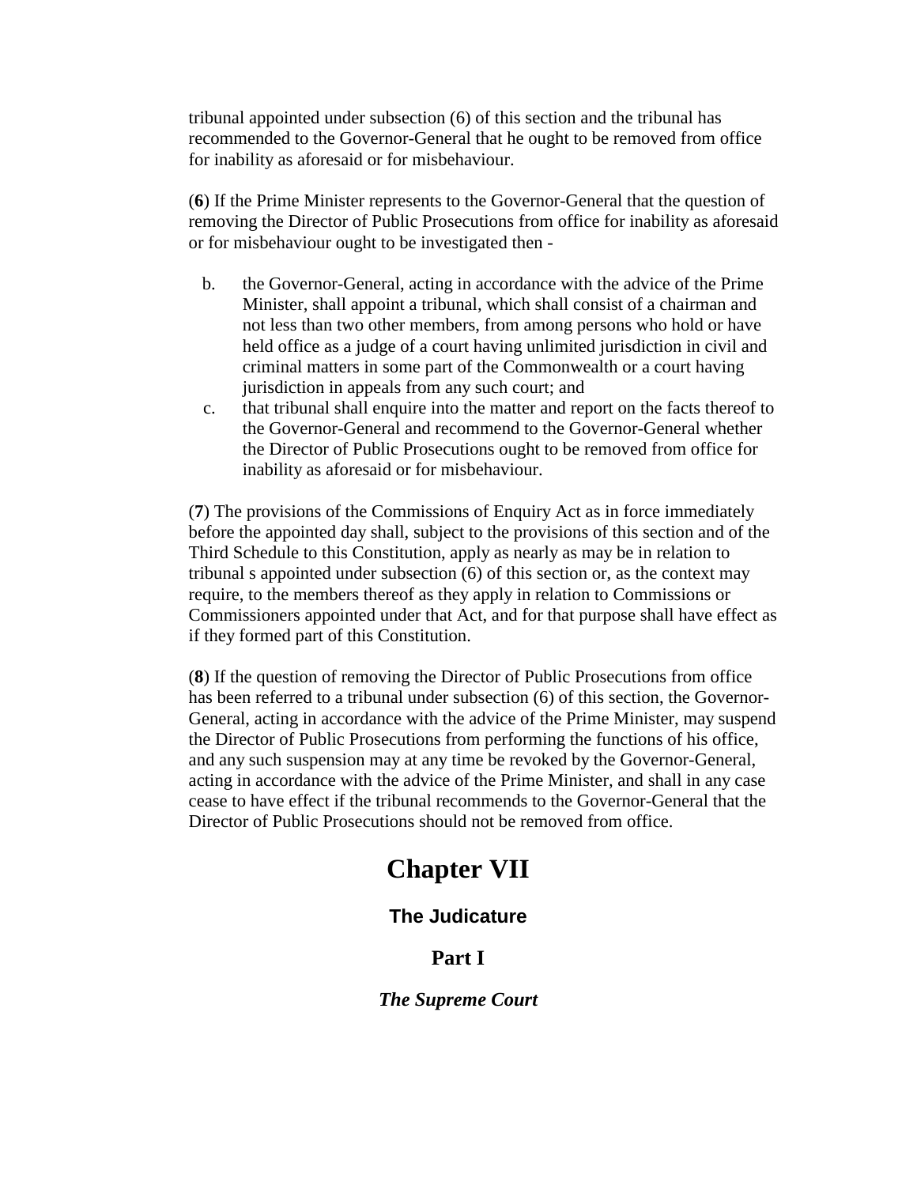tribunal appointed under subsection (6) of this section and the tribunal has recommended to the Governor-General that he ought to be removed from office for inability as aforesaid or for misbehaviour.

(**6**) If the Prime Minister represents to the Governor-General that the question of removing the Director of Public Prosecutions from office for inability as aforesaid or for misbehaviour ought to be investigated then -

b. the Governor-General, acting in accordance with the advice of the Prime Minister, shall appoint a tribunal, which shall consist of a chairman and not less than two other members, from among persons who hold or have held office as a judge of a court having unlimited jurisdiction in civil and criminal matters in some part of the Commonwealth or a court having jurisdiction in appeals from any such court; and
c. that tribunal shall enquire into the matter and report on the facts thereof to the Governor-General and recommend to the Governor-General whether the Director of Public Prosecutions ought to be removed from office for inability as aforesaid or for misbehaviour.

(**7**) The provisions of the Commissions of Enquiry Act as in force immediately before the appointed day shall, subject to the provisions of this section and of the Third Schedule to this Constitution, apply as nearly as may be in relation to tribunal s appointed under subsection (6) of this section or, as the context may require, to the members thereof as they apply in relation to Commissions or Commissioners appointed under that Act, and for that purpose shall have effect as if they formed part of this Constitution.

(**8**) If the question of removing the Director of Public Prosecutions from office has been referred to a tribunal under subsection (6) of this section, the Governor-General, acting in accordance with the advice of the Prime Minister, may suspend the Director of Public Prosecutions from performing the functions of his office, and any such suspension may at any time be revoked by the Governor-General, acting in accordance with the advice of the Prime Minister, and shall in any case cease to have effect if the tribunal recommends to the Governor-General that the Director of Public Prosecutions should not be removed from office.

# Chapter VII

## The Judicature

## Part I

### *The Supreme Court*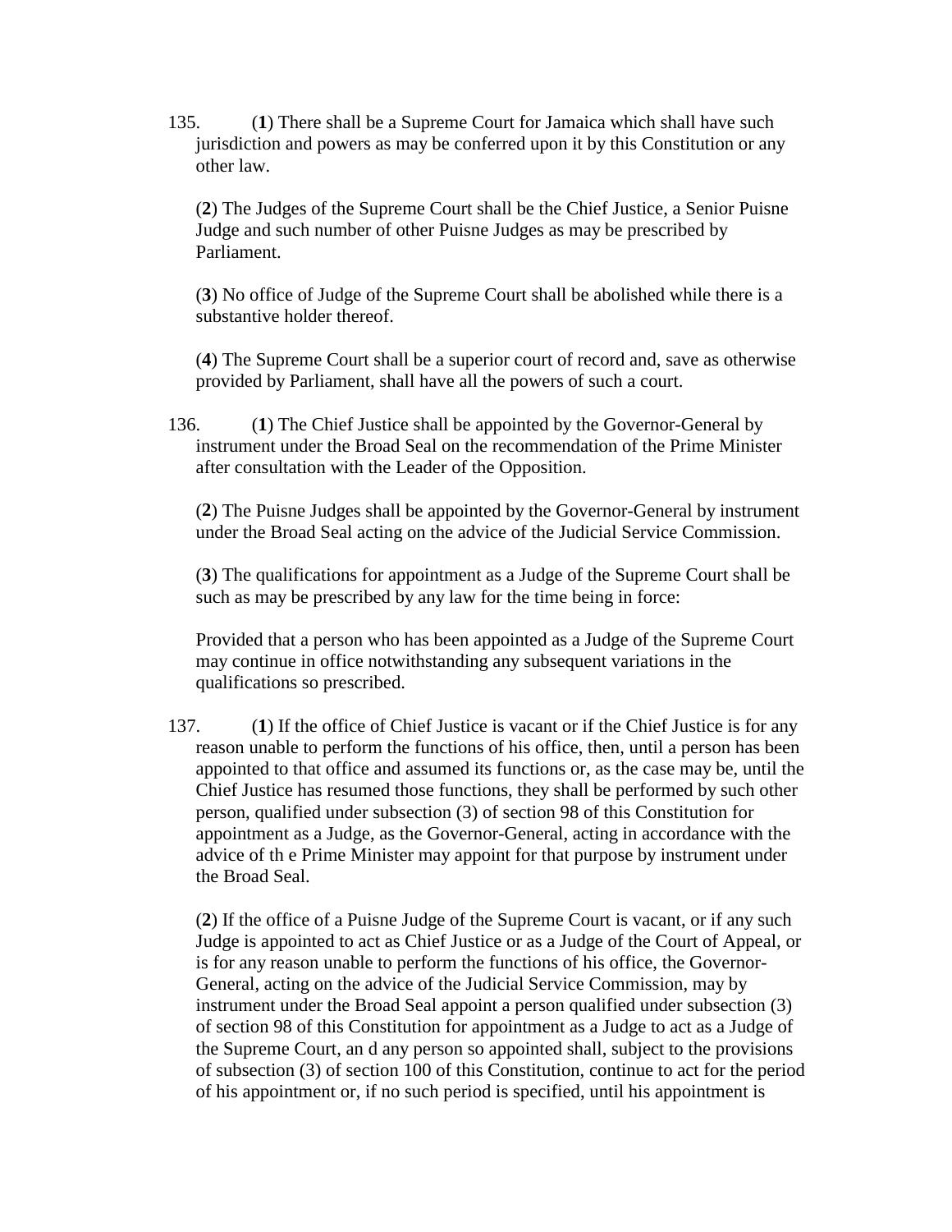135. (**1**) There shall be a Supreme Court for Jamaica which shall have such jurisdiction and powers as may be conferred upon it by this Constitution or any other law.

(**2**) The Judges of the Supreme Court shall be the Chief Justice, a Senior Puisne Judge and such number of other Puisne Judges as may be prescribed by Parliament.

(**3**) No office of Judge of the Supreme Court shall be abolished while there is a substantive holder thereof.

(**4**) The Supreme Court shall be a superior court of record and, save as otherwise provided by Parliament, shall have all the powers of such a court.

136. (**1**) The Chief Justice shall be appointed by the Governor-General by instrument under the Broad Seal on the recommendation of the Prime Minister after consultation with the Leader of the Opposition.

(**2**) The Puisne Judges shall be appointed by the Governor-General by instrument under the Broad Seal acting on the advice of the Judicial Service Commission.

(**3**) The qualifications for appointment as a Judge of the Supreme Court shall be such as may be prescribed by any law for the time being in force:

Provided that a person who has been appointed as a Judge of the Supreme Court may continue in office notwithstanding any subsequent variations in the qualifications so prescribed.

137. (**1**) If the office of Chief Justice is vacant or if the Chief Justice is for any reason unable to perform the functions of his office, then, until a person has been appointed to that office and assumed its functions or, as the case may be, until the Chief Justice has resumed those functions, they shall be performed by such other person, qualified under subsection (3) of section 98 of this Constitution for appointment as a Judge, as the Governor-General, acting in accordance with the advice of th e Prime Minister may appoint for that purpose by instrument under the Broad Seal.

(**2**) If the office of a Puisne Judge of the Supreme Court is vacant, or if any such Judge is appointed to act as Chief Justice or as a Judge of the Court of Appeal, or is for any reason unable to perform the functions of his office, the Governor-General, acting on the advice of the Judicial Service Commission, may by instrument under the Broad Seal appoint a person qualified under subsection (3) of section 98 of this Constitution for appointment as a Judge to act as a Judge of the Supreme Court, an d any person so appointed shall, subject to the provisions of subsection (3) of section 100 of this Constitution, continue to act for the period of his appointment or, if no such period is specified, until his appointment is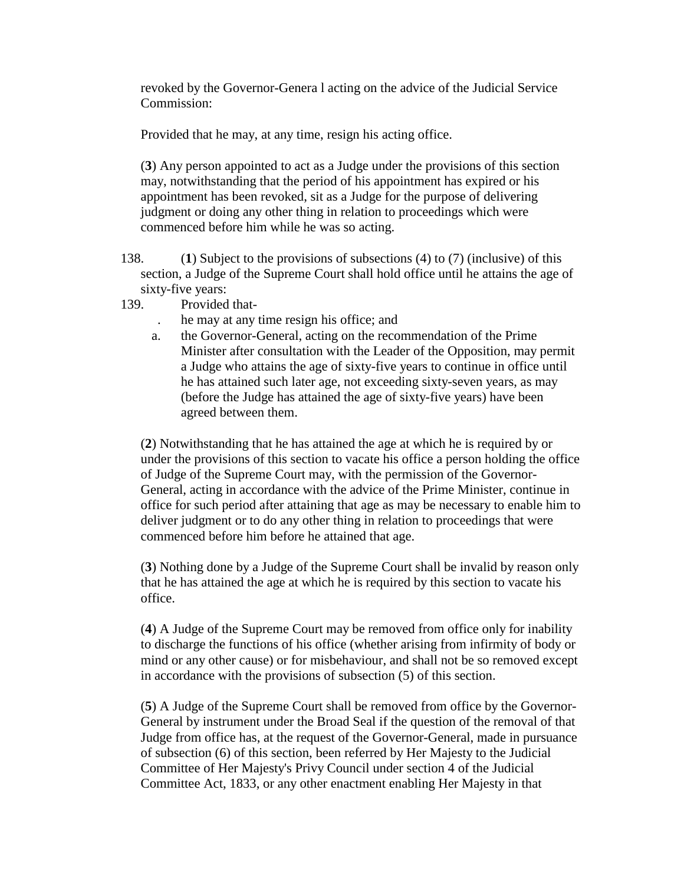revoked by the Governor-Genera l acting on the advice of the Judicial Service Commission:

Provided that he may, at any time, resign his acting office.

(**3**) Any person appointed to act as a Judge under the provisions of this section may, notwithstanding that the period of his appointment has expired or his appointment has been revoked, sit as a Judge for the purpose of delivering judgment or doing any other thing in relation to proceedings which were commenced before him while he was so acting.

138. (**1**) Subject to the provisions of subsections (4) to (7) (inclusive) of this section, a Judge of the Supreme Court shall hold office until he attains the age of sixty-five years:

139. Provided that-

. he may at any time resign his office; and

a. the Governor-General, acting on the recommendation of the Prime Minister after consultation with the Leader of the Opposition, may permit a Judge who attains the age of sixty-five years to continue in office until he has attained such later age, not exceeding sixty-seven years, as may (before the Judge has attained the age of sixty-five years) have been agreed between them.

(**2**) Notwithstanding that he has attained the age at which he is required by or under the provisions of this section to vacate his office a person holding the office of Judge of the Supreme Court may, with the permission of the Governor-General, acting in accordance with the advice of the Prime Minister, continue in office for such period after attaining that age as may be necessary to enable him to deliver judgment or to do any other thing in relation to proceedings that were commenced before him before he attained that age.

(**3**) Nothing done by a Judge of the Supreme Court shall be invalid by reason only that he has attained the age at which he is required by this section to vacate his office.

(**4**) A Judge of the Supreme Court may be removed from office only for inability to discharge the functions of his office (whether arising from infirmity of body or mind or any other cause) or for misbehaviour, and shall not be so removed except in accordance with the provisions of subsection (5) of this section.

(**5**) A Judge of the Supreme Court shall be removed from office by the Governor-General by instrument under the Broad Seal if the question of the removal of that Judge from office has, at the request of the Governor-General, made in pursuance of subsection (6) of this section, been referred by Her Majesty to the Judicial Committee of Her Majesty's Privy Council under section 4 of the Judicial Committee Act, 1833, or any other enactment enabling Her Majesty in that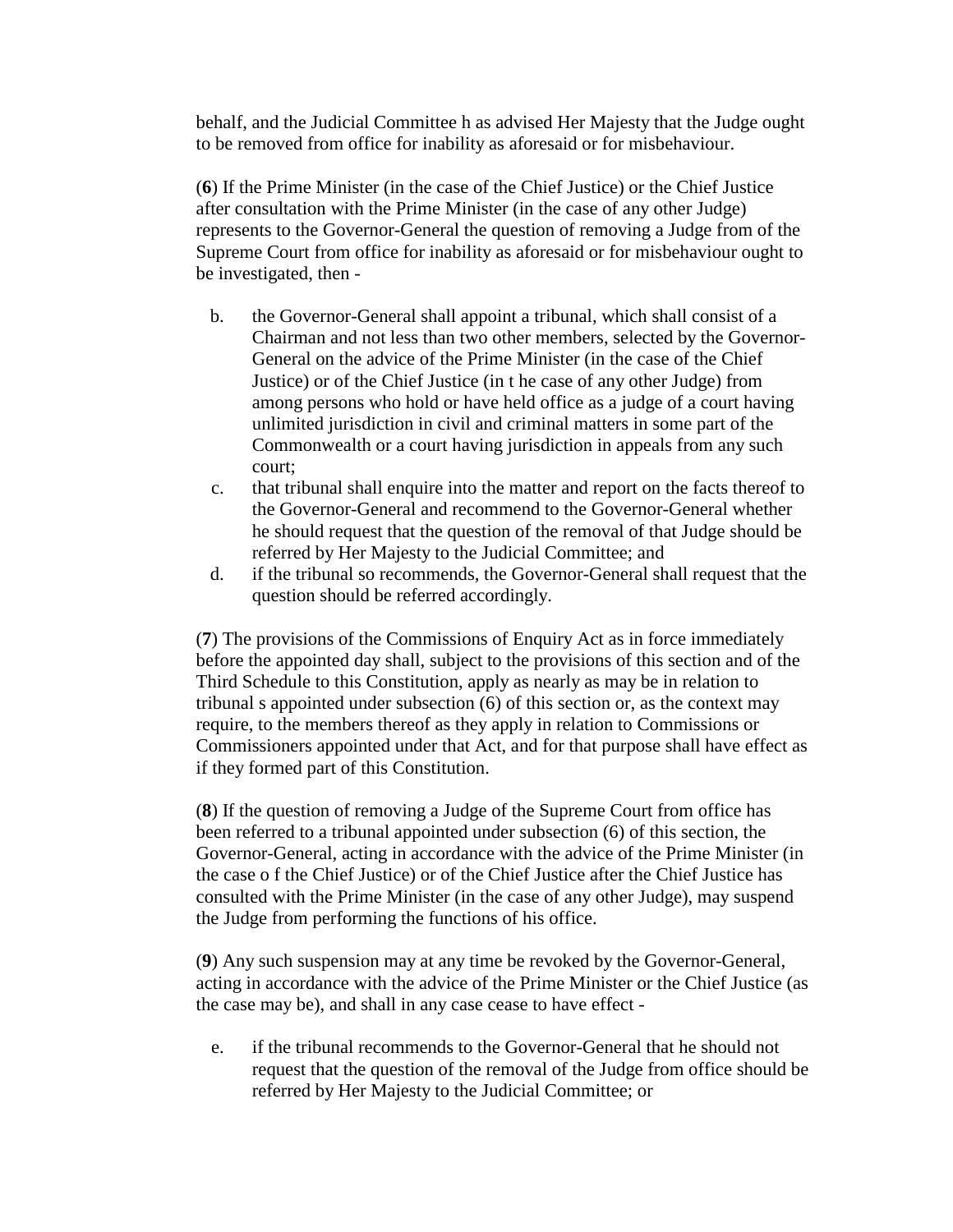behalf, and the Judicial Committee h as advised Her Majesty that the Judge ought to be removed from office for inability as aforesaid or for misbehaviour.

(**6**) If the Prime Minister (in the case of the Chief Justice) or the Chief Justice after consultation with the Prime Minister (in the case of any other Judge) represents to the Governor-General the question of removing a Judge from of the Supreme Court from office for inability as aforesaid or for misbehaviour ought to be investigated, then -

b. the Governor-General shall appoint a tribunal, which shall consist of a Chairman and not less than two other members, selected by the Governor-General on the advice of the Prime Minister (in the case of the Chief Justice) or of the Chief Justice (in t he case of any other Judge) from among persons who hold or have held office as a judge of a court having unlimited jurisdiction in civil and criminal matters in some part of the Commonwealth or a court having jurisdiction in appeals from any such court;
c. that tribunal shall enquire into the matter and report on the facts thereof to the Governor-General and recommend to the Governor-General whether he should request that the question of the removal of that Judge should be referred by Her Majesty to the Judicial Committee; and
d. if the tribunal so recommends, the Governor-General shall request that the question should be referred accordingly.

(**7**) The provisions of the Commissions of Enquiry Act as in force immediately before the appointed day shall, subject to the provisions of this section and of the Third Schedule to this Constitution, apply as nearly as may be in relation to tribunal s appointed under subsection (6) of this section or, as the context may require, to the members thereof as they apply in relation to Commissions or Commissioners appointed under that Act, and for that purpose shall have effect as if they formed part of this Constitution.

(**8**) If the question of removing a Judge of the Supreme Court from office has been referred to a tribunal appointed under subsection (6) of this section, the Governor-General, acting in accordance with the advice of the Prime Minister (in the case o f the Chief Justice) or of the Chief Justice after the Chief Justice has consulted with the Prime Minister (in the case of any other Judge), may suspend the Judge from performing the functions of his office.

(**9**) Any such suspension may at any time be revoked by the Governor-General, acting in accordance with the advice of the Prime Minister or the Chief Justice (as the case may be), and shall in any case cease to have effect -

e. if the tribunal recommends to the Governor-General that he should not request that the question of the removal of the Judge from office should be referred by Her Majesty to the Judicial Committee; or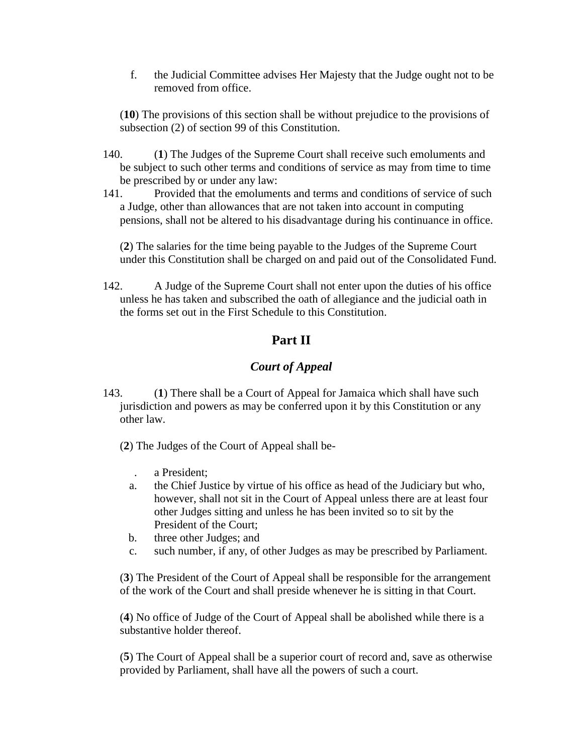f. the Judicial Committee advises Her Majesty that the Judge ought not to be removed from office.

(**10**) The provisions of this section shall be without prejudice to the provisions of subsection (2) of section 99 of this Constitution.

140. (**1**) The Judges of the Supreme Court shall receive such emoluments and be subject to such other terms and conditions of service as may from time to time be prescribed by or under any law:

141. Provided that the emoluments and terms and conditions of service of such a Judge, other than allowances that are not taken into account in computing pensions, shall not be altered to his disadvantage during his continuance in office.

(**2**) The salaries for the time being payable to the Judges of the Supreme Court under this Constitution shall be charged on and paid out of the Consolidated Fund.

142. A Judge of the Supreme Court shall not enter upon the duties of his office unless he has taken and subscribed the oath of allegiance and the judicial oath in the forms set out in the First Schedule to this Constitution.

## Part II

### *Court of Appeal*

143. (**1**) There shall be a Court of Appeal for Jamaica which shall have such jurisdiction and powers as may be conferred upon it by this Constitution or any other law.

(**2**) The Judges of the Court of Appeal shall be-

. a President;

a. the Chief Justice by virtue of his office as head of the Judiciary but who, however, shall not sit in the Court of Appeal unless there are at least four other Judges sitting and unless he has been invited so to sit by the President of the Court;

b. three other Judges; and

c. such number, if any, of other Judges as may be prescribed by Parliament.

(**3**) The President of the Court of Appeal shall be responsible for the arrangement of the work of the Court and shall preside whenever he is sitting in that Court.

(**4**) No office of Judge of the Court of Appeal shall be abolished while there is a substantive holder thereof.

(**5**) The Court of Appeal shall be a superior court of record and, save as otherwise provided by Parliament, shall have all the powers of such a court.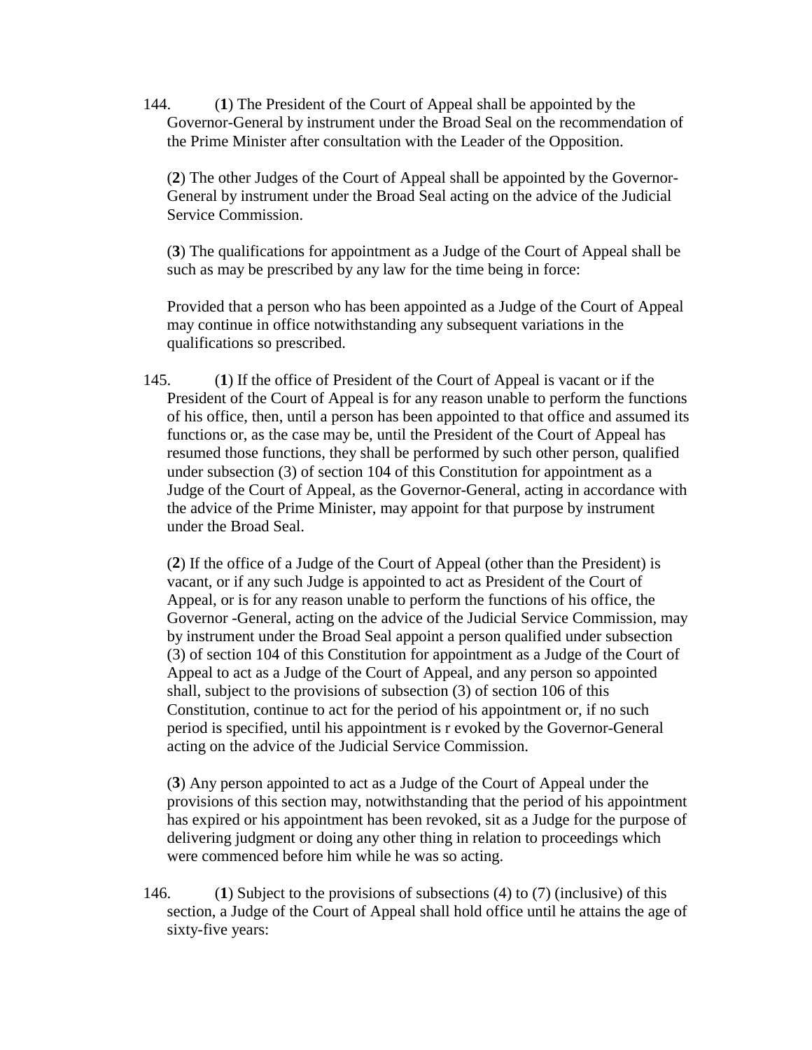144. (**1**) The President of the Court of Appeal shall be appointed by the Governor-General by instrument under the Broad Seal on the recommendation of the Prime Minister after consultation with the Leader of the Opposition.

(**2**) The other Judges of the Court of Appeal shall be appointed by the Governor-General by instrument under the Broad Seal acting on the advice of the Judicial Service Commission.

(**3**) The qualifications for appointment as a Judge of the Court of Appeal shall be such as may be prescribed by any law for the time being in force:

Provided that a person who has been appointed as a Judge of the Court of Appeal may continue in office notwithstanding any subsequent variations in the qualifications so prescribed.

145. (**1**) If the office of President of the Court of Appeal is vacant or if the President of the Court of Appeal is for any reason unable to perform the functions of his office, then, until a person has been appointed to that office and assumed its functions or, as the case may be, until the President of the Court of Appeal has resumed those functions, they shall be performed by such other person, qualified under subsection (3) of section 104 of this Constitution for appointment as a Judge of the Court of Appeal, as the Governor-General, acting in accordance with the advice of the Prime Minister, may appoint for that purpose by instrument under the Broad Seal.

(**2**) If the office of a Judge of the Court of Appeal (other than the President) is vacant, or if any such Judge is appointed to act as President of the Court of Appeal, or is for any reason unable to perform the functions of his office, the Governor -General, acting on the advice of the Judicial Service Commission, may by instrument under the Broad Seal appoint a person qualified under subsection (3) of section 104 of this Constitution for appointment as a Judge of the Court of Appeal to act as a Judge of the Court of Appeal, and any person so appointed shall, subject to the provisions of subsection (3) of section 106 of this Constitution, continue to act for the period of his appointment or, if no such period is specified, until his appointment is r evoked by the Governor-General acting on the advice of the Judicial Service Commission.

(**3**) Any person appointed to act as a Judge of the Court of Appeal under the provisions of this section may, notwithstanding that the period of his appointment has expired or his appointment has been revoked, sit as a Judge for the purpose of delivering judgment or doing any other thing in relation to proceedings which were commenced before him while he was so acting.

146. (**1**) Subject to the provisions of subsections (4) to (7) (inclusive) of this section, a Judge of the Court of Appeal shall hold office until he attains the age of sixty-five years: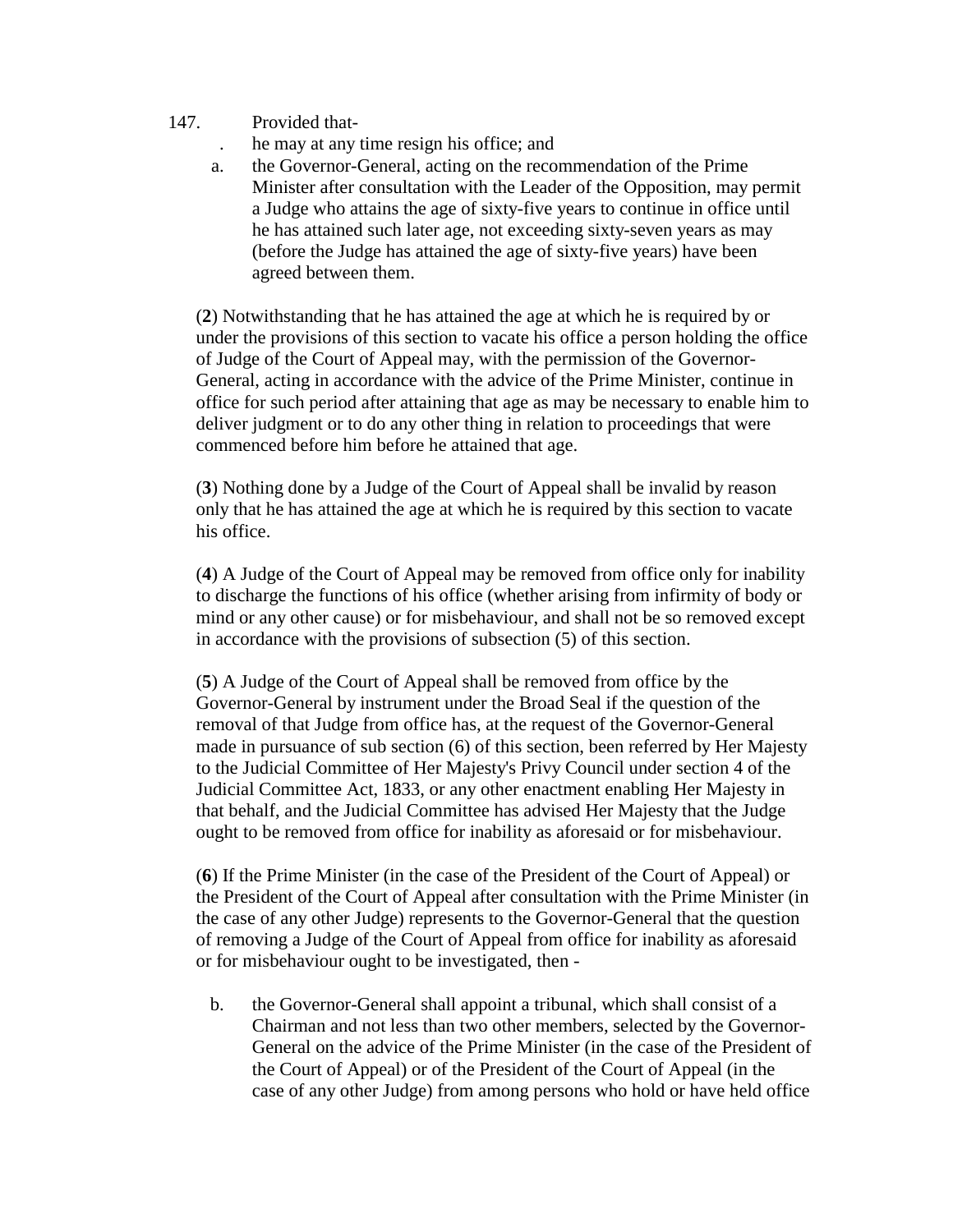147. Provided that-

. he may at any time resign his office; and

a. the Governor-General, acting on the recommendation of the Prime Minister after consultation with the Leader of the Opposition, may permit a Judge who attains the age of sixty-five years to continue in office until he has attained such later age, not exceeding sixty-seven years as may (before the Judge has attained the age of sixty-five years) have been agreed between them.

(**2**) Notwithstanding that he has attained the age at which he is required by or under the provisions of this section to vacate his office a person holding the office of Judge of the Court of Appeal may, with the permission of the Governor-General, acting in accordance with the advice of the Prime Minister, continue in office for such period after attaining that age as may be necessary to enable him to deliver judgment or to do any other thing in relation to proceedings that were commenced before him before he attained that age.

(**3**) Nothing done by a Judge of the Court of Appeal shall be invalid by reason only that he has attained the age at which he is required by this section to vacate his office.

(**4**) A Judge of the Court of Appeal may be removed from office only for inability to discharge the functions of his office (whether arising from infirmity of body or mind or any other cause) or for misbehaviour, and shall not be so removed except in accordance with the provisions of subsection (5) of this section.

(**5**) A Judge of the Court of Appeal shall be removed from office by the Governor-General by instrument under the Broad Seal if the question of the removal of that Judge from office has, at the request of the Governor-General made in pursuance of sub section (6) of this section, been referred by Her Majesty to the Judicial Committee of Her Majesty's Privy Council under section 4 of the Judicial Committee Act, 1833, or any other enactment enabling Her Majesty in that behalf, and the Judicial Committee has advised Her Majesty that the Judge ought to be removed from office for inability as aforesaid or for misbehaviour.

(**6**) If the Prime Minister (in the case of the President of the Court of Appeal) or the President of the Court of Appeal after consultation with the Prime Minister (in the case of any other Judge) represents to the Governor-General that the question of removing a Judge of the Court of Appeal from office for inability as aforesaid or for misbehaviour ought to be investigated, then -

b. the Governor-General shall appoint a tribunal, which shall consist of a Chairman and not less than two other members, selected by the Governor-General on the advice of the Prime Minister (in the case of the President of the Court of Appeal) or of the President of the Court of Appeal (in the case of any other Judge) from among persons who hold or have held office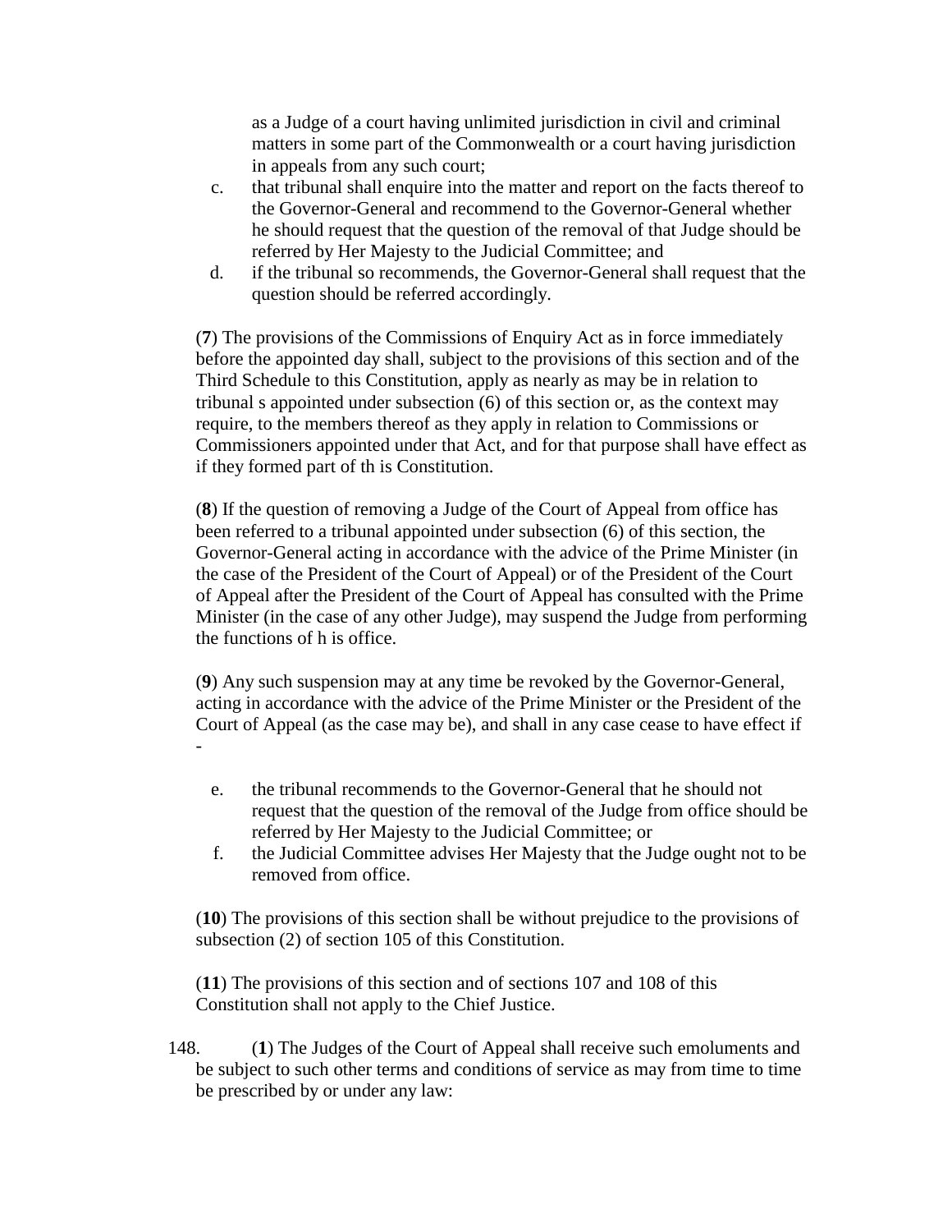as a Judge of a court having unlimited jurisdiction in civil and criminal matters in some part of the Commonwealth or a court having jurisdiction in appeals from any such court;

c. that tribunal shall enquire into the matter and report on the facts thereof to the Governor-General and recommend to the Governor-General whether he should request that the question of the removal of that Judge should be referred by Her Majesty to the Judicial Committee; and
d. if the tribunal so recommends, the Governor-General shall request that the question should be referred accordingly.

(**7**) The provisions of the Commissions of Enquiry Act as in force immediately before the appointed day shall, subject to the provisions of this section and of the Third Schedule to this Constitution, apply as nearly as may be in relation to tribunal s appointed under subsection (6) of this section or, as the context may require, to the members thereof as they apply in relation to Commissions or Commissioners appointed under that Act, and for that purpose shall have effect as if they formed part of th is Constitution.

(**8**) If the question of removing a Judge of the Court of Appeal from office has been referred to a tribunal appointed under subsection (6) of this section, the Governor-General acting in accordance with the advice of the Prime Minister (in the case of the President of the Court of Appeal) or of the President of the Court of Appeal after the President of the Court of Appeal has consulted with the Prime Minister (in the case of any other Judge), may suspend the Judge from performing the functions of h is office.

(**9**) Any such suspension may at any time be revoked by the Governor-General, acting in accordance with the advice of the Prime Minister or the President of the Court of Appeal (as the case may be), and shall in any case cease to have effect if -

e. the tribunal recommends to the Governor-General that he should not request that the question of the removal of the Judge from office should be referred by Her Majesty to the Judicial Committee; or
f. the Judicial Committee advises Her Majesty that the Judge ought not to be removed from office.

(**10**) The provisions of this section shall be without prejudice to the provisions of subsection (2) of section 105 of this Constitution.

(**11**) The provisions of this section and of sections 107 and 108 of this Constitution shall not apply to the Chief Justice.

148. (**1**) The Judges of the Court of Appeal shall receive such emoluments and be subject to such other terms and conditions of service as may from time to time be prescribed by or under any law: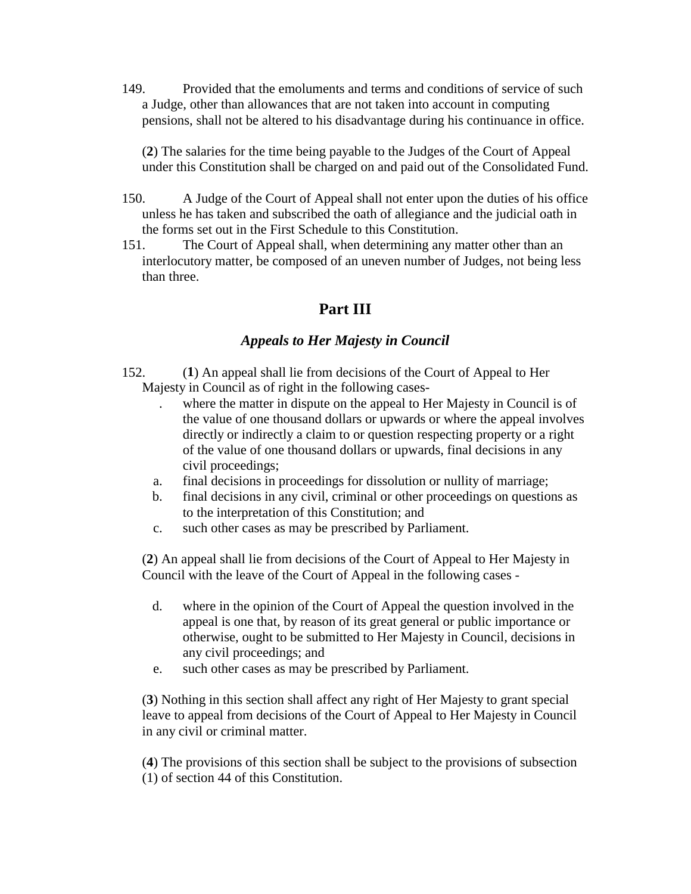149. Provided that the emoluments and terms and conditions of service of such a Judge, other than allowances that are not taken into account in computing pensions, shall not be altered to his disadvantage during his continuance in office.

(**2**) The salaries for the time being payable to the Judges of the Court of Appeal under this Constitution shall be charged on and paid out of the Consolidated Fund.

150. A Judge of the Court of Appeal shall not enter upon the duties of his office unless he has taken and subscribed the oath of allegiance and the judicial oath in the forms set out in the First Schedule to this Constitution.

151. The Court of Appeal shall, when determining any matter other than an interlocutory matter, be composed of an uneven number of Judges, not being less than three.

## Part III

### *Appeals to Her Majesty in Council*

152. (**1**) An appeal shall lie from decisions of the Court of Appeal to Her Majesty in Council as of right in the following cases-

. where the matter in dispute on the appeal to Her Majesty in Council is of the value of one thousand dollars or upwards or where the appeal involves directly or indirectly a claim to or question respecting property or a right of the value of one thousand dollars or upwards, final decisions in any civil proceedings;

a. final decisions in proceedings for dissolution or nullity of marriage;

b. final decisions in any civil, criminal or other proceedings on questions as to the interpretation of this Constitution; and

c. such other cases as may be prescribed by Parliament.

(**2**) An appeal shall lie from decisions of the Court of Appeal to Her Majesty in Council with the leave of the Court of Appeal in the following cases -

d. where in the opinion of the Court of Appeal the question involved in the appeal is one that, by reason of its great general or public importance or otherwise, ought to be submitted to Her Majesty in Council, decisions in any civil proceedings; and

e. such other cases as may be prescribed by Parliament.

(**3**) Nothing in this section shall affect any right of Her Majesty to grant special leave to appeal from decisions of the Court of Appeal to Her Majesty in Council in any civil or criminal matter.

(**4**) The provisions of this section shall be subject to the provisions of subsection (1) of section 44 of this Constitution.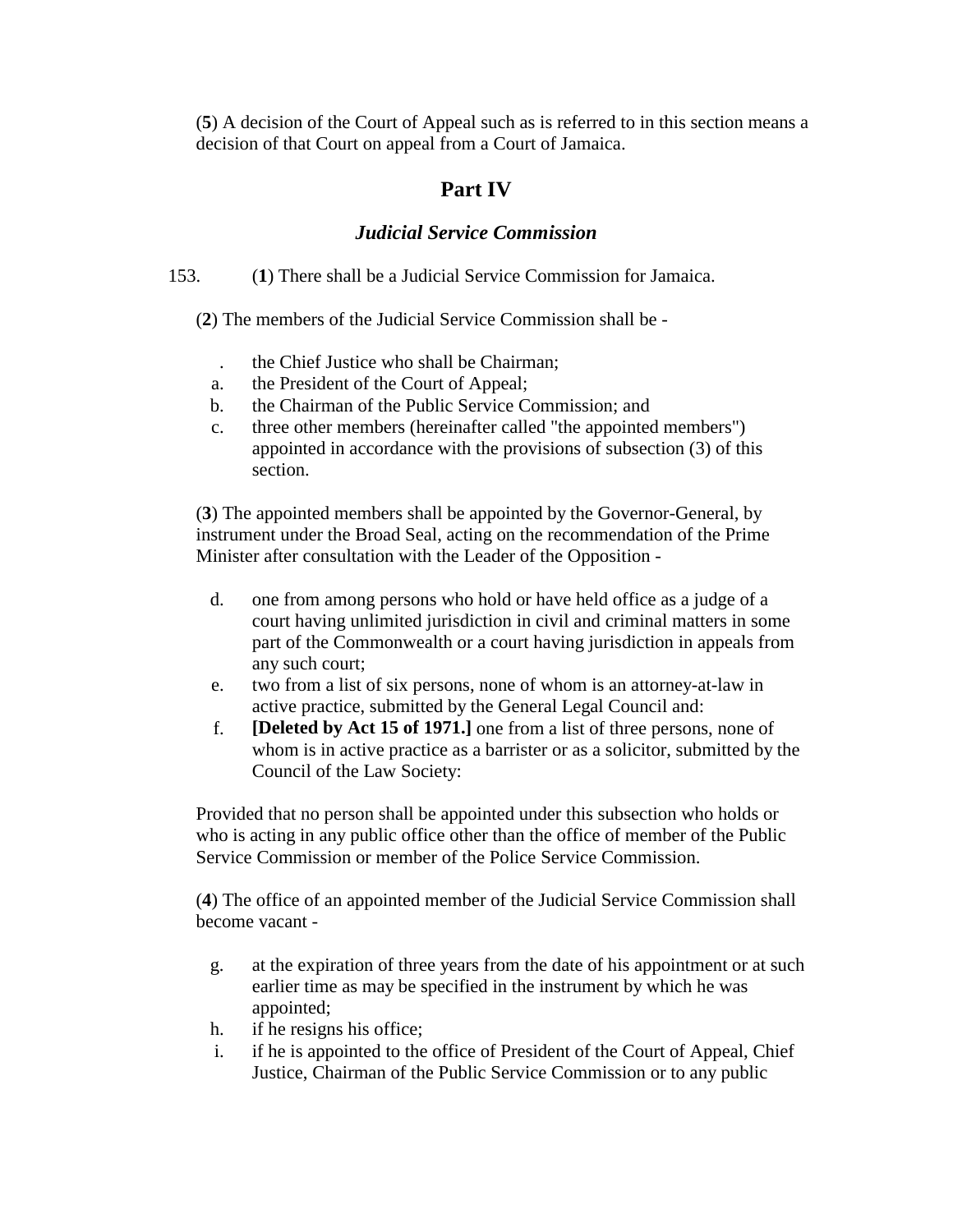(**5**) A decision of the Court of Appeal such as is referred to in this section means a decision of that Court on appeal from a Court of Jamaica.

## Part IV

### *Judicial Service Commission*

153. (**1**) There shall be a Judicial Service Commission for Jamaica.

(**2**) The members of the Judicial Service Commission shall be -

. the Chief Justice who shall be Chairman;
a. the President of the Court of Appeal;
b. the Chairman of the Public Service Commission; and
c. three other members (hereinafter called "the appointed members") appointed in accordance with the provisions of subsection (3) of this section.

(**3**) The appointed members shall be appointed by the Governor-General, by instrument under the Broad Seal, acting on the recommendation of the Prime Minister after consultation with the Leader of the Opposition -

d. one from among persons who hold or have held office as a judge of a court having unlimited jurisdiction in civil and criminal matters in some part of the Commonwealth or a court having jurisdiction in appeals from any such court;
e. two from a list of six persons, none of whom is an attorney-at-law in active practice, submitted by the General Legal Council and:
f. **[Deleted by Act 15 of 1971.]** one from a list of three persons, none of whom is in active practice as a barrister or as a solicitor, submitted by the Council of the Law Society:

Provided that no person shall be appointed under this subsection who holds or who is acting in any public office other than the office of member of the Public Service Commission or member of the Police Service Commission.

(**4**) The office of an appointed member of the Judicial Service Commission shall become vacant -

g. at the expiration of three years from the date of his appointment or at such earlier time as may be specified in the instrument by which he was appointed;
h. if he resigns his office;
i. if he is appointed to the office of President of the Court of Appeal, Chief Justice, Chairman of the Public Service Commission or to any public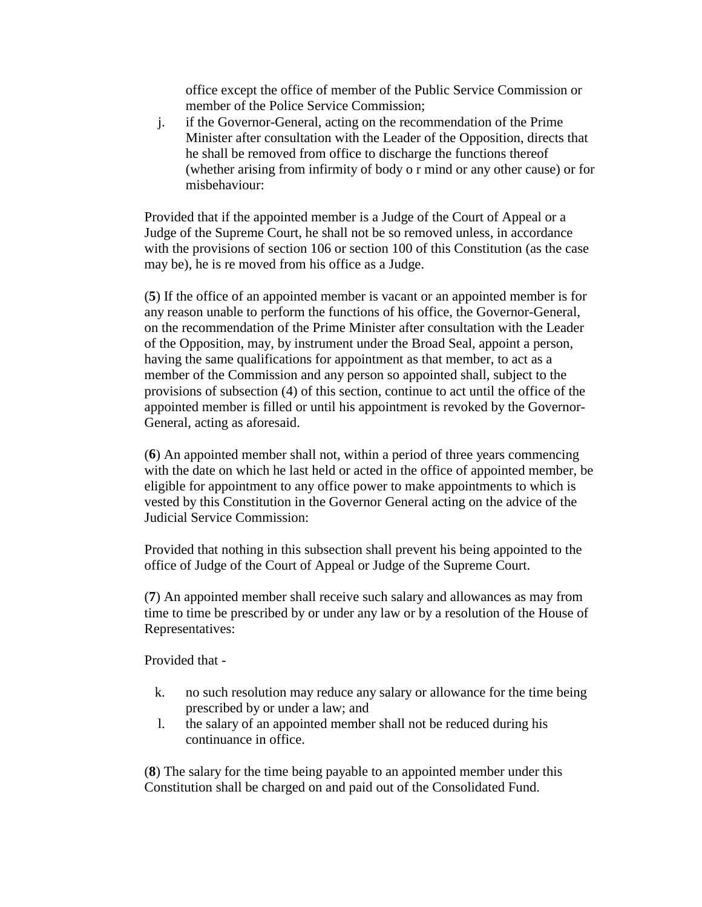office except the office of member of the Public Service Commission or member of the Police Service Commission;

j. if the Governor-General, acting on the recommendation of the Prime Minister after consultation with the Leader of the Opposition, directs that he shall be removed from office to discharge the functions thereof (whether arising from infirmity of body o r mind or any other cause) or for misbehaviour:

Provided that if the appointed member is a Judge of the Court of Appeal or a Judge of the Supreme Court, he shall not be so removed unless, in accordance with the provisions of section 106 or section 100 of this Constitution (as the case may be), he is re moved from his office as a Judge.

(**5**) If the office of an appointed member is vacant or an appointed member is for any reason unable to perform the functions of his office, the Governor-General, on the recommendation of the Prime Minister after consultation with the Leader of the Opposition, may, by instrument under the Broad Seal, appoint a person, having the same qualifications for appointment as that member, to act as a member of the Commission and any person so appointed shall, subject to the provisions of subsection (4) of this section, continue to act until the office of the appointed member is filled or until his appointment is revoked by the Governor-General, acting as aforesaid.

(**6**) An appointed member shall not, within a period of three years commencing with the date on which he last held or acted in the office of appointed member, be eligible for appointment to any office power to make appointments to which is vested by this Constitution in the Governor General acting on the advice of the Judicial Service Commission:

Provided that nothing in this subsection shall prevent his being appointed to the office of Judge of the Court of Appeal or Judge of the Supreme Court.

(**7**) An appointed member shall receive such salary and allowances as may from time to time be prescribed by or under any law or by a resolution of the House of Representatives:

Provided that -

k. no such resolution may reduce any salary or allowance for the time being prescribed by or under a law; and
l. the salary of an appointed member shall not be reduced during his continuance in office.

(**8**) The salary for the time being payable to an appointed member under this Constitution shall be charged on and paid out of the Consolidated Fund.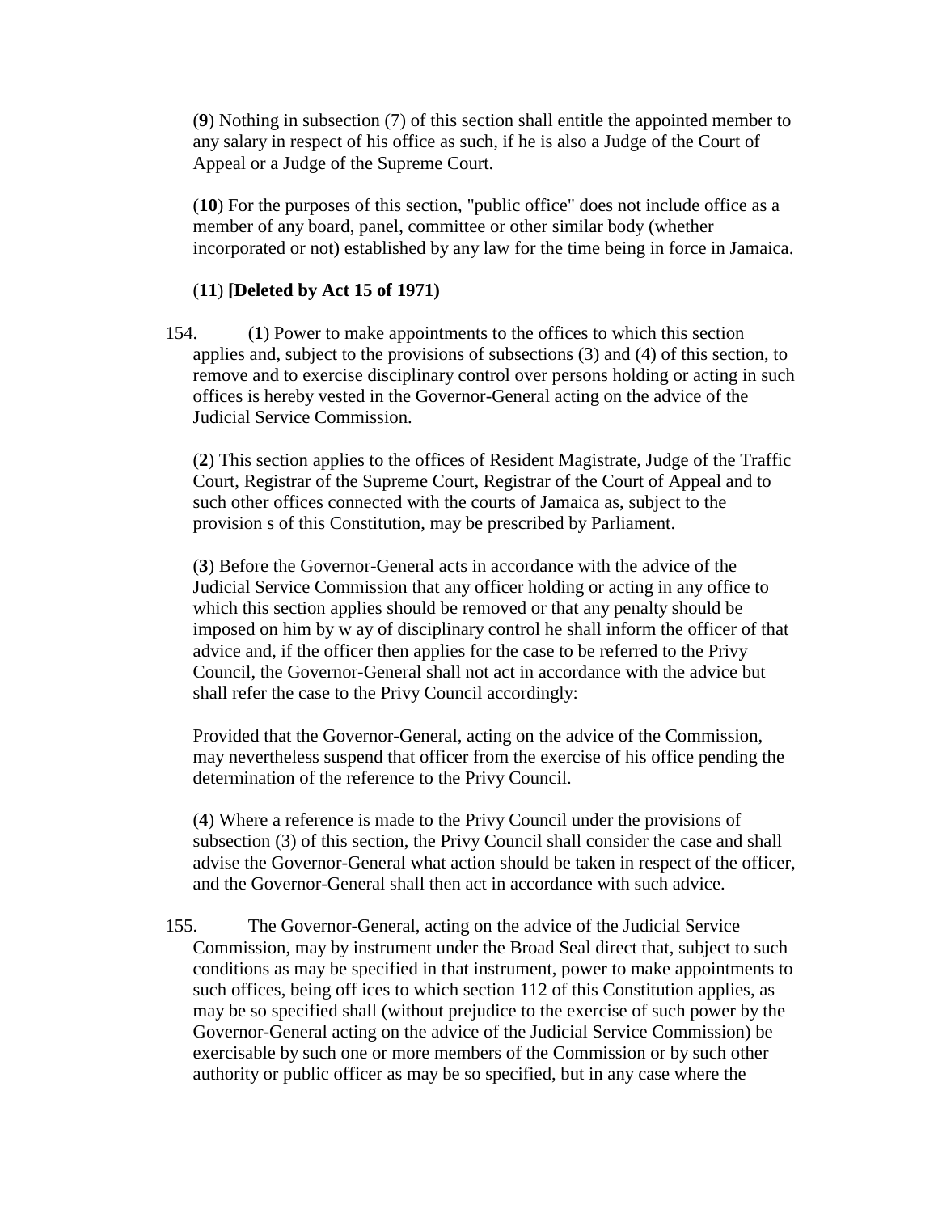(**9**) Nothing in subsection (7) of this section shall entitle the appointed member to any salary in respect of his office as such, if he is also a Judge of the Court of Appeal or a Judge of the Supreme Court.

(**10**) For the purposes of this section, "public office" does not include office as a member of any board, panel, committee or other similar body (whether incorporated or not) established by any law for the time being in force in Jamaica.

(**11**) **[Deleted by Act 15 of 1971)**

154. (**1**) Power to make appointments to the offices to which this section applies and, subject to the provisions of subsections (3) and (4) of this section, to remove and to exercise disciplinary control over persons holding or acting in such offices is hereby vested in the Governor-General acting on the advice of the Judicial Service Commission.

(**2**) This section applies to the offices of Resident Magistrate, Judge of the Traffic Court, Registrar of the Supreme Court, Registrar of the Court of Appeal and to such other offices connected with the courts of Jamaica as, subject to the provision s of this Constitution, may be prescribed by Parliament.

(**3**) Before the Governor-General acts in accordance with the advice of the Judicial Service Commission that any officer holding or acting in any office to which this section applies should be removed or that any penalty should be imposed on him by w ay of disciplinary control he shall inform the officer of that advice and, if the officer then applies for the case to be referred to the Privy Council, the Governor-General shall not act in accordance with the advice but shall refer the case to the Privy Council accordingly:

Provided that the Governor-General, acting on the advice of the Commission, may nevertheless suspend that officer from the exercise of his office pending the determination of the reference to the Privy Council.

(**4**) Where a reference is made to the Privy Council under the provisions of subsection (3) of this section, the Privy Council shall consider the case and shall advise the Governor-General what action should be taken in respect of the officer, and the Governor-General shall then act in accordance with such advice.

155. The Governor-General, acting on the advice of the Judicial Service Commission, may by instrument under the Broad Seal direct that, subject to such conditions as may be specified in that instrument, power to make appointments to such offices, being off ices to which section 112 of this Constitution applies, as may be so specified shall (without prejudice to the exercise of such power by the Governor-General acting on the advice of the Judicial Service Commission) be exercisable by such one or more members of the Commission or by such other authority or public officer as may be so specified, but in any case where the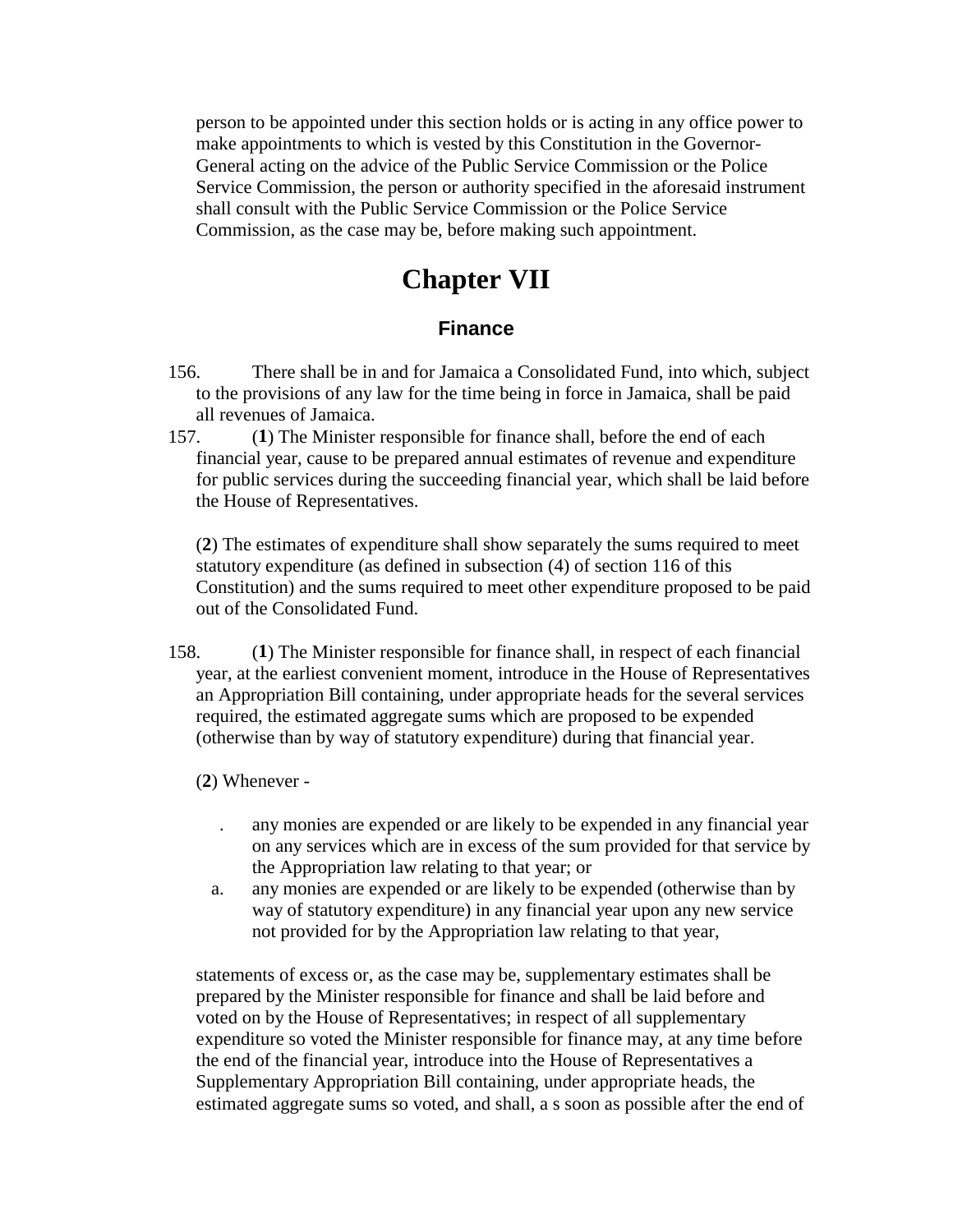person to be appointed under this section holds or is acting in any office power to make appointments to which is vested by this Constitution in the Governor-General acting on the advice of the Public Service Commission or the Police Service Commission, the person or authority specified in the aforesaid instrument shall consult with the Public Service Commission or the Police Service Commission, as the case may be, before making such appointment.

# Chapter VII

## Finance

156. There shall be in and for Jamaica a Consolidated Fund, into which, subject to the provisions of any law for the time being in force in Jamaica, shall be paid all revenues of Jamaica.

157. (**1**) The Minister responsible for finance shall, before the end of each financial year, cause to be prepared annual estimates of revenue and expenditure for public services during the succeeding financial year, which shall be laid before the House of Representatives.

(**2**) The estimates of expenditure shall show separately the sums required to meet statutory expenditure (as defined in subsection (4) of section 116 of this Constitution) and the sums required to meet other expenditure proposed to be paid out of the Consolidated Fund.

158. (**1**) The Minister responsible for finance shall, in respect of each financial year, at the earliest convenient moment, introduce in the House of Representatives an Appropriation Bill containing, under appropriate heads for the several services required, the estimated aggregate sums which are proposed to be expended (otherwise than by way of statutory expenditure) during that financial year.

(**2**) Whenever -

. any monies are expended or are likely to be expended in any financial year on any services which are in excess of the sum provided for that service by the Appropriation law relating to that year; or

a. any monies are expended or are likely to be expended (otherwise than by way of statutory expenditure) in any financial year upon any new service not provided for by the Appropriation law relating to that year,

statements of excess or, as the case may be, supplementary estimates shall be prepared by the Minister responsible for finance and shall be laid before and voted on by the House of Representatives; in respect of all supplementary expenditure so voted the Minister responsible for finance may, at any time before the end of the financial year, introduce into the House of Representatives a Supplementary Appropriation Bill containing, under appropriate heads, the estimated aggregate sums so voted, and shall, a s soon as possible after the end of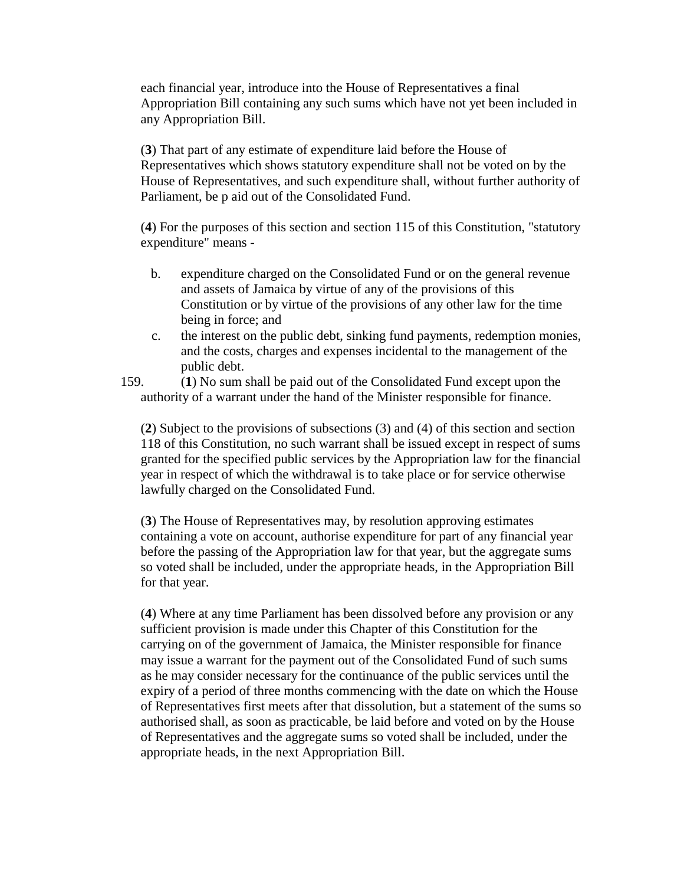each financial year, introduce into the House of Representatives a final Appropriation Bill containing any such sums which have not yet been included in any Appropriation Bill.

(**3**) That part of any estimate of expenditure laid before the House of Representatives which shows statutory expenditure shall not be voted on by the House of Representatives, and such expenditure shall, without further authority of Parliament, be p aid out of the Consolidated Fund.

(**4**) For the purposes of this section and section 115 of this Constitution, "statutory expenditure" means -

b. expenditure charged on the Consolidated Fund or on the general revenue and assets of Jamaica by virtue of any of the provisions of this Constitution or by virtue of the provisions of any other law for the time being in force; and

c. the interest on the public debt, sinking fund payments, redemption monies, and the costs, charges and expenses incidental to the management of the public debt.

159. (**1**) No sum shall be paid out of the Consolidated Fund except upon the authority of a warrant under the hand of the Minister responsible for finance.

(**2**) Subject to the provisions of subsections (3) and (4) of this section and section 118 of this Constitution, no such warrant shall be issued except in respect of sums granted for the specified public services by the Appropriation law for the financial year in respect of which the withdrawal is to take place or for service otherwise lawfully charged on the Consolidated Fund.

(**3**) The House of Representatives may, by resolution approving estimates containing a vote on account, authorise expenditure for part of any financial year before the passing of the Appropriation law for that year, but the aggregate sums so voted shall be included, under the appropriate heads, in the Appropriation Bill for that year.

(**4**) Where at any time Parliament has been dissolved before any provision or any sufficient provision is made under this Chapter of this Constitution for the carrying on of the government of Jamaica, the Minister responsible for finance may issue a warrant for the payment out of the Consolidated Fund of such sums as he may consider necessary for the continuance of the public services until the expiry of a period of three months commencing with the date on which the House of Representatives first meets after that dissolution, but a statement of the sums so authorised shall, as soon as practicable, be laid before and voted on by the House of Representatives and the aggregate sums so voted shall be included, under the appropriate heads, in the next Appropriation Bill.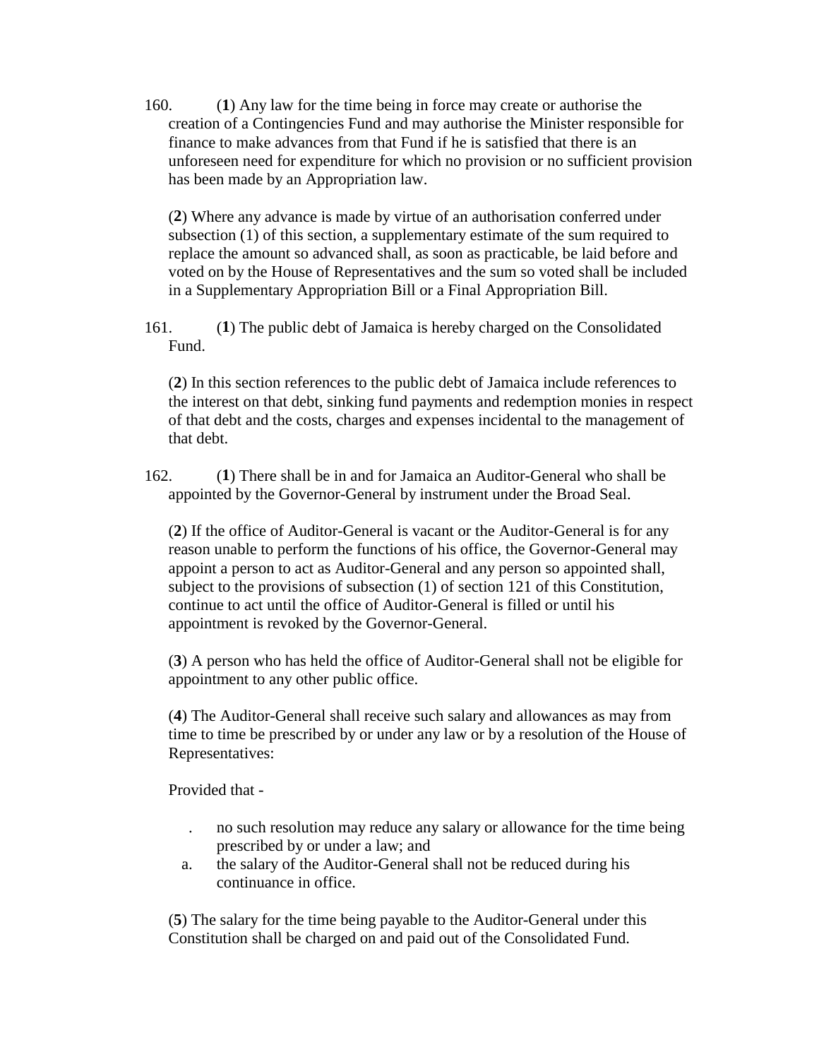160. (**1**) Any law for the time being in force may create or authorise the creation of a Contingencies Fund and may authorise the Minister responsible for finance to make advances from that Fund if he is satisfied that there is an unforeseen need for expenditure for which no provision or no sufficient provision has been made by an Appropriation law.

(**2**) Where any advance is made by virtue of an authorisation conferred under subsection (1) of this section, a supplementary estimate of the sum required to replace the amount so advanced shall, as soon as practicable, be laid before and voted on by the House of Representatives and the sum so voted shall be included in a Supplementary Appropriation Bill or a Final Appropriation Bill.

161. (**1**) The public debt of Jamaica is hereby charged on the Consolidated Fund.

(**2**) In this section references to the public debt of Jamaica include references to the interest on that debt, sinking fund payments and redemption monies in respect of that debt and the costs, charges and expenses incidental to the management of that debt.

162. (**1**) There shall be in and for Jamaica an Auditor-General who shall be appointed by the Governor-General by instrument under the Broad Seal.

(**2**) If the office of Auditor-General is vacant or the Auditor-General is for any reason unable to perform the functions of his office, the Governor-General may appoint a person to act as Auditor-General and any person so appointed shall, subject to the provisions of subsection (1) of section 121 of this Constitution, continue to act until the office of Auditor-General is filled or until his appointment is revoked by the Governor-General.

(**3**) A person who has held the office of Auditor-General shall not be eligible for appointment to any other public office.

(**4**) The Auditor-General shall receive such salary and allowances as may from time to time be prescribed by or under any law or by a resolution of the House of Representatives:

Provided that -

. no such resolution may reduce any salary or allowance for the time being prescribed by or under a law; and

a. the salary of the Auditor-General shall not be reduced during his continuance in office.

(**5**) The salary for the time being payable to the Auditor-General under this Constitution shall be charged on and paid out of the Consolidated Fund.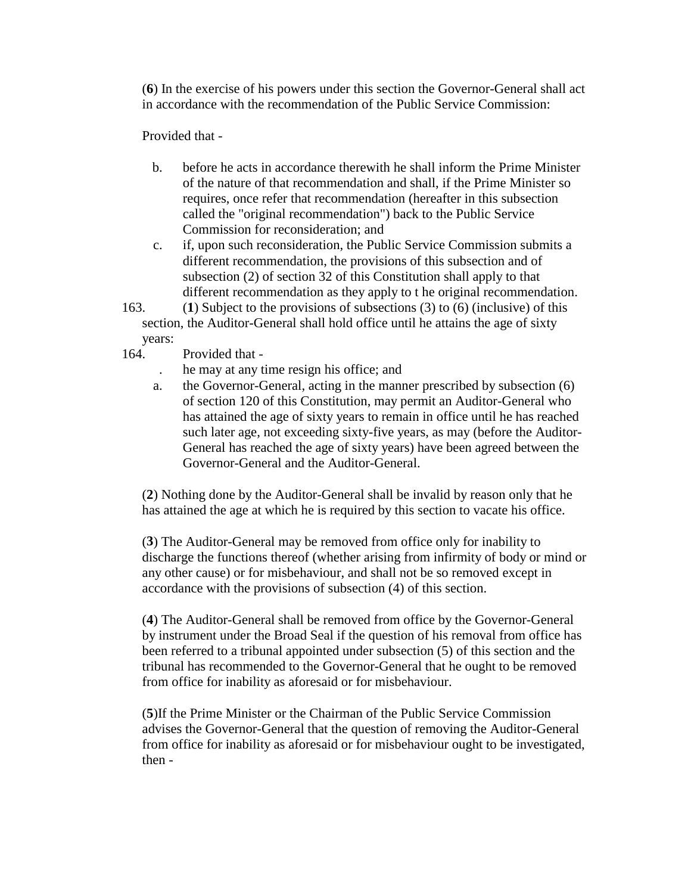(**6**) In the exercise of his powers under this section the Governor-General shall act in accordance with the recommendation of the Public Service Commission:

Provided that -

b. before he acts in accordance therewith he shall inform the Prime Minister of the nature of that recommendation and shall, if the Prime Minister so requires, once refer that recommendation (hereafter in this subsection called the "original recommendation") back to the Public Service Commission for reconsideration; and
c. if, upon such reconsideration, the Public Service Commission submits a different recommendation, the provisions of this subsection and of subsection (2) of section 32 of this Constitution shall apply to that different recommendation as they apply to t he original recommendation.

163. (**1**) Subject to the provisions of subsections (3) to (6) (inclusive) of this section, the Auditor-General shall hold office until he attains the age of sixty years:

164. Provided that -

. he may at any time resign his office; and
a. the Governor-General, acting in the manner prescribed by subsection (6) of section 120 of this Constitution, may permit an Auditor-General who has attained the age of sixty years to remain in office until he has reached such later age, not exceeding sixty-five years, as may (before the Auditor-General has reached the age of sixty years) have been agreed between the Governor-General and the Auditor-General.

(**2**) Nothing done by the Auditor-General shall be invalid by reason only that he has attained the age at which he is required by this section to vacate his office.

(**3**) The Auditor-General may be removed from office only for inability to discharge the functions thereof (whether arising from infirmity of body or mind or any other cause) or for misbehaviour, and shall not be so removed except in accordance with the provisions of subsection (4) of this section.

(**4**) The Auditor-General shall be removed from office by the Governor-General by instrument under the Broad Seal if the question of his removal from office has been referred to a tribunal appointed under subsection (5) of this section and the tribunal has recommended to the Governor-General that he ought to be removed from office for inability as aforesaid or for misbehaviour.

(**5**)If the Prime Minister or the Chairman of the Public Service Commission advises the Governor-General that the question of removing the Auditor-General from office for inability as aforesaid or for misbehaviour ought to be investigated, then -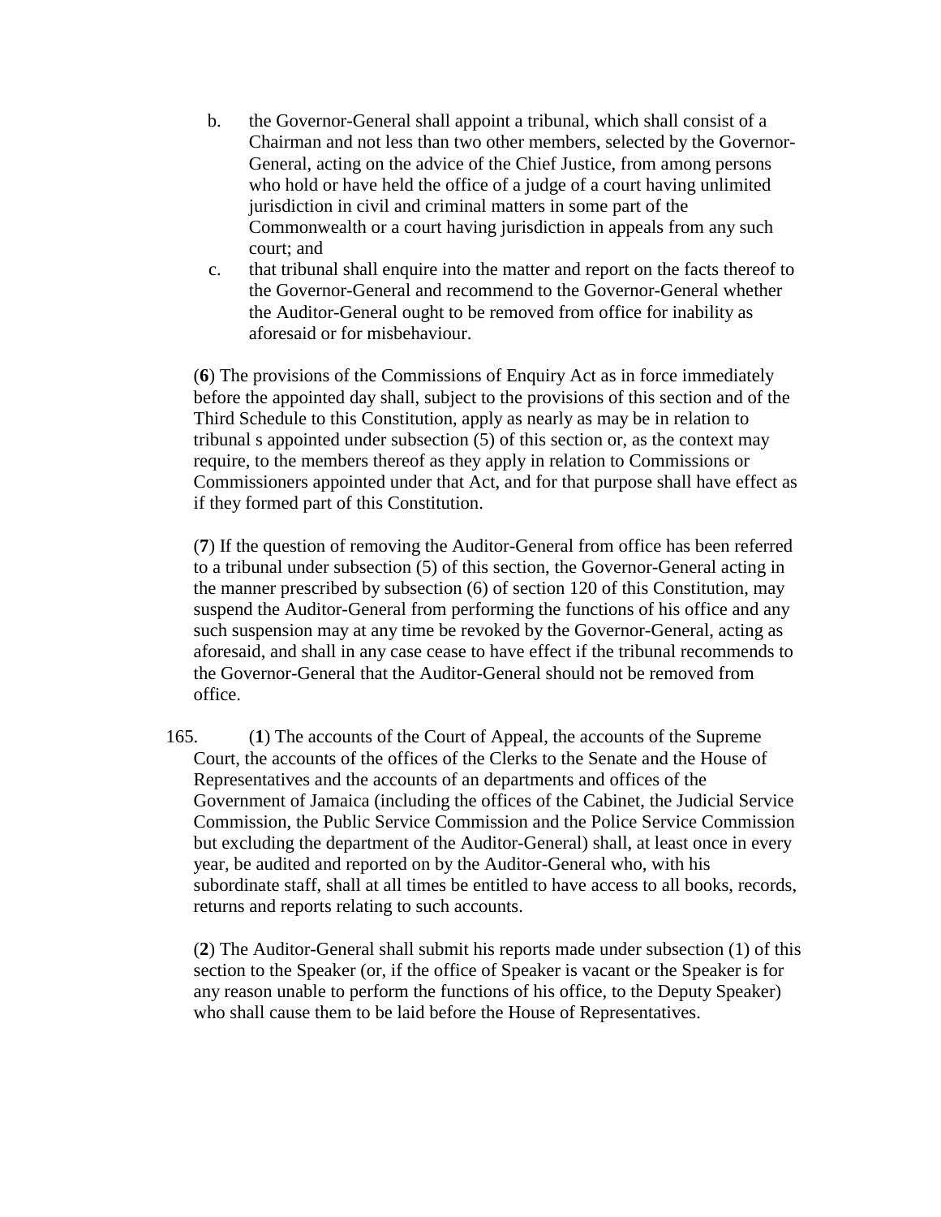b. the Governor-General shall appoint a tribunal, which shall consist of a Chairman and not less than two other members, selected by the Governor-General, acting on the advice of the Chief Justice, from among persons who hold or have held the office of a judge of a court having unlimited jurisdiction in civil and criminal matters in some part of the Commonwealth or a court having jurisdiction in appeals from any such court; and

c. that tribunal shall enquire into the matter and report on the facts thereof to the Governor-General and recommend to the Governor-General whether the Auditor-General ought to be removed from office for inability as aforesaid or for misbehaviour.

(**6**) The provisions of the Commissions of Enquiry Act as in force immediately before the appointed day shall, subject to the provisions of this section and of the Third Schedule to this Constitution, apply as nearly as may be in relation to tribunal s appointed under subsection (5) of this section or, as the context may require, to the members thereof as they apply in relation to Commissions or Commissioners appointed under that Act, and for that purpose shall have effect as if they formed part of this Constitution.

(**7**) If the question of removing the Auditor-General from office has been referred to a tribunal under subsection (5) of this section, the Governor-General acting in the manner prescribed by subsection (6) of section 120 of this Constitution, may suspend the Auditor-General from performing the functions of his office and any such suspension may at any time be revoked by the Governor-General, acting as aforesaid, and shall in any case cease to have effect if the tribunal recommends to the Governor-General that the Auditor-General should not be removed from office.

165. (**1**) The accounts of the Court of Appeal, the accounts of the Supreme Court, the accounts of the offices of the Clerks to the Senate and the House of Representatives and the accounts of an departments and offices of the Government of Jamaica (including the offices of the Cabinet, the Judicial Service Commission, the Public Service Commission and the Police Service Commission but excluding the department of the Auditor-General) shall, at least once in every year, be audited and reported on by the Auditor-General who, with his subordinate staff, shall at all times be entitled to have access to all books, records, returns and reports relating to such accounts.

(**2**) The Auditor-General shall submit his reports made under subsection (1) of this section to the Speaker (or, if the office of Speaker is vacant or the Speaker is for any reason unable to perform the functions of his office, to the Deputy Speaker) who shall cause them to be laid before the House of Representatives.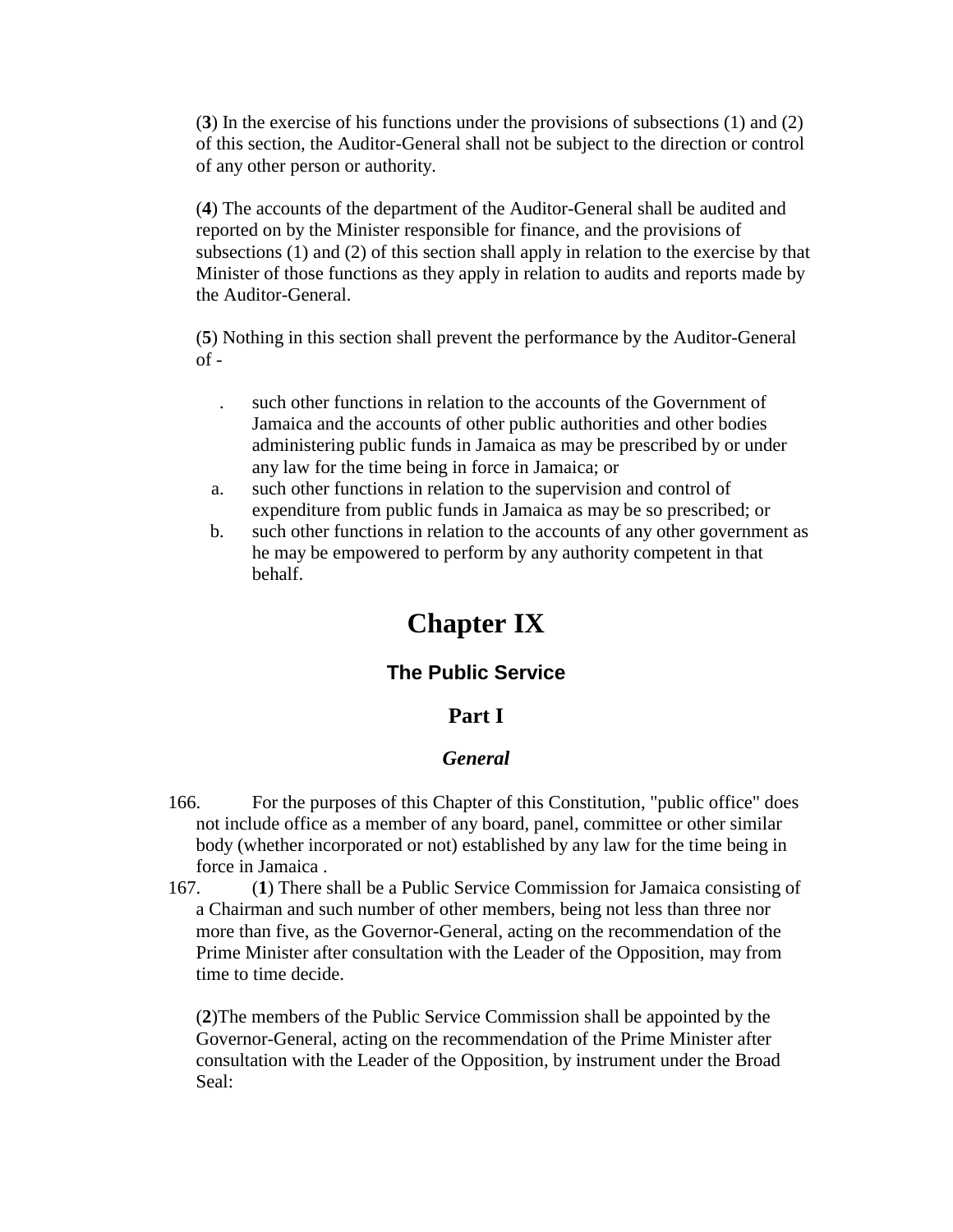(**3**) In the exercise of his functions under the provisions of subsections (1) and (2) of this section, the Auditor-General shall not be subject to the direction or control of any other person or authority.

(**4**) The accounts of the department of the Auditor-General shall be audited and reported on by the Minister responsible for finance, and the provisions of subsections (1) and (2) of this section shall apply in relation to the exercise by that Minister of those functions as they apply in relation to audits and reports made by the Auditor-General.

(**5**) Nothing in this section shall prevent the performance by the Auditor-General of -

. such other functions in relation to the accounts of the Government of Jamaica and the accounts of other public authorities and other bodies administering public funds in Jamaica as may be prescribed by or under any law for the time being in force in Jamaica; or

a. such other functions in relation to the supervision and control of expenditure from public funds in Jamaica as may be so prescribed; or

b. such other functions in relation to the accounts of any other government as he may be empowered to perform by any authority competent in that behalf.

# Chapter IX

## The Public Service

## Part I

### *General*

166. For the purposes of this Chapter of this Constitution, "public office" does not include office as a member of any board, panel, committee or other similar body (whether incorporated or not) established by any law for the time being in force in Jamaica .

167. (**1**) There shall be a Public Service Commission for Jamaica consisting of a Chairman and such number of other members, being not less than three nor more than five, as the Governor-General, acting on the recommendation of the Prime Minister after consultation with the Leader of the Opposition, may from time to time decide.

(**2**)The members of the Public Service Commission shall be appointed by the Governor-General, acting on the recommendation of the Prime Minister after consultation with the Leader of the Opposition, by instrument under the Broad Seal: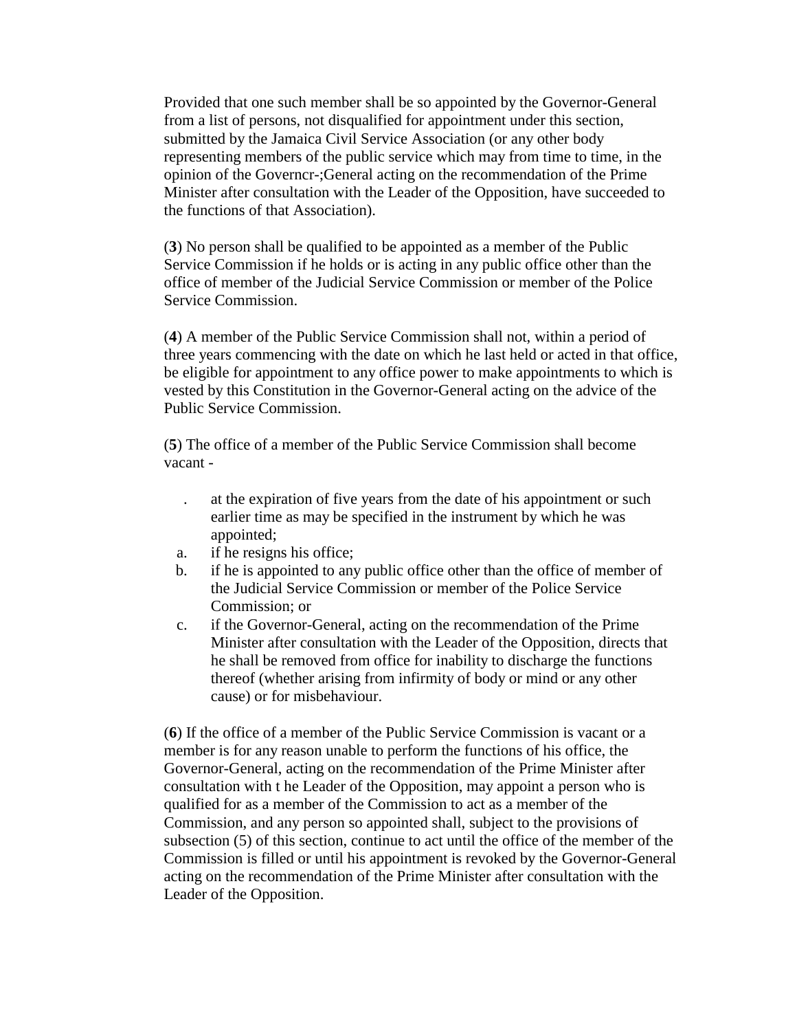Provided that one such member shall be so appointed by the Governor-General from a list of persons, not disqualified for appointment under this section, submitted by the Jamaica Civil Service Association (or any other body representing members of the public service which may from time to time, in the opinion of the Governcr-;General acting on the recommendation of the Prime Minister after consultation with the Leader of the Opposition, have succeeded to the functions of that Association).

(**3**) No person shall be qualified to be appointed as a member of the Public Service Commission if he holds or is acting in any public office other than the office of member of the Judicial Service Commission or member of the Police Service Commission.

(**4**) A member of the Public Service Commission shall not, within a period of three years commencing with the date on which he last held or acted in that office, be eligible for appointment to any office power to make appointments to which is vested by this Constitution in the Governor-General acting on the advice of the Public Service Commission.

(**5**) The office of a member of the Public Service Commission shall become vacant -

. at the expiration of five years from the date of his appointment or such earlier time as may be specified in the instrument by which he was appointed;

a. if he resigns his office;
b. if he is appointed to any public office other than the office of member of the Judicial Service Commission or member of the Police Service Commission; or
c. if the Governor-General, acting on the recommendation of the Prime Minister after consultation with the Leader of the Opposition, directs that he shall be removed from office for inability to discharge the functions thereof (whether arising from infirmity of body or mind or any other cause) or for misbehaviour.

(**6**) If the office of a member of the Public Service Commission is vacant or a member is for any reason unable to perform the functions of his office, the Governor-General, acting on the recommendation of the Prime Minister after consultation with t he Leader of the Opposition, may appoint a person who is qualified for as a member of the Commission to act as a member of the Commission, and any person so appointed shall, subject to the provisions of subsection (5) of this section, continue to act until the office of the member of the Commission is filled or until his appointment is revoked by the Governor-General acting on the recommendation of the Prime Minister after consultation with the Leader of the Opposition.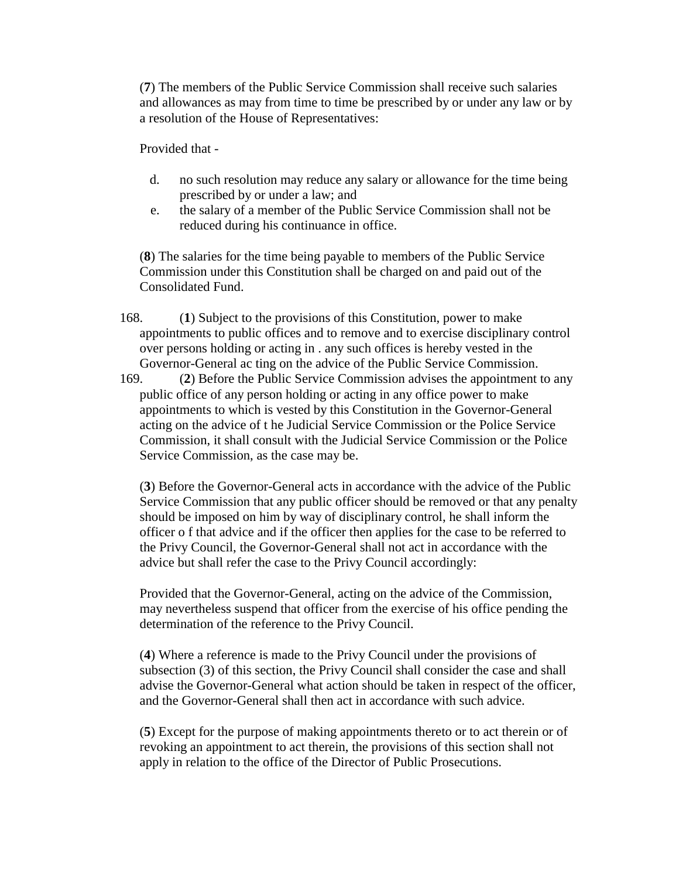(**7**) The members of the Public Service Commission shall receive such salaries and allowances as may from time to time be prescribed by or under any law or by a resolution of the House of Representatives:

Provided that -

d. no such resolution may reduce any salary or allowance for the time being prescribed by or under a law; and
e. the salary of a member of the Public Service Commission shall not be reduced during his continuance in office.

(**8**) The salaries for the time being payable to members of the Public Service Commission under this Constitution shall be charged on and paid out of the Consolidated Fund.

168. (**1**) Subject to the provisions of this Constitution, power to make appointments to public offices and to remove and to exercise disciplinary control over persons holding or acting in . any such offices is hereby vested in the Governor-General ac ting on the advice of the Public Service Commission.

169. (**2**) Before the Public Service Commission advises the appointment to any public office of any person holding or acting in any office power to make appointments to which is vested by this Constitution in the Governor-General acting on the advice of t he Judicial Service Commission or the Police Service Commission, it shall consult with the Judicial Service Commission or the Police Service Commission, as the case may be.

(**3**) Before the Governor-General acts in accordance with the advice of the Public Service Commission that any public officer should be removed or that any penalty should be imposed on him by way of disciplinary control, he shall inform the officer o f that advice and if the officer then applies for the case to be referred to the Privy Council, the Governor-General shall not act in accordance with the advice but shall refer the case to the Privy Council accordingly:

Provided that the Governor-General, acting on the advice of the Commission, may nevertheless suspend that officer from the exercise of his office pending the determination of the reference to the Privy Council.

(**4**) Where a reference is made to the Privy Council under the provisions of subsection (3) of this section, the Privy Council shall consider the case and shall advise the Governor-General what action should be taken in respect of the officer, and the Governor-General shall then act in accordance with such advice.

(**5**) Except for the purpose of making appointments thereto or to act therein or of revoking an appointment to act therein, the provisions of this section shall not apply in relation to the office of the Director of Public Prosecutions.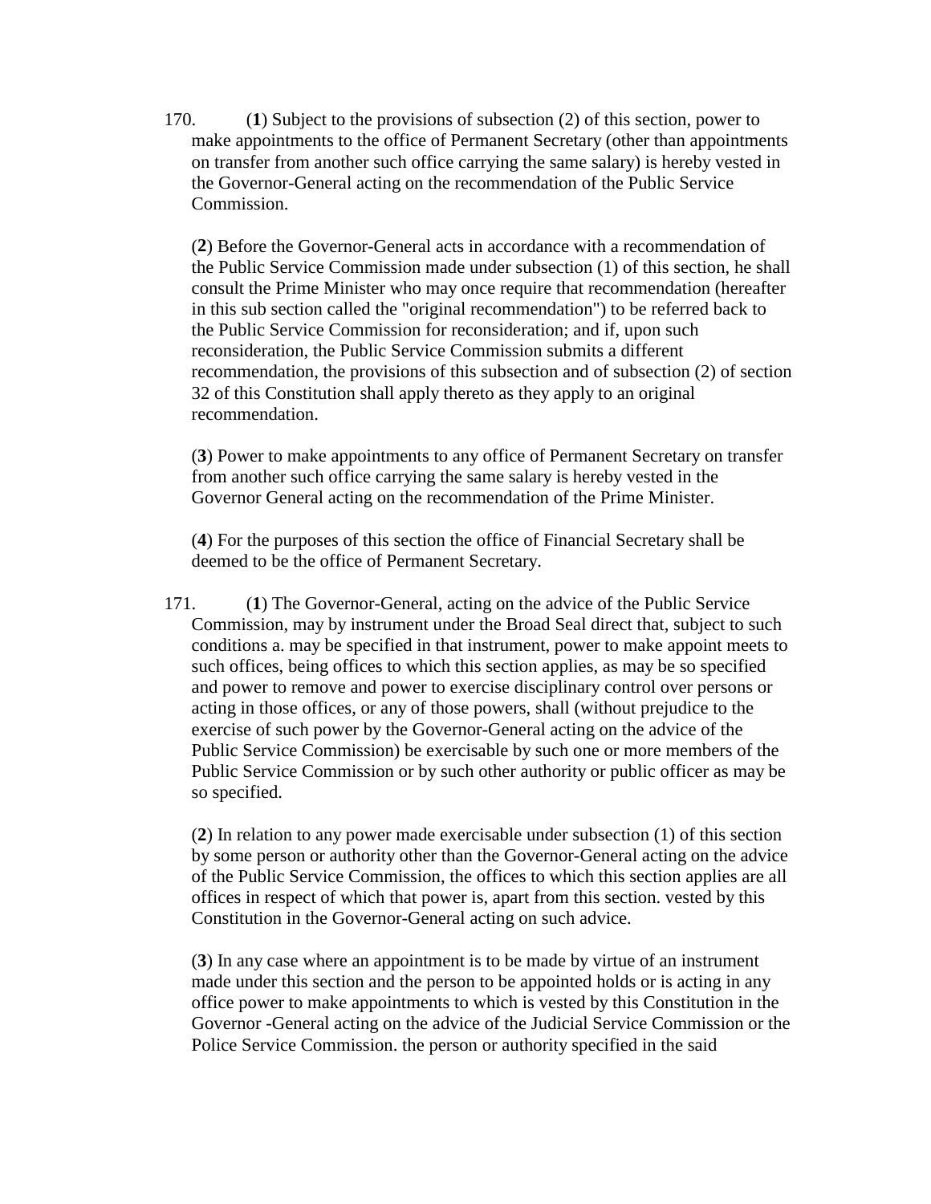170. (**1**) Subject to the provisions of subsection (2) of this section, power to make appointments to the office of Permanent Secretary (other than appointments on transfer from another such office carrying the same salary) is hereby vested in the Governor-General acting on the recommendation of the Public Service Commission.

(**2**) Before the Governor-General acts in accordance with a recommendation of the Public Service Commission made under subsection (1) of this section, he shall consult the Prime Minister who may once require that recommendation (hereafter in this sub section called the "original recommendation") to be referred back to the Public Service Commission for reconsideration; and if, upon such reconsideration, the Public Service Commission submits a different recommendation, the provisions of this subsection and of subsection (2) of section 32 of this Constitution shall apply thereto as they apply to an original recommendation.

(**3**) Power to make appointments to any office of Permanent Secretary on transfer from another such office carrying the same salary is hereby vested in the Governor General acting on the recommendation of the Prime Minister.

(**4**) For the purposes of this section the office of Financial Secretary shall be deemed to be the office of Permanent Secretary.

171. (**1**) The Governor-General, acting on the advice of the Public Service Commission, may by instrument under the Broad Seal direct that, subject to such conditions a. may be specified in that instrument, power to make appoint meets to such offices, being offices to which this section applies, as may be so specified and power to remove and power to exercise disciplinary control over persons or acting in those offices, or any of those powers, shall (without prejudice to the exercise of such power by the Governor-General acting on the advice of the Public Service Commission) be exercisable by such one or more members of the Public Service Commission or by such other authority or public officer as may be so specified.

(**2**) In relation to any power made exercisable under subsection (1) of this section by some person or authority other than the Governor-General acting on the advice of the Public Service Commission, the offices to which this section applies are all offices in respect of which that power is, apart from this section. vested by this Constitution in the Governor-General acting on such advice.

(**3**) In any case where an appointment is to be made by virtue of an instrument made under this section and the person to be appointed holds or is acting in any office power to make appointments to which is vested by this Constitution in the Governor -General acting on the advice of the Judicial Service Commission or the Police Service Commission. the person or authority specified in the said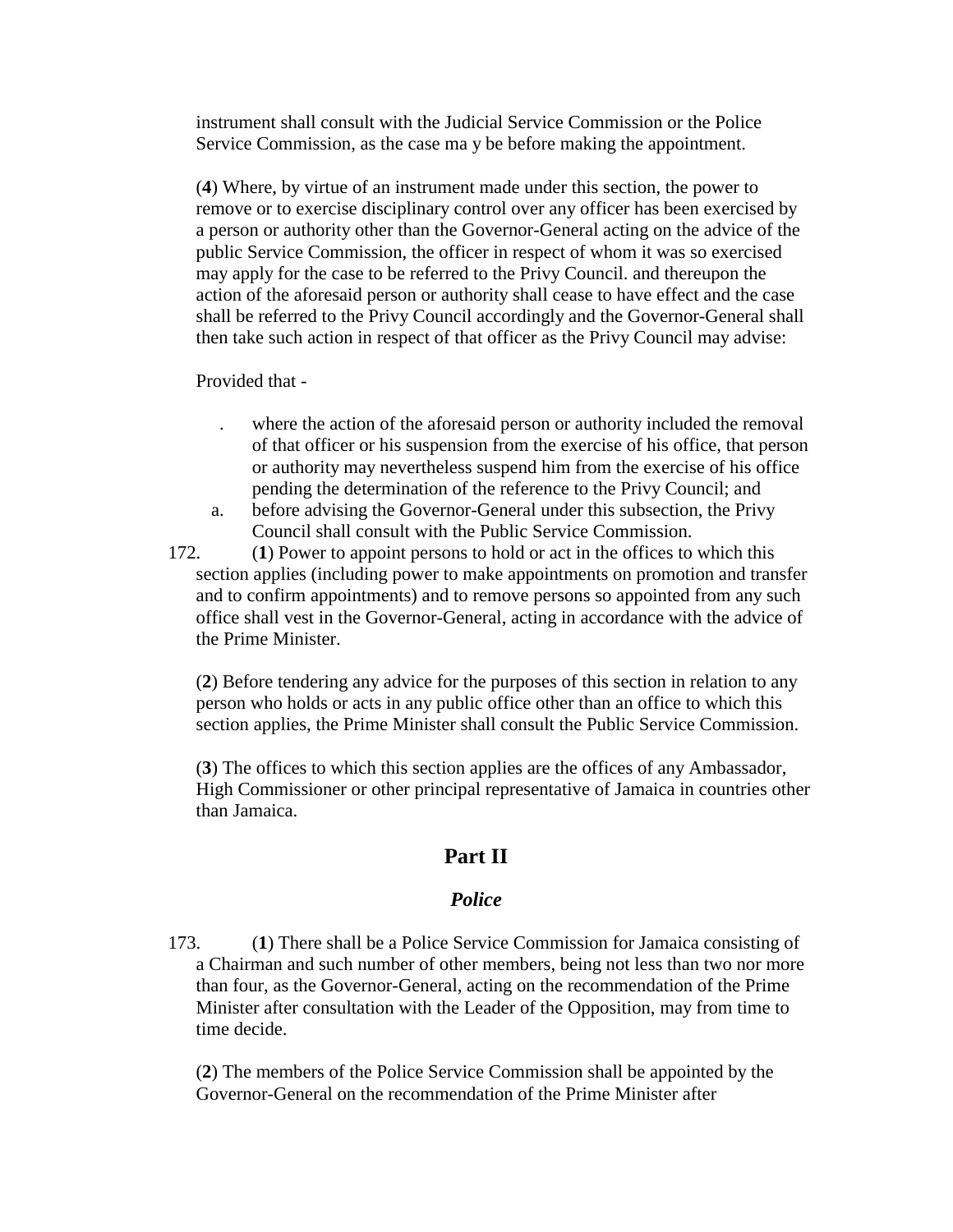instrument shall consult with the Judicial Service Commission or the Police Service Commission, as the case ma y be before making the appointment.

(**4**) Where, by virtue of an instrument made under this section, the power to remove or to exercise disciplinary control over any officer has been exercised by a person or authority other than the Governor-General acting on the advice of the public Service Commission, the officer in respect of whom it was so exercised may apply for the case to be referred to the Privy Council. and thereupon the action of the aforesaid person or authority shall cease to have effect and the case shall be referred to the Privy Council accordingly and the Governor-General shall then take such action in respect of that officer as the Privy Council may advise:

Provided that -

. where the action of the aforesaid person or authority included the removal of that officer or his suspension from the exercise of his office, that person or authority may nevertheless suspend him from the exercise of his office pending the determination of the reference to the Privy Council; and

a. before advising the Governor-General under this subsection, the Privy Council shall consult with the Public Service Commission.

172. (**1**) Power to appoint persons to hold or act in the offices to which this section applies (including power to make appointments on promotion and transfer and to confirm appointments) and to remove persons so appointed from any such office shall vest in the Governor-General, acting in accordance with the advice of the Prime Minister.

(**2**) Before tendering any advice for the purposes of this section in relation to any person who holds or acts in any public office other than an office to which this section applies, the Prime Minister shall consult the Public Service Commission.

(**3**) The offices to which this section applies are the offices of any Ambassador, High Commissioner or other principal representative of Jamaica in countries other than Jamaica.

## Part II

### *Police*

173. (**1**) There shall be a Police Service Commission for Jamaica consisting of a Chairman and such number of other members, being not less than two nor more than four, as the Governor-General, acting on the recommendation of the Prime Minister after consultation with the Leader of the Opposition, may from time to time decide.

(**2**) The members of the Police Service Commission shall be appointed by the Governor-General on the recommendation of the Prime Minister after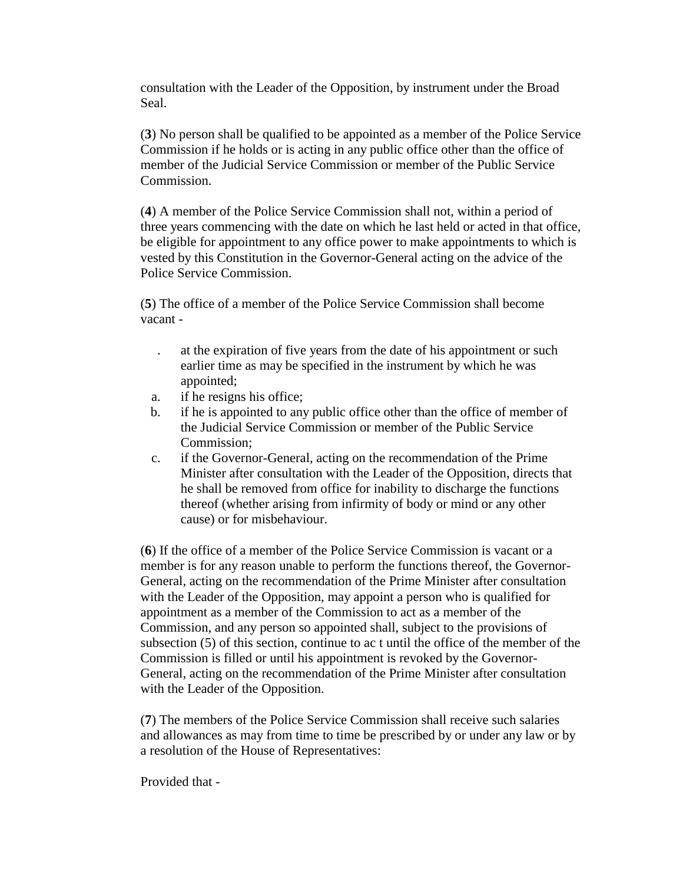consultation with the Leader of the Opposition, by instrument under the Broad Seal.

(**3**) No person shall be qualified to be appointed as a member of the Police Service Commission if he holds or is acting in any public office other than the office of member of the Judicial Service Commission or member of the Public Service Commission.

(**4**) A member of the Police Service Commission shall not, within a period of three years commencing with the date on which he last held or acted in that office, be eligible for appointment to any office power to make appointments to which is vested by this Constitution in the Governor-General acting on the advice of the Police Service Commission.

(**5**) The office of a member of the Police Service Commission shall become vacant -

. at the expiration of five years from the date of his appointment or such earlier time as may be specified in the instrument by which he was appointed;

a. if he resigns his office;

b. if he is appointed to any public office other than the office of member of the Judicial Service Commission or member of the Public Service Commission;

c. if the Governor-General, acting on the recommendation of the Prime Minister after consultation with the Leader of the Opposition, directs that he shall be removed from office for inability to discharge the functions thereof (whether arising from infirmity of body or mind or any other cause) or for misbehaviour.

(**6**) If the office of a member of the Police Service Commission is vacant or a member is for any reason unable to perform the functions thereof, the Governor-General, acting on the recommendation of the Prime Minister after consultation with the Leader of the Opposition, may appoint a person who is qualified for appointment as a member of the Commission to act as a member of the Commission, and any person so appointed shall, subject to the provisions of subsection (5) of this section, continue to ac t until the office of the member of the Commission is filled or until his appointment is revoked by the Governor-General, acting on the recommendation of the Prime Minister after consultation with the Leader of the Opposition.

(**7**) The members of the Police Service Commission shall receive such salaries and allowances as may from time to time be prescribed by or under any law or by a resolution of the House of Representatives:

Provided that -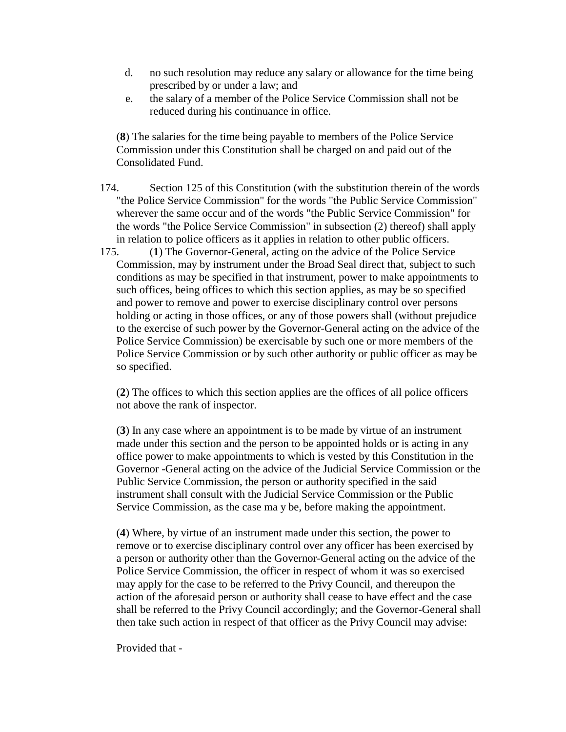d. no such resolution may reduce any salary or allowance for the time being prescribed by or under a law; and
e. the salary of a member of the Police Service Commission shall not be reduced during his continuance in office.

(**8**) The salaries for the time being payable to members of the Police Service Commission under this Constitution shall be charged on and paid out of the Consolidated Fund.

174. Section 125 of this Constitution (with the substitution therein of the words "the Police Service Commission" for the words "the Public Service Commission" wherever the same occur and of the words "the Public Service Commission" for the words "the Police Service Commission" in subsection (2) thereof) shall apply in relation to police officers as it applies in relation to other public officers.

175. (**1**) The Governor-General, acting on the advice of the Police Service Commission, may by instrument under the Broad Seal direct that, subject to such conditions as may be specified in that instrument, power to make appointments to such offices, being offices to which this section applies, as may be so specified and power to remove and power to exercise disciplinary control over persons holding or acting in those offices, or any of those powers shall (without prejudice to the exercise of such power by the Governor-General acting on the advice of the Police Service Commission) be exercisable by such one or more members of the Police Service Commission or by such other authority or public officer as may be so specified.

(**2**) The offices to which this section applies are the offices of all police officers not above the rank of inspector.

(**3**) In any case where an appointment is to be made by virtue of an instrument made under this section and the person to be appointed holds or is acting in any office power to make appointments to which is vested by this Constitution in the Governor -General acting on the advice of the Judicial Service Commission or the Public Service Commission, the person or authority specified in the said instrument shall consult with the Judicial Service Commission or the Public Service Commission, as the case ma y be, before making the appointment.

(**4**) Where, by virtue of an instrument made under this section, the power to remove or to exercise disciplinary control over any officer has been exercised by a person or authority other than the Governor-General acting on the advice of the Police Service Commission, the officer in respect of whom it was so exercised may apply for the case to be referred to the Privy Council, and thereupon the action of the aforesaid person or authority shall cease to have effect and the case shall be referred to the Privy Council accordingly; and the Governor-General shall then take such action in respect of that officer as the Privy Council may advise:

Provided that -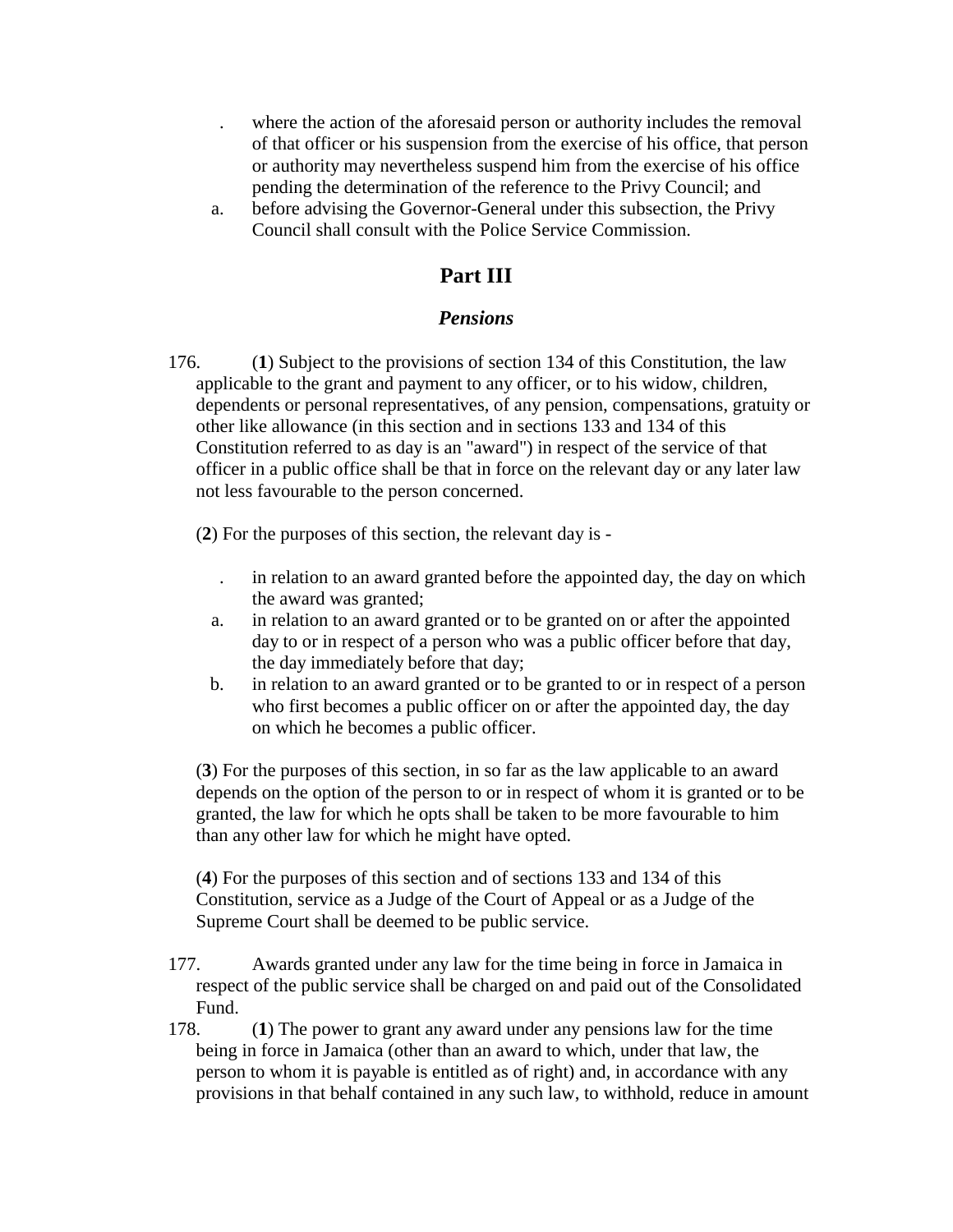. where the action of the aforesaid person or authority includes the removal of that officer or his suspension from the exercise of his office, that person or authority may nevertheless suspend him from the exercise of his office pending the determination of the reference to the Privy Council; and

a. before advising the Governor-General under this subsection, the Privy Council shall consult with the Police Service Commission.

## Part III

### *Pensions*

176. (**1**) Subject to the provisions of section 134 of this Constitution, the law applicable to the grant and payment to any officer, or to his widow, children, dependents or personal representatives, of any pension, compensations, gratuity or other like allowance (in this section and in sections 133 and 134 of this Constitution referred to as day is an "award") in respect of the service of that officer in a public office shall be that in force on the relevant day or any later law not less favourable to the person concerned.

(**2**) For the purposes of this section, the relevant day is -

. in relation to an award granted before the appointed day, the day on which the award was granted;

a. in relation to an award granted or to be granted on or after the appointed day to or in respect of a person who was a public officer before that day, the day immediately before that day;

b. in relation to an award granted or to be granted to or in respect of a person who first becomes a public officer on or after the appointed day, the day on which he becomes a public officer.

(**3**) For the purposes of this section, in so far as the law applicable to an award depends on the option of the person to or in respect of whom it is granted or to be granted, the law for which he opts shall be taken to be more favourable to him than any other law for which he might have opted.

(**4**) For the purposes of this section and of sections 133 and 134 of this Constitution, service as a Judge of the Court of Appeal or as a Judge of the Supreme Court shall be deemed to be public service.

177. Awards granted under any law for the time being in force in Jamaica in respect of the public service shall be charged on and paid out of the Consolidated Fund.

178. (**1**) The power to grant any award under any pensions law for the time being in force in Jamaica (other than an award to which, under that law, the person to whom it is payable is entitled as of right) and, in accordance with any provisions in that behalf contained in any such law, to withhold, reduce in amount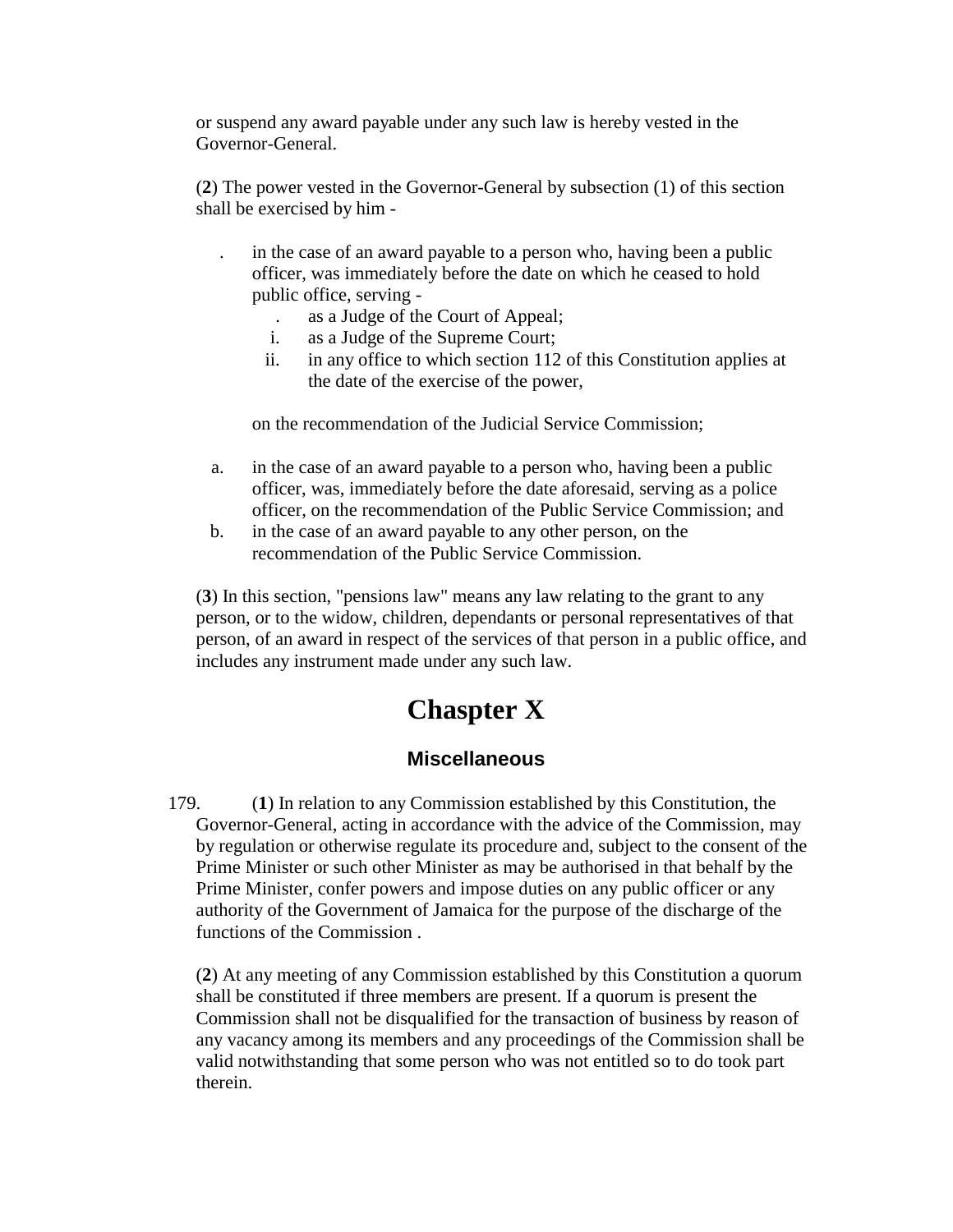or suspend any award payable under any such law is hereby vested in the Governor-General.

(**2**) The power vested in the Governor-General by subsection (1) of this section shall be exercised by him -

. in the case of an award payable to a person who, having been a public officer, was immediately before the date on which he ceased to hold public office, serving -
   . as a Judge of the Court of Appeal;
   i. as a Judge of the Supreme Court;
   ii. in any office to which section 112 of this Constitution applies at the date of the exercise of the power,

   on the recommendation of the Judicial Service Commission;

a. in the case of an award payable to a person who, having been a public officer, was, immediately before the date aforesaid, serving as a police officer, on the recommendation of the Public Service Commission; and
b. in the case of an award payable to any other person, on the recommendation of the Public Service Commission.

(**3**) In this section, "pensions law" means any law relating to the grant to any person, or to the widow, children, dependants or personal representatives of that person, of an award in respect of the services of that person in a public office, and includes any instrument made under any such law.

# Chaspter X

## Miscellaneous

179. (**1**) In relation to any Commission established by this Constitution, the Governor-General, acting in accordance with the advice of the Commission, may by regulation or otherwise regulate its procedure and, subject to the consent of the Prime Minister or such other Minister as may be authorised in that behalf by the Prime Minister, confer powers and impose duties on any public officer or any authority of the Government of Jamaica for the purpose of the discharge of the functions of the Commission .

(**2**) At any meeting of any Commission established by this Constitution a quorum shall be constituted if three members are present. If a quorum is present the Commission shall not be disqualified for the transaction of business by reason of any vacancy among its members and any proceedings of the Commission shall be valid notwithstanding that some person who was not entitled so to do took part therein.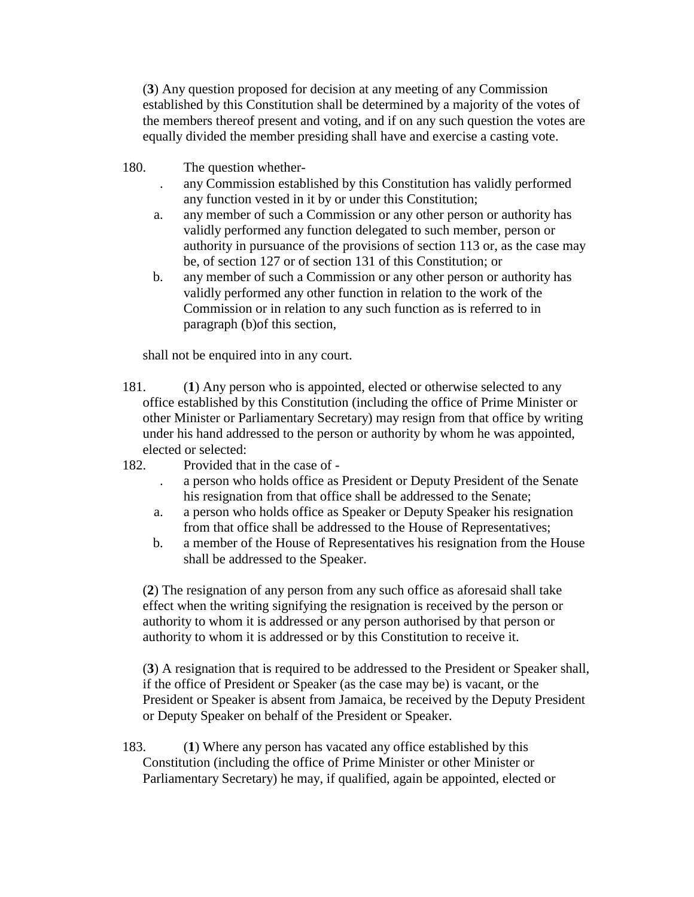(**3**) Any question proposed for decision at any meeting of any Commission established by this Constitution shall be determined by a majority of the votes of the members thereof present and voting, and if on any such question the votes are equally divided the member presiding shall have and exercise a casting vote.

180. The question whether-

. any Commission established by this Constitution has validly performed any function vested in it by or under this Constitution;

a. any member of such a Commission or any other person or authority has validly performed any function delegated to such member, person or authority in pursuance of the provisions of section 113 or, as the case may be, of section 127 or of section 131 of this Constitution; or

b. any member of such a Commission or any other person or authority has validly performed any other function in relation to the work of the Commission or in relation to any such function as is referred to in paragraph (b)of this section,

shall not be enquired into in any court.

181. (**1**) Any person who is appointed, elected or otherwise selected to any office established by this Constitution (including the office of Prime Minister or other Minister or Parliamentary Secretary) may resign from that office by writing under his hand addressed to the person or authority by whom he was appointed, elected or selected:

182. Provided that in the case of -

. a person who holds office as President or Deputy President of the Senate his resignation from that office shall be addressed to the Senate;

a. a person who holds office as Speaker or Deputy Speaker his resignation from that office shall be addressed to the House of Representatives;

b. a member of the House of Representatives his resignation from the House shall be addressed to the Speaker.

(**2**) The resignation of any person from any such office as aforesaid shall take effect when the writing signifying the resignation is received by the person or authority to whom it is addressed or any person authorised by that person or authority to whom it is addressed or by this Constitution to receive it.

(**3**) A resignation that is required to be addressed to the President or Speaker shall, if the office of President or Speaker (as the case may be) is vacant, or the President or Speaker is absent from Jamaica, be received by the Deputy President or Deputy Speaker on behalf of the President or Speaker.

183. (**1**) Where any person has vacated any office established by this Constitution (including the office of Prime Minister or other Minister or Parliamentary Secretary) he may, if qualified, again be appointed, elected or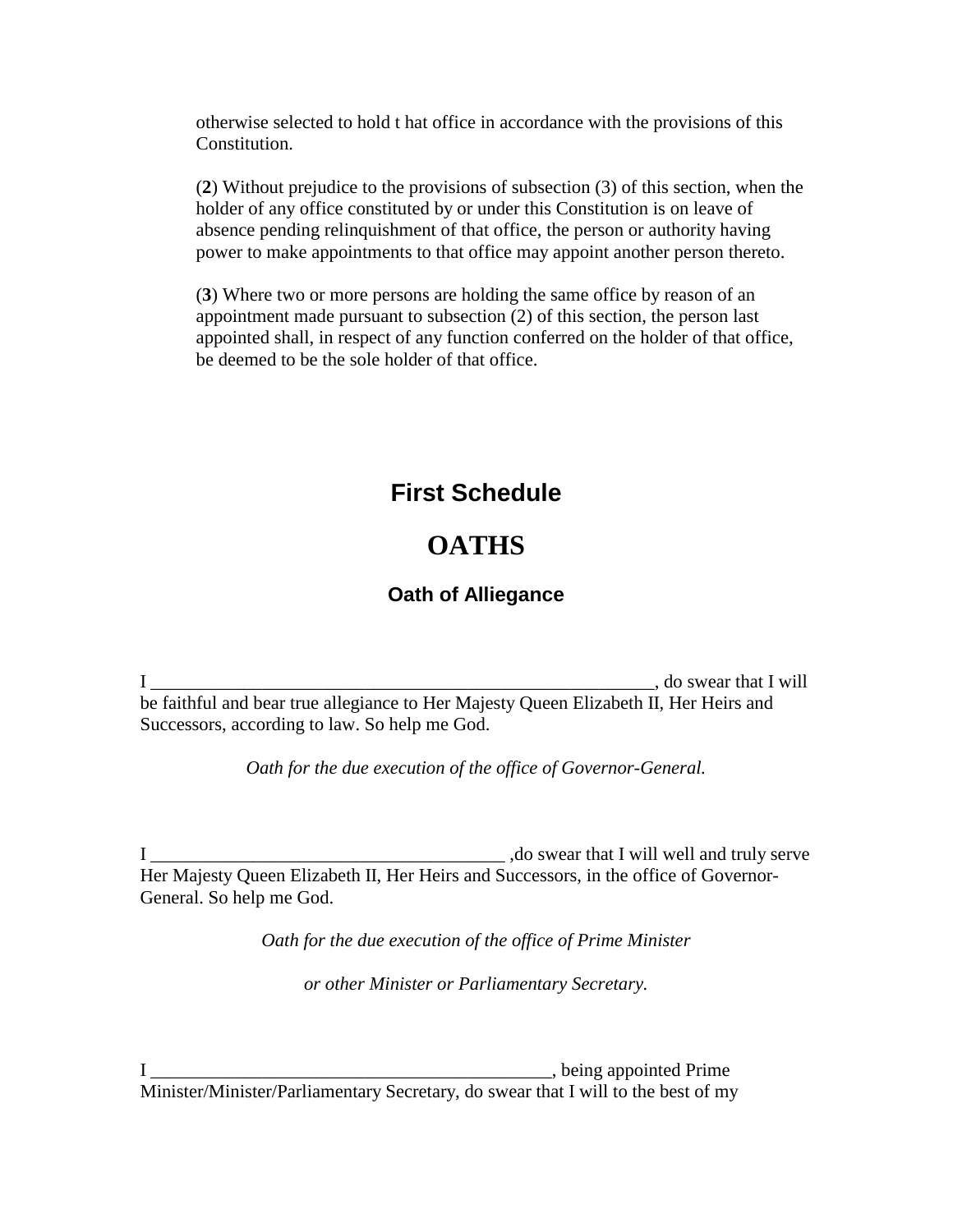otherwise selected to hold t hat office in accordance with the provisions of this Constitution.

(**2**) Without prejudice to the provisions of subsection (3) of this section, when the holder of any office constituted by or under this Constitution is on leave of absence pending relinquishment of that office, the person or authority having power to make appointments to that office may appoint another person thereto.

(**3**) Where two or more persons are holding the same office by reason of an appointment made pursuant to subsection (2) of this section, the person last appointed shall, in respect of any function conferred on the holder of that office, be deemed to be the sole holder of that office.

## First Schedule

# OATHS

### Oath of Alliegance

I ________________________________________________________, do swear that I will be faithful and bear true allegiance to Her Majesty Queen Elizabeth II, Her Heirs and Successors, according to law. So help me God.

*Oath for the due execution of the office of Governor-General.*

I ______________________________________ ,do swear that I will well and truly serve Her Majesty Queen Elizabeth II, Her Heirs and Successors, in the office of Governor-General. So help me God.

*Oath for the due execution of the office of Prime Minister*

*or other Minister or Parliamentary Secretary.*

I ____________________________________________, being appointed Prime Minister/Minister/Parliamentary Secretary, do swear that I will to the best of my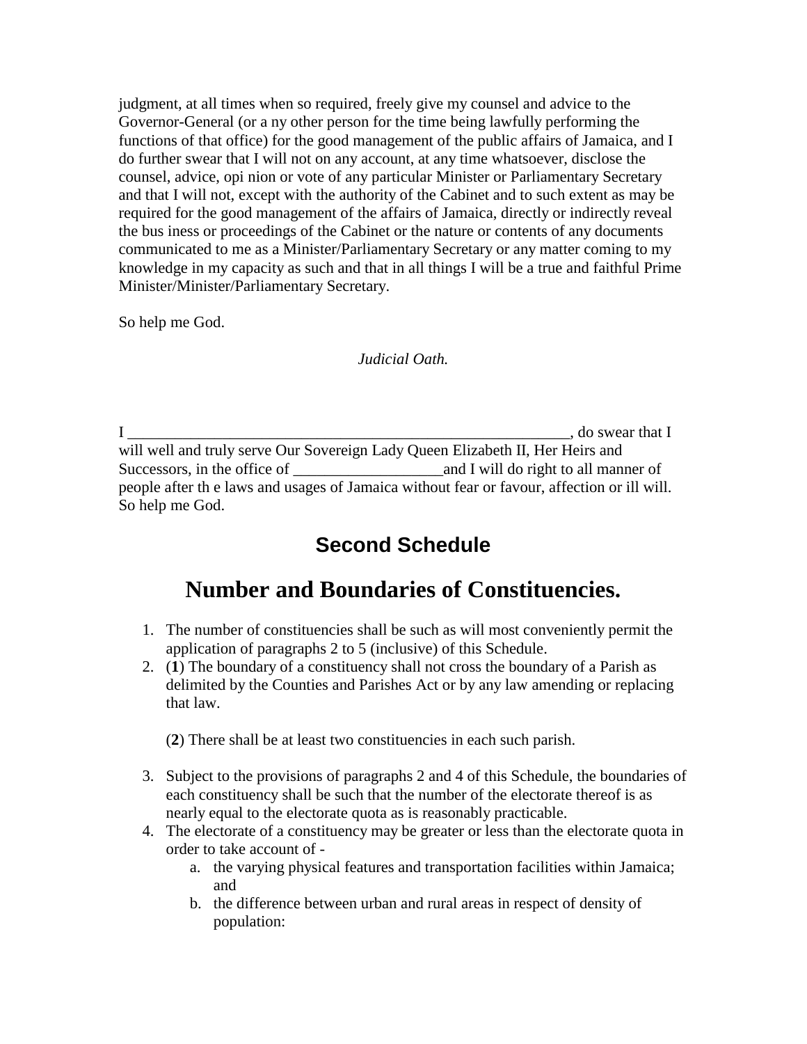judgment, at all times when so required, freely give my counsel and advice to the Governor-General (or any other person for the time being lawfully performing the functions of that office) for the good management of the public affairs of Jamaica, and I do further swear that I will not on any account, at any time whatsoever, disclose the counsel, advice, opinion or vote of any particular Minister or Parliamentary Secretary and that I will not, except with the authority of the Cabinet and to such extent as may be required for the good management of the affairs of Jamaica, directly or indirectly reveal the business or proceedings of the Cabinet or the nature or contents of any documents communicated to me as a Minister/Parliamentary Secretary or any matter coming to my knowledge in my capacity as such and that in all things I will be a true and faithful Prime Minister/Minister/Parliamentary Secretary.

So help me God.

*Judicial Oath.*

I __________________________________________________________, do swear that I will well and truly serve Our Sovereign Lady Queen Elizabeth II, Her Heirs and Successors, in the office of ___________________and I will do right to all manner of people after the laws and usages of Jamaica without fear or favour, affection or ill will. So help me God.

## Second Schedule

# Number and Boundaries of Constituencies.

1. The number of constituencies shall be such as will most conveniently permit the application of paragraphs 2 to 5 (inclusive) of this Schedule.
2. (**1**) The boundary of a constituency shall not cross the boundary of a Parish as delimited by the Counties and Parishes Act or by any law amending or replacing that law.

   (**2**) There shall be at least two constituencies in each such parish.

3. Subject to the provisions of paragraphs 2 and 4 of this Schedule, the boundaries of each constituency shall be such that the number of the electorate thereof is as nearly equal to the electorate quota as is reasonably practicable.
4. The electorate of a constituency may be greater or less than the electorate quota in order to take account of -
   a. the varying physical features and transportation facilities within Jamaica; and
   b. the difference between urban and rural areas in respect of density of population: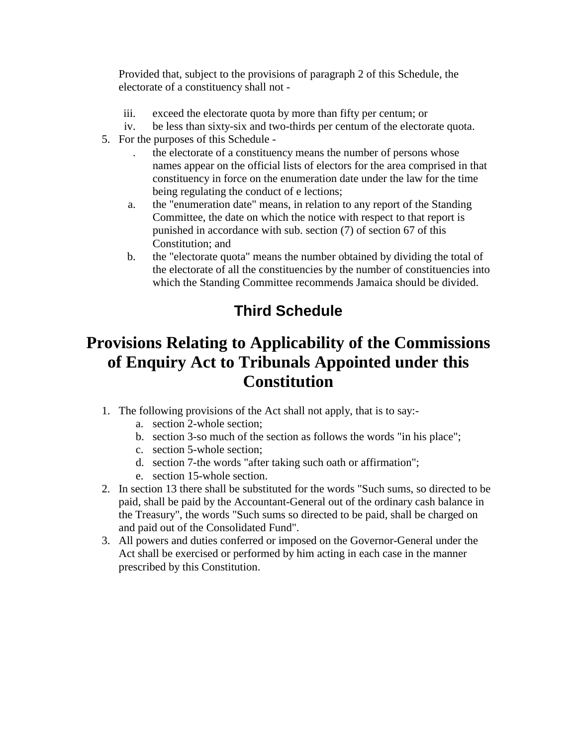Provided that, subject to the provisions of paragraph 2 of this Schedule, the electorate of a constituency shall not -

iii. exceed the electorate quota by more than fifty per centum; or
iv. be less than sixty-six and two-thirds per centum of the electorate quota.

5. For the purposes of this Schedule -
   . the electorate of a constituency means the number of persons whose names appear on the official lists of electors for the area comprised in that constituency in force on the enumeration date under the law for the time being regulating the conduct of e lections;
   a. the "enumeration date" means, in relation to any report of the Standing Committee, the date on which the notice with respect to that report is punished in accordance with sub. section (7) of section 67 of this Constitution; and
   b. the "electorate quota" means the number obtained by dividing the total of the electorate of all the constituencies by the number of constituencies into which the Standing Committee recommends Jamaica should be divided.

## Third Schedule

# Provisions Relating to Applicability of the Commissions of Enquiry Act to Tribunals Appointed under this Constitution

1. The following provisions of the Act shall not apply, that is to say:-
   a. section 2-whole section;
   b. section 3-so much of the section as follows the words "in his place";
   c. section 5-whole section;
   d. section 7-the words "after taking such oath or affirmation";
   e. section 15-whole section.
2. In section 13 there shall be substituted for the words "Such sums, so directed to be paid, shall be paid by the Accountant-General out of the ordinary cash balance in the Treasury", the words "Such sums so directed to be paid, shall be charged on and paid out of the Consolidated Fund".
3. All powers and duties conferred or imposed on the Governor-General under the Act shall be exercised or performed by him acting in each case in the manner prescribed by this Constitution.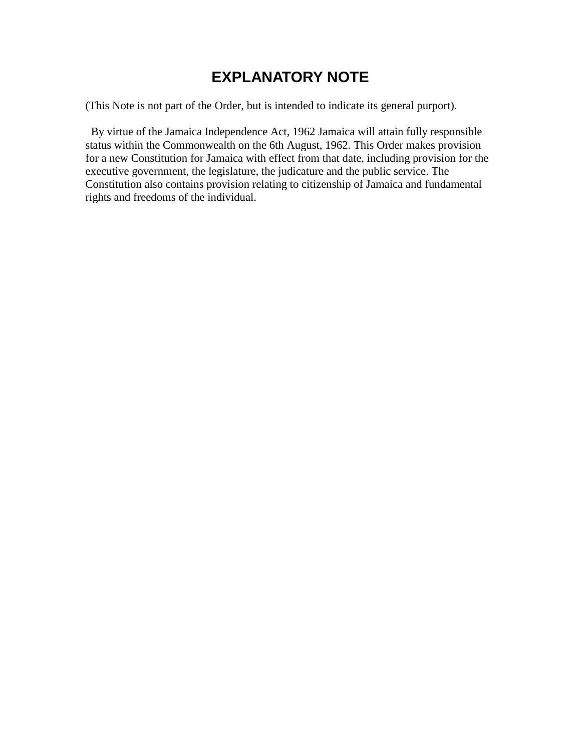# EXPLANATORY NOTE

(This Note is not part of the Order, but is intended to indicate its general purport).

By virtue of the Jamaica Independence Act, 1962 Jamaica will attain fully responsible status within the Commonwealth on the 6th August, 1962. This Order makes provision for a new Constitution for Jamaica with effect from that date, including provision for the executive government, the legislature, the judicature and the public service. The Constitution also contains provision relating to citizenship of Jamaica and fundamental rights and freedoms of the individual.